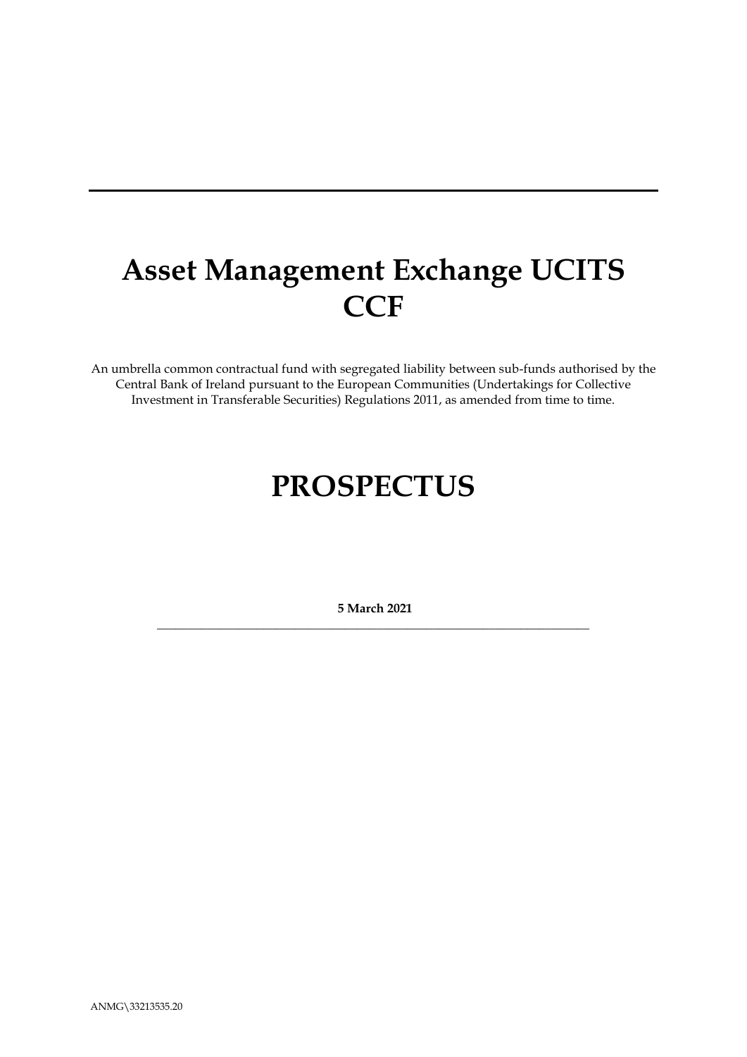# Asset Management Exchange UCITS CCF

An umbrella common contractual fund with segregated liability between sub-funds authorised by the Central Bank of Ireland pursuant to the European Communities (Undertakings for Collective Investment in Transferable Securities) Regulations 2011, as amended from time to time.

# PROSPECTUS

**5 March 2021**

ANMG\33213535.20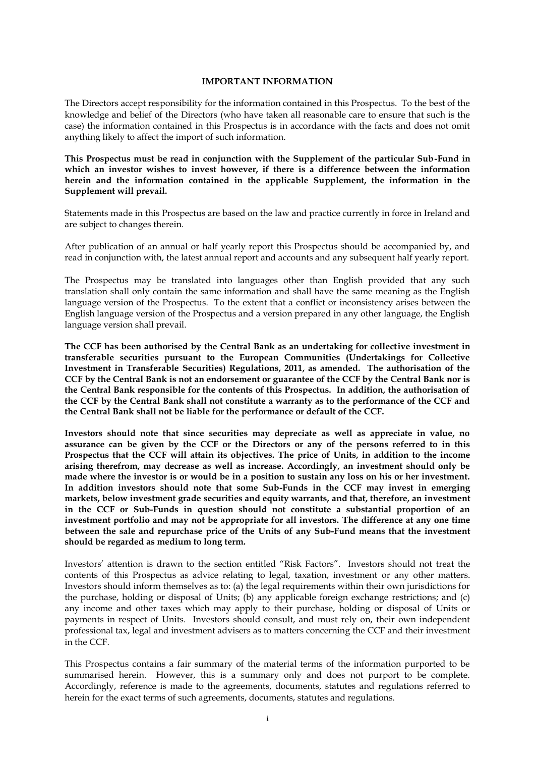## IMPORTANT INFORMATION

The Directors accept responsibility for the information contained in this Prospectus. To the best of the knowledge and belief of the Directors (who have taken all reasonable care to ensure that such is the case) the information contained in this Prospectus is in accordance with the facts and does not omit anything likely to affect the import of such information.

**This Prospectus must be read in conjunction with the Supplement of the particular Sub-Fund in which an investor wishes to invest however, if there is a difference between the information herein and the information contained in the applicable Supplement, the information in the Supplement will prevail.**

Statements made in this Prospectus are based on the law and practice currently in force in Ireland and are subject to changes therein.

After publication of an annual or half yearly report this Prospectus should be accompanied by, and read in conjunction with, the latest annual report and accounts and any subsequent half yearly report.

The Prospectus may be translated into languages other than English provided that any such translation shall only contain the same information and shall have the same meaning as the English language version of the Prospectus. To the extent that a conflict or inconsistency arises between the English language version of the Prospectus and a version prepared in any other language, the English language version shall prevail.

**The CCF has been authorised by the Central Bank as an undertaking for collective investment in transferable securities pursuant to the European Communities (Undertakings for Collective Investment in Transferable Securities) Regulations, 2011, as amended. The authorisation of the CCF by the Central Bank is not an endorsement or guarantee of the CCF by the Central Bank nor is the Central Bank responsible for the contents of this Prospectus. In addition, the authorisation of the CCF by the Central Bank shall not constitute a warranty as to the performance of the CCF and the Central Bank shall not be liable for the performance or default of the CCF.**

**Investors should note that since securities may depreciate as well as appreciate in value, no assurance can be given by the CCF or the Directors or any of the persons referred to in this Prospectus that the CCF will attain its objectives. The price of Units, in addition to the income arising therefrom, may decrease as well as increase. Accordingly, an investment should only be made where the investor is or would be in a position to sustain any loss on his or her investment. In addition investors should note that some Sub-Funds in the CCF may invest in emerging markets, below investment grade securities and equity warrants, and that, therefore, an investment in the CCF or Sub-Funds in question should not constitute a substantial proportion of an investment portfolio and may not be appropriate for all investors. The difference at any one time between the sale and repurchase price of the Units of any Sub-Fund means that the investment should be regarded as medium to long term.**

Investors' attention is drawn to the section entitled "Risk Factors". Investors should not treat the contents of this Prospectus as advice relating to legal, taxation, investment or any other matters. Investors should inform themselves as to: (a) the legal requirements within their own jurisdictions for the purchase, holding or disposal of Units; (b) any applicable foreign exchange restrictions; and (c) any income and other taxes which may apply to their purchase, holding or disposal of Units or payments in respect of Units. Investors should consult, and must rely on, their own independent professional tax, legal and investment advisers as to matters concerning the CCF and their investment in the CCF.

This Prospectus contains a fair summary of the material terms of the information purported to be summarised herein. However, this is a summary only and does not purport to be complete. Accordingly, reference is made to the agreements, documents, statutes and regulations referred to herein for the exact terms of such agreements, documents, statutes and regulations.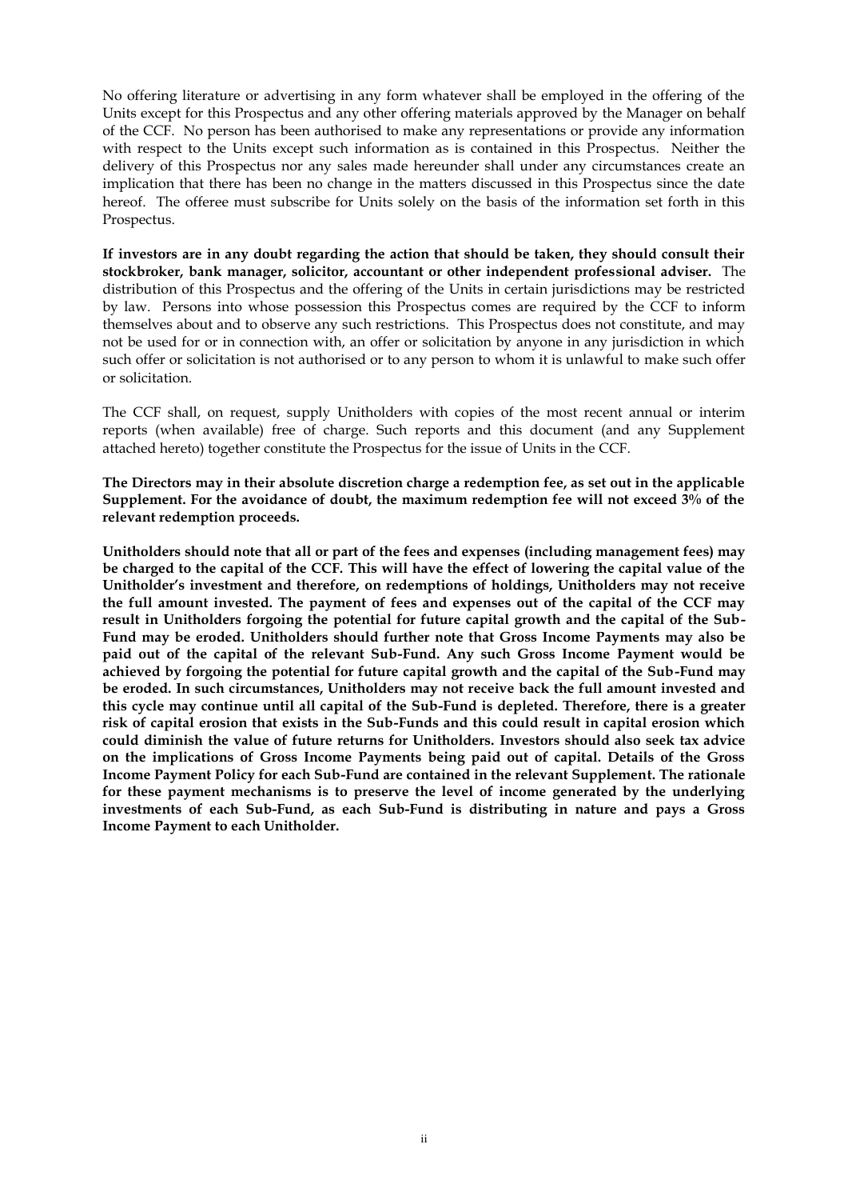No offering literature or advertising in any form whatever shall be employed in the offering of the Units except for this Prospectus and any other offering materials approved by the Manager on behalf of the CCF. No person has been authorised to make any representations or provide any information with respect to the Units except such information as is contained in this Prospectus. Neither the delivery of this Prospectus nor any sales made hereunder shall under any circumstances create an implication that there has been no change in the matters discussed in this Prospectus since the date hereof. The offeree must subscribe for Units solely on the basis of the information set forth in this Prospectus.

**If investors are in any doubt regarding the action that should be taken, they should consult their stockbroker, bank manager, solicitor, accountant or other independent professional adviser.** The distribution of this Prospectus and the offering of the Units in certain jurisdictions may be restricted by law. Persons into whose possession this Prospectus comes are required by the CCF to inform themselves about and to observe any such restrictions. This Prospectus does not constitute, and may not be used for or in connection with, an offer or solicitation by anyone in any jurisdiction in which such offer or solicitation is not authorised or to any person to whom it is unlawful to make such offer or solicitation.

The CCF shall, on request, supply Unitholders with copies of the most recent annual or interim reports (when available) free of charge. Such reports and this document (and any Supplement attached hereto) together constitute the Prospectus for the issue of Units in the CCF.

**The Directors may in their absolute discretion charge a redemption fee, as set out in the applicable Supplement. For the avoidance of doubt, the maximum redemption fee will not exceed 3% of the relevant redemption proceeds.**

**Unitholders should note that all or part of the fees and expenses (including management fees) may be charged to the capital of the CCF. This will have the effect of lowering the capital value of the Unitholder's investment and therefore, on redemptions of holdings, Unitholders may not receive the full amount invested. The payment of fees and expenses out of the capital of the CCF may result in Unitholders forgoing the potential for future capital growth and the capital of the Sub-Fund may be eroded. Unitholders should further note that Gross Income Payments may also be paid out of the capital of the relevant Sub-Fund. Any such Gross Income Payment would be achieved by forgoing the potential for future capital growth and the capital of the Sub-Fund may be eroded. In such circumstances, Unitholders may not receive back the full amount invested and this cycle may continue until all capital of the Sub-Fund is depleted. Therefore, there is a greater risk of capital erosion that exists in the Sub-Funds and this could result in capital erosion which could diminish the value of future returns for Unitholders. Investors should also seek tax advice on the implications of Gross Income Payments being paid out of capital. Details of the Gross Income Payment Policy for each Sub-Fund are contained in the relevant Supplement. The rationale for these payment mechanisms is to preserve the level of income generated by the underlying investments of each Sub-Fund, as each Sub-Fund is distributing in nature and pays a Gross Income Payment to each Unitholder.**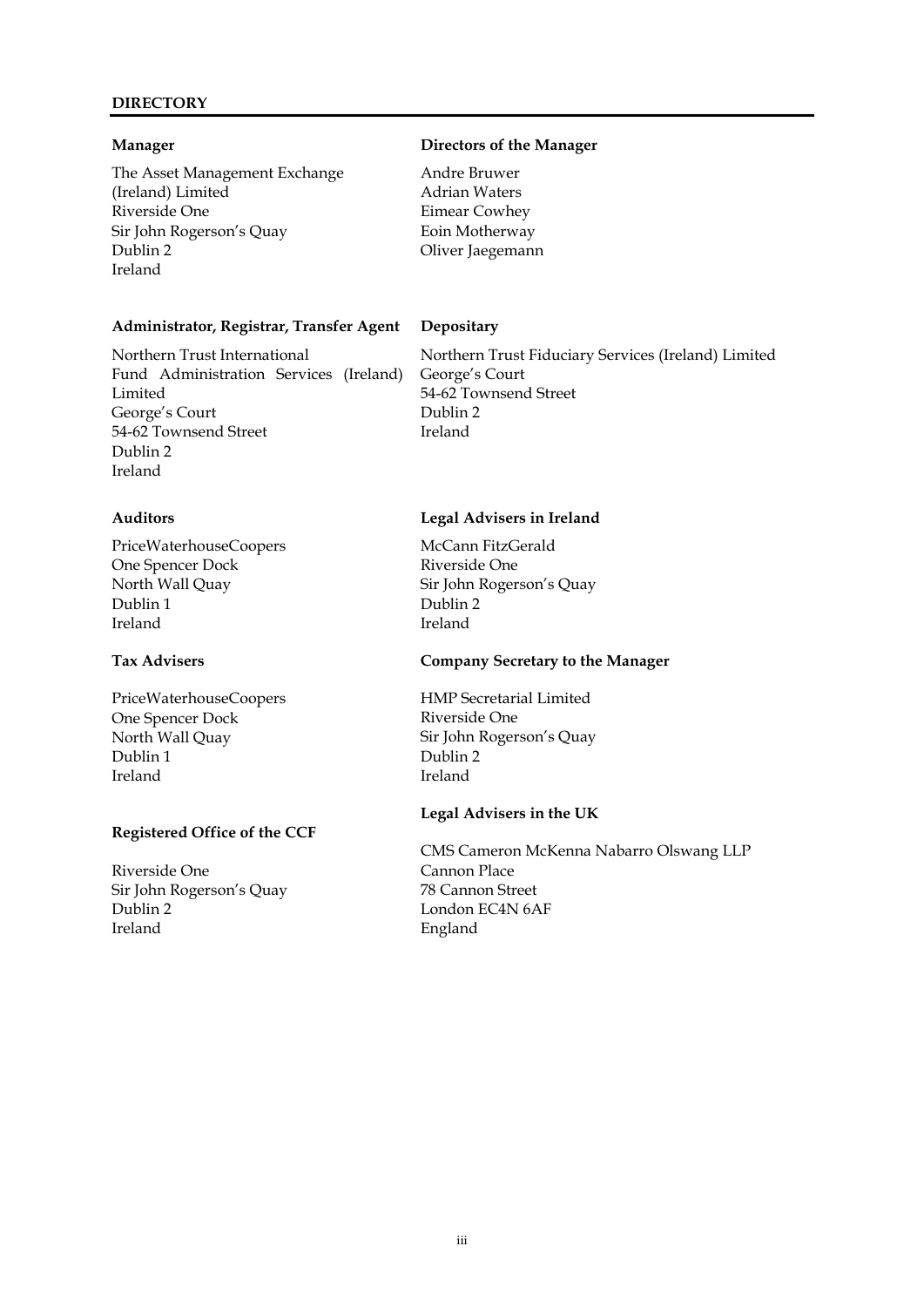## DIRECTORY

**Manager**

The Asset Management Exchange (Ireland) Limited
Riverside One
Sir John Rogerson's Quay
Dublin 2
Ireland

**Directors of the Manager**

Andre Bruwer
Adrian Waters
Eimear Cowhey
Eoin Motherway
Oliver Jaegemann

**Administrator, Registrar, Transfer Agent**

Northern Trust International Fund Administration Services (Ireland) Limited
George's Court
54-62 Townsend Street
Dublin 2
Ireland

**Depositary**

Northern Trust Fiduciary Services (Ireland) Limited
George's Court
54-62 Townsend Street
Dublin 2
Ireland

**Auditors**

PriceWaterhouseCoopers
One Spencer Dock
North Wall Quay
Dublin 1
Ireland

**Legal Advisers in Ireland**

McCann FitzGerald
Riverside One
Sir John Rogerson's Quay
Dublin 2
Ireland

**Tax Advisers**

PriceWaterhouseCoopers
One Spencer Dock
North Wall Quay
Dublin 1
Ireland

**Company Secretary to the Manager**

HMP Secretarial Limited
Riverside One
Sir John Rogerson's Quay
Dublin 2
Ireland

**Registered Office of the CCF**

Riverside One
Sir John Rogerson's Quay
Dublin 2
Ireland

**Legal Advisers in the UK**

CMS Cameron McKenna Nabarro Olswang LLP
Cannon Place
78 Cannon Street
London EC4N 6AF
England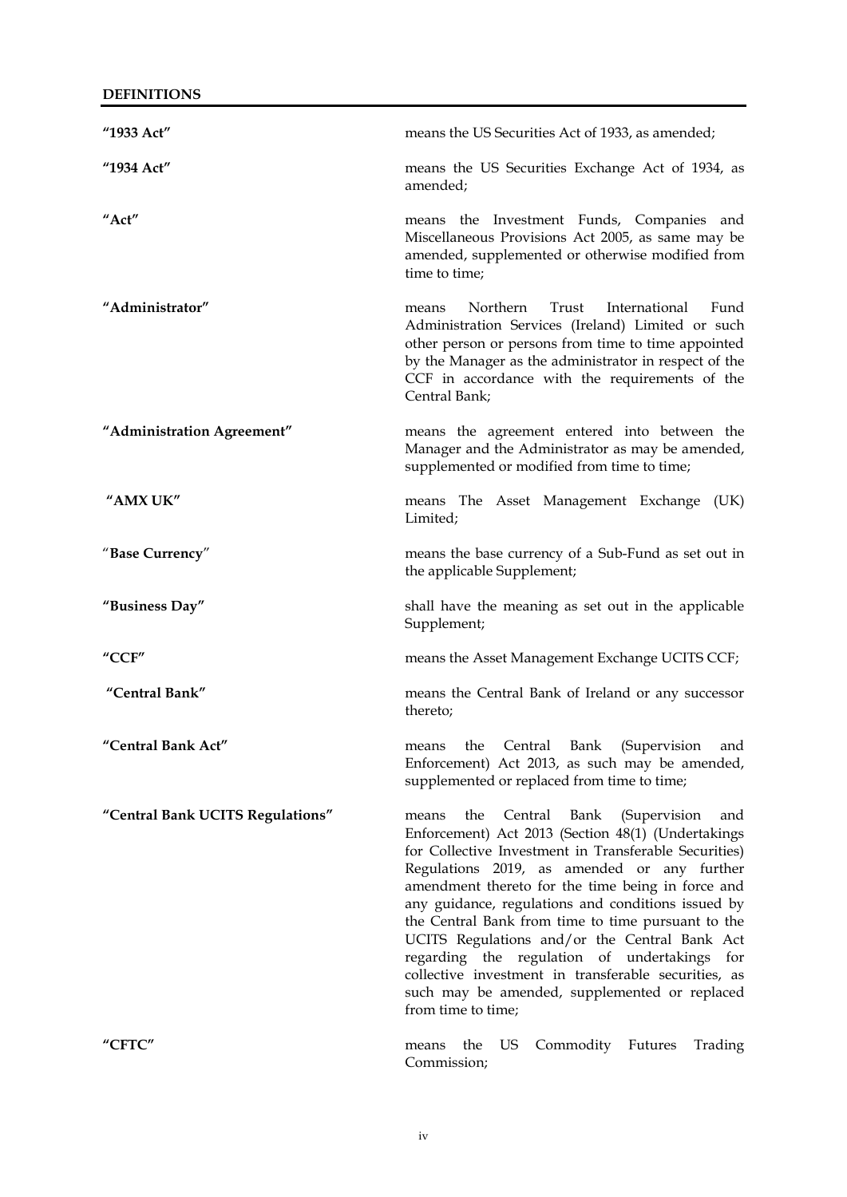## DEFINITIONS

| | |
|---|---|
| **"1933 Act"** | means the US Securities Act of 1933, as amended; |
| **"1934 Act"** | means the US Securities Exchange Act of 1934, as amended; |
| **"Act"** | means the Investment Funds, Companies and Miscellaneous Provisions Act 2005, as same may be amended, supplemented or otherwise modified from time to time; |
| **"Administrator"** | means Northern Trust International Fund Administration Services (Ireland) Limited or such other person or persons from time to time appointed by the Manager as the administrator in respect of the CCF in accordance with the requirements of the Central Bank; |
| **"Administration Agreement"** | means the agreement entered into between the Manager and the Administrator as may be amended, supplemented or modified from time to time; |
| **"AMX UK"** | means The Asset Management Exchange (UK) Limited; |
| "**Base Currency**" | means the base currency of a Sub-Fund as set out in the applicable Supplement; |
| **"Business Day"** | shall have the meaning as set out in the applicable Supplement; |
| **"CCF"** | means the Asset Management Exchange UCITS CCF; |
| **"Central Bank"** | means the Central Bank of Ireland or any successor thereto; |
| **"Central Bank Act"** | means the Central Bank (Supervision and Enforcement) Act 2013, as such may be amended, supplemented or replaced from time to time; |
| **"Central Bank UCITS Regulations"** | means the Central Bank (Supervision and Enforcement) Act 2013 (Section 48(1) (Undertakings for Collective Investment in Transferable Securities) Regulations 2019, as amended or any further amendment thereto for the time being in force and any guidance, regulations and conditions issued by the Central Bank from time to time pursuant to the UCITS Regulations and/or the Central Bank Act regarding the regulation of undertakings for collective investment in transferable securities, as such may be amended, supplemented or replaced from time to time; |
| **"CFTC"** | means the US Commodity Futures Trading Commission; |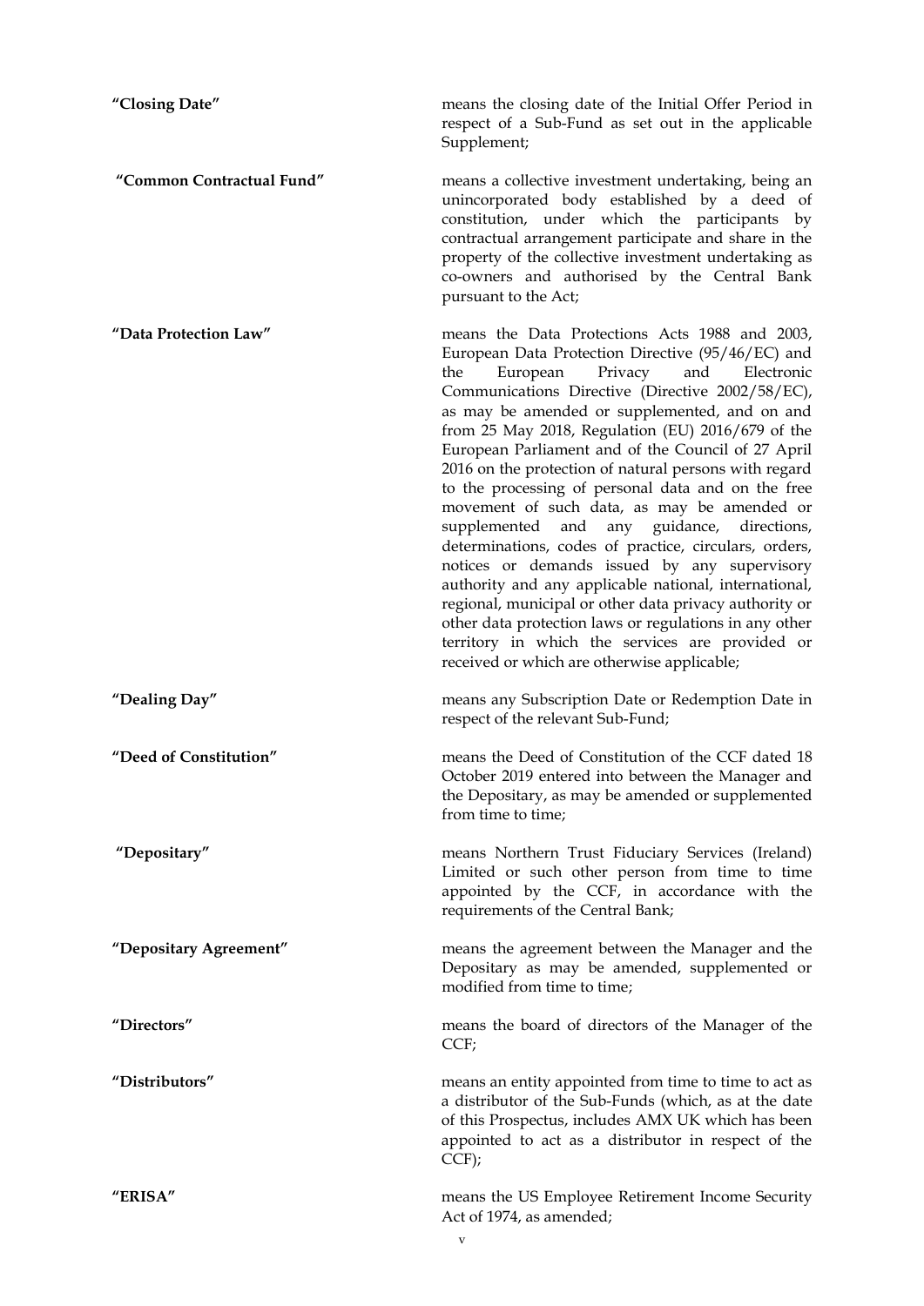**"Closing Date"** means the closing date of the Initial Offer Period in respect of a Sub-Fund as set out in the applicable Supplement;

**"Common Contractual Fund"** means a collective investment undertaking, being an unincorporated body established by a deed of constitution, under which the participants by contractual arrangement participate and share in the property of the collective investment undertaking as co-owners and authorised by the Central Bank pursuant to the Act;

**"Data Protection Law"** means the Data Protections Acts 1988 and 2003, European Data Protection Directive (95/46/EC) and the European Privacy and Electronic Communications Directive (Directive 2002/58/EC), as may be amended or supplemented, and on and from 25 May 2018, Regulation (EU) 2016/679 of the European Parliament and of the Council of 27 April 2016 on the protection of natural persons with regard to the processing of personal data and on the free movement of such data, as may be amended or supplemented and any guidance, directions, determinations, codes of practice, circulars, orders, notices or demands issued by any supervisory authority and any applicable national, international, regional, municipal or other data privacy authority or other data protection laws or regulations in any other territory in which the services are provided or received or which are otherwise applicable;

**"Dealing Day"** means any Subscription Date or Redemption Date in respect of the relevant Sub-Fund;

**"Deed of Constitution"** means the Deed of Constitution of the CCF dated 18 October 2019 entered into between the Manager and the Depositary, as may be amended or supplemented from time to time;

**"Depositary"** means Northern Trust Fiduciary Services (Ireland) Limited or such other person from time to time appointed by the CCF, in accordance with the requirements of the Central Bank;

**"Depositary Agreement"** means the agreement between the Manager and the Depositary as may be amended, supplemented or modified from time to time;

**"Directors"** means the board of directors of the Manager of the CCF;

**"Distributors"** means an entity appointed from time to time to act as a distributor of the Sub-Funds (which, as at the date of this Prospectus, includes AMX UK which has been appointed to act as a distributor in respect of the CCF);

**"ERISA"** means the US Employee Retirement Income Security Act of 1974, as amended;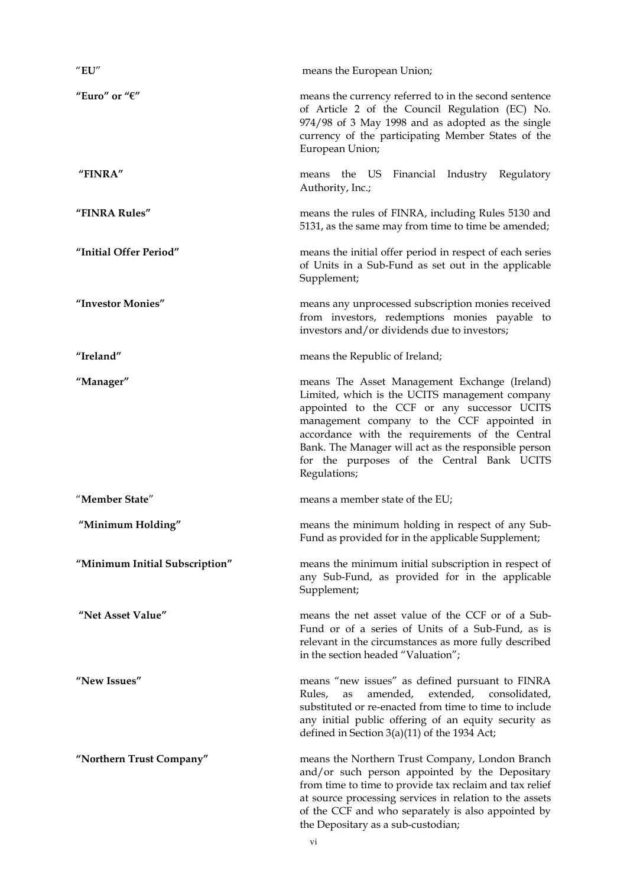**"EU"** means the European Union;

**"Euro" or "€"** means the currency referred to in the second sentence of Article 2 of the Council Regulation (EC) No. 974/98 of 3 May 1998 and as adopted as the single currency of the participating Member States of the European Union;

**"FINRA"** means the US Financial Industry Regulatory Authority, Inc.;

**"FINRA Rules"** means the rules of FINRA, including Rules 5130 and 5131, as the same may from time to time be amended;

**"Initial Offer Period"** means the initial offer period in respect of each series of Units in a Sub-Fund as set out in the applicable Supplement;

**"Investor Monies"** means any unprocessed subscription monies received from investors, redemptions monies payable to investors and/or dividends due to investors;

**"Ireland"** means the Republic of Ireland;

**"Manager"** means The Asset Management Exchange (Ireland) Limited, which is the UCITS management company appointed to the CCF or any successor UCITS management company to the CCF appointed in accordance with the requirements of the Central Bank. The Manager will act as the responsible person for the purposes of the Central Bank UCITS Regulations;

**"Member State"** means a member state of the EU;

**"Minimum Holding"** means the minimum holding in respect of any Sub-Fund as provided for in the applicable Supplement;

**"Minimum Initial Subscription"** means the minimum initial subscription in respect of any Sub-Fund, as provided for in the applicable Supplement;

**"Net Asset Value"** means the net asset value of the CCF or of a Sub-Fund or of a series of Units of a Sub-Fund, as is relevant in the circumstances as more fully described in the section headed "Valuation";

**"New Issues"** means "new issues" as defined pursuant to FINRA Rules, as amended, extended, consolidated, substituted or re-enacted from time to time to include any initial public offering of an equity security as defined in Section 3(a)(11) of the 1934 Act;

**"Northern Trust Company"** means the Northern Trust Company, London Branch and/or such person appointed by the Depositary from time to time to provide tax reclaim and tax relief at source processing services in relation to the assets of the CCF and who separately is also appointed by the Depositary as a sub-custodian;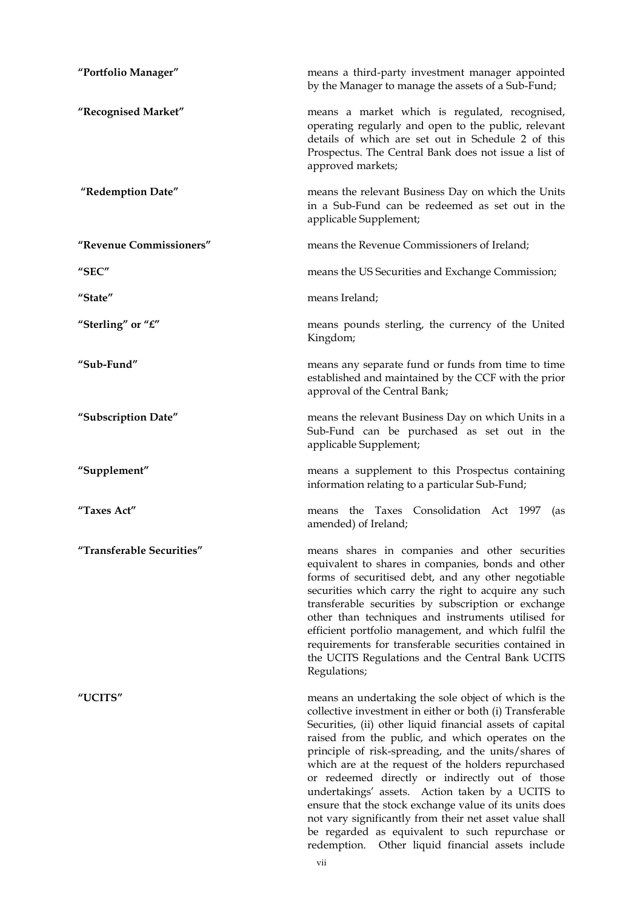**"Portfolio Manager"** means a third-party investment manager appointed by the Manager to manage the assets of a Sub-Fund;

**"Recognised Market"** means a market which is regulated, recognised, operating regularly and open to the public, relevant details of which are set out in Schedule 2 of this Prospectus. The Central Bank does not issue a list of approved markets;

**"Redemption Date"** means the relevant Business Day on which the Units in a Sub-Fund can be redeemed as set out in the applicable Supplement;

**"Revenue Commissioners"** means the Revenue Commissioners of Ireland;

**"SEC"** means the US Securities and Exchange Commission;

**"State"** means Ireland;

**"Sterling" or "£"** means pounds sterling, the currency of the United Kingdom;

**"Sub-Fund"** means any separate fund or funds from time to time established and maintained by the CCF with the prior approval of the Central Bank;

**"Subscription Date"** means the relevant Business Day on which Units in a Sub-Fund can be purchased as set out in the applicable Supplement;

**"Supplement"** means a supplement to this Prospectus containing information relating to a particular Sub-Fund;

**"Taxes Act"** means the Taxes Consolidation Act 1997 (as amended) of Ireland;

**"Transferable Securities"** means shares in companies and other securities equivalent to shares in companies, bonds and other forms of securitised debt, and any other negotiable securities which carry the right to acquire any such transferable securities by subscription or exchange other than techniques and instruments utilised for efficient portfolio management, and which fulfil the requirements for transferable securities contained in the UCITS Regulations and the Central Bank UCITS Regulations;

**"UCITS"** means an undertaking the sole object of which is the collective investment in either or both (i) Transferable Securities, (ii) other liquid financial assets of capital raised from the public, and which operates on the principle of risk-spreading, and the units/shares of which are at the request of the holders repurchased or redeemed directly or indirectly out of those undertakings' assets. Action taken by a UCITS to ensure that the stock exchange value of its units does not vary significantly from their net asset value shall be regarded as equivalent to such repurchase or redemption. Other liquid financial assets include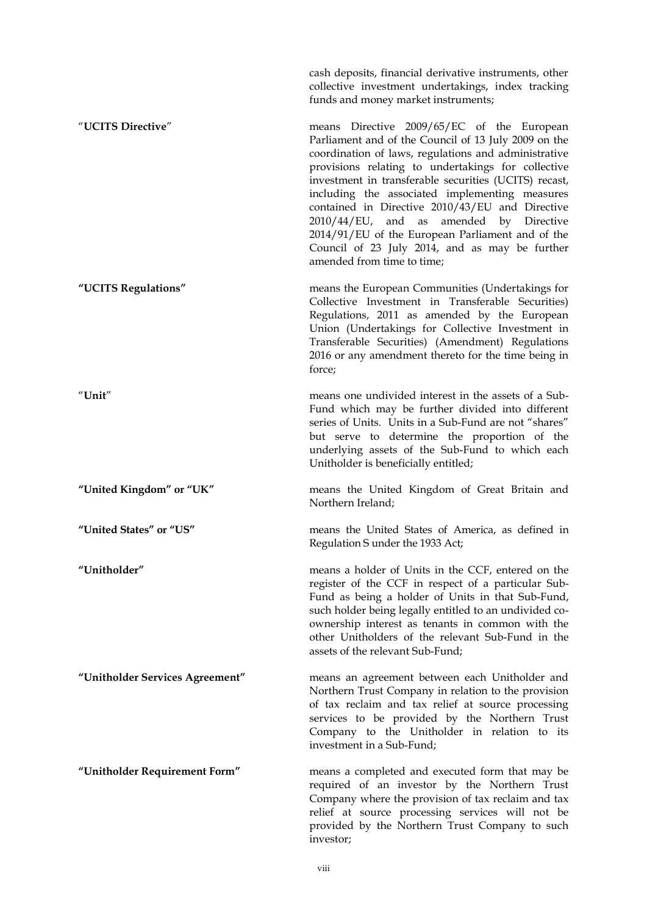cash deposits, financial derivative instruments, other collective investment undertakings, index tracking funds and money market instruments;

| | |
|---|---|
| "**UCITS Directive**" | means Directive 2009/65/EC of the European Parliament and of the Council of 13 July 2009 on the coordination of laws, regulations and administrative provisions relating to undertakings for collective investment in transferable securities (UCITS) recast, including the associated implementing measures contained in Directive 2010/43/EU and Directive 2010/44/EU, and as amended by Directive 2014/91/EU of the European Parliament and of the Council of 23 July 2014, and as may be further amended from time to time; |
| **"UCITS Regulations"** | means the European Communities (Undertakings for Collective Investment in Transferable Securities) Regulations, 2011 as amended by the European Union (Undertakings for Collective Investment in Transferable Securities) (Amendment) Regulations 2016 or any amendment thereto for the time being in force; |
| "**Unit**" | means one undivided interest in the assets of a Sub-Fund which may be further divided into different series of Units. Units in a Sub-Fund are not "shares" but serve to determine the proportion of the underlying assets of the Sub-Fund to which each Unitholder is beneficially entitled; |
| **"United Kingdom" or "UK"** | means the United Kingdom of Great Britain and Northern Ireland; |
| **"United States" or "US"** | means the United States of America, as defined in Regulation S under the 1933 Act; |
| **"Unitholder"** | means a holder of Units in the CCF, entered on the register of the CCF in respect of a particular Sub-Fund as being a holder of Units in that Sub-Fund, such holder being legally entitled to an undivided co-ownership interest as tenants in common with the other Unitholders of the relevant Sub-Fund in the assets of the relevant Sub-Fund; |
| **"Unitholder Services Agreement"** | means an agreement between each Unitholder and Northern Trust Company in relation to the provision of tax reclaim and tax relief at source processing services to be provided by the Northern Trust Company to the Unitholder in relation to its investment in a Sub-Fund; |
| **"Unitholder Requirement Form"** | means a completed and executed form that may be required of an investor by the Northern Trust Company where the provision of tax reclaim and tax relief at source processing services will not be provided by the Northern Trust Company to such investor; |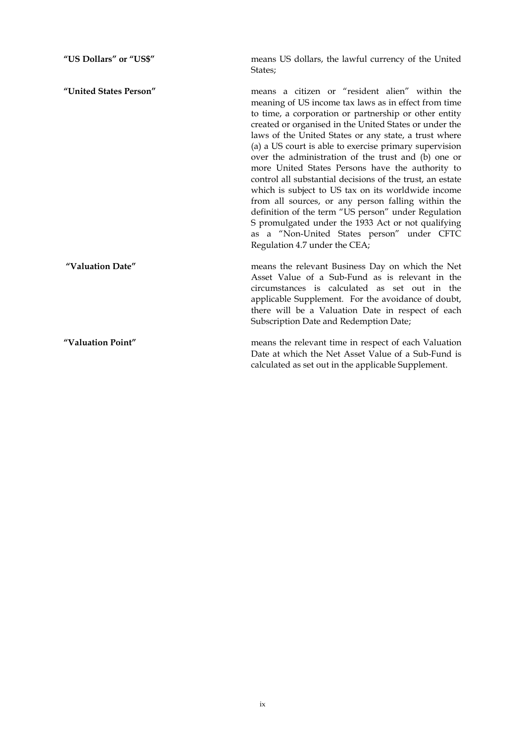**"US Dollars" or "US$"** means US dollars, the lawful currency of the United States;

**"United States Person"** means a citizen or "resident alien" within the meaning of US income tax laws as in effect from time to time, a corporation or partnership or other entity created or organised in the United States or under the laws of the United States or any state, a trust where (a) a US court is able to exercise primary supervision over the administration of the trust and (b) one or more United States Persons have the authority to control all substantial decisions of the trust, an estate which is subject to US tax on its worldwide income from all sources, or any person falling within the definition of the term "US person" under Regulation S promulgated under the 1933 Act or not qualifying as a "Non-United States person" under CFTC Regulation 4.7 under the CEA;

**"Valuation Date"** means the relevant Business Day on which the Net Asset Value of a Sub-Fund as is relevant in the circumstances is calculated as set out in the applicable Supplement. For the avoidance of doubt, there will be a Valuation Date in respect of each Subscription Date and Redemption Date;

**"Valuation Point"** means the relevant time in respect of each Valuation Date at which the Net Asset Value of a Sub-Fund is calculated as set out in the applicable Supplement.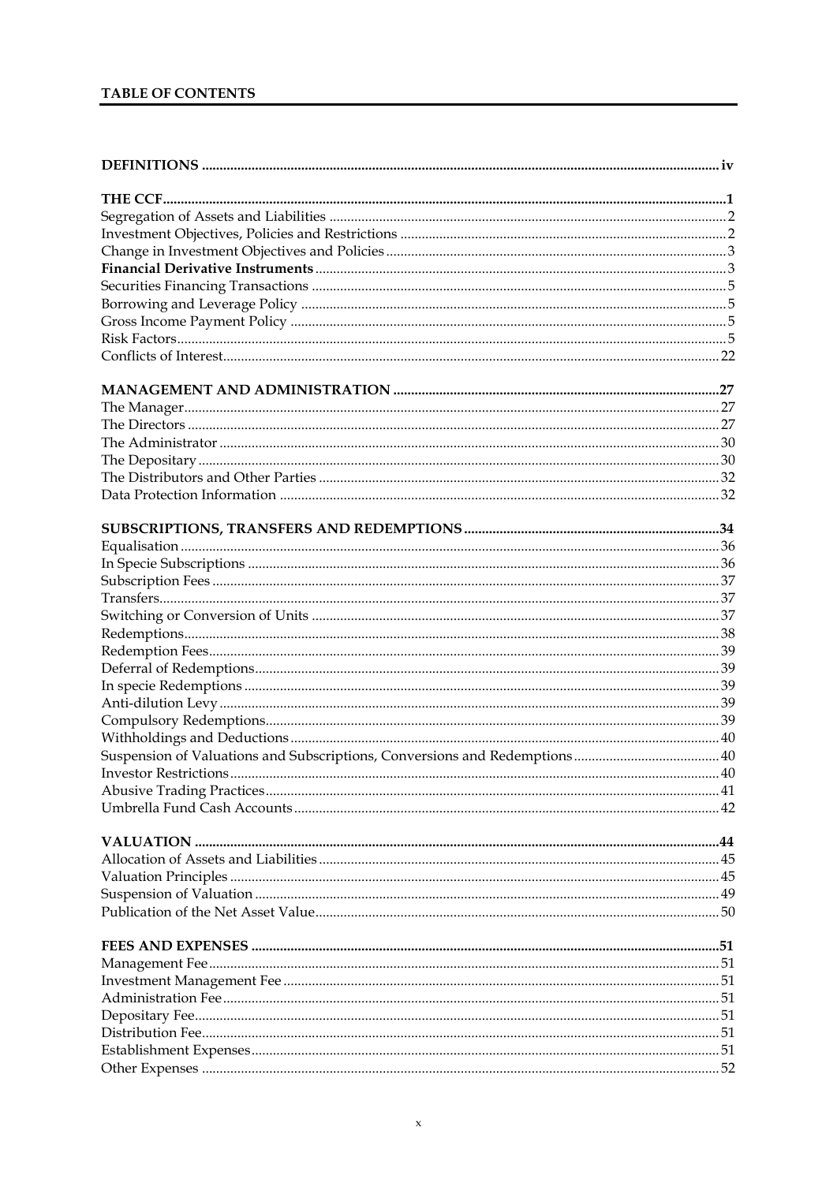## TABLE OF CONTENTS

| | |
|---|---|
| **DEFINITIONS** | **iv** |
| | |
| **THE CCF** | **1** |
| Segregation of Assets and Liabilities | 2 |
| Investment Objectives, Policies and Restrictions | 2 |
| Change in Investment Objectives and Policies | 3 |
| **Financial Derivative Instruments** | 3 |
| Securities Financing Transactions | 5 |
| Borrowing and Leverage Policy | 5 |
| Gross Income Payment Policy | 5 |
| Risk Factors | 5 |
| Conflicts of Interest | 22 |
| | |
| **MANAGEMENT AND ADMINISTRATION** | **27** |
| The Manager | 27 |
| The Directors | 27 |
| The Administrator | 30 |
| The Depositary | 30 |
| The Distributors and Other Parties | 32 |
| Data Protection Information | 32 |
| | |
| **SUBSCRIPTIONS, TRANSFERS AND REDEMPTIONS** | **34** |
| Equalisation | 36 |
| In Specie Subscriptions | 36 |
| Subscription Fees | 37 |
| Transfers | 37 |
| Switching or Conversion of Units | 37 |
| Redemptions | 38 |
| Redemption Fees | 39 |
| Deferral of Redemptions | 39 |
| In specie Redemptions | 39 |
| Anti-dilution Levy | 39 |
| Compulsory Redemptions | 39 |
| Withholdings and Deductions | 40 |
| Suspension of Valuations and Subscriptions, Conversions and Redemptions | 40 |
| Investor Restrictions | 40 |
| Abusive Trading Practices | 41 |
| Umbrella Fund Cash Accounts | 42 |
| | |
| **VALUATION** | **44** |
| Allocation of Assets and Liabilities | 45 |
| Valuation Principles | 45 |
| Suspension of Valuation | 49 |
| Publication of the Net Asset Value | 50 |
| | |
| **FEES AND EXPENSES** | **51** |
| Management Fee | 51 |
| Investment Management Fee | 51 |
| Administration Fee | 51 |
| Depositary Fee | 51 |
| Distribution Fee | 51 |
| Establishment Expenses | 51 |
| Other Expenses | 52 |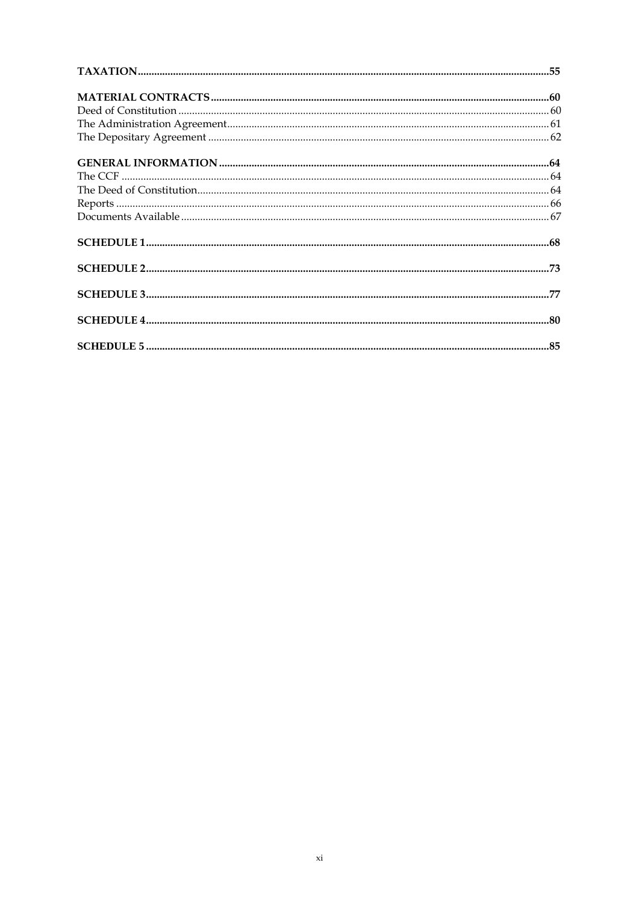**TAXATION** .......... **55**

**MATERIAL CONTRACTS** .......... **60**

Deed of Constitution .......... 60

The Administration Agreement .......... 61

The Depositary Agreement .......... 62

**GENERAL INFORMATION** .......... **64**

The CCF .......... 64

The Deed of Constitution .......... 64

Reports .......... 66

Documents Available .......... 67

**SCHEDULE 1** .......... **68**

**SCHEDULE 2** .......... **73**

**SCHEDULE 3** .......... **77**

**SCHEDULE 4** .......... **80**

**SCHEDULE 5** .......... **85**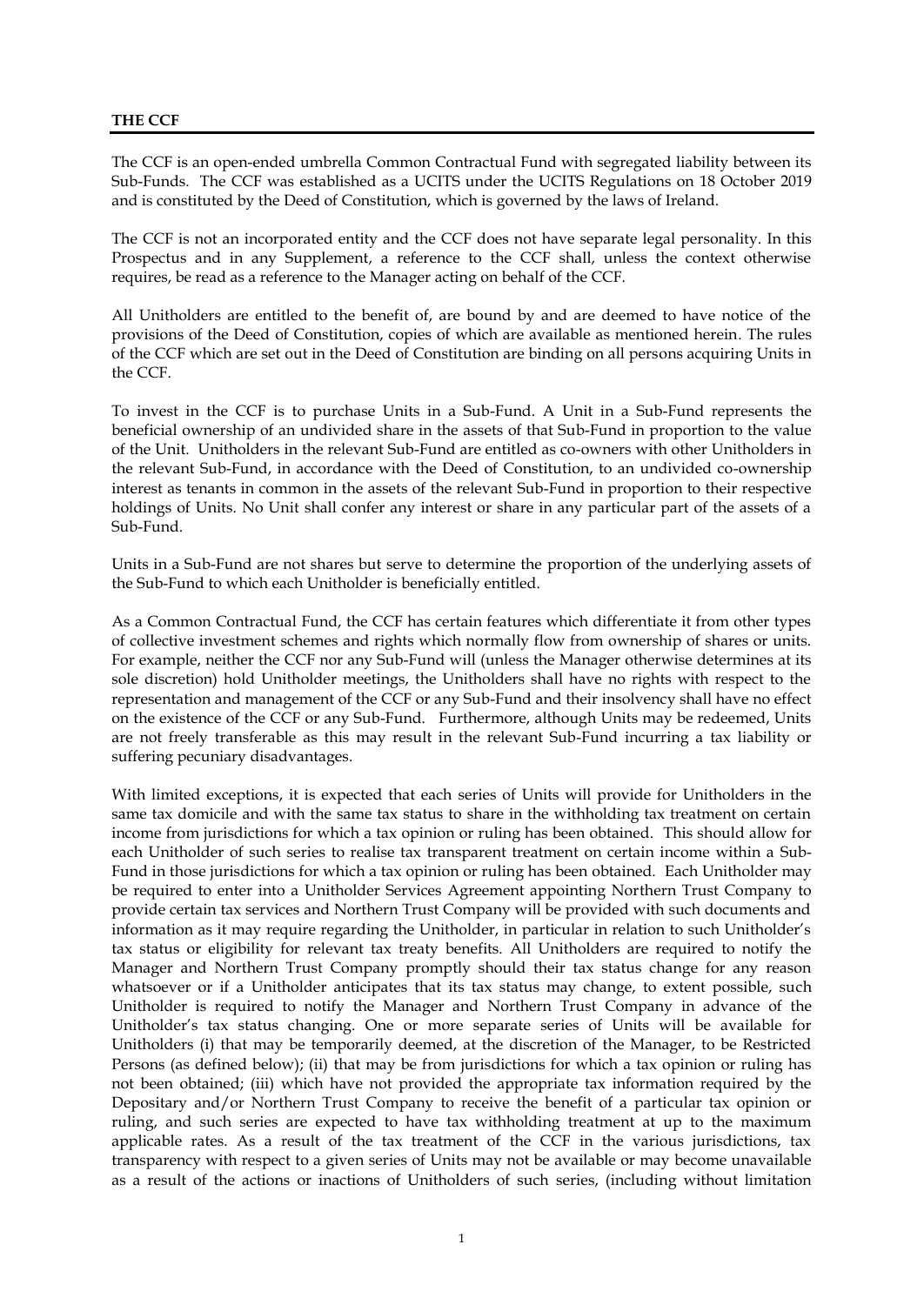**THE CCF**

The CCF is an open-ended umbrella Common Contractual Fund with segregated liability between its Sub-Funds. The CCF was established as a UCITS under the UCITS Regulations on 18 October 2019 and is constituted by the Deed of Constitution, which is governed by the laws of Ireland.

The CCF is not an incorporated entity and the CCF does not have separate legal personality. In this Prospectus and in any Supplement, a reference to the CCF shall, unless the context otherwise requires, be read as a reference to the Manager acting on behalf of the CCF.

All Unitholders are entitled to the benefit of, are bound by and are deemed to have notice of the provisions of the Deed of Constitution, copies of which are available as mentioned herein. The rules of the CCF which are set out in the Deed of Constitution are binding on all persons acquiring Units in the CCF.

To invest in the CCF is to purchase Units in a Sub-Fund. A Unit in a Sub-Fund represents the beneficial ownership of an undivided share in the assets of that Sub-Fund in proportion to the value of the Unit. Unitholders in the relevant Sub-Fund are entitled as co-owners with other Unitholders in the relevant Sub-Fund, in accordance with the Deed of Constitution, to an undivided co-ownership interest as tenants in common in the assets of the relevant Sub-Fund in proportion to their respective holdings of Units. No Unit shall confer any interest or share in any particular part of the assets of a Sub-Fund.

Units in a Sub-Fund are not shares but serve to determine the proportion of the underlying assets of the Sub-Fund to which each Unitholder is beneficially entitled.

As a Common Contractual Fund, the CCF has certain features which differentiate it from other types of collective investment schemes and rights which normally flow from ownership of shares or units. For example, neither the CCF nor any Sub-Fund will (unless the Manager otherwise determines at its sole discretion) hold Unitholder meetings, the Unitholders shall have no rights with respect to the representation and management of the CCF or any Sub-Fund and their insolvency shall have no effect on the existence of the CCF or any Sub-Fund. Furthermore, although Units may be redeemed, Units are not freely transferable as this may result in the relevant Sub-Fund incurring a tax liability or suffering pecuniary disadvantages.

With limited exceptions, it is expected that each series of Units will provide for Unitholders in the same tax domicile and with the same tax status to share in the withholding tax treatment on certain income from jurisdictions for which a tax opinion or ruling has been obtained. This should allow for each Unitholder of such series to realise tax transparent treatment on certain income within a Sub-Fund in those jurisdictions for which a tax opinion or ruling has been obtained. Each Unitholder may be required to enter into a Unitholder Services Agreement appointing Northern Trust Company to provide certain tax services and Northern Trust Company will be provided with such documents and information as it may require regarding the Unitholder, in particular in relation to such Unitholder's tax status or eligibility for relevant tax treaty benefits. All Unitholders are required to notify the Manager and Northern Trust Company promptly should their tax status change for any reason whatsoever or if a Unitholder anticipates that its tax status may change, to extent possible, such Unitholder is required to notify the Manager and Northern Trust Company in advance of the Unitholder's tax status changing. One or more separate series of Units will be available for Unitholders (i) that may be temporarily deemed, at the discretion of the Manager, to be Restricted Persons (as defined below); (ii) that may be from jurisdictions for which a tax opinion or ruling has not been obtained; (iii) which have not provided the appropriate tax information required by the Depositary and/or Northern Trust Company to receive the benefit of a particular tax opinion or ruling, and such series are expected to have tax withholding treatment at up to the maximum applicable rates. As a result of the tax treatment of the CCF in the various jurisdictions, tax transparency with respect to a given series of Units may not be available or may become unavailable as a result of the actions or inactions of Unitholders of such series, (including without limitation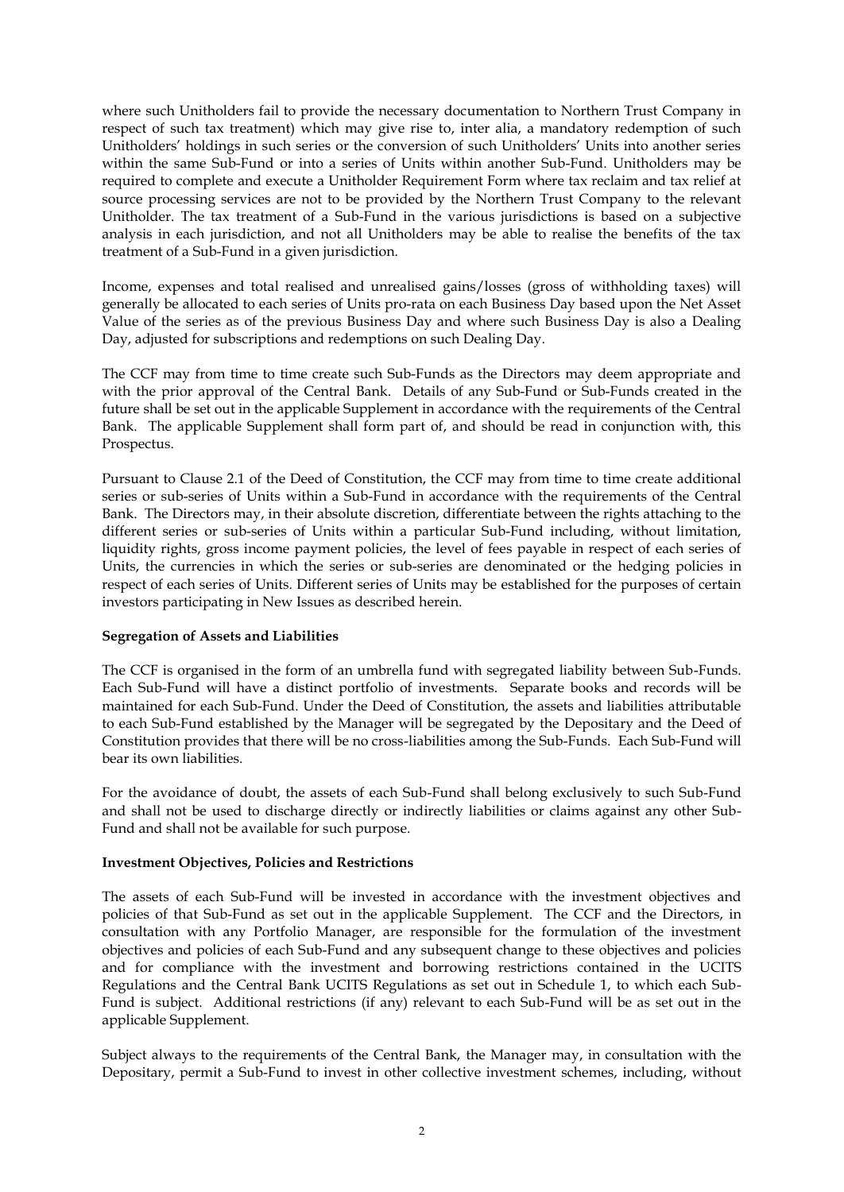where such Unitholders fail to provide the necessary documentation to Northern Trust Company in respect of such tax treatment) which may give rise to, inter alia, a mandatory redemption of such Unitholders' holdings in such series or the conversion of such Unitholders' Units into another series within the same Sub-Fund or into a series of Units within another Sub-Fund. Unitholders may be required to complete and execute a Unitholder Requirement Form where tax reclaim and tax relief at source processing services are not to be provided by the Northern Trust Company to the relevant Unitholder. The tax treatment of a Sub-Fund in the various jurisdictions is based on a subjective analysis in each jurisdiction, and not all Unitholders may be able to realise the benefits of the tax treatment of a Sub-Fund in a given jurisdiction.

Income, expenses and total realised and unrealised gains/losses (gross of withholding taxes) will generally be allocated to each series of Units pro-rata on each Business Day based upon the Net Asset Value of the series as of the previous Business Day and where such Business Day is also a Dealing Day, adjusted for subscriptions and redemptions on such Dealing Day.

The CCF may from time to time create such Sub-Funds as the Directors may deem appropriate and with the prior approval of the Central Bank. Details of any Sub-Fund or Sub-Funds created in the future shall be set out in the applicable Supplement in accordance with the requirements of the Central Bank. The applicable Supplement shall form part of, and should be read in conjunction with, this Prospectus.

Pursuant to Clause 2.1 of the Deed of Constitution, the CCF may from time to time create additional series or sub-series of Units within a Sub-Fund in accordance with the requirements of the Central Bank. The Directors may, in their absolute discretion, differentiate between the rights attaching to the different series or sub-series of Units within a particular Sub-Fund including, without limitation, liquidity rights, gross income payment policies, the level of fees payable in respect of each series of Units, the currencies in which the series or sub-series are denominated or the hedging policies in respect of each series of Units. Different series of Units may be established for the purposes of certain investors participating in New Issues as described herein.

**Segregation of Assets and Liabilities**

The CCF is organised in the form of an umbrella fund with segregated liability between Sub-Funds. Each Sub-Fund will have a distinct portfolio of investments. Separate books and records will be maintained for each Sub-Fund. Under the Deed of Constitution, the assets and liabilities attributable to each Sub-Fund established by the Manager will be segregated by the Depositary and the Deed of Constitution provides that there will be no cross-liabilities among the Sub-Funds. Each Sub-Fund will bear its own liabilities.

For the avoidance of doubt, the assets of each Sub-Fund shall belong exclusively to such Sub-Fund and shall not be used to discharge directly or indirectly liabilities or claims against any other Sub-Fund and shall not be available for such purpose.

**Investment Objectives, Policies and Restrictions**

The assets of each Sub-Fund will be invested in accordance with the investment objectives and policies of that Sub-Fund as set out in the applicable Supplement. The CCF and the Directors, in consultation with any Portfolio Manager, are responsible for the formulation of the investment objectives and policies of each Sub-Fund and any subsequent change to these objectives and policies and for compliance with the investment and borrowing restrictions contained in the UCITS Regulations and the Central Bank UCITS Regulations as set out in Schedule 1, to which each Sub-Fund is subject. Additional restrictions (if any) relevant to each Sub-Fund will be as set out in the applicable Supplement.

Subject always to the requirements of the Central Bank, the Manager may, in consultation with the Depositary, permit a Sub-Fund to invest in other collective investment schemes, including, without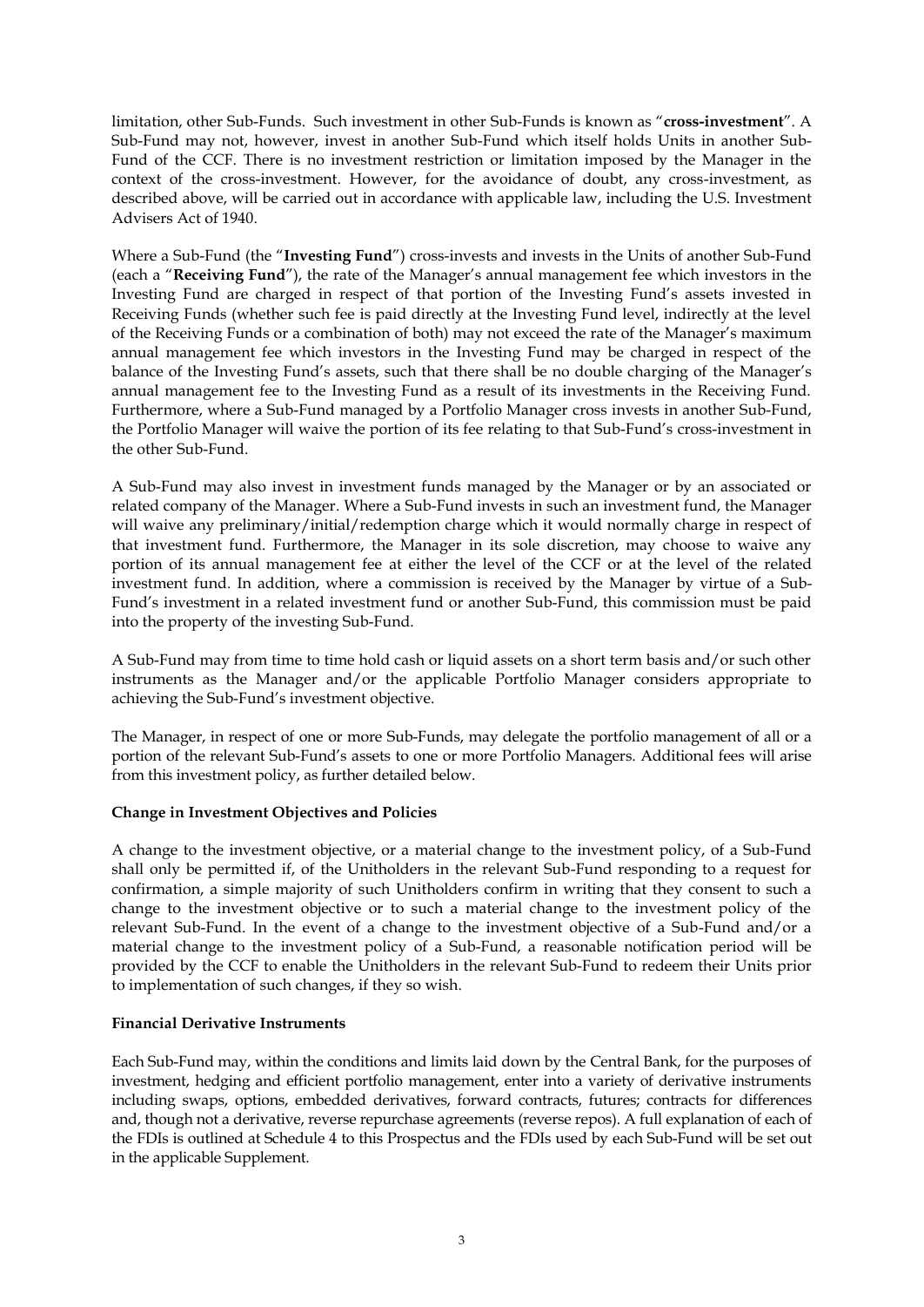limitation, other Sub-Funds. Such investment in other Sub-Funds is known as "**cross-investment**". A Sub-Fund may not, however, invest in another Sub-Fund which itself holds Units in another Sub-Fund of the CCF. There is no investment restriction or limitation imposed by the Manager in the context of the cross-investment. However, for the avoidance of doubt, any cross-investment, as described above, will be carried out in accordance with applicable law, including the U.S. Investment Advisers Act of 1940.

Where a Sub-Fund (the "**Investing Fund**") cross-invests and invests in the Units of another Sub-Fund (each a "**Receiving Fund**"), the rate of the Manager's annual management fee which investors in the Investing Fund are charged in respect of that portion of the Investing Fund's assets invested in Receiving Funds (whether such fee is paid directly at the Investing Fund level, indirectly at the level of the Receiving Funds or a combination of both) may not exceed the rate of the Manager's maximum annual management fee which investors in the Investing Fund may be charged in respect of the balance of the Investing Fund's assets, such that there shall be no double charging of the Manager's annual management fee to the Investing Fund as a result of its investments in the Receiving Fund. Furthermore, where a Sub-Fund managed by a Portfolio Manager cross invests in another Sub-Fund, the Portfolio Manager will waive the portion of its fee relating to that Sub-Fund's cross-investment in the other Sub-Fund.

A Sub-Fund may also invest in investment funds managed by the Manager or by an associated or related company of the Manager. Where a Sub-Fund invests in such an investment fund, the Manager will waive any preliminary/initial/redemption charge which it would normally charge in respect of that investment fund. Furthermore, the Manager in its sole discretion, may choose to waive any portion of its annual management fee at either the level of the CCF or at the level of the related investment fund. In addition, where a commission is received by the Manager by virtue of a Sub-Fund's investment in a related investment fund or another Sub-Fund, this commission must be paid into the property of the investing Sub-Fund.

A Sub-Fund may from time to time hold cash or liquid assets on a short term basis and/or such other instruments as the Manager and/or the applicable Portfolio Manager considers appropriate to achieving the Sub-Fund's investment objective.

The Manager, in respect of one or more Sub-Funds, may delegate the portfolio management of all or a portion of the relevant Sub-Fund's assets to one or more Portfolio Managers. Additional fees will arise from this investment policy, as further detailed below.

**Change in Investment Objectives and Policies**

A change to the investment objective, or a material change to the investment policy, of a Sub-Fund shall only be permitted if, of the Unitholders in the relevant Sub-Fund responding to a request for confirmation, a simple majority of such Unitholders confirm in writing that they consent to such a change to the investment objective or to such a material change to the investment policy of the relevant Sub-Fund. In the event of a change to the investment objective of a Sub-Fund and/or a material change to the investment policy of a Sub-Fund, a reasonable notification period will be provided by the CCF to enable the Unitholders in the relevant Sub-Fund to redeem their Units prior to implementation of such changes, if they so wish.

**Financial Derivative Instruments**

Each Sub-Fund may, within the conditions and limits laid down by the Central Bank, for the purposes of investment, hedging and efficient portfolio management, enter into a variety of derivative instruments including swaps, options, embedded derivatives, forward contracts, futures; contracts for differences and, though not a derivative, reverse repurchase agreements (reverse repos). A full explanation of each of the FDIs is outlined at Schedule 4 to this Prospectus and the FDIs used by each Sub-Fund will be set out in the applicable Supplement.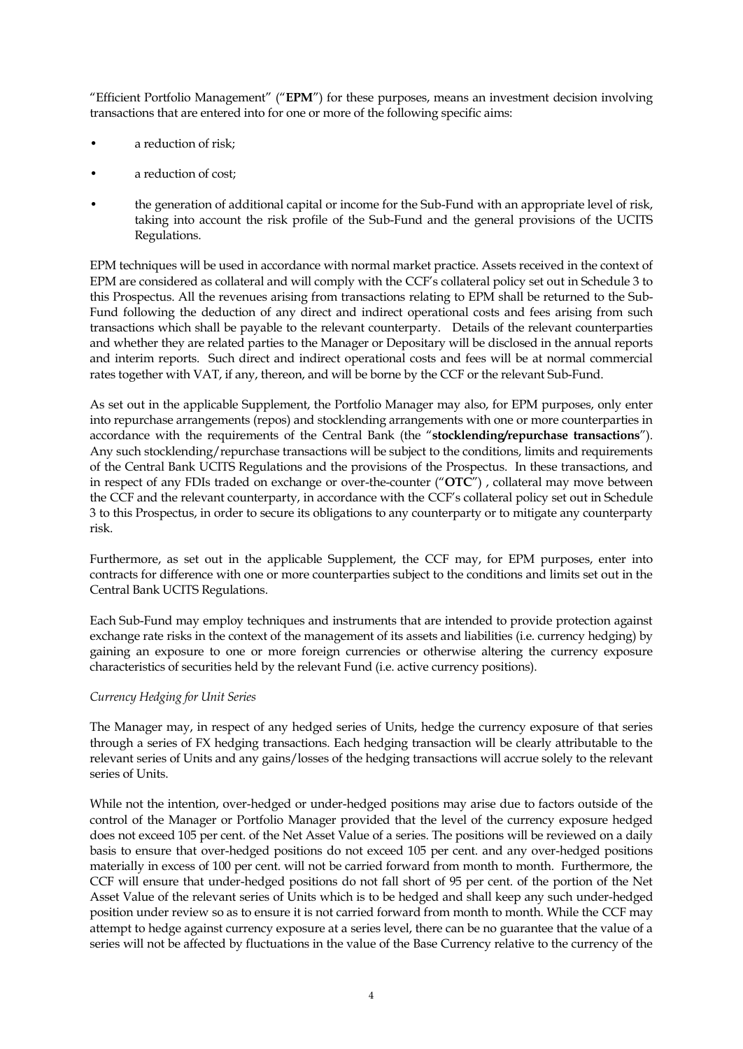"Efficient Portfolio Management" ("**EPM**") for these purposes, means an investment decision involving transactions that are entered into for one or more of the following specific aims:

- a reduction of risk;
- a reduction of cost;
- the generation of additional capital or income for the Sub-Fund with an appropriate level of risk, taking into account the risk profile of the Sub-Fund and the general provisions of the UCITS Regulations.

EPM techniques will be used in accordance with normal market practice. Assets received in the context of EPM are considered as collateral and will comply with the CCF's collateral policy set out in Schedule 3 to this Prospectus. All the revenues arising from transactions relating to EPM shall be returned to the Sub-Fund following the deduction of any direct and indirect operational costs and fees arising from such transactions which shall be payable to the relevant counterparty. Details of the relevant counterparties and whether they are related parties to the Manager or Depositary will be disclosed in the annual reports and interim reports. Such direct and indirect operational costs and fees will be at normal commercial rates together with VAT, if any, thereon, and will be borne by the CCF or the relevant Sub-Fund.

As set out in the applicable Supplement, the Portfolio Manager may also, for EPM purposes, only enter into repurchase arrangements (repos) and stocklending arrangements with one or more counterparties in accordance with the requirements of the Central Bank (the "**stocklending/repurchase transactions**"). Any such stocklending/repurchase transactions will be subject to the conditions, limits and requirements of the Central Bank UCITS Regulations and the provisions of the Prospectus. In these transactions, and in respect of any FDIs traded on exchange or over-the-counter ("**OTC**") , collateral may move between the CCF and the relevant counterparty, in accordance with the CCF's collateral policy set out in Schedule 3 to this Prospectus, in order to secure its obligations to any counterparty or to mitigate any counterparty risk.

Furthermore, as set out in the applicable Supplement, the CCF may, for EPM purposes, enter into contracts for difference with one or more counterparties subject to the conditions and limits set out in the Central Bank UCITS Regulations.

Each Sub-Fund may employ techniques and instruments that are intended to provide protection against exchange rate risks in the context of the management of its assets and liabilities (i.e. currency hedging) by gaining an exposure to one or more foreign currencies or otherwise altering the currency exposure characteristics of securities held by the relevant Fund (i.e. active currency positions).

*Currency Hedging for Unit Series*

The Manager may, in respect of any hedged series of Units, hedge the currency exposure of that series through a series of FX hedging transactions. Each hedging transaction will be clearly attributable to the relevant series of Units and any gains/losses of the hedging transactions will accrue solely to the relevant series of Units.

While not the intention, over-hedged or under-hedged positions may arise due to factors outside of the control of the Manager or Portfolio Manager provided that the level of the currency exposure hedged does not exceed 105 per cent. of the Net Asset Value of a series. The positions will be reviewed on a daily basis to ensure that over-hedged positions do not exceed 105 per cent. and any over-hedged positions materially in excess of 100 per cent. will not be carried forward from month to month. Furthermore, the CCF will ensure that under-hedged positions do not fall short of 95 per cent. of the portion of the Net Asset Value of the relevant series of Units which is to be hedged and shall keep any such under-hedged position under review so as to ensure it is not carried forward from month to month. While the CCF may attempt to hedge against currency exposure at a series level, there can be no guarantee that the value of a series will not be affected by fluctuations in the value of the Base Currency relative to the currency of the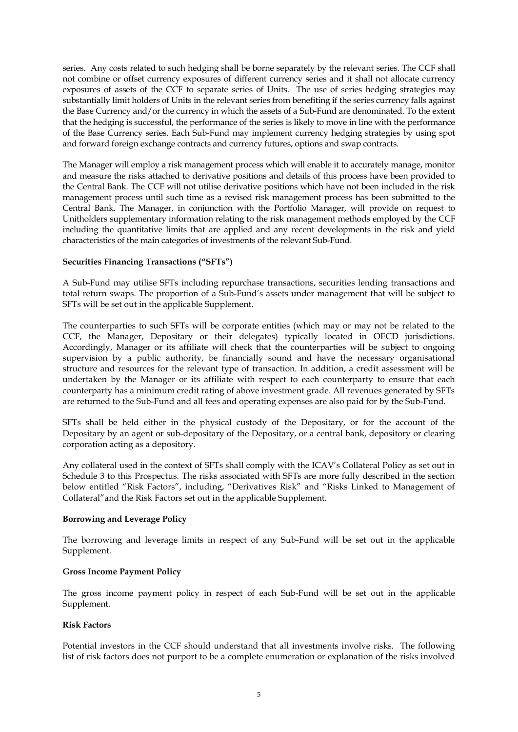series. Any costs related to such hedging shall be borne separately by the relevant series. The CCF shall not combine or offset currency exposures of different currency series and it shall not allocate currency exposures of assets of the CCF to separate series of Units. The use of series hedging strategies may substantially limit holders of Units in the relevant series from benefiting if the series currency falls against the Base Currency and/or the currency in which the assets of a Sub-Fund are denominated. To the extent that the hedging is successful, the performance of the series is likely to move in line with the performance of the Base Currency series. Each Sub-Fund may implement currency hedging strategies by using spot and forward foreign exchange contracts and currency futures, options and swap contracts.

The Manager will employ a risk management process which will enable it to accurately manage, monitor and measure the risks attached to derivative positions and details of this process have been provided to the Central Bank. The CCF will not utilise derivative positions which have not been included in the risk management process until such time as a revised risk management process has been submitted to the Central Bank. The Manager, in conjunction with the Portfolio Manager, will provide on request to Unitholders supplementary information relating to the risk management methods employed by the CCF including the quantitative limits that are applied and any recent developments in the risk and yield characteristics of the main categories of investments of the relevant Sub-Fund.

**Securities Financing Transactions ("SFTs")**

A Sub-Fund may utilise SFTs including repurchase transactions, securities lending transactions and total return swaps. The proportion of a Sub-Fund's assets under management that will be subject to SFTs will be set out in the applicable Supplement.

The counterparties to such SFTs will be corporate entities (which may or may not be related to the CCF, the Manager, Depositary or their delegates) typically located in OECD jurisdictions. Accordingly, Manager or its affiliate will check that the counterparties will be subject to ongoing supervision by a public authority, be financially sound and have the necessary organisational structure and resources for the relevant type of transaction. In addition, a credit assessment will be undertaken by the Manager or its affiliate with respect to each counterparty to ensure that each counterparty has a minimum credit rating of above investment grade. All revenues generated by SFTs are returned to the Sub-Fund and all fees and operating expenses are also paid for by the Sub-Fund.

SFTs shall be held either in the physical custody of the Depositary, or for the account of the Depositary by an agent or sub-depositary of the Depositary, or a central bank, depository or clearing corporation acting as a depository.

Any collateral used in the context of SFTs shall comply with the ICAV's Collateral Policy as set out in Schedule 3 to this Prospectus. The risks associated with SFTs are more fully described in the section below entitled "Risk Factors", including, "Derivatives Risk" and "Risks Linked to Management of Collateral"and the Risk Factors set out in the applicable Supplement.

**Borrowing and Leverage Policy**

The borrowing and leverage limits in respect of any Sub-Fund will be set out in the applicable Supplement.

**Gross Income Payment Policy**

The gross income payment policy in respect of each Sub-Fund will be set out in the applicable Supplement.

**Risk Factors**

Potential investors in the CCF should understand that all investments involve risks. The following list of risk factors does not purport to be a complete enumeration or explanation of the risks involved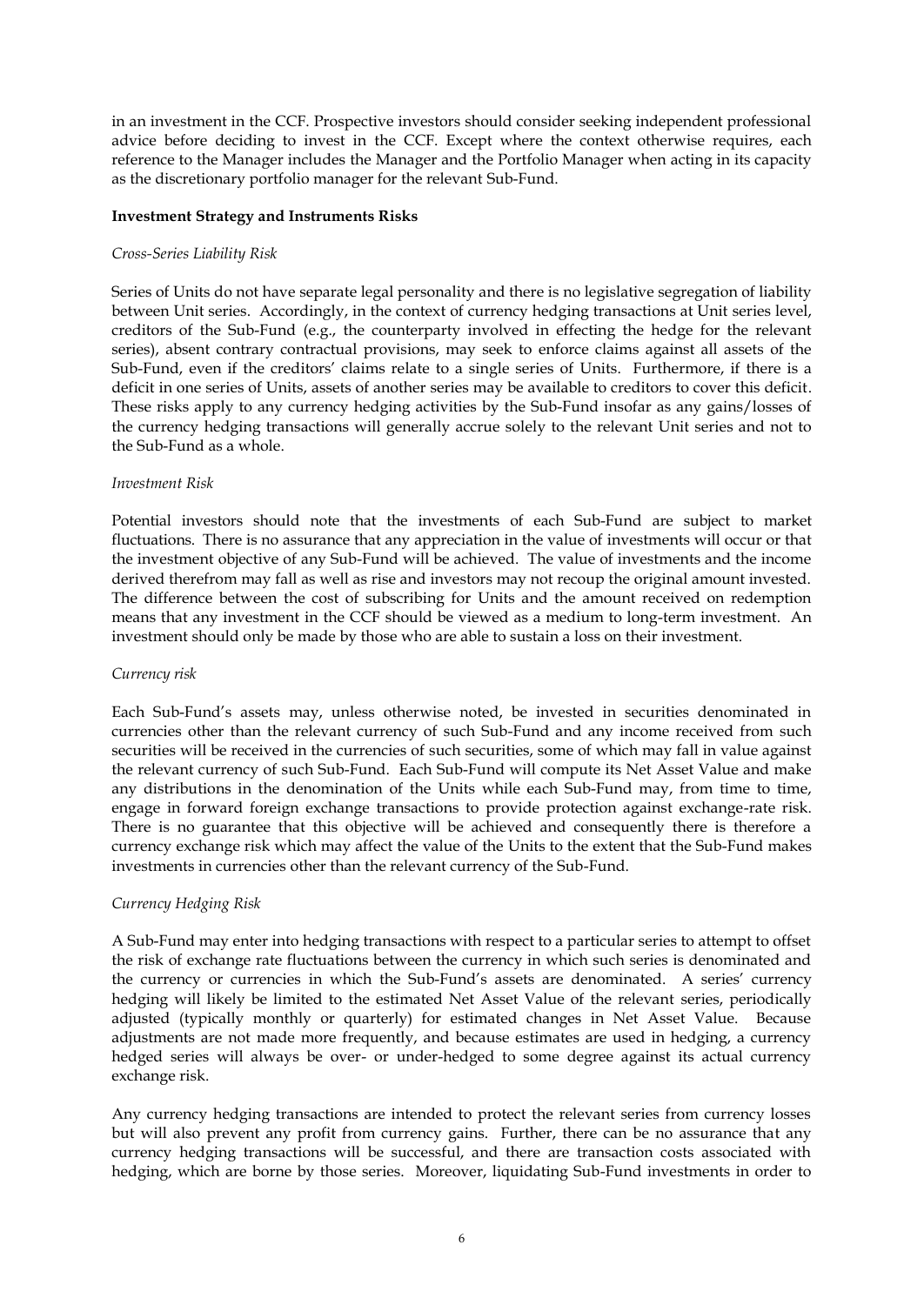in an investment in the CCF. Prospective investors should consider seeking independent professional advice before deciding to invest in the CCF. Except where the context otherwise requires, each reference to the Manager includes the Manager and the Portfolio Manager when acting in its capacity as the discretionary portfolio manager for the relevant Sub-Fund.

**Investment Strategy and Instruments Risks**

*Cross-Series Liability Risk*

Series of Units do not have separate legal personality and there is no legislative segregation of liability between Unit series. Accordingly, in the context of currency hedging transactions at Unit series level, creditors of the Sub-Fund (e.g., the counterparty involved in effecting the hedge for the relevant series), absent contrary contractual provisions, may seek to enforce claims against all assets of the Sub-Fund, even if the creditors' claims relate to a single series of Units. Furthermore, if there is a deficit in one series of Units, assets of another series may be available to creditors to cover this deficit. These risks apply to any currency hedging activities by the Sub-Fund insofar as any gains/losses of the currency hedging transactions will generally accrue solely to the relevant Unit series and not to the Sub-Fund as a whole.

*Investment Risk*

Potential investors should note that the investments of each Sub-Fund are subject to market fluctuations. There is no assurance that any appreciation in the value of investments will occur or that the investment objective of any Sub-Fund will be achieved. The value of investments and the income derived therefrom may fall as well as rise and investors may not recoup the original amount invested. The difference between the cost of subscribing for Units and the amount received on redemption means that any investment in the CCF should be viewed as a medium to long-term investment. An investment should only be made by those who are able to sustain a loss on their investment.

*Currency risk*

Each Sub-Fund's assets may, unless otherwise noted, be invested in securities denominated in currencies other than the relevant currency of such Sub-Fund and any income received from such securities will be received in the currencies of such securities, some of which may fall in value against the relevant currency of such Sub-Fund. Each Sub-Fund will compute its Net Asset Value and make any distributions in the denomination of the Units while each Sub-Fund may, from time to time, engage in forward foreign exchange transactions to provide protection against exchange-rate risk. There is no guarantee that this objective will be achieved and consequently there is therefore a currency exchange risk which may affect the value of the Units to the extent that the Sub-Fund makes investments in currencies other than the relevant currency of the Sub-Fund.

*Currency Hedging Risk*

A Sub-Fund may enter into hedging transactions with respect to a particular series to attempt to offset the risk of exchange rate fluctuations between the currency in which such series is denominated and the currency or currencies in which the Sub-Fund's assets are denominated. A series' currency hedging will likely be limited to the estimated Net Asset Value of the relevant series, periodically adjusted (typically monthly or quarterly) for estimated changes in Net Asset Value. Because adjustments are not made more frequently, and because estimates are used in hedging, a currency hedged series will always be over- or under-hedged to some degree against its actual currency exchange risk.

Any currency hedging transactions are intended to protect the relevant series from currency losses but will also prevent any profit from currency gains. Further, there can be no assurance that any currency hedging transactions will be successful, and there are transaction costs associated with hedging, which are borne by those series. Moreover, liquidating Sub-Fund investments in order to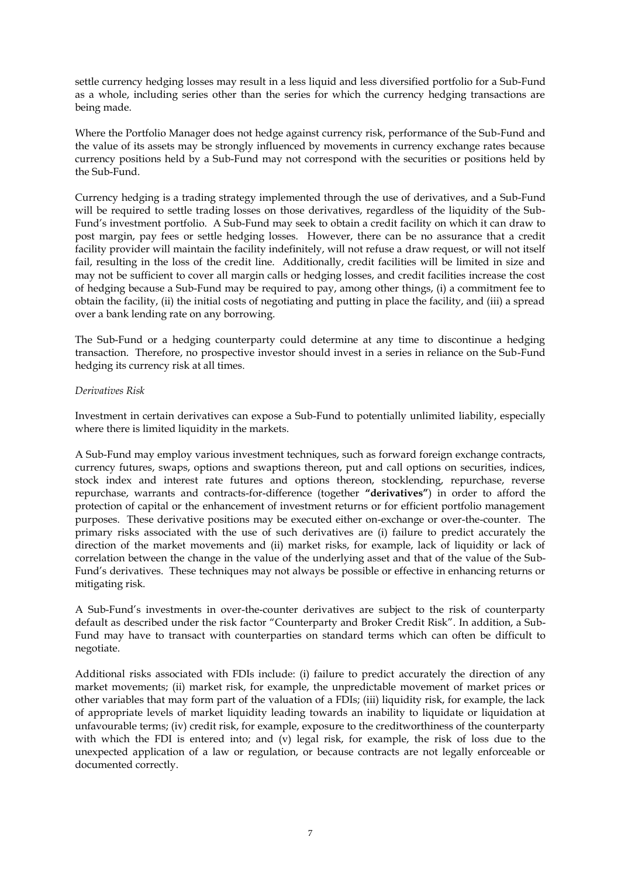settle currency hedging losses may result in a less liquid and less diversified portfolio for a Sub-Fund as a whole, including series other than the series for which the currency hedging transactions are being made.

Where the Portfolio Manager does not hedge against currency risk, performance of the Sub-Fund and the value of its assets may be strongly influenced by movements in currency exchange rates because currency positions held by a Sub-Fund may not correspond with the securities or positions held by the Sub-Fund.

Currency hedging is a trading strategy implemented through the use of derivatives, and a Sub-Fund will be required to settle trading losses on those derivatives, regardless of the liquidity of the Sub-Fund's investment portfolio. A Sub-Fund may seek to obtain a credit facility on which it can draw to post margin, pay fees or settle hedging losses. However, there can be no assurance that a credit facility provider will maintain the facility indefinitely, will not refuse a draw request, or will not itself fail, resulting in the loss of the credit line. Additionally, credit facilities will be limited in size and may not be sufficient to cover all margin calls or hedging losses, and credit facilities increase the cost of hedging because a Sub-Fund may be required to pay, among other things, (i) a commitment fee to obtain the facility, (ii) the initial costs of negotiating and putting in place the facility, and (iii) a spread over a bank lending rate on any borrowing.

The Sub-Fund or a hedging counterparty could determine at any time to discontinue a hedging transaction. Therefore, no prospective investor should invest in a series in reliance on the Sub-Fund hedging its currency risk at all times.

*Derivatives Risk*

Investment in certain derivatives can expose a Sub-Fund to potentially unlimited liability, especially where there is limited liquidity in the markets.

A Sub-Fund may employ various investment techniques, such as forward foreign exchange contracts, currency futures, swaps, options and swaptions thereon, put and call options on securities, indices, stock index and interest rate futures and options thereon, stocklending, repurchase, reverse repurchase, warrants and contracts-for-difference (together **"derivatives"**) in order to afford the protection of capital or the enhancement of investment returns or for efficient portfolio management purposes. These derivative positions may be executed either on-exchange or over-the-counter. The primary risks associated with the use of such derivatives are (i) failure to predict accurately the direction of the market movements and (ii) market risks, for example, lack of liquidity or lack of correlation between the change in the value of the underlying asset and that of the value of the Sub-Fund's derivatives. These techniques may not always be possible or effective in enhancing returns or mitigating risk.

A Sub-Fund's investments in over-the-counter derivatives are subject to the risk of counterparty default as described under the risk factor "Counterparty and Broker Credit Risk". In addition, a Sub-Fund may have to transact with counterparties on standard terms which can often be difficult to negotiate.

Additional risks associated with FDIs include: (i) failure to predict accurately the direction of any market movements; (ii) market risk, for example, the unpredictable movement of market prices or other variables that may form part of the valuation of a FDIs; (iii) liquidity risk, for example, the lack of appropriate levels of market liquidity leading towards an inability to liquidate or liquidation at unfavourable terms; (iv) credit risk, for example, exposure to the creditworthiness of the counterparty with which the FDI is entered into; and (v) legal risk, for example, the risk of loss due to the unexpected application of a law or regulation, or because contracts are not legally enforceable or documented correctly.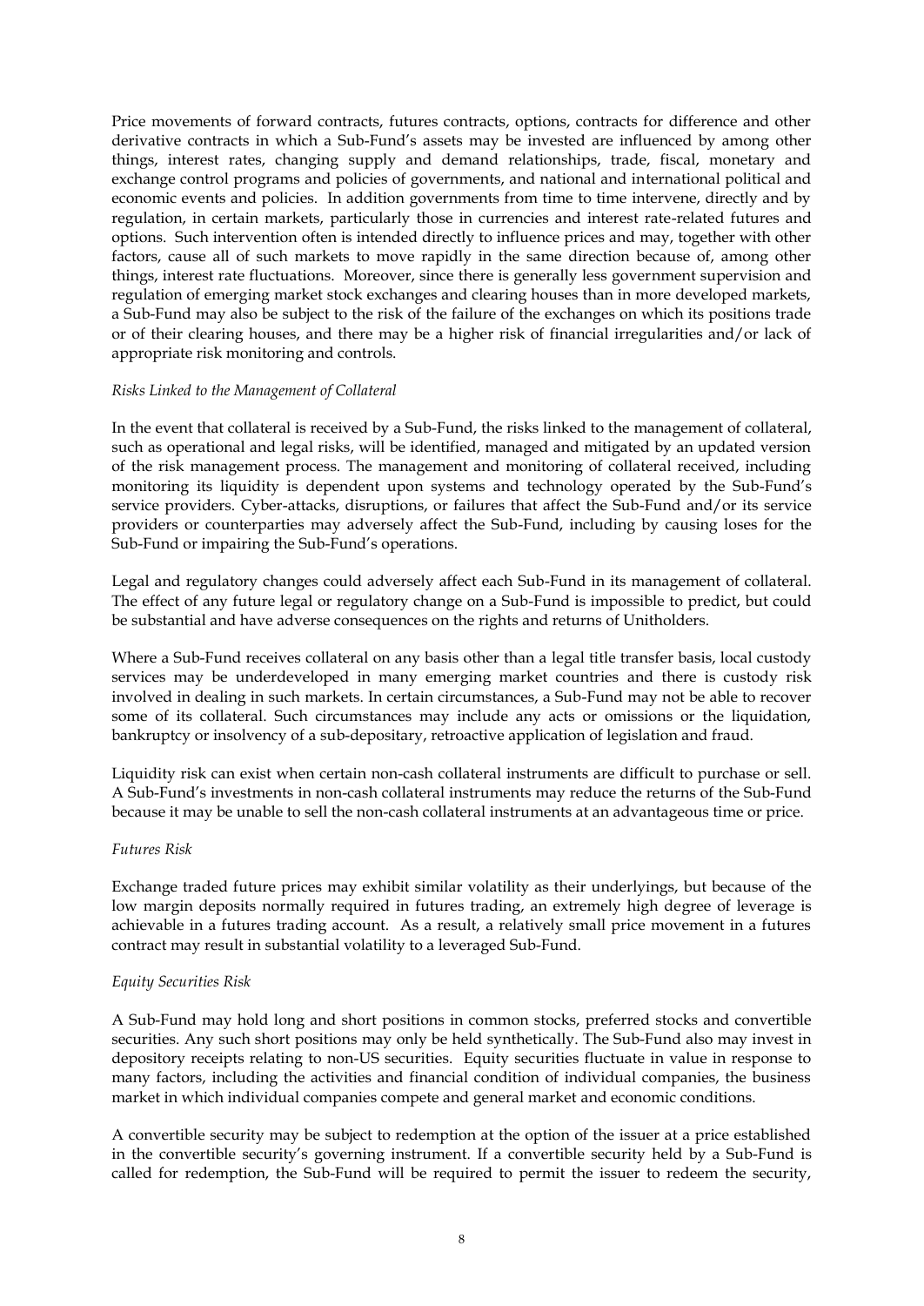Price movements of forward contracts, futures contracts, options, contracts for difference and other derivative contracts in which a Sub-Fund's assets may be invested are influenced by among other things, interest rates, changing supply and demand relationships, trade, fiscal, monetary and exchange control programs and policies of governments, and national and international political and economic events and policies. In addition governments from time to time intervene, directly and by regulation, in certain markets, particularly those in currencies and interest rate-related futures and options. Such intervention often is intended directly to influence prices and may, together with other factors, cause all of such markets to move rapidly in the same direction because of, among other things, interest rate fluctuations. Moreover, since there is generally less government supervision and regulation of emerging market stock exchanges and clearing houses than in more developed markets, a Sub-Fund may also be subject to the risk of the failure of the exchanges on which its positions trade or of their clearing houses, and there may be a higher risk of financial irregularities and/or lack of appropriate risk monitoring and controls.

*Risks Linked to the Management of Collateral*

In the event that collateral is received by a Sub-Fund, the risks linked to the management of collateral, such as operational and legal risks, will be identified, managed and mitigated by an updated version of the risk management process. The management and monitoring of collateral received, including monitoring its liquidity is dependent upon systems and technology operated by the Sub-Fund's service providers. Cyber-attacks, disruptions, or failures that affect the Sub-Fund and/or its service providers or counterparties may adversely affect the Sub-Fund, including by causing loses for the Sub-Fund or impairing the Sub-Fund's operations.

Legal and regulatory changes could adversely affect each Sub-Fund in its management of collateral. The effect of any future legal or regulatory change on a Sub-Fund is impossible to predict, but could be substantial and have adverse consequences on the rights and returns of Unitholders.

Where a Sub-Fund receives collateral on any basis other than a legal title transfer basis, local custody services may be underdeveloped in many emerging market countries and there is custody risk involved in dealing in such markets. In certain circumstances, a Sub-Fund may not be able to recover some of its collateral. Such circumstances may include any acts or omissions or the liquidation, bankruptcy or insolvency of a sub-depositary, retroactive application of legislation and fraud.

Liquidity risk can exist when certain non-cash collateral instruments are difficult to purchase or sell. A Sub-Fund's investments in non-cash collateral instruments may reduce the returns of the Sub-Fund because it may be unable to sell the non-cash collateral instruments at an advantageous time or price.

*Futures Risk*

Exchange traded future prices may exhibit similar volatility as their underlyings, but because of the low margin deposits normally required in futures trading, an extremely high degree of leverage is achievable in a futures trading account. As a result, a relatively small price movement in a futures contract may result in substantial volatility to a leveraged Sub-Fund.

*Equity Securities Risk*

A Sub-Fund may hold long and short positions in common stocks, preferred stocks and convertible securities. Any such short positions may only be held synthetically. The Sub-Fund also may invest in depository receipts relating to non-US securities. Equity securities fluctuate in value in response to many factors, including the activities and financial condition of individual companies, the business market in which individual companies compete and general market and economic conditions.

A convertible security may be subject to redemption at the option of the issuer at a price established in the convertible security's governing instrument. If a convertible security held by a Sub-Fund is called for redemption, the Sub-Fund will be required to permit the issuer to redeem the security,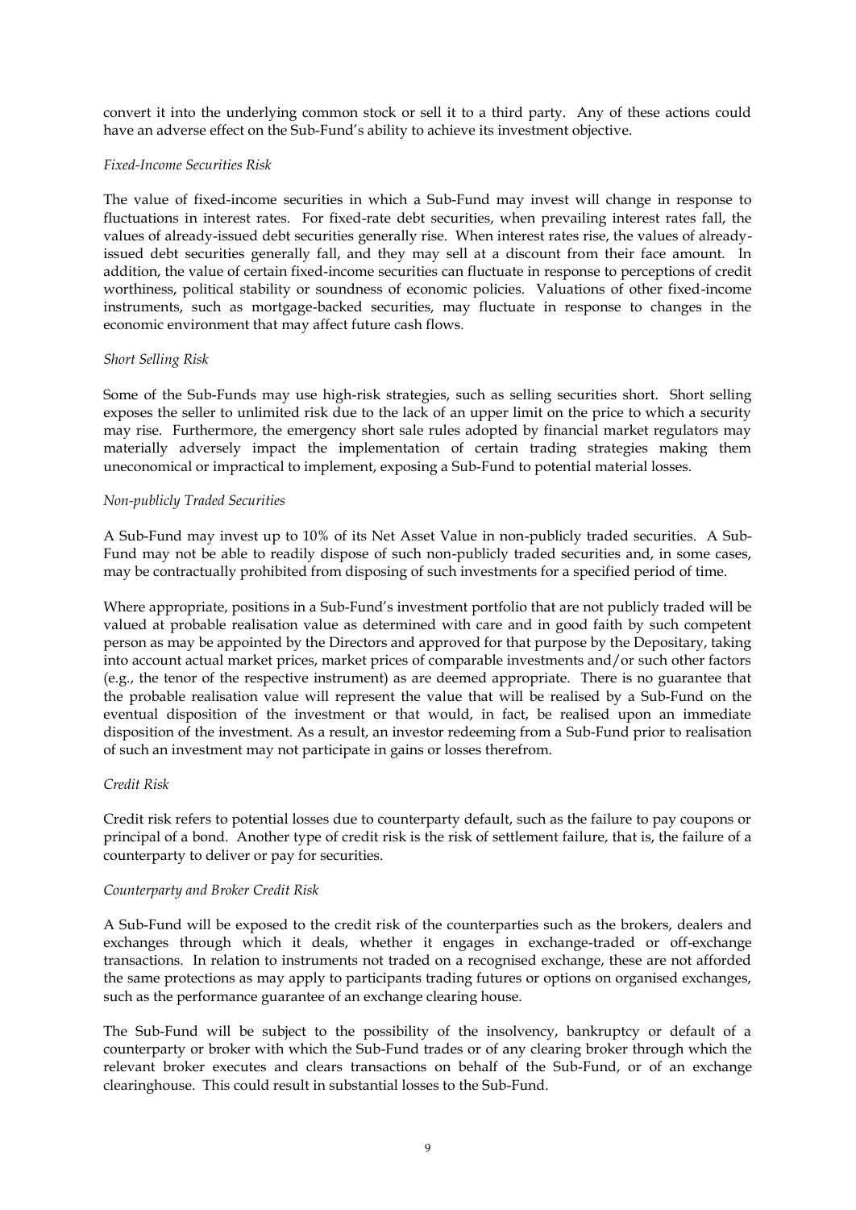convert it into the underlying common stock or sell it to a third party. Any of these actions could have an adverse effect on the Sub-Fund's ability to achieve its investment objective.

*Fixed-Income Securities Risk*

The value of fixed-income securities in which a Sub-Fund may invest will change in response to fluctuations in interest rates. For fixed-rate debt securities, when prevailing interest rates fall, the values of already-issued debt securities generally rise. When interest rates rise, the values of already-issued debt securities generally fall, and they may sell at a discount from their face amount. In addition, the value of certain fixed-income securities can fluctuate in response to perceptions of credit worthiness, political stability or soundness of economic policies. Valuations of other fixed-income instruments, such as mortgage-backed securities, may fluctuate in response to changes in the economic environment that may affect future cash flows.

*Short Selling Risk*

Some of the Sub-Funds may use high-risk strategies, such as selling securities short. Short selling exposes the seller to unlimited risk due to the lack of an upper limit on the price to which a security may rise. Furthermore, the emergency short sale rules adopted by financial market regulators may materially adversely impact the implementation of certain trading strategies making them uneconomical or impractical to implement, exposing a Sub-Fund to potential material losses.

*Non-publicly Traded Securities*

A Sub-Fund may invest up to 10% of its Net Asset Value in non-publicly traded securities. A Sub-Fund may not be able to readily dispose of such non-publicly traded securities and, in some cases, may be contractually prohibited from disposing of such investments for a specified period of time.

Where appropriate, positions in a Sub-Fund's investment portfolio that are not publicly traded will be valued at probable realisation value as determined with care and in good faith by such competent person as may be appointed by the Directors and approved for that purpose by the Depositary, taking into account actual market prices, market prices of comparable investments and/or such other factors (e.g., the tenor of the respective instrument) as are deemed appropriate. There is no guarantee that the probable realisation value will represent the value that will be realised by a Sub-Fund on the eventual disposition of the investment or that would, in fact, be realised upon an immediate disposition of the investment. As a result, an investor redeeming from a Sub-Fund prior to realisation of such an investment may not participate in gains or losses therefrom.

*Credit Risk*

Credit risk refers to potential losses due to counterparty default, such as the failure to pay coupons or principal of a bond. Another type of credit risk is the risk of settlement failure, that is, the failure of a counterparty to deliver or pay for securities.

*Counterparty and Broker Credit Risk*

A Sub-Fund will be exposed to the credit risk of the counterparties such as the brokers, dealers and exchanges through which it deals, whether it engages in exchange-traded or off-exchange transactions. In relation to instruments not traded on a recognised exchange, these are not afforded the same protections as may apply to participants trading futures or options on organised exchanges, such as the performance guarantee of an exchange clearing house.

The Sub-Fund will be subject to the possibility of the insolvency, bankruptcy or default of a counterparty or broker with which the Sub-Fund trades or of any clearing broker through which the relevant broker executes and clears transactions on behalf of the Sub-Fund, or of an exchange clearinghouse. This could result in substantial losses to the Sub-Fund.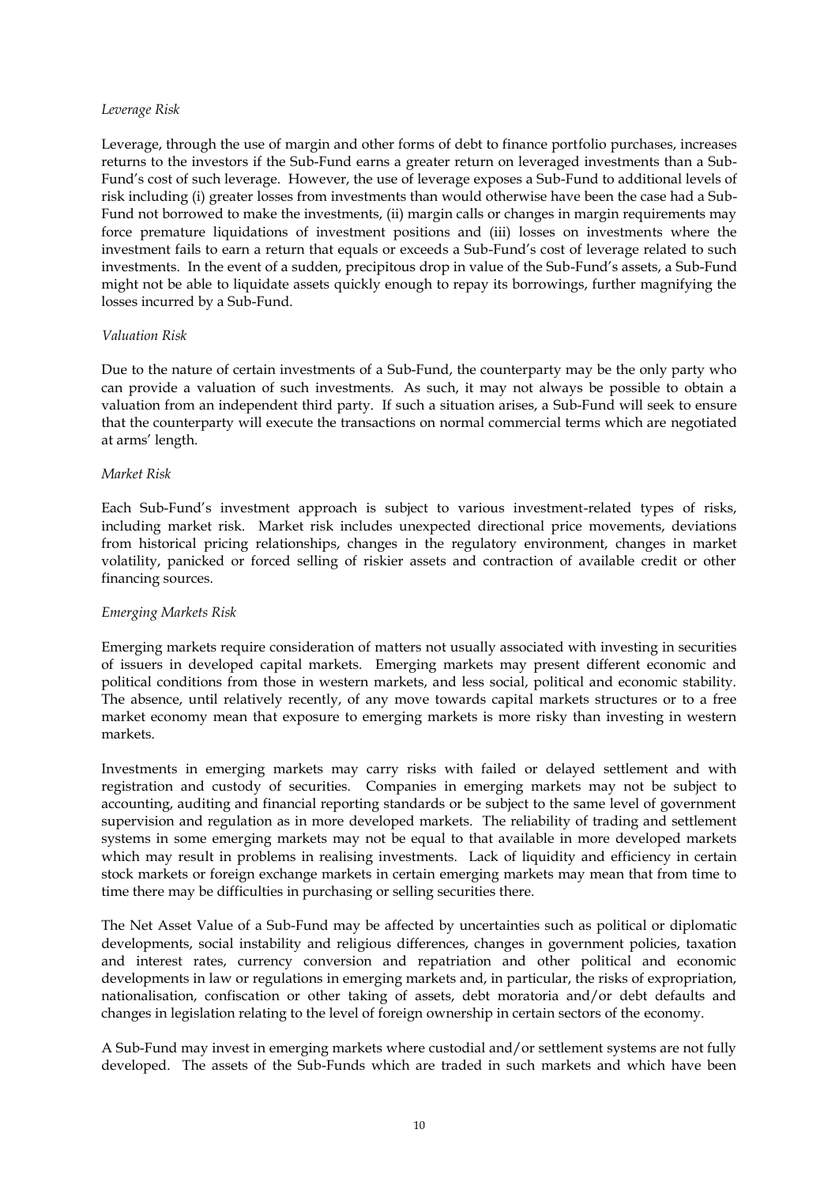*Leverage Risk*

Leverage, through the use of margin and other forms of debt to finance portfolio purchases, increases returns to the investors if the Sub-Fund earns a greater return on leveraged investments than a Sub-Fund's cost of such leverage. However, the use of leverage exposes a Sub-Fund to additional levels of risk including (i) greater losses from investments than would otherwise have been the case had a Sub-Fund not borrowed to make the investments, (ii) margin calls or changes in margin requirements may force premature liquidations of investment positions and (iii) losses on investments where the investment fails to earn a return that equals or exceeds a Sub-Fund's cost of leverage related to such investments. In the event of a sudden, precipitous drop in value of the Sub-Fund's assets, a Sub-Fund might not be able to liquidate assets quickly enough to repay its borrowings, further magnifying the losses incurred by a Sub-Fund.

*Valuation Risk*

Due to the nature of certain investments of a Sub-Fund, the counterparty may be the only party who can provide a valuation of such investments. As such, it may not always be possible to obtain a valuation from an independent third party. If such a situation arises, a Sub-Fund will seek to ensure that the counterparty will execute the transactions on normal commercial terms which are negotiated at arms' length.

*Market Risk*

Each Sub-Fund's investment approach is subject to various investment-related types of risks, including market risk. Market risk includes unexpected directional price movements, deviations from historical pricing relationships, changes in the regulatory environment, changes in market volatility, panicked or forced selling of riskier assets and contraction of available credit or other financing sources.

*Emerging Markets Risk*

Emerging markets require consideration of matters not usually associated with investing in securities of issuers in developed capital markets. Emerging markets may present different economic and political conditions from those in western markets, and less social, political and economic stability. The absence, until relatively recently, of any move towards capital markets structures or to a free market economy mean that exposure to emerging markets is more risky than investing in western markets.

Investments in emerging markets may carry risks with failed or delayed settlement and with registration and custody of securities. Companies in emerging markets may not be subject to accounting, auditing and financial reporting standards or be subject to the same level of government supervision and regulation as in more developed markets. The reliability of trading and settlement systems in some emerging markets may not be equal to that available in more developed markets which may result in problems in realising investments. Lack of liquidity and efficiency in certain stock markets or foreign exchange markets in certain emerging markets may mean that from time to time there may be difficulties in purchasing or selling securities there.

The Net Asset Value of a Sub-Fund may be affected by uncertainties such as political or diplomatic developments, social instability and religious differences, changes in government policies, taxation and interest rates, currency conversion and repatriation and other political and economic developments in law or regulations in emerging markets and, in particular, the risks of expropriation, nationalisation, confiscation or other taking of assets, debt moratoria and/or debt defaults and changes in legislation relating to the level of foreign ownership in certain sectors of the economy.

A Sub-Fund may invest in emerging markets where custodial and/or settlement systems are not fully developed. The assets of the Sub-Funds which are traded in such markets and which have been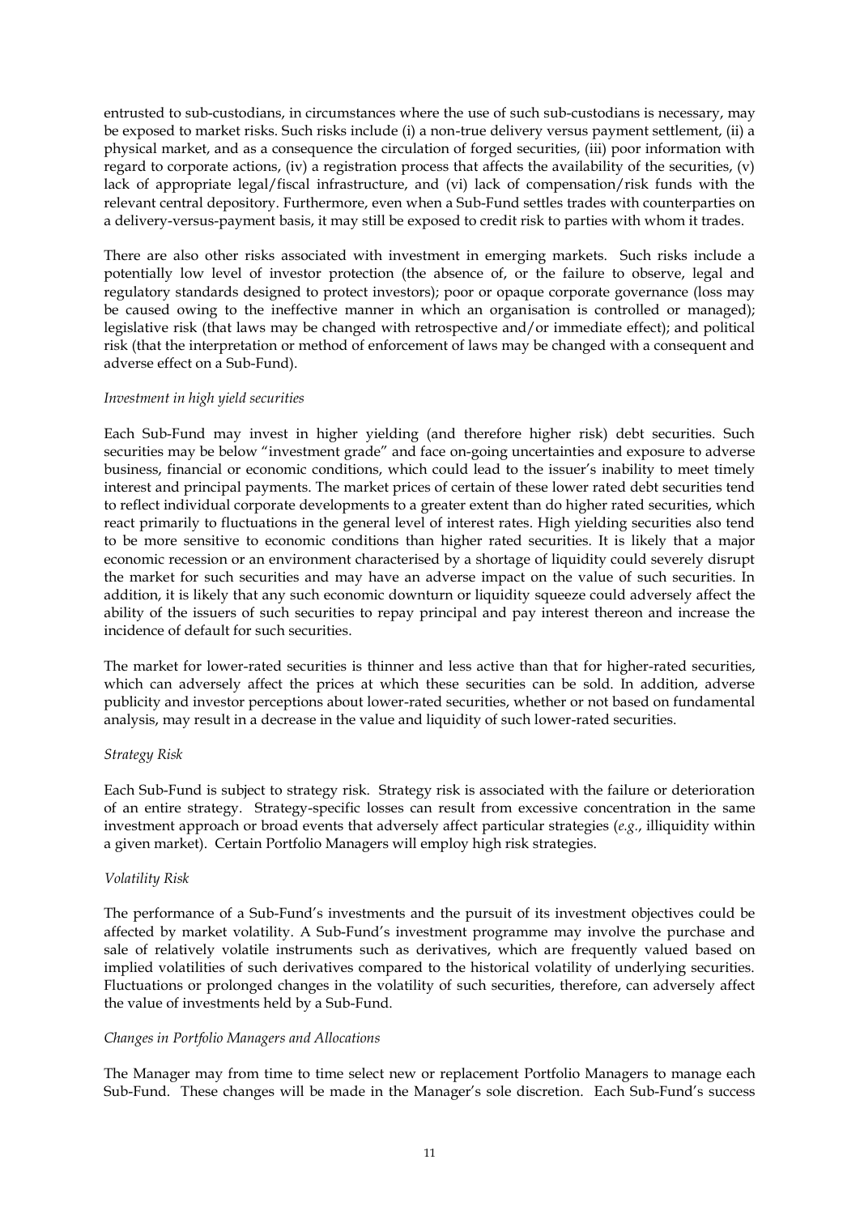entrusted to sub-custodians, in circumstances where the use of such sub-custodians is necessary, may be exposed to market risks. Such risks include (i) a non-true delivery versus payment settlement, (ii) a physical market, and as a consequence the circulation of forged securities, (iii) poor information with regard to corporate actions, (iv) a registration process that affects the availability of the securities, (v) lack of appropriate legal/fiscal infrastructure, and (vi) lack of compensation/risk funds with the relevant central depository. Furthermore, even when a Sub-Fund settles trades with counterparties on a delivery-versus-payment basis, it may still be exposed to credit risk to parties with whom it trades.

There are also other risks associated with investment in emerging markets. Such risks include a potentially low level of investor protection (the absence of, or the failure to observe, legal and regulatory standards designed to protect investors); poor or opaque corporate governance (loss may be caused owing to the ineffective manner in which an organisation is controlled or managed); legislative risk (that laws may be changed with retrospective and/or immediate effect); and political risk (that the interpretation or method of enforcement of laws may be changed with a consequent and adverse effect on a Sub-Fund).

*Investment in high yield securities*

Each Sub-Fund may invest in higher yielding (and therefore higher risk) debt securities. Such securities may be below "investment grade" and face on-going uncertainties and exposure to adverse business, financial or economic conditions, which could lead to the issuer's inability to meet timely interest and principal payments. The market prices of certain of these lower rated debt securities tend to reflect individual corporate developments to a greater extent than do higher rated securities, which react primarily to fluctuations in the general level of interest rates. High yielding securities also tend to be more sensitive to economic conditions than higher rated securities. It is likely that a major economic recession or an environment characterised by a shortage of liquidity could severely disrupt the market for such securities and may have an adverse impact on the value of such securities. In addition, it is likely that any such economic downturn or liquidity squeeze could adversely affect the ability of the issuers of such securities to repay principal and pay interest thereon and increase the incidence of default for such securities.

The market for lower-rated securities is thinner and less active than that for higher-rated securities, which can adversely affect the prices at which these securities can be sold. In addition, adverse publicity and investor perceptions about lower-rated securities, whether or not based on fundamental analysis, may result in a decrease in the value and liquidity of such lower-rated securities.

*Strategy Risk*

Each Sub-Fund is subject to strategy risk. Strategy risk is associated with the failure or deterioration of an entire strategy. Strategy-specific losses can result from excessive concentration in the same investment approach or broad events that adversely affect particular strategies (*e.g.*, illiquidity within a given market). Certain Portfolio Managers will employ high risk strategies.

*Volatility Risk*

The performance of a Sub-Fund's investments and the pursuit of its investment objectives could be affected by market volatility. A Sub-Fund's investment programme may involve the purchase and sale of relatively volatile instruments such as derivatives, which are frequently valued based on implied volatilities of such derivatives compared to the historical volatility of underlying securities. Fluctuations or prolonged changes in the volatility of such securities, therefore, can adversely affect the value of investments held by a Sub-Fund.

*Changes in Portfolio Managers and Allocations*

The Manager may from time to time select new or replacement Portfolio Managers to manage each Sub-Fund. These changes will be made in the Manager's sole discretion. Each Sub-Fund's success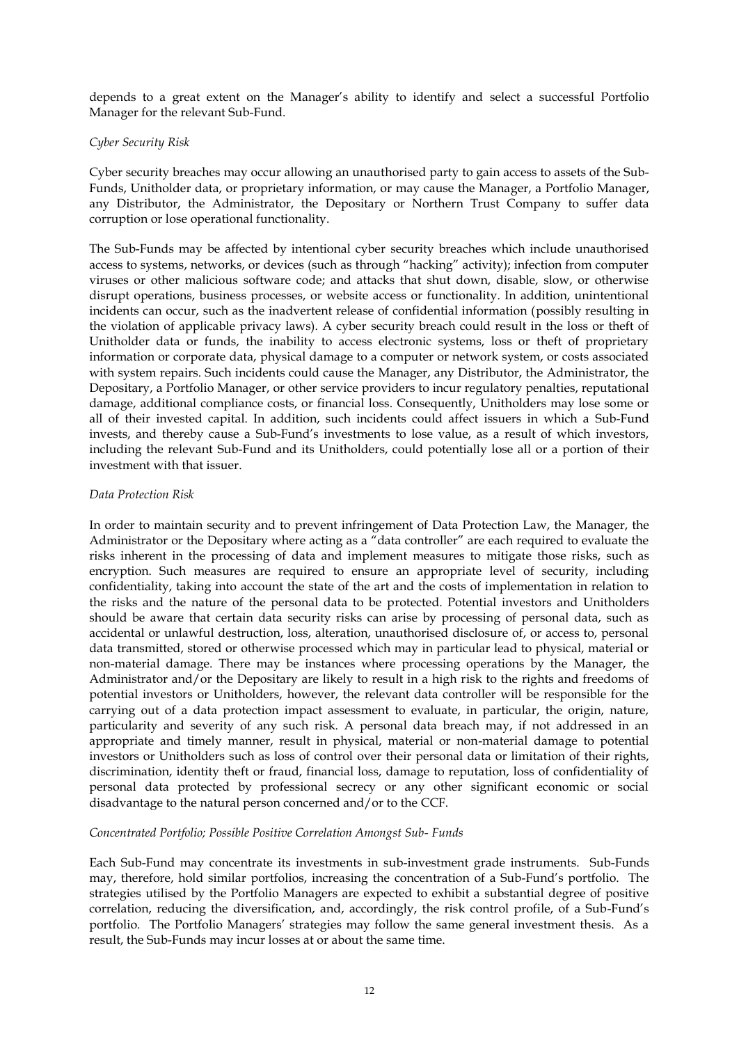depends to a great extent on the Manager's ability to identify and select a successful Portfolio Manager for the relevant Sub-Fund.

*Cyber Security Risk*

Cyber security breaches may occur allowing an unauthorised party to gain access to assets of the Sub-Funds, Unitholder data, or proprietary information, or may cause the Manager, a Portfolio Manager, any Distributor, the Administrator, the Depositary or Northern Trust Company to suffer data corruption or lose operational functionality.

The Sub-Funds may be affected by intentional cyber security breaches which include unauthorised access to systems, networks, or devices (such as through "hacking" activity); infection from computer viruses or other malicious software code; and attacks that shut down, disable, slow, or otherwise disrupt operations, business processes, or website access or functionality. In addition, unintentional incidents can occur, such as the inadvertent release of confidential information (possibly resulting in the violation of applicable privacy laws). A cyber security breach could result in the loss or theft of Unitholder data or funds, the inability to access electronic systems, loss or theft of proprietary information or corporate data, physical damage to a computer or network system, or costs associated with system repairs. Such incidents could cause the Manager, any Distributor, the Administrator, the Depositary, a Portfolio Manager, or other service providers to incur regulatory penalties, reputational damage, additional compliance costs, or financial loss. Consequently, Unitholders may lose some or all of their invested capital. In addition, such incidents could affect issuers in which a Sub-Fund invests, and thereby cause a Sub-Fund's investments to lose value, as a result of which investors, including the relevant Sub-Fund and its Unitholders, could potentially lose all or a portion of their investment with that issuer.

*Data Protection Risk*

In order to maintain security and to prevent infringement of Data Protection Law, the Manager, the Administrator or the Depositary where acting as a "data controller" are each required to evaluate the risks inherent in the processing of data and implement measures to mitigate those risks, such as encryption. Such measures are required to ensure an appropriate level of security, including confidentiality, taking into account the state of the art and the costs of implementation in relation to the risks and the nature of the personal data to be protected. Potential investors and Unitholders should be aware that certain data security risks can arise by processing of personal data, such as accidental or unlawful destruction, loss, alteration, unauthorised disclosure of, or access to, personal data transmitted, stored or otherwise processed which may in particular lead to physical, material or non-material damage. There may be instances where processing operations by the Manager, the Administrator and/or the Depositary are likely to result in a high risk to the rights and freedoms of potential investors or Unitholders, however, the relevant data controller will be responsible for the carrying out of a data protection impact assessment to evaluate, in particular, the origin, nature, particularity and severity of any such risk. A personal data breach may, if not addressed in an appropriate and timely manner, result in physical, material or non-material damage to potential investors or Unitholders such as loss of control over their personal data or limitation of their rights, discrimination, identity theft or fraud, financial loss, damage to reputation, loss of confidentiality of personal data protected by professional secrecy or any other significant economic or social disadvantage to the natural person concerned and/or to the CCF.

*Concentrated Portfolio; Possible Positive Correlation Amongst Sub- Funds*

Each Sub-Fund may concentrate its investments in sub-investment grade instruments. Sub-Funds may, therefore, hold similar portfolios, increasing the concentration of a Sub-Fund's portfolio. The strategies utilised by the Portfolio Managers are expected to exhibit a substantial degree of positive correlation, reducing the diversification, and, accordingly, the risk control profile, of a Sub-Fund's portfolio. The Portfolio Managers' strategies may follow the same general investment thesis. As a result, the Sub-Funds may incur losses at or about the same time.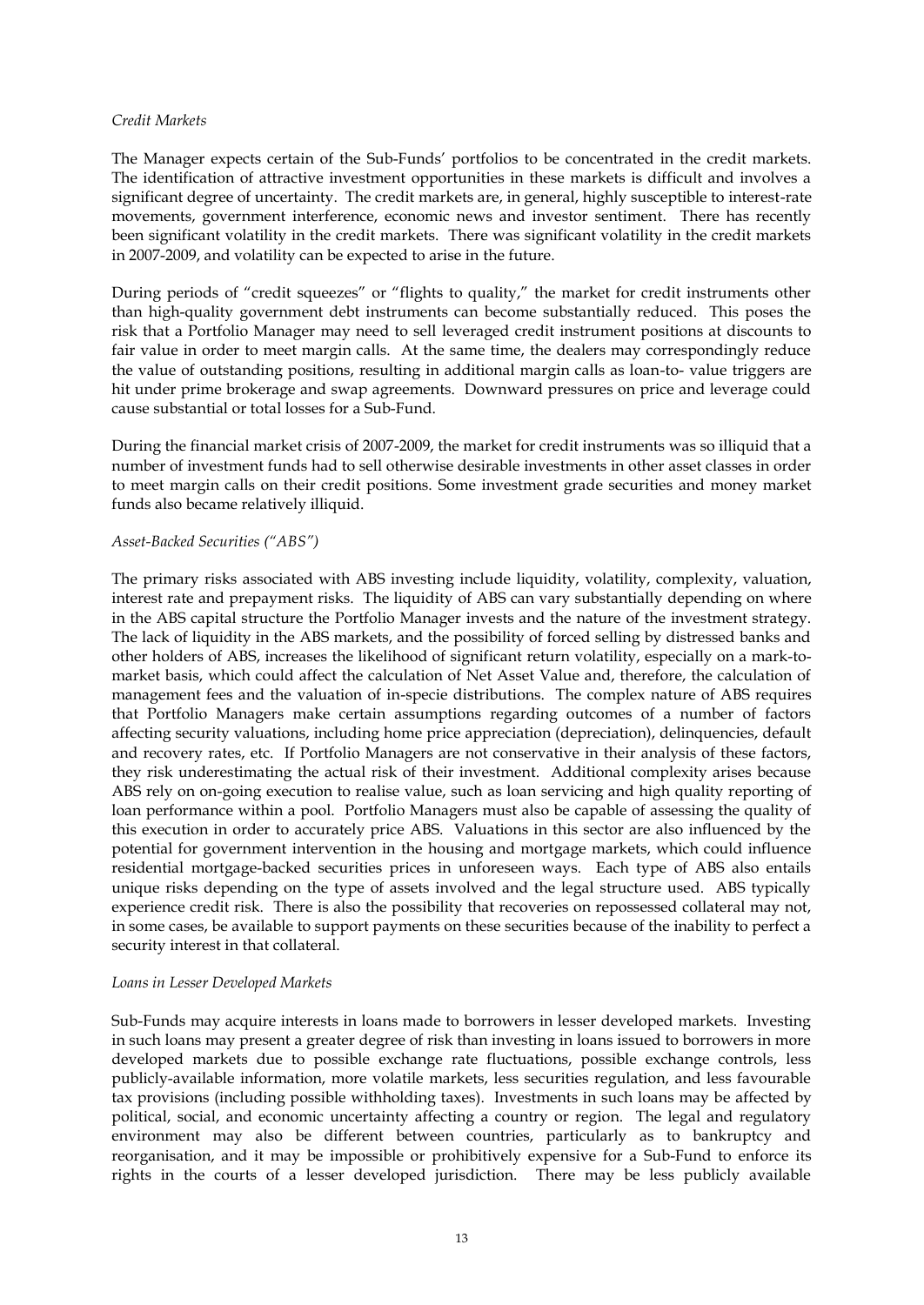*Credit Markets*

The Manager expects certain of the Sub-Funds' portfolios to be concentrated in the credit markets. The identification of attractive investment opportunities in these markets is difficult and involves a significant degree of uncertainty. The credit markets are, in general, highly susceptible to interest-rate movements, government interference, economic news and investor sentiment. There has recently been significant volatility in the credit markets. There was significant volatility in the credit markets in 2007-2009, and volatility can be expected to arise in the future.

During periods of "credit squeezes" or "flights to quality," the market for credit instruments other than high-quality government debt instruments can become substantially reduced. This poses the risk that a Portfolio Manager may need to sell leveraged credit instrument positions at discounts to fair value in order to meet margin calls. At the same time, the dealers may correspondingly reduce the value of outstanding positions, resulting in additional margin calls as loan-to- value triggers are hit under prime brokerage and swap agreements. Downward pressures on price and leverage could cause substantial or total losses for a Sub-Fund.

During the financial market crisis of 2007-2009, the market for credit instruments was so illiquid that a number of investment funds had to sell otherwise desirable investments in other asset classes in order to meet margin calls on their credit positions. Some investment grade securities and money market funds also became relatively illiquid.

*Asset-Backed Securities ("ABS")*

The primary risks associated with ABS investing include liquidity, volatility, complexity, valuation, interest rate and prepayment risks. The liquidity of ABS can vary substantially depending on where in the ABS capital structure the Portfolio Manager invests and the nature of the investment strategy. The lack of liquidity in the ABS markets, and the possibility of forced selling by distressed banks and other holders of ABS, increases the likelihood of significant return volatility, especially on a mark-to-market basis, which could affect the calculation of Net Asset Value and, therefore, the calculation of management fees and the valuation of in-specie distributions. The complex nature of ABS requires that Portfolio Managers make certain assumptions regarding outcomes of a number of factors affecting security valuations, including home price appreciation (depreciation), delinquencies, default and recovery rates, etc. If Portfolio Managers are not conservative in their analysis of these factors, they risk underestimating the actual risk of their investment. Additional complexity arises because ABS rely on on-going execution to realise value, such as loan servicing and high quality reporting of loan performance within a pool. Portfolio Managers must also be capable of assessing the quality of this execution in order to accurately price ABS. Valuations in this sector are also influenced by the potential for government intervention in the housing and mortgage markets, which could influence residential mortgage-backed securities prices in unforeseen ways. Each type of ABS also entails unique risks depending on the type of assets involved and the legal structure used. ABS typically experience credit risk. There is also the possibility that recoveries on repossessed collateral may not, in some cases, be available to support payments on these securities because of the inability to perfect a security interest in that collateral.

*Loans in Lesser Developed Markets*

Sub-Funds may acquire interests in loans made to borrowers in lesser developed markets. Investing in such loans may present a greater degree of risk than investing in loans issued to borrowers in more developed markets due to possible exchange rate fluctuations, possible exchange controls, less publicly-available information, more volatile markets, less securities regulation, and less favourable tax provisions (including possible withholding taxes). Investments in such loans may be affected by political, social, and economic uncertainty affecting a country or region. The legal and regulatory environment may also be different between countries, particularly as to bankruptcy and reorganisation, and it may be impossible or prohibitively expensive for a Sub-Fund to enforce its rights in the courts of a lesser developed jurisdiction. There may be less publicly available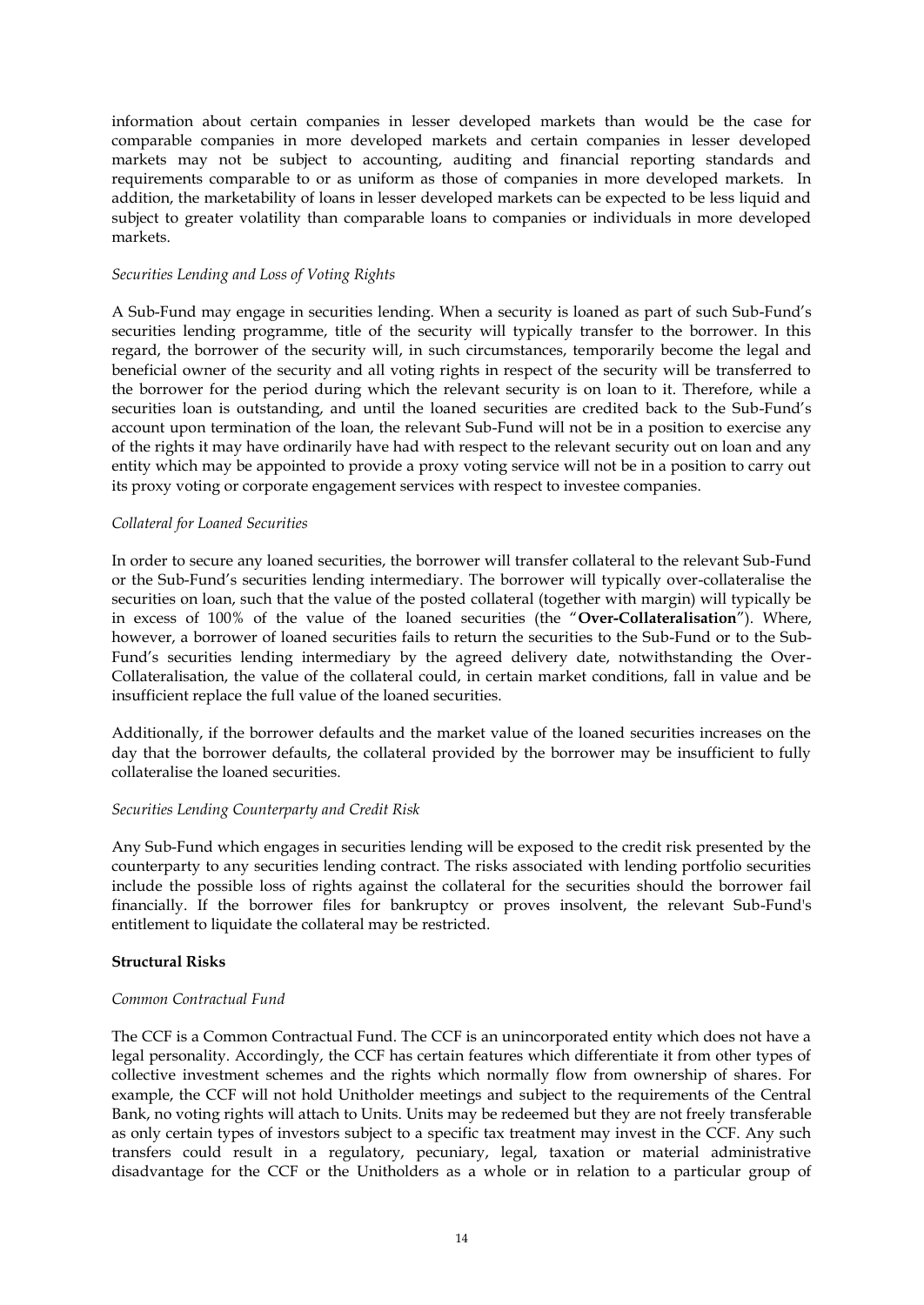information about certain companies in lesser developed markets than would be the case for comparable companies in more developed markets and certain companies in lesser developed markets may not be subject to accounting, auditing and financial reporting standards and requirements comparable to or as uniform as those of companies in more developed markets. In addition, the marketability of loans in lesser developed markets can be expected to be less liquid and subject to greater volatility than comparable loans to companies or individuals in more developed markets.

*Securities Lending and Loss of Voting Rights*

A Sub-Fund may engage in securities lending. When a security is loaned as part of such Sub-Fund's securities lending programme, title of the security will typically transfer to the borrower. In this regard, the borrower of the security will, in such circumstances, temporarily become the legal and beneficial owner of the security and all voting rights in respect of the security will be transferred to the borrower for the period during which the relevant security is on loan to it. Therefore, while a securities loan is outstanding, and until the loaned securities are credited back to the Sub-Fund's account upon termination of the loan, the relevant Sub-Fund will not be in a position to exercise any of the rights it may have ordinarily have had with respect to the relevant security out on loan and any entity which may be appointed to provide a proxy voting service will not be in a position to carry out its proxy voting or corporate engagement services with respect to investee companies.

*Collateral for Loaned Securities*

In order to secure any loaned securities, the borrower will transfer collateral to the relevant Sub-Fund or the Sub-Fund's securities lending intermediary. The borrower will typically over-collateralise the securities on loan, such that the value of the posted collateral (together with margin) will typically be in excess of 100% of the value of the loaned securities (the "**Over-Collateralisation**"). Where, however, a borrower of loaned securities fails to return the securities to the Sub-Fund or to the Sub-Fund's securities lending intermediary by the agreed delivery date, notwithstanding the Over-Collateralisation, the value of the collateral could, in certain market conditions, fall in value and be insufficient replace the full value of the loaned securities.

Additionally, if the borrower defaults and the market value of the loaned securities increases on the day that the borrower defaults, the collateral provided by the borrower may be insufficient to fully collateralise the loaned securities.

*Securities Lending Counterparty and Credit Risk*

Any Sub-Fund which engages in securities lending will be exposed to the credit risk presented by the counterparty to any securities lending contract. The risks associated with lending portfolio securities include the possible loss of rights against the collateral for the securities should the borrower fail financially. If the borrower files for bankruptcy or proves insolvent, the relevant Sub-Fund's entitlement to liquidate the collateral may be restricted.

**Structural Risks**

*Common Contractual Fund*

The CCF is a Common Contractual Fund. The CCF is an unincorporated entity which does not have a legal personality. Accordingly, the CCF has certain features which differentiate it from other types of collective investment schemes and the rights which normally flow from ownership of shares. For example, the CCF will not hold Unitholder meetings and subject to the requirements of the Central Bank, no voting rights will attach to Units. Units may be redeemed but they are not freely transferable as only certain types of investors subject to a specific tax treatment may invest in the CCF. Any such transfers could result in a regulatory, pecuniary, legal, taxation or material administrative disadvantage for the CCF or the Unitholders as a whole or in relation to a particular group of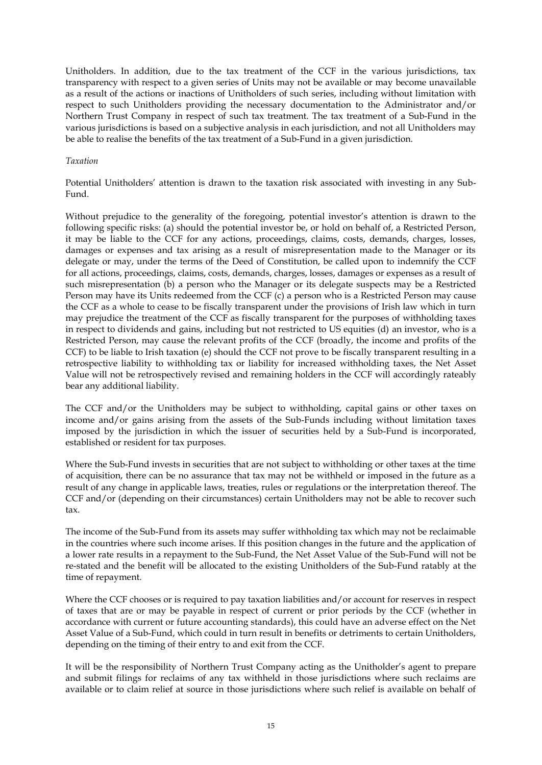Unitholders. In addition, due to the tax treatment of the CCF in the various jurisdictions, tax transparency with respect to a given series of Units may not be available or may become unavailable as a result of the actions or inactions of Unitholders of such series, including without limitation with respect to such Unitholders providing the necessary documentation to the Administrator and/or Northern Trust Company in respect of such tax treatment. The tax treatment of a Sub-Fund in the various jurisdictions is based on a subjective analysis in each jurisdiction, and not all Unitholders may be able to realise the benefits of the tax treatment of a Sub-Fund in a given jurisdiction.

*Taxation*

Potential Unitholders' attention is drawn to the taxation risk associated with investing in any Sub-Fund.

Without prejudice to the generality of the foregoing, potential investor's attention is drawn to the following specific risks: (a) should the potential investor be, or hold on behalf of, a Restricted Person, it may be liable to the CCF for any actions, proceedings, claims, costs, demands, charges, losses, damages or expenses and tax arising as a result of misrepresentation made to the Manager or its delegate or may, under the terms of the Deed of Constitution, be called upon to indemnify the CCF for all actions, proceedings, claims, costs, demands, charges, losses, damages or expenses as a result of such misrepresentation (b) a person who the Manager or its delegate suspects may be a Restricted Person may have its Units redeemed from the CCF (c) a person who is a Restricted Person may cause the CCF as a whole to cease to be fiscally transparent under the provisions of Irish law which in turn may prejudice the treatment of the CCF as fiscally transparent for the purposes of withholding taxes in respect to dividends and gains, including but not restricted to US equities (d) an investor, who is a Restricted Person, may cause the relevant profits of the CCF (broadly, the income and profits of the CCF) to be liable to Irish taxation (e) should the CCF not prove to be fiscally transparent resulting in a retrospective liability to withholding tax or liability for increased withholding taxes, the Net Asset Value will not be retrospectively revised and remaining holders in the CCF will accordingly rateably bear any additional liability.

The CCF and/or the Unitholders may be subject to withholding, capital gains or other taxes on income and/or gains arising from the assets of the Sub-Funds including without limitation taxes imposed by the jurisdiction in which the issuer of securities held by a Sub-Fund is incorporated, established or resident for tax purposes.

Where the Sub-Fund invests in securities that are not subject to withholding or other taxes at the time of acquisition, there can be no assurance that tax may not be withheld or imposed in the future as a result of any change in applicable laws, treaties, rules or regulations or the interpretation thereof. The CCF and/or (depending on their circumstances) certain Unitholders may not be able to recover such tax.

The income of the Sub-Fund from its assets may suffer withholding tax which may not be reclaimable in the countries where such income arises. If this position changes in the future and the application of a lower rate results in a repayment to the Sub-Fund, the Net Asset Value of the Sub-Fund will not be re-stated and the benefit will be allocated to the existing Unitholders of the Sub-Fund ratably at the time of repayment.

Where the CCF chooses or is required to pay taxation liabilities and/or account for reserves in respect of taxes that are or may be payable in respect of current or prior periods by the CCF (whether in accordance with current or future accounting standards), this could have an adverse effect on the Net Asset Value of a Sub-Fund, which could in turn result in benefits or detriments to certain Unitholders, depending on the timing of their entry to and exit from the CCF.

It will be the responsibility of Northern Trust Company acting as the Unitholder's agent to prepare and submit filings for reclaims of any tax withheld in those jurisdictions where such reclaims are available or to claim relief at source in those jurisdictions where such relief is available on behalf of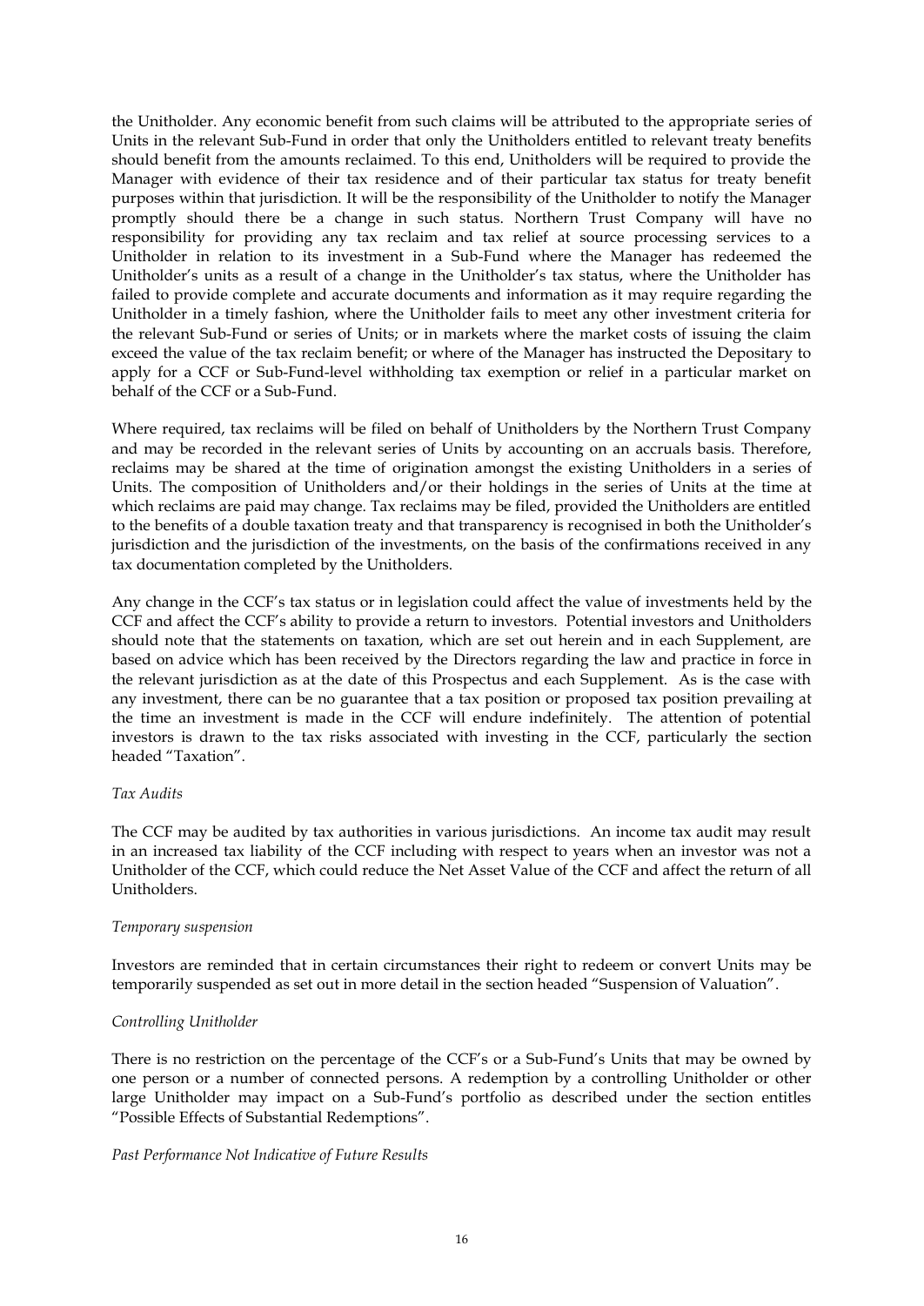the Unitholder. Any economic benefit from such claims will be attributed to the appropriate series of Units in the relevant Sub-Fund in order that only the Unitholders entitled to relevant treaty benefits should benefit from the amounts reclaimed. To this end, Unitholders will be required to provide the Manager with evidence of their tax residence and of their particular tax status for treaty benefit purposes within that jurisdiction. It will be the responsibility of the Unitholder to notify the Manager promptly should there be a change in such status. Northern Trust Company will have no responsibility for providing any tax reclaim and tax relief at source processing services to a Unitholder in relation to its investment in a Sub-Fund where the Manager has redeemed the Unitholder's units as a result of a change in the Unitholder's tax status, where the Unitholder has failed to provide complete and accurate documents and information as it may require regarding the Unitholder in a timely fashion, where the Unitholder fails to meet any other investment criteria for the relevant Sub-Fund or series of Units; or in markets where the market costs of issuing the claim exceed the value of the tax reclaim benefit; or where of the Manager has instructed the Depositary to apply for a CCF or Sub-Fund-level withholding tax exemption or relief in a particular market on behalf of the CCF or a Sub-Fund.

Where required, tax reclaims will be filed on behalf of Unitholders by the Northern Trust Company and may be recorded in the relevant series of Units by accounting on an accruals basis. Therefore, reclaims may be shared at the time of origination amongst the existing Unitholders in a series of Units. The composition of Unitholders and/or their holdings in the series of Units at the time at which reclaims are paid may change. Tax reclaims may be filed, provided the Unitholders are entitled to the benefits of a double taxation treaty and that transparency is recognised in both the Unitholder's jurisdiction and the jurisdiction of the investments, on the basis of the confirmations received in any tax documentation completed by the Unitholders.

Any change in the CCF's tax status or in legislation could affect the value of investments held by the CCF and affect the CCF's ability to provide a return to investors. Potential investors and Unitholders should note that the statements on taxation, which are set out herein and in each Supplement, are based on advice which has been received by the Directors regarding the law and practice in force in the relevant jurisdiction as at the date of this Prospectus and each Supplement. As is the case with any investment, there can be no guarantee that a tax position or proposed tax position prevailing at the time an investment is made in the CCF will endure indefinitely. The attention of potential investors is drawn to the tax risks associated with investing in the CCF, particularly the section headed "Taxation".

*Tax Audits*

The CCF may be audited by tax authorities in various jurisdictions. An income tax audit may result in an increased tax liability of the CCF including with respect to years when an investor was not a Unitholder of the CCF, which could reduce the Net Asset Value of the CCF and affect the return of all Unitholders.

*Temporary suspension*

Investors are reminded that in certain circumstances their right to redeem or convert Units may be temporarily suspended as set out in more detail in the section headed "Suspension of Valuation".

*Controlling Unitholder*

There is no restriction on the percentage of the CCF's or a Sub-Fund's Units that may be owned by one person or a number of connected persons. A redemption by a controlling Unitholder or other large Unitholder may impact on a Sub-Fund's portfolio as described under the section entitles "Possible Effects of Substantial Redemptions".

*Past Performance Not Indicative of Future Results*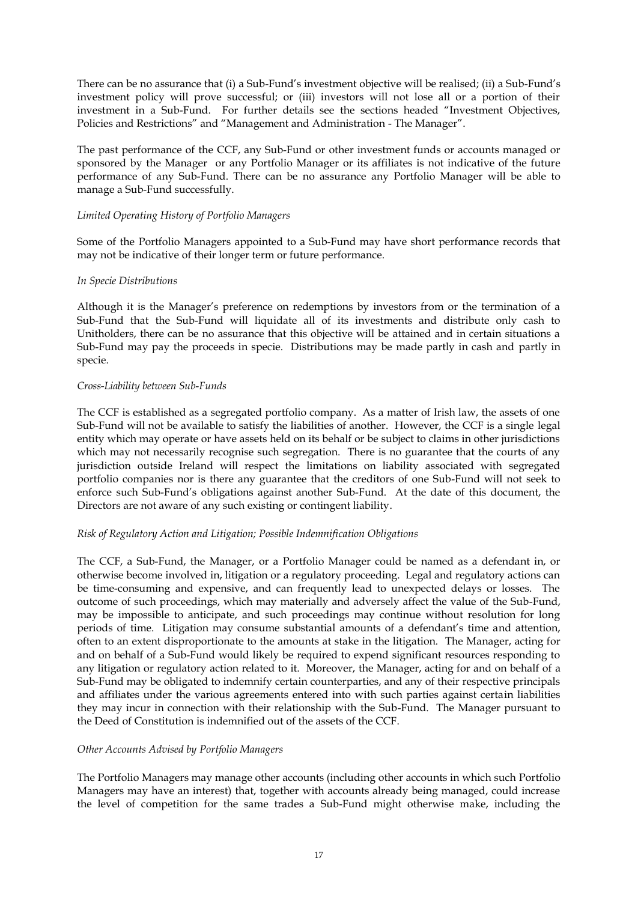There can be no assurance that (i) a Sub-Fund's investment objective will be realised; (ii) a Sub-Fund's investment policy will prove successful; or (iii) investors will not lose all or a portion of their investment in a Sub-Fund. For further details see the sections headed "Investment Objectives, Policies and Restrictions" and "Management and Administration - The Manager".

The past performance of the CCF, any Sub-Fund or other investment funds or accounts managed or sponsored by the Manager or any Portfolio Manager or its affiliates is not indicative of the future performance of any Sub-Fund. There can be no assurance any Portfolio Manager will be able to manage a Sub-Fund successfully.

*Limited Operating History of Portfolio Managers*

Some of the Portfolio Managers appointed to a Sub-Fund may have short performance records that may not be indicative of their longer term or future performance.

*In Specie Distributions*

Although it is the Manager's preference on redemptions by investors from or the termination of a Sub-Fund that the Sub-Fund will liquidate all of its investments and distribute only cash to Unitholders, there can be no assurance that this objective will be attained and in certain situations a Sub-Fund may pay the proceeds in specie. Distributions may be made partly in cash and partly in specie.

*Cross-Liability between Sub-Funds*

The CCF is established as a segregated portfolio company. As a matter of Irish law, the assets of one Sub-Fund will not be available to satisfy the liabilities of another. However, the CCF is a single legal entity which may operate or have assets held on its behalf or be subject to claims in other jurisdictions which may not necessarily recognise such segregation. There is no guarantee that the courts of any jurisdiction outside Ireland will respect the limitations on liability associated with segregated portfolio companies nor is there any guarantee that the creditors of one Sub-Fund will not seek to enforce such Sub-Fund's obligations against another Sub-Fund. At the date of this document, the Directors are not aware of any such existing or contingent liability.

*Risk of Regulatory Action and Litigation; Possible Indemnification Obligations*

The CCF, a Sub-Fund, the Manager, or a Portfolio Manager could be named as a defendant in, or otherwise become involved in, litigation or a regulatory proceeding. Legal and regulatory actions can be time-consuming and expensive, and can frequently lead to unexpected delays or losses. The outcome of such proceedings, which may materially and adversely affect the value of the Sub-Fund, may be impossible to anticipate, and such proceedings may continue without resolution for long periods of time. Litigation may consume substantial amounts of a defendant's time and attention, often to an extent disproportionate to the amounts at stake in the litigation. The Manager, acting for and on behalf of a Sub-Fund would likely be required to expend significant resources responding to any litigation or regulatory action related to it. Moreover, the Manager, acting for and on behalf of a Sub-Fund may be obligated to indemnify certain counterparties, and any of their respective principals and affiliates under the various agreements entered into with such parties against certain liabilities they may incur in connection with their relationship with the Sub-Fund. The Manager pursuant to the Deed of Constitution is indemnified out of the assets of the CCF.

*Other Accounts Advised by Portfolio Managers*

The Portfolio Managers may manage other accounts (including other accounts in which such Portfolio Managers may have an interest) that, together with accounts already being managed, could increase the level of competition for the same trades a Sub-Fund might otherwise make, including the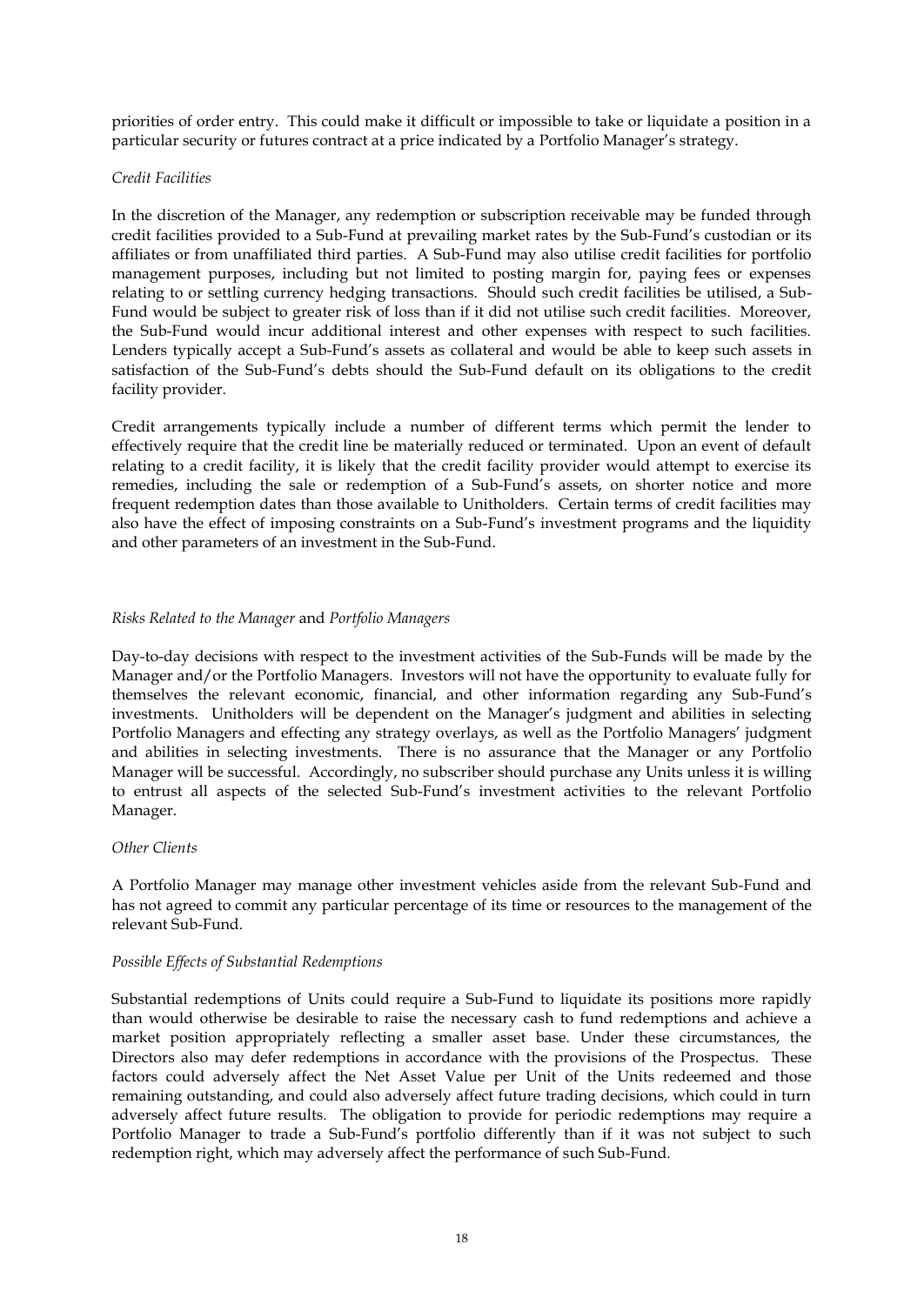priorities of order entry. This could make it difficult or impossible to take or liquidate a position in a particular security or futures contract at a price indicated by a Portfolio Manager's strategy.

*Credit Facilities*

In the discretion of the Manager, any redemption or subscription receivable may be funded through credit facilities provided to a Sub-Fund at prevailing market rates by the Sub-Fund's custodian or its affiliates or from unaffiliated third parties. A Sub-Fund may also utilise credit facilities for portfolio management purposes, including but not limited to posting margin for, paying fees or expenses relating to or settling currency hedging transactions. Should such credit facilities be utilised, a Sub-Fund would be subject to greater risk of loss than if it did not utilise such credit facilities. Moreover, the Sub-Fund would incur additional interest and other expenses with respect to such facilities. Lenders typically accept a Sub-Fund's assets as collateral and would be able to keep such assets in satisfaction of the Sub-Fund's debts should the Sub-Fund default on its obligations to the credit facility provider.

Credit arrangements typically include a number of different terms which permit the lender to effectively require that the credit line be materially reduced or terminated. Upon an event of default relating to a credit facility, it is likely that the credit facility provider would attempt to exercise its remedies, including the sale or redemption of a Sub-Fund's assets, on shorter notice and more frequent redemption dates than those available to Unitholders. Certain terms of credit facilities may also have the effect of imposing constraints on a Sub-Fund's investment programs and the liquidity and other parameters of an investment in the Sub-Fund.

*Risks Related to the Manager* and *Portfolio Managers*

Day-to-day decisions with respect to the investment activities of the Sub-Funds will be made by the Manager and/or the Portfolio Managers. Investors will not have the opportunity to evaluate fully for themselves the relevant economic, financial, and other information regarding any Sub-Fund's investments. Unitholders will be dependent on the Manager's judgment and abilities in selecting Portfolio Managers and effecting any strategy overlays, as well as the Portfolio Managers' judgment and abilities in selecting investments. There is no assurance that the Manager or any Portfolio Manager will be successful. Accordingly, no subscriber should purchase any Units unless it is willing to entrust all aspects of the selected Sub-Fund's investment activities to the relevant Portfolio Manager.

*Other Clients*

A Portfolio Manager may manage other investment vehicles aside from the relevant Sub-Fund and has not agreed to commit any particular percentage of its time or resources to the management of the relevant Sub-Fund.

*Possible Effects of Substantial Redemptions*

Substantial redemptions of Units could require a Sub-Fund to liquidate its positions more rapidly than would otherwise be desirable to raise the necessary cash to fund redemptions and achieve a market position appropriately reflecting a smaller asset base. Under these circumstances, the Directors also may defer redemptions in accordance with the provisions of the Prospectus. These factors could adversely affect the Net Asset Value per Unit of the Units redeemed and those remaining outstanding, and could also adversely affect future trading decisions, which could in turn adversely affect future results. The obligation to provide for periodic redemptions may require a Portfolio Manager to trade a Sub-Fund's portfolio differently than if it was not subject to such redemption right, which may adversely affect the performance of such Sub-Fund.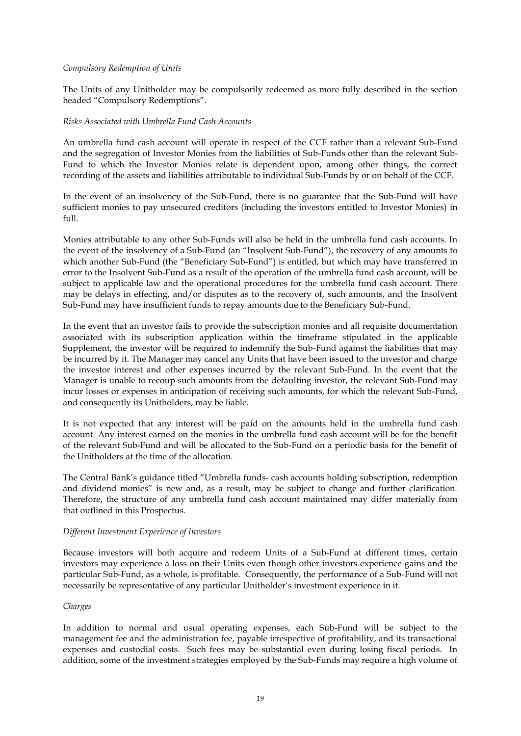*Compulsory Redemption of Units*

The Units of any Unitholder may be compulsorily redeemed as more fully described in the section headed "Compulsory Redemptions".

*Risks Associated with Umbrella Fund Cash Accounts*

An umbrella fund cash account will operate in respect of the CCF rather than a relevant Sub-Fund and the segregation of Investor Monies from the liabilities of Sub-Funds other than the relevant Sub-Fund to which the Investor Monies relate is dependent upon, among other things, the correct recording of the assets and liabilities attributable to individual Sub-Funds by or on behalf of the CCF.

In the event of an insolvency of the Sub-Fund, there is no guarantee that the Sub-Fund will have sufficient monies to pay unsecured creditors (including the investors entitled to Investor Monies) in full.

Monies attributable to any other Sub-Funds will also be held in the umbrella fund cash accounts. In the event of the insolvency of a Sub-Fund (an "Insolvent Sub-Fund"), the recovery of any amounts to which another Sub-Fund (the "Beneficiary Sub-Fund") is entitled, but which may have transferred in error to the Insolvent Sub-Fund as a result of the operation of the umbrella fund cash account, will be subject to applicable law and the operational procedures for the umbrella fund cash account. There may be delays in effecting, and/or disputes as to the recovery of, such amounts, and the Insolvent Sub-Fund may have insufficient funds to repay amounts due to the Beneficiary Sub-Fund.

In the event that an investor fails to provide the subscription monies and all requisite documentation associated with its subscription application within the timeframe stipulated in the applicable Supplement, the investor will be required to indemnify the Sub-Fund against the liabilities that may be incurred by it. The Manager may cancel any Units that have been issued to the investor and charge the investor interest and other expenses incurred by the relevant Sub-Fund. In the event that the Manager is unable to recoup such amounts from the defaulting investor, the relevant Sub-Fund may incur losses or expenses in anticipation of receiving such amounts, for which the relevant Sub-Fund, and consequently its Unitholders, may be liable.

It is not expected that any interest will be paid on the amounts held in the umbrella fund cash account. Any interest earned on the monies in the umbrella fund cash account will be for the benefit of the relevant Sub-Fund and will be allocated to the Sub-Fund on a periodic basis for the benefit of the Unitholders at the time of the allocation.

The Central Bank's guidance titled "Umbrella funds- cash accounts holding subscription, redemption and dividend monies" is new and, as a result, may be subject to change and further clarification. Therefore, the structure of any umbrella fund cash account maintained may differ materially from that outlined in this Prospectus.

*Different Investment Experience of Investors*

Because investors will both acquire and redeem Units of a Sub-Fund at different times, certain investors may experience a loss on their Units even though other investors experience gains and the particular Sub-Fund, as a whole, is profitable. Consequently, the performance of a Sub-Fund will not necessarily be representative of any particular Unitholder's investment experience in it.

*Charges*

In addition to normal and usual operating expenses, each Sub-Fund will be subject to the management fee and the administration fee, payable irrespective of profitability, and its transactional expenses and custodial costs. Such fees may be substantial even during losing fiscal periods. In addition, some of the investment strategies employed by the Sub-Funds may require a high volume of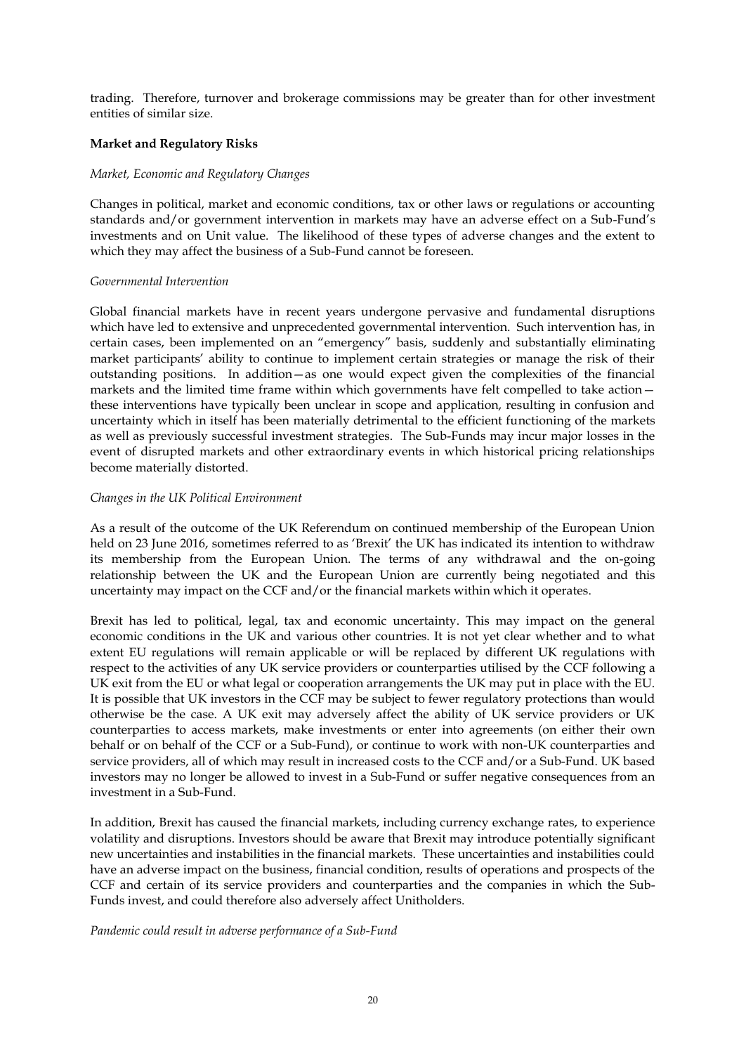trading. Therefore, turnover and brokerage commissions may be greater than for other investment entities of similar size.

**Market and Regulatory Risks**

*Market, Economic and Regulatory Changes*

Changes in political, market and economic conditions, tax or other laws or regulations or accounting standards and/or government intervention in markets may have an adverse effect on a Sub-Fund's investments and on Unit value. The likelihood of these types of adverse changes and the extent to which they may affect the business of a Sub-Fund cannot be foreseen.

*Governmental Intervention*

Global financial markets have in recent years undergone pervasive and fundamental disruptions which have led to extensive and unprecedented governmental intervention. Such intervention has, in certain cases, been implemented on an "emergency" basis, suddenly and substantially eliminating market participants' ability to continue to implement certain strategies or manage the risk of their outstanding positions. In addition—as one would expect given the complexities of the financial markets and the limited time frame within which governments have felt compelled to take action—these interventions have typically been unclear in scope and application, resulting in confusion and uncertainty which in itself has been materially detrimental to the efficient functioning of the markets as well as previously successful investment strategies. The Sub-Funds may incur major losses in the event of disrupted markets and other extraordinary events in which historical pricing relationships become materially distorted.

*Changes in the UK Political Environment*

As a result of the outcome of the UK Referendum on continued membership of the European Union held on 23 June 2016, sometimes referred to as 'Brexit' the UK has indicated its intention to withdraw its membership from the European Union. The terms of any withdrawal and the on-going relationship between the UK and the European Union are currently being negotiated and this uncertainty may impact on the CCF and/or the financial markets within which it operates.

Brexit has led to political, legal, tax and economic uncertainty. This may impact on the general economic conditions in the UK and various other countries. It is not yet clear whether and to what extent EU regulations will remain applicable or will be replaced by different UK regulations with respect to the activities of any UK service providers or counterparties utilised by the CCF following a UK exit from the EU or what legal or cooperation arrangements the UK may put in place with the EU. It is possible that UK investors in the CCF may be subject to fewer regulatory protections than would otherwise be the case. A UK exit may adversely affect the ability of UK service providers or UK counterparties to access markets, make investments or enter into agreements (on either their own behalf or on behalf of the CCF or a Sub-Fund), or continue to work with non-UK counterparties and service providers, all of which may result in increased costs to the CCF and/or a Sub-Fund. UK based investors may no longer be allowed to invest in a Sub-Fund or suffer negative consequences from an investment in a Sub-Fund.

In addition, Brexit has caused the financial markets, including currency exchange rates, to experience volatility and disruptions. Investors should be aware that Brexit may introduce potentially significant new uncertainties and instabilities in the financial markets. These uncertainties and instabilities could have an adverse impact on the business, financial condition, results of operations and prospects of the CCF and certain of its service providers and counterparties and the companies in which the Sub-Funds invest, and could therefore also adversely affect Unitholders.

*Pandemic could result in adverse performance of a Sub-Fund*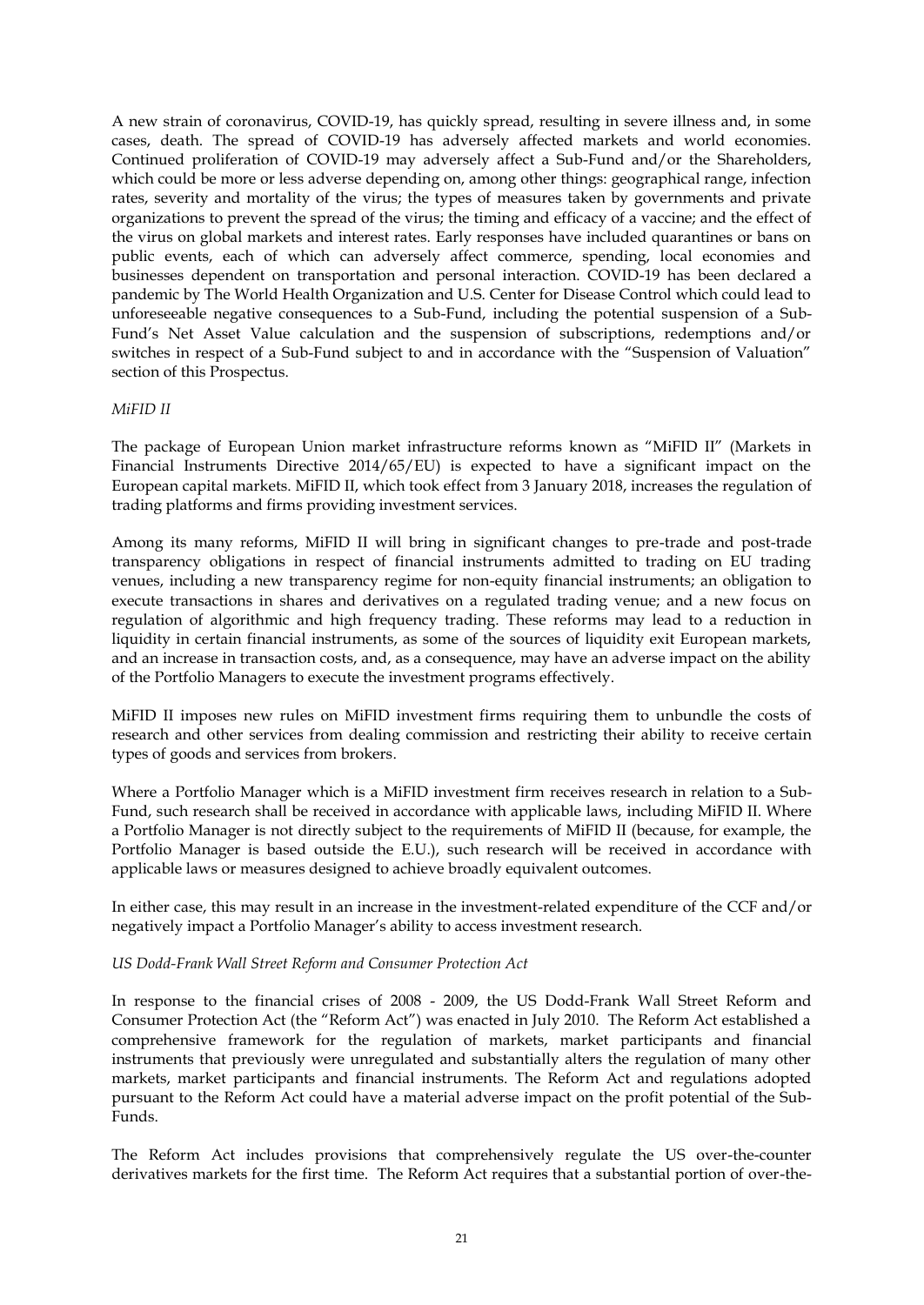A new strain of coronavirus, COVID-19, has quickly spread, resulting in severe illness and, in some cases, death. The spread of COVID-19 has adversely affected markets and world economies. Continued proliferation of COVID-19 may adversely affect a Sub-Fund and/or the Shareholders, which could be more or less adverse depending on, among other things: geographical range, infection rates, severity and mortality of the virus; the types of measures taken by governments and private organizations to prevent the spread of the virus; the timing and efficacy of a vaccine; and the effect of the virus on global markets and interest rates. Early responses have included quarantines or bans on public events, each of which can adversely affect commerce, spending, local economies and businesses dependent on transportation and personal interaction. COVID-19 has been declared a pandemic by The World Health Organization and U.S. Center for Disease Control which could lead to unforeseeable negative consequences to a Sub-Fund, including the potential suspension of a Sub-Fund's Net Asset Value calculation and the suspension of subscriptions, redemptions and/or switches in respect of a Sub-Fund subject to and in accordance with the "Suspension of Valuation" section of this Prospectus.

*MiFID II*

The package of European Union market infrastructure reforms known as "MiFID II" (Markets in Financial Instruments Directive 2014/65/EU) is expected to have a significant impact on the European capital markets. MiFID II, which took effect from 3 January 2018, increases the regulation of trading platforms and firms providing investment services.

Among its many reforms, MiFID II will bring in significant changes to pre-trade and post-trade transparency obligations in respect of financial instruments admitted to trading on EU trading venues, including a new transparency regime for non-equity financial instruments; an obligation to execute transactions in shares and derivatives on a regulated trading venue; and a new focus on regulation of algorithmic and high frequency trading. These reforms may lead to a reduction in liquidity in certain financial instruments, as some of the sources of liquidity exit European markets, and an increase in transaction costs, and, as a consequence, may have an adverse impact on the ability of the Portfolio Managers to execute the investment programs effectively.

MiFID II imposes new rules on MiFID investment firms requiring them to unbundle the costs of research and other services from dealing commission and restricting their ability to receive certain types of goods and services from brokers.

Where a Portfolio Manager which is a MiFID investment firm receives research in relation to a Sub-Fund, such research shall be received in accordance with applicable laws, including MiFID II. Where a Portfolio Manager is not directly subject to the requirements of MiFID II (because, for example, the Portfolio Manager is based outside the E.U.), such research will be received in accordance with applicable laws or measures designed to achieve broadly equivalent outcomes.

In either case, this may result in an increase in the investment-related expenditure of the CCF and/or negatively impact a Portfolio Manager's ability to access investment research.

*US Dodd-Frank Wall Street Reform and Consumer Protection Act*

In response to the financial crises of 2008 - 2009, the US Dodd-Frank Wall Street Reform and Consumer Protection Act (the "Reform Act") was enacted in July 2010. The Reform Act established a comprehensive framework for the regulation of markets, market participants and financial instruments that previously were unregulated and substantially alters the regulation of many other markets, market participants and financial instruments. The Reform Act and regulations adopted pursuant to the Reform Act could have a material adverse impact on the profit potential of the Sub-Funds.

The Reform Act includes provisions that comprehensively regulate the US over-the-counter derivatives markets for the first time. The Reform Act requires that a substantial portion of over-the-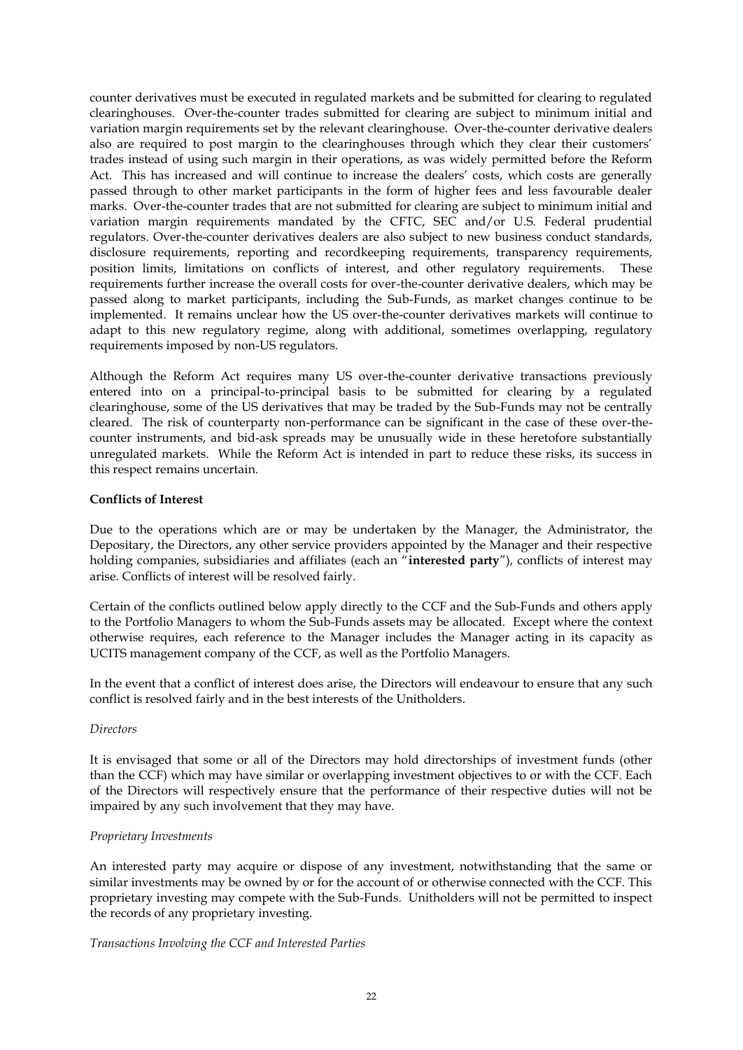counter derivatives must be executed in regulated markets and be submitted for clearing to regulated clearinghouses. Over-the-counter trades submitted for clearing are subject to minimum initial and variation margin requirements set by the relevant clearinghouse. Over-the-counter derivative dealers also are required to post margin to the clearinghouses through which they clear their customers' trades instead of using such margin in their operations, as was widely permitted before the Reform Act. This has increased and will continue to increase the dealers' costs, which costs are generally passed through to other market participants in the form of higher fees and less favourable dealer marks. Over-the-counter trades that are not submitted for clearing are subject to minimum initial and variation margin requirements mandated by the CFTC, SEC and/or U.S. Federal prudential regulators. Over-the-counter derivatives dealers are also subject to new business conduct standards, disclosure requirements, reporting and recordkeeping requirements, transparency requirements, position limits, limitations on conflicts of interest, and other regulatory requirements. These requirements further increase the overall costs for over-the-counter derivative dealers, which may be passed along to market participants, including the Sub-Funds, as market changes continue to be implemented. It remains unclear how the US over-the-counter derivatives markets will continue to adapt to this new regulatory regime, along with additional, sometimes overlapping, regulatory requirements imposed by non-US regulators.

Although the Reform Act requires many US over-the-counter derivative transactions previously entered into on a principal-to-principal basis to be submitted for clearing by a regulated clearinghouse, some of the US derivatives that may be traded by the Sub-Funds may not be centrally cleared. The risk of counterparty non-performance can be significant in the case of these over-the-counter instruments, and bid-ask spreads may be unusually wide in these heretofore substantially unregulated markets. While the Reform Act is intended in part to reduce these risks, its success in this respect remains uncertain.

**Conflicts of Interest**

Due to the operations which are or may be undertaken by the Manager, the Administrator, the Depositary, the Directors, any other service providers appointed by the Manager and their respective holding companies, subsidiaries and affiliates (each an "**interested party**"), conflicts of interest may arise. Conflicts of interest will be resolved fairly.

Certain of the conflicts outlined below apply directly to the CCF and the Sub-Funds and others apply to the Portfolio Managers to whom the Sub-Funds assets may be allocated. Except where the context otherwise requires, each reference to the Manager includes the Manager acting in its capacity as UCITS management company of the CCF, as well as the Portfolio Managers.

In the event that a conflict of interest does arise, the Directors will endeavour to ensure that any such conflict is resolved fairly and in the best interests of the Unitholders.

*Directors*

It is envisaged that some or all of the Directors may hold directorships of investment funds (other than the CCF) which may have similar or overlapping investment objectives to or with the CCF. Each of the Directors will respectively ensure that the performance of their respective duties will not be impaired by any such involvement that they may have.

*Proprietary Investments*

An interested party may acquire or dispose of any investment, notwithstanding that the same or similar investments may be owned by or for the account of or otherwise connected with the CCF. This proprietary investing may compete with the Sub-Funds. Unitholders will not be permitted to inspect the records of any proprietary investing.

*Transactions Involving the CCF and Interested Parties*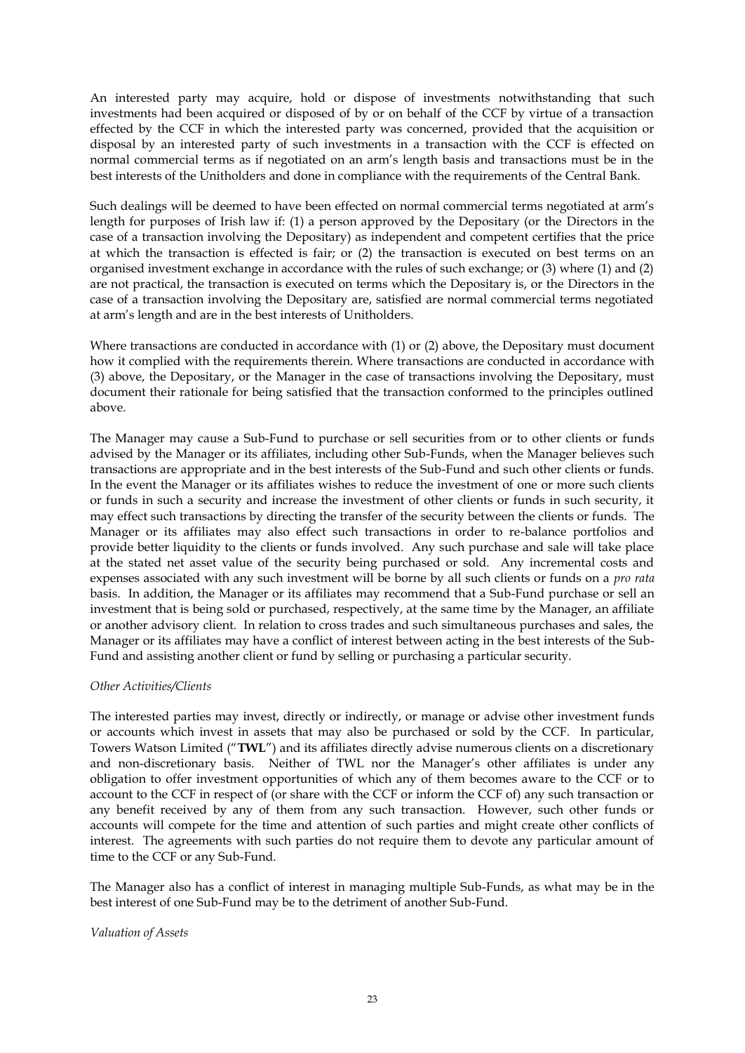An interested party may acquire, hold or dispose of investments notwithstanding that such investments had been acquired or disposed of by or on behalf of the CCF by virtue of a transaction effected by the CCF in which the interested party was concerned, provided that the acquisition or disposal by an interested party of such investments in a transaction with the CCF is effected on normal commercial terms as if negotiated on an arm's length basis and transactions must be in the best interests of the Unitholders and done in compliance with the requirements of the Central Bank.

Such dealings will be deemed to have been effected on normal commercial terms negotiated at arm's length for purposes of Irish law if: (1) a person approved by the Depositary (or the Directors in the case of a transaction involving the Depositary) as independent and competent certifies that the price at which the transaction is effected is fair; or (2) the transaction is executed on best terms on an organised investment exchange in accordance with the rules of such exchange; or (3) where (1) and (2) are not practical, the transaction is executed on terms which the Depositary is, or the Directors in the case of a transaction involving the Depositary are, satisfied are normal commercial terms negotiated at arm's length and are in the best interests of Unitholders.

Where transactions are conducted in accordance with (1) or (2) above, the Depositary must document how it complied with the requirements therein. Where transactions are conducted in accordance with (3) above, the Depositary, or the Manager in the case of transactions involving the Depositary, must document their rationale for being satisfied that the transaction conformed to the principles outlined above.

The Manager may cause a Sub-Fund to purchase or sell securities from or to other clients or funds advised by the Manager or its affiliates, including other Sub-Funds, when the Manager believes such transactions are appropriate and in the best interests of the Sub-Fund and such other clients or funds. In the event the Manager or its affiliates wishes to reduce the investment of one or more such clients or funds in such a security and increase the investment of other clients or funds in such security, it may effect such transactions by directing the transfer of the security between the clients or funds. The Manager or its affiliates may also effect such transactions in order to re-balance portfolios and provide better liquidity to the clients or funds involved. Any such purchase and sale will take place at the stated net asset value of the security being purchased or sold. Any incremental costs and expenses associated with any such investment will be borne by all such clients or funds on a *pro rata* basis. In addition, the Manager or its affiliates may recommend that a Sub-Fund purchase or sell an investment that is being sold or purchased, respectively, at the same time by the Manager, an affiliate or another advisory client. In relation to cross trades and such simultaneous purchases and sales, the Manager or its affiliates may have a conflict of interest between acting in the best interests of the Sub-Fund and assisting another client or fund by selling or purchasing a particular security.

*Other Activities/Clients*

The interested parties may invest, directly or indirectly, or manage or advise other investment funds or accounts which invest in assets that may also be purchased or sold by the CCF. In particular, Towers Watson Limited ("**TWL**") and its affiliates directly advise numerous clients on a discretionary and non-discretionary basis. Neither of TWL nor the Manager's other affiliates is under any obligation to offer investment opportunities of which any of them becomes aware to the CCF or to account to the CCF in respect of (or share with the CCF or inform the CCF of) any such transaction or any benefit received by any of them from any such transaction. However, such other funds or accounts will compete for the time and attention of such parties and might create other conflicts of interest. The agreements with such parties do not require them to devote any particular amount of time to the CCF or any Sub-Fund.

The Manager also has a conflict of interest in managing multiple Sub-Funds, as what may be in the best interest of one Sub-Fund may be to the detriment of another Sub-Fund.

*Valuation of Assets*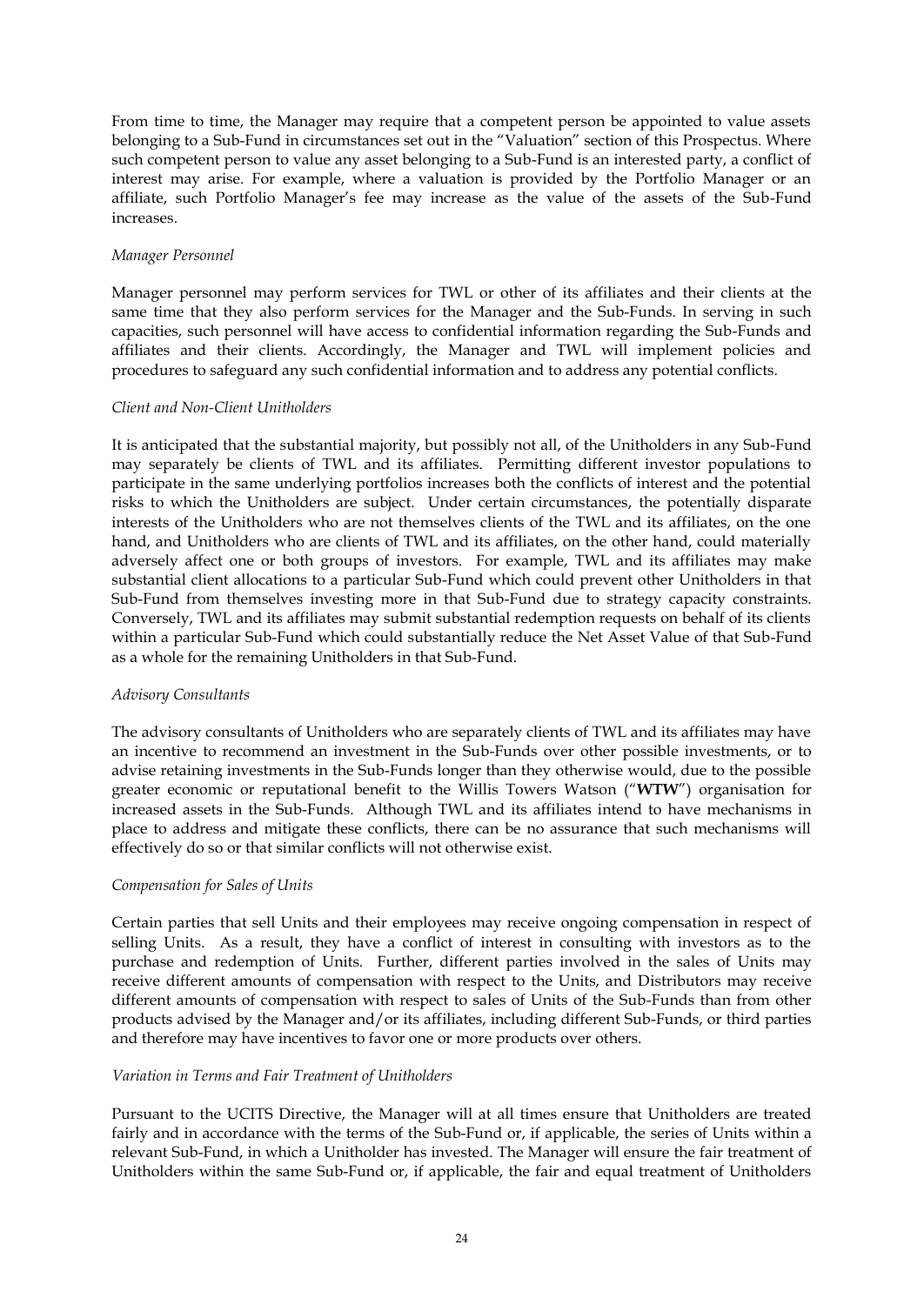From time to time, the Manager may require that a competent person be appointed to value assets belonging to a Sub-Fund in circumstances set out in the "Valuation" section of this Prospectus. Where such competent person to value any asset belonging to a Sub-Fund is an interested party, a conflict of interest may arise. For example, where a valuation is provided by the Portfolio Manager or an affiliate, such Portfolio Manager's fee may increase as the value of the assets of the Sub-Fund increases.

*Manager Personnel*

Manager personnel may perform services for TWL or other of its affiliates and their clients at the same time that they also perform services for the Manager and the Sub-Funds. In serving in such capacities, such personnel will have access to confidential information regarding the Sub-Funds and affiliates and their clients. Accordingly, the Manager and TWL will implement policies and procedures to safeguard any such confidential information and to address any potential conflicts.

*Client and Non-Client Unitholders*

It is anticipated that the substantial majority, but possibly not all, of the Unitholders in any Sub-Fund may separately be clients of TWL and its affiliates. Permitting different investor populations to participate in the same underlying portfolios increases both the conflicts of interest and the potential risks to which the Unitholders are subject. Under certain circumstances, the potentially disparate interests of the Unitholders who are not themselves clients of the TWL and its affiliates, on the one hand, and Unitholders who are clients of TWL and its affiliates, on the other hand, could materially adversely affect one or both groups of investors. For example, TWL and its affiliates may make substantial client allocations to a particular Sub-Fund which could prevent other Unitholders in that Sub-Fund from themselves investing more in that Sub-Fund due to strategy capacity constraints. Conversely, TWL and its affiliates may submit substantial redemption requests on behalf of its clients within a particular Sub-Fund which could substantially reduce the Net Asset Value of that Sub-Fund as a whole for the remaining Unitholders in that Sub-Fund.

*Advisory Consultants*

The advisory consultants of Unitholders who are separately clients of TWL and its affiliates may have an incentive to recommend an investment in the Sub-Funds over other possible investments, or to advise retaining investments in the Sub-Funds longer than they otherwise would, due to the possible greater economic or reputational benefit to the Willis Towers Watson ("**WTW**") organisation for increased assets in the Sub-Funds. Although TWL and its affiliates intend to have mechanisms in place to address and mitigate these conflicts, there can be no assurance that such mechanisms will effectively do so or that similar conflicts will not otherwise exist.

*Compensation for Sales of Units*

Certain parties that sell Units and their employees may receive ongoing compensation in respect of selling Units. As a result, they have a conflict of interest in consulting with investors as to the purchase and redemption of Units. Further, different parties involved in the sales of Units may receive different amounts of compensation with respect to the Units, and Distributors may receive different amounts of compensation with respect to sales of Units of the Sub-Funds than from other products advised by the Manager and/or its affiliates, including different Sub-Funds, or third parties and therefore may have incentives to favor one or more products over others.

*Variation in Terms and Fair Treatment of Unitholders*

Pursuant to the UCITS Directive, the Manager will at all times ensure that Unitholders are treated fairly and in accordance with the terms of the Sub-Fund or, if applicable, the series of Units within a relevant Sub-Fund, in which a Unitholder has invested. The Manager will ensure the fair treatment of Unitholders within the same Sub-Fund or, if applicable, the fair and equal treatment of Unitholders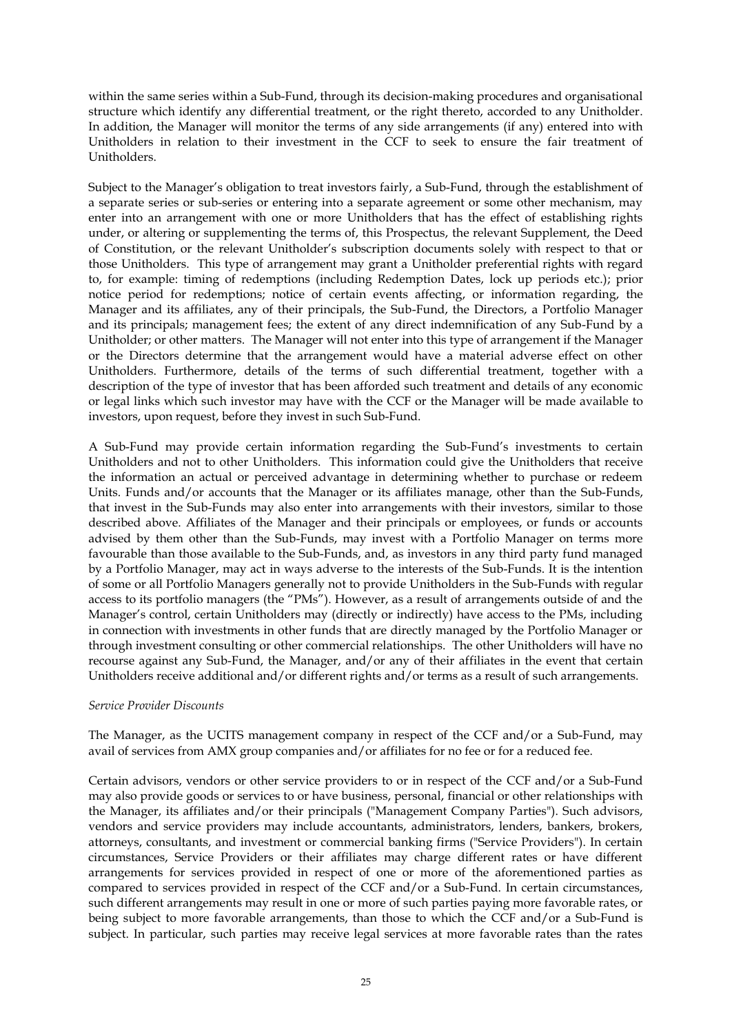within the same series within a Sub-Fund, through its decision-making procedures and organisational structure which identify any differential treatment, or the right thereto, accorded to any Unitholder. In addition, the Manager will monitor the terms of any side arrangements (if any) entered into with Unitholders in relation to their investment in the CCF to seek to ensure the fair treatment of Unitholders.

Subject to the Manager's obligation to treat investors fairly, a Sub-Fund, through the establishment of a separate series or sub-series or entering into a separate agreement or some other mechanism, may enter into an arrangement with one or more Unitholders that has the effect of establishing rights under, or altering or supplementing the terms of, this Prospectus, the relevant Supplement, the Deed of Constitution, or the relevant Unitholder's subscription documents solely with respect to that or those Unitholders. This type of arrangement may grant a Unitholder preferential rights with regard to, for example: timing of redemptions (including Redemption Dates, lock up periods etc.); prior notice period for redemptions; notice of certain events affecting, or information regarding, the Manager and its affiliates, any of their principals, the Sub-Fund, the Directors, a Portfolio Manager and its principals; management fees; the extent of any direct indemnification of any Sub-Fund by a Unitholder; or other matters. The Manager will not enter into this type of arrangement if the Manager or the Directors determine that the arrangement would have a material adverse effect on other Unitholders. Furthermore, details of the terms of such differential treatment, together with a description of the type of investor that has been afforded such treatment and details of any economic or legal links which such investor may have with the CCF or the Manager will be made available to investors, upon request, before they invest in such Sub-Fund.

A Sub-Fund may provide certain information regarding the Sub-Fund's investments to certain Unitholders and not to other Unitholders. This information could give the Unitholders that receive the information an actual or perceived advantage in determining whether to purchase or redeem Units. Funds and/or accounts that the Manager or its affiliates manage, other than the Sub-Funds, that invest in the Sub-Funds may also enter into arrangements with their investors, similar to those described above. Affiliates of the Manager and their principals or employees, or funds or accounts advised by them other than the Sub-Funds, may invest with a Portfolio Manager on terms more favourable than those available to the Sub-Funds, and, as investors in any third party fund managed by a Portfolio Manager, may act in ways adverse to the interests of the Sub-Funds. It is the intention of some or all Portfolio Managers generally not to provide Unitholders in the Sub-Funds with regular access to its portfolio managers (the "PMs"). However, as a result of arrangements outside of and the Manager's control, certain Unitholders may (directly or indirectly) have access to the PMs, including in connection with investments in other funds that are directly managed by the Portfolio Manager or through investment consulting or other commercial relationships. The other Unitholders will have no recourse against any Sub-Fund, the Manager, and/or any of their affiliates in the event that certain Unitholders receive additional and/or different rights and/or terms as a result of such arrangements.

*Service Provider Discounts*

The Manager, as the UCITS management company in respect of the CCF and/or a Sub-Fund, may avail of services from AMX group companies and/or affiliates for no fee or for a reduced fee.

Certain advisors, vendors or other service providers to or in respect of the CCF and/or a Sub-Fund may also provide goods or services to or have business, personal, financial or other relationships with the Manager, its affiliates and/or their principals ("Management Company Parties"). Such advisors, vendors and service providers may include accountants, administrators, lenders, bankers, brokers, attorneys, consultants, and investment or commercial banking firms ("Service Providers"). In certain circumstances, Service Providers or their affiliates may charge different rates or have different arrangements for services provided in respect of one or more of the aforementioned parties as compared to services provided in respect of the CCF and/or a Sub-Fund. In certain circumstances, such different arrangements may result in one or more of such parties paying more favorable rates, or being subject to more favorable arrangements, than those to which the CCF and/or a Sub-Fund is subject. In particular, such parties may receive legal services at more favorable rates than the rates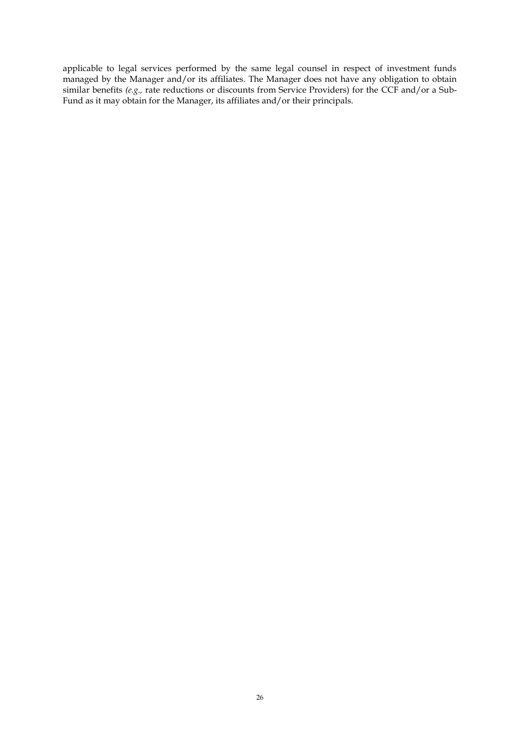applicable to legal services performed by the same legal counsel in respect of investment funds managed by the Manager and/or its affiliates. The Manager does not have any obligation to obtain similar benefits *(e.g.,* rate reductions or discounts from Service Providers) for the CCF and/or a Sub-Fund as it may obtain for the Manager, its affiliates and/or their principals.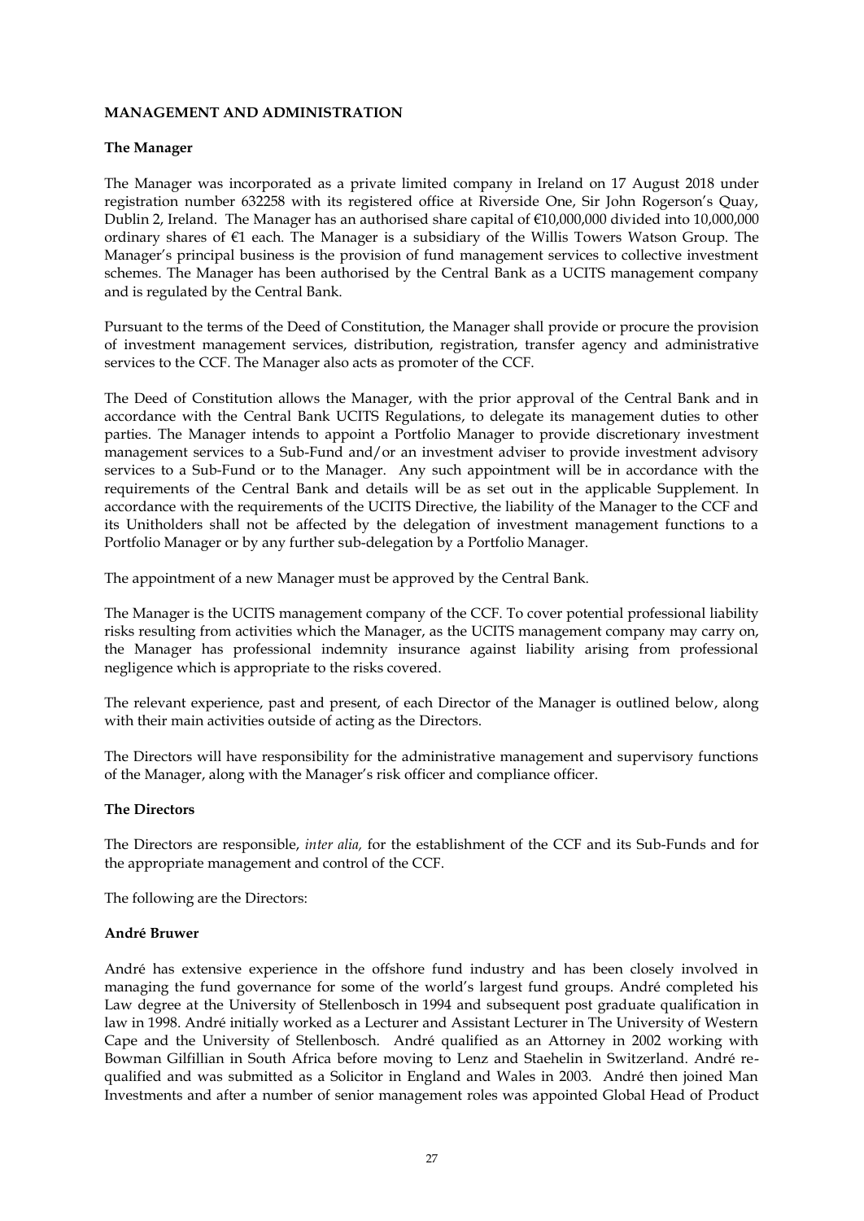## MANAGEMENT AND ADMINISTRATION

### The Manager

The Manager was incorporated as a private limited company in Ireland on 17 August 2018 under registration number 632258 with its registered office at Riverside One, Sir John Rogerson's Quay, Dublin 2, Ireland. The Manager has an authorised share capital of €10,000,000 divided into 10,000,000 ordinary shares of €1 each. The Manager is a subsidiary of the Willis Towers Watson Group. The Manager's principal business is the provision of fund management services to collective investment schemes. The Manager has been authorised by the Central Bank as a UCITS management company and is regulated by the Central Bank.

Pursuant to the terms of the Deed of Constitution, the Manager shall provide or procure the provision of investment management services, distribution, registration, transfer agency and administrative services to the CCF. The Manager also acts as promoter of the CCF.

The Deed of Constitution allows the Manager, with the prior approval of the Central Bank and in accordance with the Central Bank UCITS Regulations, to delegate its management duties to other parties. The Manager intends to appoint a Portfolio Manager to provide discretionary investment management services to a Sub-Fund and/or an investment adviser to provide investment advisory services to a Sub-Fund or to the Manager. Any such appointment will be in accordance with the requirements of the Central Bank and details will be as set out in the applicable Supplement. In accordance with the requirements of the UCITS Directive, the liability of the Manager to the CCF and its Unitholders shall not be affected by the delegation of investment management functions to a Portfolio Manager or by any further sub-delegation by a Portfolio Manager.

The appointment of a new Manager must be approved by the Central Bank.

The Manager is the UCITS management company of the CCF. To cover potential professional liability risks resulting from activities which the Manager, as the UCITS management company may carry on, the Manager has professional indemnity insurance against liability arising from professional negligence which is appropriate to the risks covered.

The relevant experience, past and present, of each Director of the Manager is outlined below, along with their main activities outside of acting as the Directors.

The Directors will have responsibility for the administrative management and supervisory functions of the Manager, along with the Manager's risk officer and compliance officer.

### The Directors

The Directors are responsible, *inter alia,* for the establishment of the CCF and its Sub-Funds and for the appropriate management and control of the CCF.

The following are the Directors:

**André Bruwer**

André has extensive experience in the offshore fund industry and has been closely involved in managing the fund governance for some of the world's largest fund groups. André completed his Law degree at the University of Stellenbosch in 1994 and subsequent post graduate qualification in law in 1998. André initially worked as a Lecturer and Assistant Lecturer in The University of Western Cape and the University of Stellenbosch. André qualified as an Attorney in 2002 working with Bowman Gilfillian in South Africa before moving to Lenz and Staehelin in Switzerland. André re-qualified and was submitted as a Solicitor in England and Wales in 2003. André then joined Man Investments and after a number of senior management roles was appointed Global Head of Product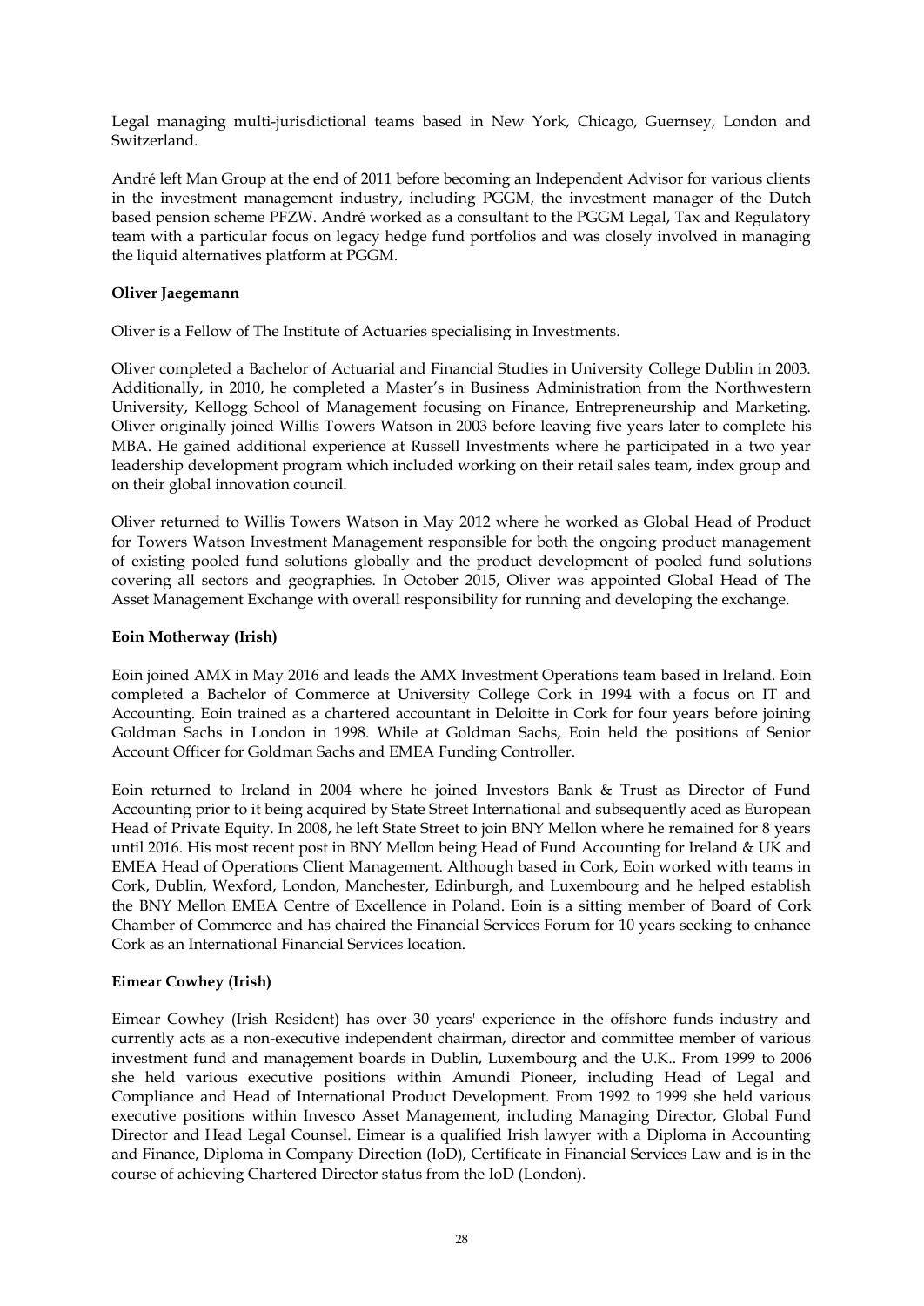Legal managing multi-jurisdictional teams based in New York, Chicago, Guernsey, London and Switzerland.

André left Man Group at the end of 2011 before becoming an Independent Advisor for various clients in the investment management industry, including PGGM, the investment manager of the Dutch based pension scheme PFZW. André worked as a consultant to the PGGM Legal, Tax and Regulatory team with a particular focus on legacy hedge fund portfolios and was closely involved in managing the liquid alternatives platform at PGGM.

**Oliver Jaegemann**

Oliver is a Fellow of The Institute of Actuaries specialising in Investments.

Oliver completed a Bachelor of Actuarial and Financial Studies in University College Dublin in 2003. Additionally, in 2010, he completed a Master's in Business Administration from the Northwestern University, Kellogg School of Management focusing on Finance, Entrepreneurship and Marketing. Oliver originally joined Willis Towers Watson in 2003 before leaving five years later to complete his MBA. He gained additional experience at Russell Investments where he participated in a two year leadership development program which included working on their retail sales team, index group and on their global innovation council.

Oliver returned to Willis Towers Watson in May 2012 where he worked as Global Head of Product for Towers Watson Investment Management responsible for both the ongoing product management of existing pooled fund solutions globally and the product development of pooled fund solutions covering all sectors and geographies. In October 2015, Oliver was appointed Global Head of The Asset Management Exchange with overall responsibility for running and developing the exchange.

**Eoin Motherway (Irish)**

Eoin joined AMX in May 2016 and leads the AMX Investment Operations team based in Ireland. Eoin completed a Bachelor of Commerce at University College Cork in 1994 with a focus on IT and Accounting. Eoin trained as a chartered accountant in Deloitte in Cork for four years before joining Goldman Sachs in London in 1998. While at Goldman Sachs, Eoin held the positions of Senior Account Officer for Goldman Sachs and EMEA Funding Controller.

Eoin returned to Ireland in 2004 where he joined Investors Bank & Trust as Director of Fund Accounting prior to it being acquired by State Street International and subsequently aced as European Head of Private Equity. In 2008, he left State Street to join BNY Mellon where he remained for 8 years until 2016. His most recent post in BNY Mellon being Head of Fund Accounting for Ireland & UK and EMEA Head of Operations Client Management. Although based in Cork, Eoin worked with teams in Cork, Dublin, Wexford, London, Manchester, Edinburgh, and Luxembourg and he helped establish the BNY Mellon EMEA Centre of Excellence in Poland. Eoin is a sitting member of Board of Cork Chamber of Commerce and has chaired the Financial Services Forum for 10 years seeking to enhance Cork as an International Financial Services location.

**Eimear Cowhey (Irish)**

Eimear Cowhey (Irish Resident) has over 30 years' experience in the offshore funds industry and currently acts as a non-executive independent chairman, director and committee member of various investment fund and management boards in Dublin, Luxembourg and the U.K.. From 1999 to 2006 she held various executive positions within Amundi Pioneer, including Head of Legal and Compliance and Head of International Product Development. From 1992 to 1999 she held various executive positions within Invesco Asset Management, including Managing Director, Global Fund Director and Head Legal Counsel. Eimear is a qualified Irish lawyer with a Diploma in Accounting and Finance, Diploma in Company Direction (IoD), Certificate in Financial Services Law and is in the course of achieving Chartered Director status from the IoD (London).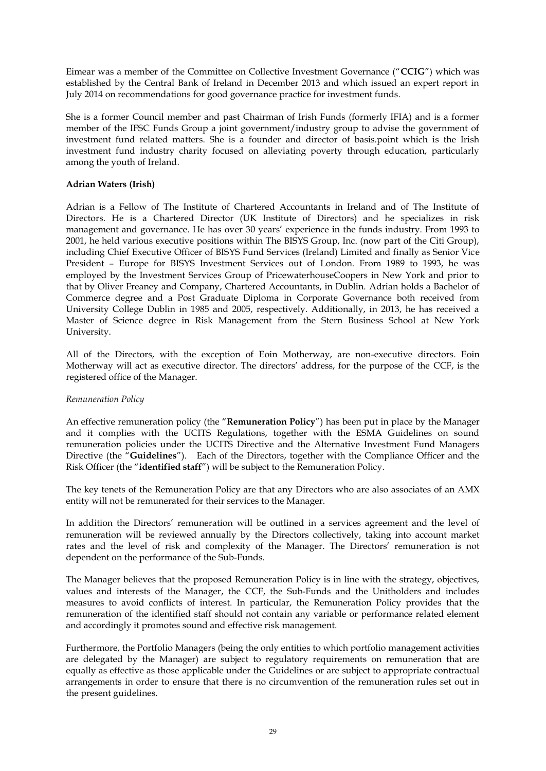Eimear was a member of the Committee on Collective Investment Governance ("**CCIG**") which was established by the Central Bank of Ireland in December 2013 and which issued an expert report in July 2014 on recommendations for good governance practice for investment funds.

She is a former Council member and past Chairman of Irish Funds (formerly IFIA) and is a former member of the IFSC Funds Group a joint government/industry group to advise the government of investment fund related matters. She is a founder and director of basis.point which is the Irish investment fund industry charity focused on alleviating poverty through education, particularly among the youth of Ireland.

**Adrian Waters (Irish)**

Adrian is a Fellow of The Institute of Chartered Accountants in Ireland and of The Institute of Directors. He is a Chartered Director (UK Institute of Directors) and he specializes in risk management and governance. He has over 30 years' experience in the funds industry. From 1993 to 2001, he held various executive positions within The BISYS Group, Inc. (now part of the Citi Group), including Chief Executive Officer of BISYS Fund Services (Ireland) Limited and finally as Senior Vice President – Europe for BISYS Investment Services out of London. From 1989 to 1993, he was employed by the Investment Services Group of PricewaterhouseCoopers in New York and prior to that by Oliver Freaney and Company, Chartered Accountants, in Dublin. Adrian holds a Bachelor of Commerce degree and a Post Graduate Diploma in Corporate Governance both received from University College Dublin in 1985 and 2005, respectively. Additionally, in 2013, he has received a Master of Science degree in Risk Management from the Stern Business School at New York University.

All of the Directors, with the exception of Eoin Motherway, are non-executive directors. Eoin Motherway will act as executive director. The directors' address, for the purpose of the CCF, is the registered office of the Manager.

*Remuneration Policy*

An effective remuneration policy (the "**Remuneration Policy**") has been put in place by the Manager and it complies with the UCITS Regulations, together with the ESMA Guidelines on sound remuneration policies under the UCITS Directive and the Alternative Investment Fund Managers Directive (the "**Guidelines**"). Each of the Directors, together with the Compliance Officer and the Risk Officer (the "**identified staff**") will be subject to the Remuneration Policy.

The key tenets of the Remuneration Policy are that any Directors who are also associates of an AMX entity will not be remunerated for their services to the Manager.

In addition the Directors' remuneration will be outlined in a services agreement and the level of remuneration will be reviewed annually by the Directors collectively, taking into account market rates and the level of risk and complexity of the Manager. The Directors' remuneration is not dependent on the performance of the Sub-Funds.

The Manager believes that the proposed Remuneration Policy is in line with the strategy, objectives, values and interests of the Manager, the CCF, the Sub-Funds and the Unitholders and includes measures to avoid conflicts of interest. In particular, the Remuneration Policy provides that the remuneration of the identified staff should not contain any variable or performance related element and accordingly it promotes sound and effective risk management.

Furthermore, the Portfolio Managers (being the only entities to which portfolio management activities are delegated by the Manager) are subject to regulatory requirements on remuneration that are equally as effective as those applicable under the Guidelines or are subject to appropriate contractual arrangements in order to ensure that there is no circumvention of the remuneration rules set out in the present guidelines.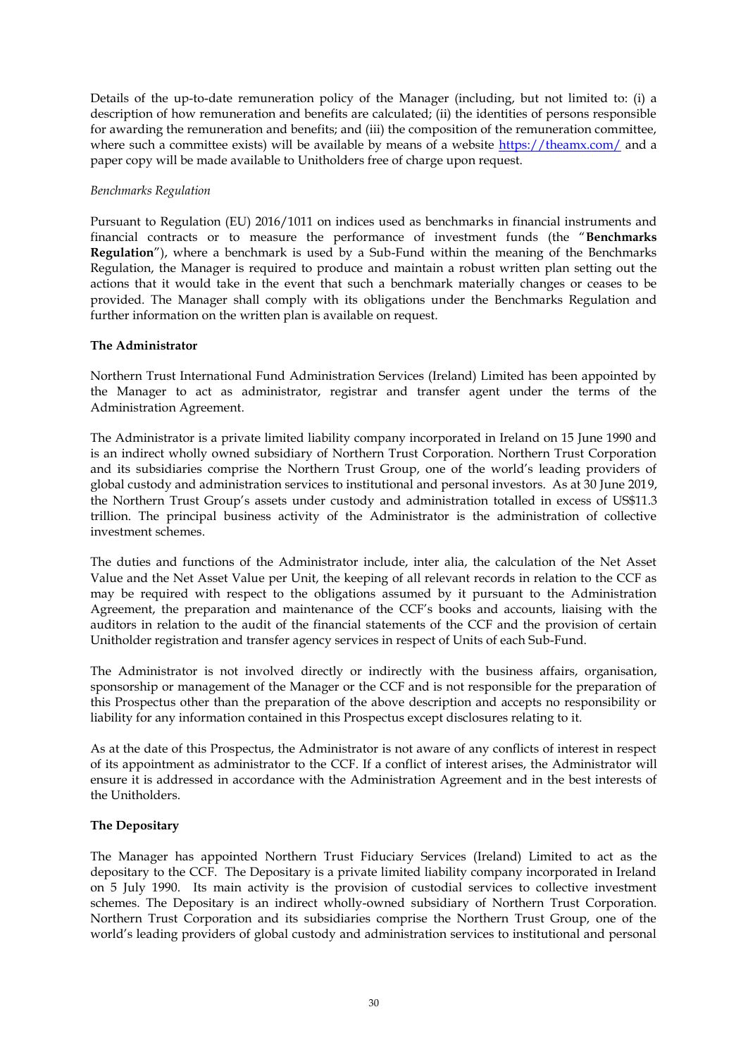Details of the up-to-date remuneration policy of the Manager (including, but not limited to: (i) a description of how remuneration and benefits are calculated; (ii) the identities of persons responsible for awarding the remuneration and benefits; and (iii) the composition of the remuneration committee, where such a committee exists) will be available by means of a website https://theamx.com/ and a paper copy will be made available to Unitholders free of charge upon request.

*Benchmarks Regulation*

Pursuant to Regulation (EU) 2016/1011 on indices used as benchmarks in financial instruments and financial contracts or to measure the performance of investment funds (the "**Benchmarks Regulation**"), where a benchmark is used by a Sub-Fund within the meaning of the Benchmarks Regulation, the Manager is required to produce and maintain a robust written plan setting out the actions that it would take in the event that such a benchmark materially changes or ceases to be provided. The Manager shall comply with its obligations under the Benchmarks Regulation and further information on the written plan is available on request.

**The Administrator**

Northern Trust International Fund Administration Services (Ireland) Limited has been appointed by the Manager to act as administrator, registrar and transfer agent under the terms of the Administration Agreement.

The Administrator is a private limited liability company incorporated in Ireland on 15 June 1990 and is an indirect wholly owned subsidiary of Northern Trust Corporation. Northern Trust Corporation and its subsidiaries comprise the Northern Trust Group, one of the world's leading providers of global custody and administration services to institutional and personal investors. As at 30 June 2019, the Northern Trust Group's assets under custody and administration totalled in excess of US$11.3 trillion. The principal business activity of the Administrator is the administration of collective investment schemes.

The duties and functions of the Administrator include, inter alia, the calculation of the Net Asset Value and the Net Asset Value per Unit, the keeping of all relevant records in relation to the CCF as may be required with respect to the obligations assumed by it pursuant to the Administration Agreement, the preparation and maintenance of the CCF's books and accounts, liaising with the auditors in relation to the audit of the financial statements of the CCF and the provision of certain Unitholder registration and transfer agency services in respect of Units of each Sub-Fund.

The Administrator is not involved directly or indirectly with the business affairs, organisation, sponsorship or management of the Manager or the CCF and is not responsible for the preparation of this Prospectus other than the preparation of the above description and accepts no responsibility or liability for any information contained in this Prospectus except disclosures relating to it.

As at the date of this Prospectus, the Administrator is not aware of any conflicts of interest in respect of its appointment as administrator to the CCF. If a conflict of interest arises, the Administrator will ensure it is addressed in accordance with the Administration Agreement and in the best interests of the Unitholders.

**The Depositary**

The Manager has appointed Northern Trust Fiduciary Services (Ireland) Limited to act as the depositary to the CCF. The Depositary is a private limited liability company incorporated in Ireland on 5 July 1990. Its main activity is the provision of custodial services to collective investment schemes. The Depositary is an indirect wholly-owned subsidiary of Northern Trust Corporation. Northern Trust Corporation and its subsidiaries comprise the Northern Trust Group, one of the world's leading providers of global custody and administration services to institutional and personal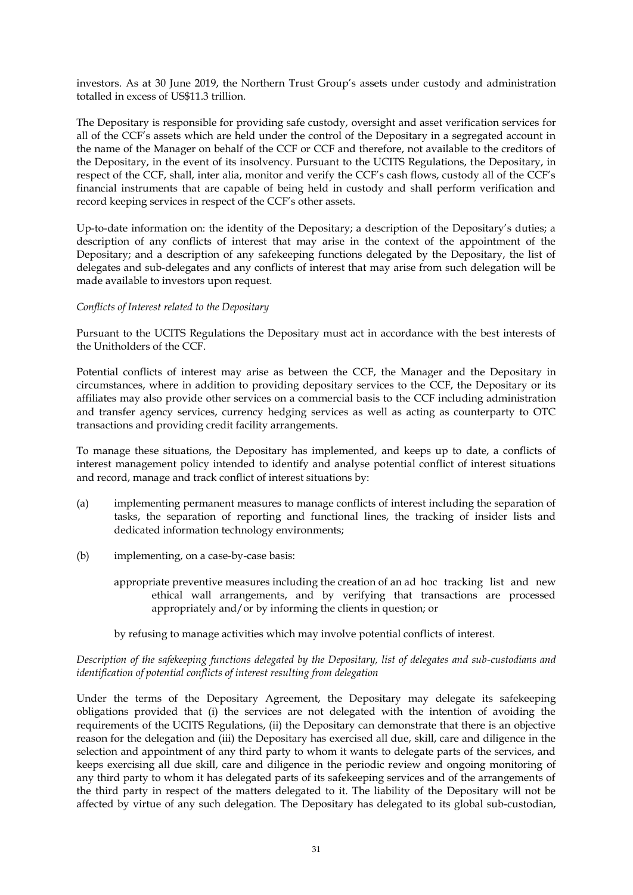investors. As at 30 June 2019, the Northern Trust Group's assets under custody and administration totalled in excess of US$11.3 trillion.

The Depositary is responsible for providing safe custody, oversight and asset verification services for all of the CCF's assets which are held under the control of the Depositary in a segregated account in the name of the Manager on behalf of the CCF or CCF and therefore, not available to the creditors of the Depositary, in the event of its insolvency. Pursuant to the UCITS Regulations, the Depositary, in respect of the CCF, shall, inter alia, monitor and verify the CCF's cash flows, custody all of the CCF's financial instruments that are capable of being held in custody and shall perform verification and record keeping services in respect of the CCF's other assets.

Up-to-date information on: the identity of the Depositary; a description of the Depositary's duties; a description of any conflicts of interest that may arise in the context of the appointment of the Depositary; and a description of any safekeeping functions delegated by the Depositary, the list of delegates and sub-delegates and any conflicts of interest that may arise from such delegation will be made available to investors upon request.

*Conflicts of Interest related to the Depositary*

Pursuant to the UCITS Regulations the Depositary must act in accordance with the best interests of the Unitholders of the CCF.

Potential conflicts of interest may arise as between the CCF, the Manager and the Depositary in circumstances, where in addition to providing depositary services to the CCF, the Depositary or its affiliates may also provide other services on a commercial basis to the CCF including administration and transfer agency services, currency hedging services as well as acting as counterparty to OTC transactions and providing credit facility arrangements.

To manage these situations, the Depositary has implemented, and keeps up to date, a conflicts of interest management policy intended to identify and analyse potential conflict of interest situations and record, manage and track conflict of interest situations by:

(a) implementing permanent measures to manage conflicts of interest including the separation of tasks, the separation of reporting and functional lines, the tracking of insider lists and dedicated information technology environments;

(b) implementing, on a case-by-case basis:

appropriate preventive measures including the creation of an ad hoc tracking list and new ethical wall arrangements, and by verifying that transactions are processed appropriately and/or by informing the clients in question; or

by refusing to manage activities which may involve potential conflicts of interest.

*Description of the safekeeping functions delegated by the Depositary, list of delegates and sub-custodians and identification of potential conflicts of interest resulting from delegation*

Under the terms of the Depositary Agreement, the Depositary may delegate its safekeeping obligations provided that (i) the services are not delegated with the intention of avoiding the requirements of the UCITS Regulations, (ii) the Depositary can demonstrate that there is an objective reason for the delegation and (iii) the Depositary has exercised all due, skill, care and diligence in the selection and appointment of any third party to whom it wants to delegate parts of the services, and keeps exercising all due skill, care and diligence in the periodic review and ongoing monitoring of any third party to whom it has delegated parts of its safekeeping services and of the arrangements of the third party in respect of the matters delegated to it. The liability of the Depositary will not be affected by virtue of any such delegation. The Depositary has delegated to its global sub-custodian,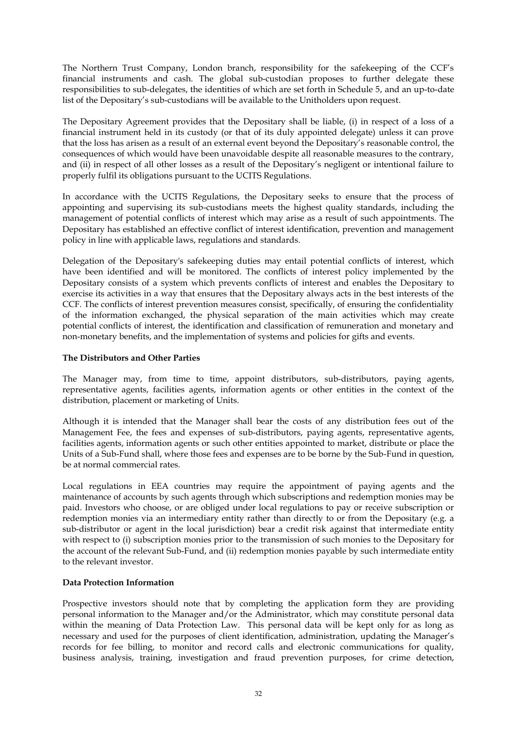The Northern Trust Company, London branch, responsibility for the safekeeping of the CCF's financial instruments and cash. The global sub-custodian proposes to further delegate these responsibilities to sub-delegates, the identities of which are set forth in Schedule 5, and an up-to-date list of the Depositary's sub-custodians will be available to the Unitholders upon request.

The Depositary Agreement provides that the Depositary shall be liable, (i) in respect of a loss of a financial instrument held in its custody (or that of its duly appointed delegate) unless it can prove that the loss has arisen as a result of an external event beyond the Depositary's reasonable control, the consequences of which would have been unavoidable despite all reasonable measures to the contrary, and (ii) in respect of all other losses as a result of the Depositary's negligent or intentional failure to properly fulfil its obligations pursuant to the UCITS Regulations.

In accordance with the UCITS Regulations, the Depositary seeks to ensure that the process of appointing and supervising its sub-custodians meets the highest quality standards, including the management of potential conflicts of interest which may arise as a result of such appointments. The Depositary has established an effective conflict of interest identification, prevention and management policy in line with applicable laws, regulations and standards.

Delegation of the Depositary's safekeeping duties may entail potential conflicts of interest, which have been identified and will be monitored. The conflicts of interest policy implemented by the Depositary consists of a system which prevents conflicts of interest and enables the Depositary to exercise its activities in a way that ensures that the Depositary always acts in the best interests of the CCF. The conflicts of interest prevention measures consist, specifically, of ensuring the confidentiality of the information exchanged, the physical separation of the main activities which may create potential conflicts of interest, the identification and classification of remuneration and monetary and non-monetary benefits, and the implementation of systems and policies for gifts and events.

**The Distributors and Other Parties**

The Manager may, from time to time, appoint distributors, sub-distributors, paying agents, representative agents, facilities agents, information agents or other entities in the context of the distribution, placement or marketing of Units.

Although it is intended that the Manager shall bear the costs of any distribution fees out of the Management Fee, the fees and expenses of sub-distributors, paying agents, representative agents, facilities agents, information agents or such other entities appointed to market, distribute or place the Units of a Sub-Fund shall, where those fees and expenses are to be borne by the Sub-Fund in question, be at normal commercial rates.

Local regulations in EEA countries may require the appointment of paying agents and the maintenance of accounts by such agents through which subscriptions and redemption monies may be paid. Investors who choose, or are obliged under local regulations to pay or receive subscription or redemption monies via an intermediary entity rather than directly to or from the Depositary (e.g. a sub-distributor or agent in the local jurisdiction) bear a credit risk against that intermediate entity with respect to (i) subscription monies prior to the transmission of such monies to the Depositary for the account of the relevant Sub-Fund, and (ii) redemption monies payable by such intermediate entity to the relevant investor.

**Data Protection Information**

Prospective investors should note that by completing the application form they are providing personal information to the Manager and/or the Administrator, which may constitute personal data within the meaning of Data Protection Law. This personal data will be kept only for as long as necessary and used for the purposes of client identification, administration, updating the Manager's records for fee billing, to monitor and record calls and electronic communications for quality, business analysis, training, investigation and fraud prevention purposes, for crime detection,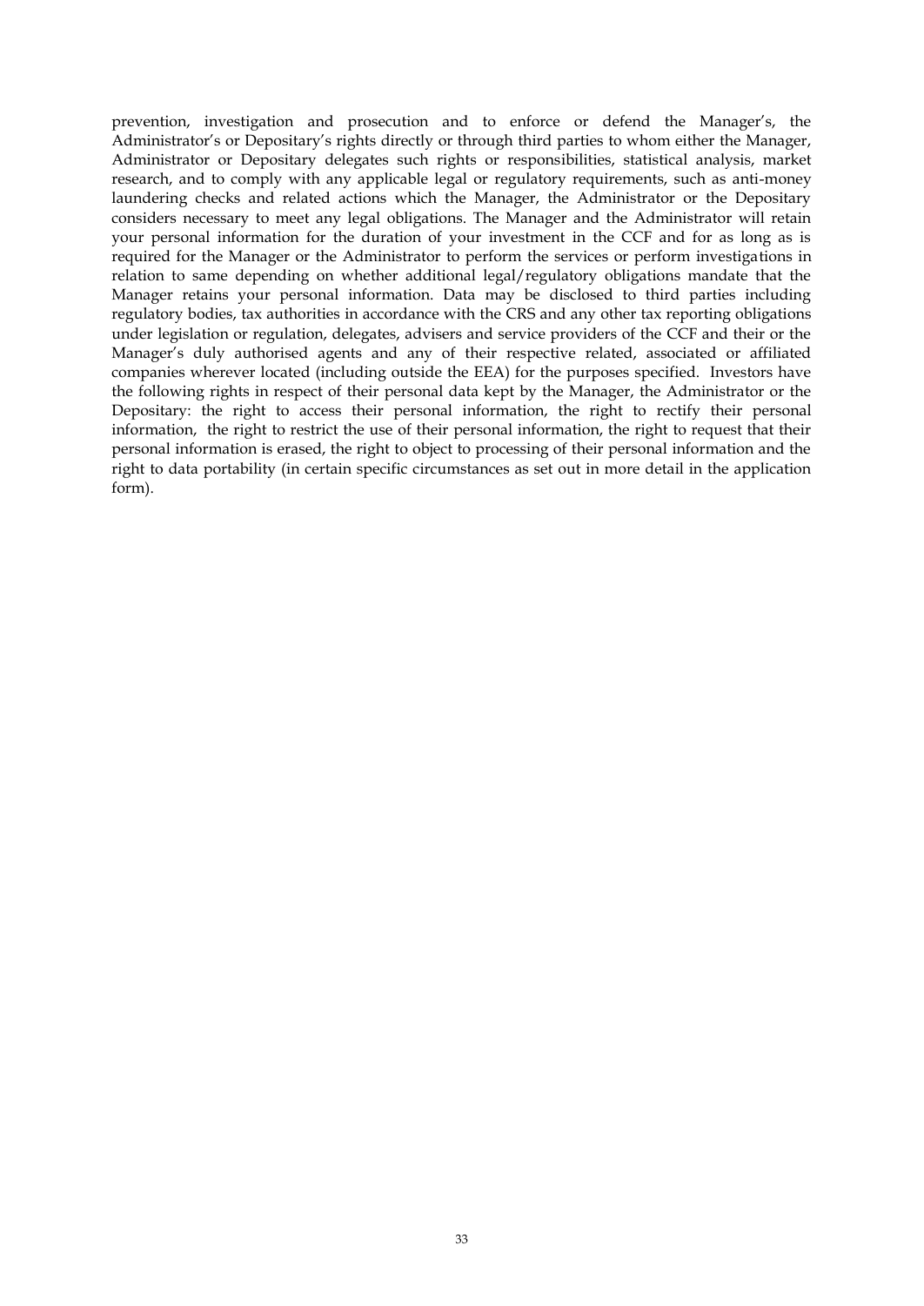prevention, investigation and prosecution and to enforce or defend the Manager's, the Administrator's or Depositary's rights directly or through third parties to whom either the Manager, Administrator or Depositary delegates such rights or responsibilities, statistical analysis, market research, and to comply with any applicable legal or regulatory requirements, such as anti-money laundering checks and related actions which the Manager, the Administrator or the Depositary considers necessary to meet any legal obligations. The Manager and the Administrator will retain your personal information for the duration of your investment in the CCF and for as long as is required for the Manager or the Administrator to perform the services or perform investigations in relation to same depending on whether additional legal/regulatory obligations mandate that the Manager retains your personal information. Data may be disclosed to third parties including regulatory bodies, tax authorities in accordance with the CRS and any other tax reporting obligations under legislation or regulation, delegates, advisers and service providers of the CCF and their or the Manager's duly authorised agents and any of their respective related, associated or affiliated companies wherever located (including outside the EEA) for the purposes specified. Investors have the following rights in respect of their personal data kept by the Manager, the Administrator or the Depositary: the right to access their personal information, the right to rectify their personal information, the right to restrict the use of their personal information, the right to request that their personal information is erased, the right to object to processing of their personal information and the right to data portability (in certain specific circumstances as set out in more detail in the application form).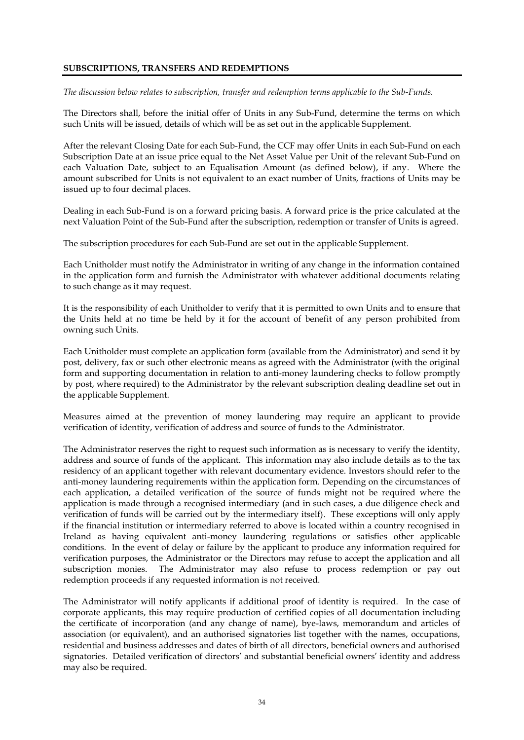## SUBSCRIPTIONS, TRANSFERS AND REDEMPTIONS

*The discussion below relates to subscription, transfer and redemption terms applicable to the Sub-Funds.*

The Directors shall, before the initial offer of Units in any Sub-Fund, determine the terms on which such Units will be issued, details of which will be as set out in the applicable Supplement.

After the relevant Closing Date for each Sub-Fund, the CCF may offer Units in each Sub-Fund on each Subscription Date at an issue price equal to the Net Asset Value per Unit of the relevant Sub-Fund on each Valuation Date, subject to an Equalisation Amount (as defined below), if any. Where the amount subscribed for Units is not equivalent to an exact number of Units, fractions of Units may be issued up to four decimal places.

Dealing in each Sub-Fund is on a forward pricing basis. A forward price is the price calculated at the next Valuation Point of the Sub-Fund after the subscription, redemption or transfer of Units is agreed.

The subscription procedures for each Sub-Fund are set out in the applicable Supplement.

Each Unitholder must notify the Administrator in writing of any change in the information contained in the application form and furnish the Administrator with whatever additional documents relating to such change as it may request.

It is the responsibility of each Unitholder to verify that it is permitted to own Units and to ensure that the Units held at no time be held by it for the account of benefit of any person prohibited from owning such Units.

Each Unitholder must complete an application form (available from the Administrator) and send it by post, delivery, fax or such other electronic means as agreed with the Administrator (with the original form and supporting documentation in relation to anti-money laundering checks to follow promptly by post, where required) to the Administrator by the relevant subscription dealing deadline set out in the applicable Supplement.

Measures aimed at the prevention of money laundering may require an applicant to provide verification of identity, verification of address and source of funds to the Administrator.

The Administrator reserves the right to request such information as is necessary to verify the identity, address and source of funds of the applicant. This information may also include details as to the tax residency of an applicant together with relevant documentary evidence. Investors should refer to the anti-money laundering requirements within the application form. Depending on the circumstances of each application, a detailed verification of the source of funds might not be required where the application is made through a recognised intermediary (and in such cases, a due diligence check and verification of funds will be carried out by the intermediary itself). These exceptions will only apply if the financial institution or intermediary referred to above is located within a country recognised in Ireland as having equivalent anti-money laundering regulations or satisfies other applicable conditions. In the event of delay or failure by the applicant to produce any information required for verification purposes, the Administrator or the Directors may refuse to accept the application and all subscription monies. The Administrator may also refuse to process redemption or pay out redemption proceeds if any requested information is not received.

The Administrator will notify applicants if additional proof of identity is required. In the case of corporate applicants, this may require production of certified copies of all documentation including the certificate of incorporation (and any change of name), bye-laws, memorandum and articles of association (or equivalent), and an authorised signatories list together with the names, occupations, residential and business addresses and dates of birth of all directors, beneficial owners and authorised signatories. Detailed verification of directors' and substantial beneficial owners' identity and address may also be required.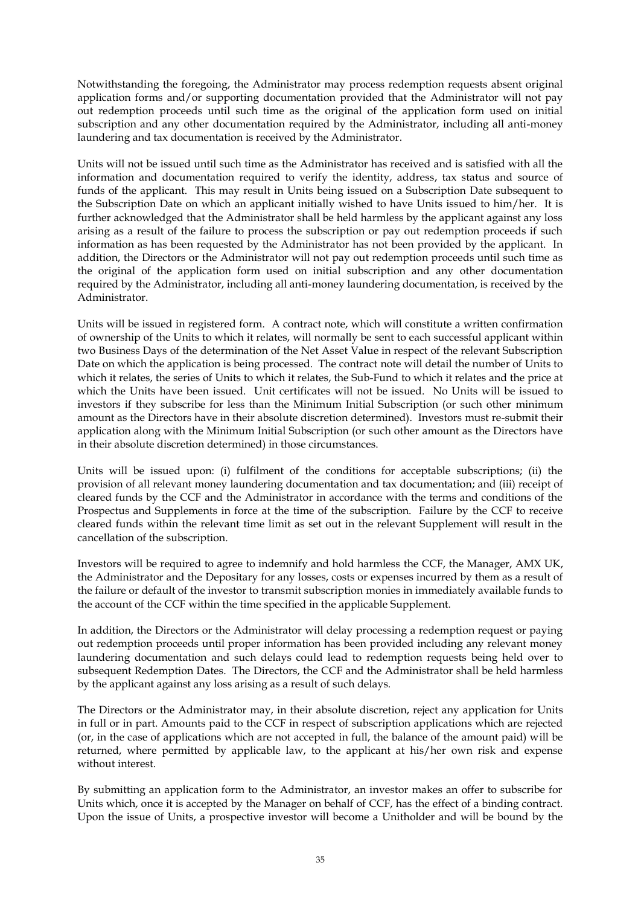Notwithstanding the foregoing, the Administrator may process redemption requests absent original application forms and/or supporting documentation provided that the Administrator will not pay out redemption proceeds until such time as the original of the application form used on initial subscription and any other documentation required by the Administrator, including all anti-money laundering and tax documentation is received by the Administrator.

Units will not be issued until such time as the Administrator has received and is satisfied with all the information and documentation required to verify the identity, address, tax status and source of funds of the applicant. This may result in Units being issued on a Subscription Date subsequent to the Subscription Date on which an applicant initially wished to have Units issued to him/her. It is further acknowledged that the Administrator shall be held harmless by the applicant against any loss arising as a result of the failure to process the subscription or pay out redemption proceeds if such information as has been requested by the Administrator has not been provided by the applicant. In addition, the Directors or the Administrator will not pay out redemption proceeds until such time as the original of the application form used on initial subscription and any other documentation required by the Administrator, including all anti-money laundering documentation, is received by the Administrator.

Units will be issued in registered form. A contract note, which will constitute a written confirmation of ownership of the Units to which it relates, will normally be sent to each successful applicant within two Business Days of the determination of the Net Asset Value in respect of the relevant Subscription Date on which the application is being processed. The contract note will detail the number of Units to which it relates, the series of Units to which it relates, the Sub-Fund to which it relates and the price at which the Units have been issued. Unit certificates will not be issued. No Units will be issued to investors if they subscribe for less than the Minimum Initial Subscription (or such other minimum amount as the Directors have in their absolute discretion determined). Investors must re-submit their application along with the Minimum Initial Subscription (or such other amount as the Directors have in their absolute discretion determined) in those circumstances.

Units will be issued upon: (i) fulfilment of the conditions for acceptable subscriptions; (ii) the provision of all relevant money laundering documentation and tax documentation; and (iii) receipt of cleared funds by the CCF and the Administrator in accordance with the terms and conditions of the Prospectus and Supplements in force at the time of the subscription. Failure by the CCF to receive cleared funds within the relevant time limit as set out in the relevant Supplement will result in the cancellation of the subscription.

Investors will be required to agree to indemnify and hold harmless the CCF, the Manager, AMX UK, the Administrator and the Depositary for any losses, costs or expenses incurred by them as a result of the failure or default of the investor to transmit subscription monies in immediately available funds to the account of the CCF within the time specified in the applicable Supplement.

In addition, the Directors or the Administrator will delay processing a redemption request or paying out redemption proceeds until proper information has been provided including any relevant money laundering documentation and such delays could lead to redemption requests being held over to subsequent Redemption Dates. The Directors, the CCF and the Administrator shall be held harmless by the applicant against any loss arising as a result of such delays.

The Directors or the Administrator may, in their absolute discretion, reject any application for Units in full or in part. Amounts paid to the CCF in respect of subscription applications which are rejected (or, in the case of applications which are not accepted in full, the balance of the amount paid) will be returned, where permitted by applicable law, to the applicant at his/her own risk and expense without interest.

By submitting an application form to the Administrator, an investor makes an offer to subscribe for Units which, once it is accepted by the Manager on behalf of CCF, has the effect of a binding contract. Upon the issue of Units, a prospective investor will become a Unitholder and will be bound by the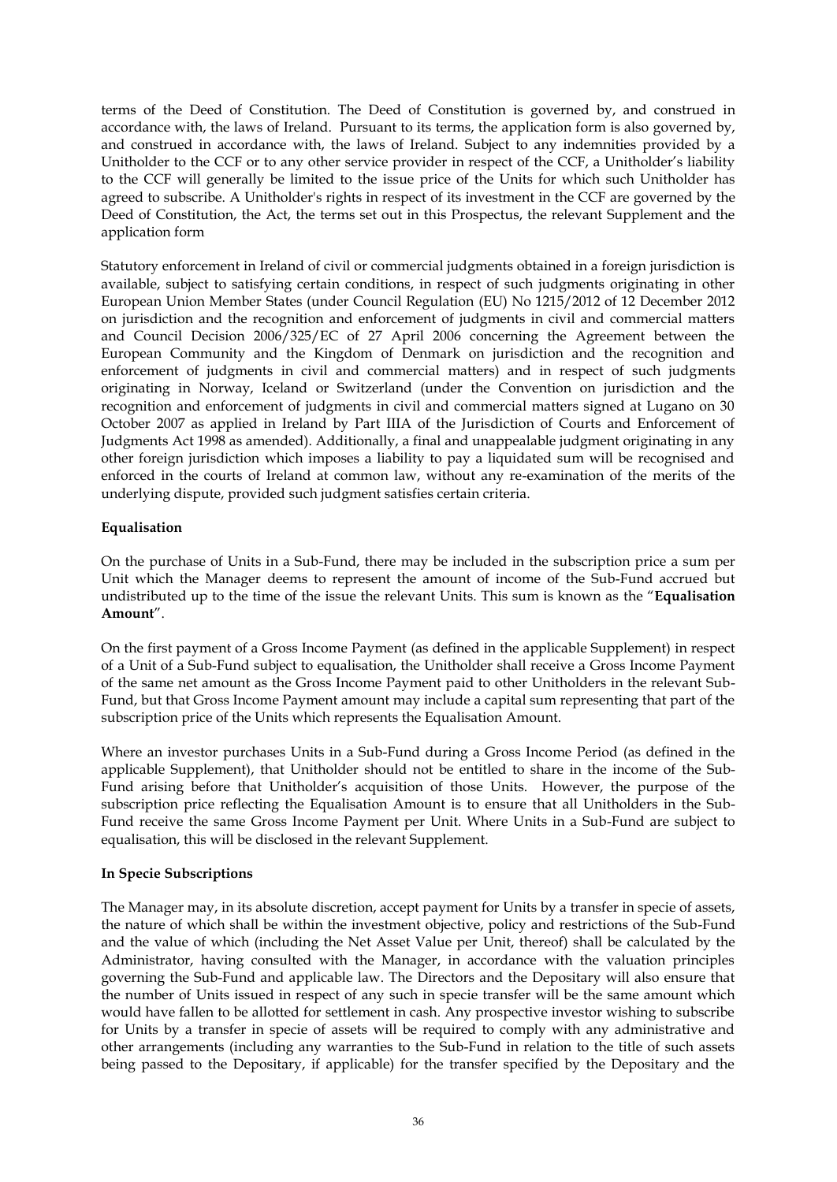terms of the Deed of Constitution. The Deed of Constitution is governed by, and construed in accordance with, the laws of Ireland. Pursuant to its terms, the application form is also governed by, and construed in accordance with, the laws of Ireland. Subject to any indemnities provided by a Unitholder to the CCF or to any other service provider in respect of the CCF, a Unitholder's liability to the CCF will generally be limited to the issue price of the Units for which such Unitholder has agreed to subscribe. A Unitholder's rights in respect of its investment in the CCF are governed by the Deed of Constitution, the Act, the terms set out in this Prospectus, the relevant Supplement and the application form

Statutory enforcement in Ireland of civil or commercial judgments obtained in a foreign jurisdiction is available, subject to satisfying certain conditions, in respect of such judgments originating in other European Union Member States (under Council Regulation (EU) No 1215/2012 of 12 December 2012 on jurisdiction and the recognition and enforcement of judgments in civil and commercial matters and Council Decision 2006/325/EC of 27 April 2006 concerning the Agreement between the European Community and the Kingdom of Denmark on jurisdiction and the recognition and enforcement of judgments in civil and commercial matters) and in respect of such judgments originating in Norway, Iceland or Switzerland (under the Convention on jurisdiction and the recognition and enforcement of judgments in civil and commercial matters signed at Lugano on 30 October 2007 as applied in Ireland by Part IIIA of the Jurisdiction of Courts and Enforcement of Judgments Act 1998 as amended). Additionally, a final and unappealable judgment originating in any other foreign jurisdiction which imposes a liability to pay a liquidated sum will be recognised and enforced in the courts of Ireland at common law, without any re-examination of the merits of the underlying dispute, provided such judgment satisfies certain criteria.

**Equalisation**

On the purchase of Units in a Sub-Fund, there may be included in the subscription price a sum per Unit which the Manager deems to represent the amount of income of the Sub-Fund accrued but undistributed up to the time of the issue the relevant Units. This sum is known as the "**Equalisation Amount**".

On the first payment of a Gross Income Payment (as defined in the applicable Supplement) in respect of a Unit of a Sub-Fund subject to equalisation, the Unitholder shall receive a Gross Income Payment of the same net amount as the Gross Income Payment paid to other Unitholders in the relevant Sub-Fund, but that Gross Income Payment amount may include a capital sum representing that part of the subscription price of the Units which represents the Equalisation Amount.

Where an investor purchases Units in a Sub-Fund during a Gross Income Period (as defined in the applicable Supplement), that Unitholder should not be entitled to share in the income of the Sub-Fund arising before that Unitholder's acquisition of those Units. However, the purpose of the subscription price reflecting the Equalisation Amount is to ensure that all Unitholders in the Sub-Fund receive the same Gross Income Payment per Unit. Where Units in a Sub-Fund are subject to equalisation, this will be disclosed in the relevant Supplement.

**In Specie Subscriptions**

The Manager may, in its absolute discretion, accept payment for Units by a transfer in specie of assets, the nature of which shall be within the investment objective, policy and restrictions of the Sub-Fund and the value of which (including the Net Asset Value per Unit, thereof) shall be calculated by the Administrator, having consulted with the Manager, in accordance with the valuation principles governing the Sub-Fund and applicable law. The Directors and the Depositary will also ensure that the number of Units issued in respect of any such in specie transfer will be the same amount which would have fallen to be allotted for settlement in cash. Any prospective investor wishing to subscribe for Units by a transfer in specie of assets will be required to comply with any administrative and other arrangements (including any warranties to the Sub-Fund in relation to the title of such assets being passed to the Depositary, if applicable) for the transfer specified by the Depositary and the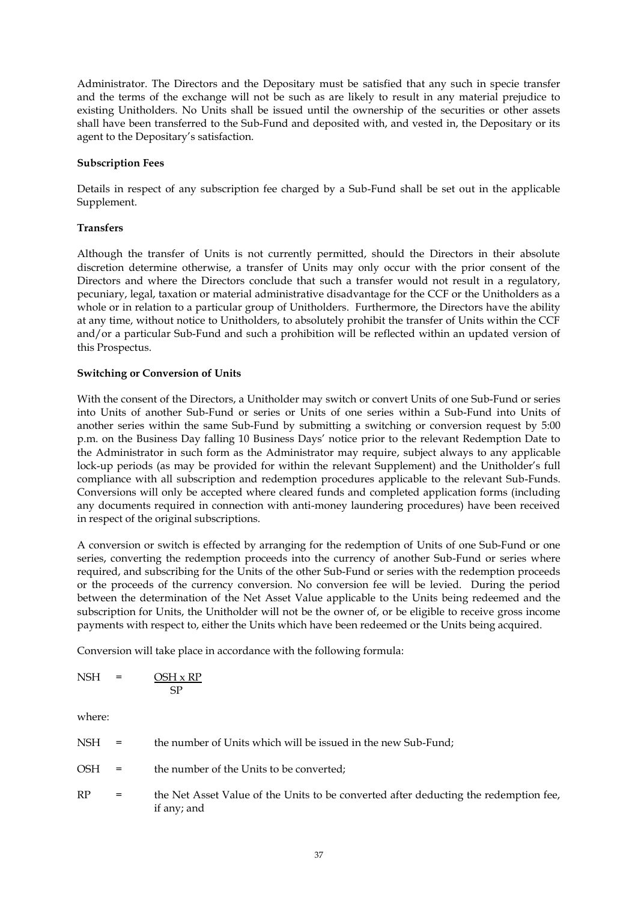Administrator. The Directors and the Depositary must be satisfied that any such in specie transfer and the terms of the exchange will not be such as are likely to result in any material prejudice to existing Unitholders. No Units shall be issued until the ownership of the securities or other assets shall have been transferred to the Sub-Fund and deposited with, and vested in, the Depositary or its agent to the Depositary's satisfaction.

**Subscription Fees**

Details in respect of any subscription fee charged by a Sub-Fund shall be set out in the applicable Supplement.

**Transfers**

Although the transfer of Units is not currently permitted, should the Directors in their absolute discretion determine otherwise, a transfer of Units may only occur with the prior consent of the Directors and where the Directors conclude that such a transfer would not result in a regulatory, pecuniary, legal, taxation or material administrative disadvantage for the CCF or the Unitholders as a whole or in relation to a particular group of Unitholders. Furthermore, the Directors have the ability at any time, without notice to Unitholders, to absolutely prohibit the transfer of Units within the CCF and/or a particular Sub-Fund and such a prohibition will be reflected within an updated version of this Prospectus.

**Switching or Conversion of Units**

With the consent of the Directors, a Unitholder may switch or convert Units of one Sub-Fund or series into Units of another Sub-Fund or series or Units of one series within a Sub-Fund into Units of another series within the same Sub-Fund by submitting a switching or conversion request by 5:00 p.m. on the Business Day falling 10 Business Days' notice prior to the relevant Redemption Date to the Administrator in such form as the Administrator may require, subject always to any applicable lock-up periods (as may be provided for within the relevant Supplement) and the Unitholder's full compliance with all subscription and redemption procedures applicable to the relevant Sub-Funds. Conversions will only be accepted where cleared funds and completed application forms (including any documents required in connection with anti-money laundering procedures) have been received in respect of the original subscriptions.

A conversion or switch is effected by arranging for the redemption of Units of one Sub-Fund or one series, converting the redemption proceeds into the currency of another Sub-Fund or series where required, and subscribing for the Units of the other Sub-Fund or series with the redemption proceeds or the proceeds of the currency conversion. No conversion fee will be levied. During the period between the determination of the Net Asset Value applicable to the Units being redeemed and the subscription for Units, the Unitholder will not be the owner of, or be eligible to receive gross income payments with respect to, either the Units which have been redeemed or the Units being acquired.

Conversion will take place in accordance with the following formula:

$$NSH = \frac{OSH \times RP}{SP}$$

where:

NSH = the number of Units which will be issued in the new Sub-Fund;

OSH = the number of the Units to be converted;

RP = the Net Asset Value of the Units to be converted after deducting the redemption fee, if any; and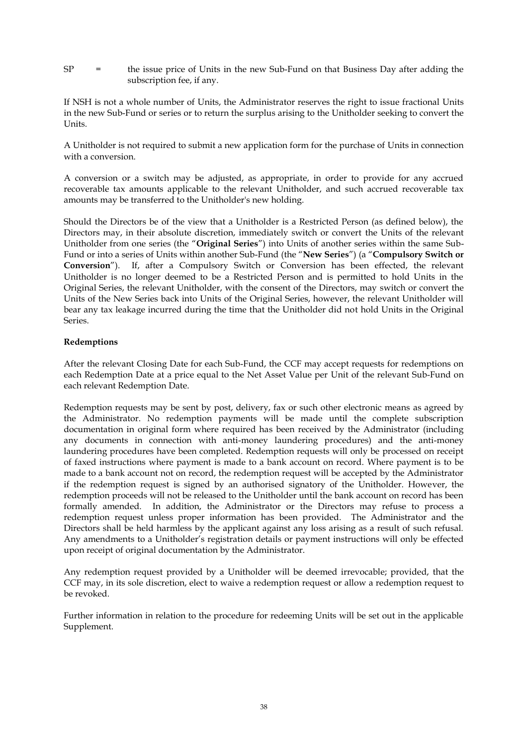SP = the issue price of Units in the new Sub-Fund on that Business Day after adding the subscription fee, if any.

If NSH is not a whole number of Units, the Administrator reserves the right to issue fractional Units in the new Sub-Fund or series or to return the surplus arising to the Unitholder seeking to convert the Units.

A Unitholder is not required to submit a new application form for the purchase of Units in connection with a conversion.

A conversion or a switch may be adjusted, as appropriate, in order to provide for any accrued recoverable tax amounts applicable to the relevant Unitholder, and such accrued recoverable tax amounts may be transferred to the Unitholder's new holding.

Should the Directors be of the view that a Unitholder is a Restricted Person (as defined below), the Directors may, in their absolute discretion, immediately switch or convert the Units of the relevant Unitholder from one series (the "**Original Series**") into Units of another series within the same Sub-Fund or into a series of Units within another Sub-Fund (the "**New Series**") (a "**Compulsory Switch or Conversion**"). If, after a Compulsory Switch or Conversion has been effected, the relevant Unitholder is no longer deemed to be a Restricted Person and is permitted to hold Units in the Original Series, the relevant Unitholder, with the consent of the Directors, may switch or convert the Units of the New Series back into Units of the Original Series, however, the relevant Unitholder will bear any tax leakage incurred during the time that the Unitholder did not hold Units in the Original Series.

**Redemptions**

After the relevant Closing Date for each Sub-Fund, the CCF may accept requests for redemptions on each Redemption Date at a price equal to the Net Asset Value per Unit of the relevant Sub-Fund on each relevant Redemption Date.

Redemption requests may be sent by post, delivery, fax or such other electronic means as agreed by the Administrator. No redemption payments will be made until the complete subscription documentation in original form where required has been received by the Administrator (including any documents in connection with anti-money laundering procedures) and the anti-money laundering procedures have been completed. Redemption requests will only be processed on receipt of faxed instructions where payment is made to a bank account on record. Where payment is to be made to a bank account not on record, the redemption request will be accepted by the Administrator if the redemption request is signed by an authorised signatory of the Unitholder. However, the redemption proceeds will not be released to the Unitholder until the bank account on record has been formally amended. In addition, the Administrator or the Directors may refuse to process a redemption request unless proper information has been provided. The Administrator and the Directors shall be held harmless by the applicant against any loss arising as a result of such refusal. Any amendments to a Unitholder's registration details or payment instructions will only be effected upon receipt of original documentation by the Administrator.

Any redemption request provided by a Unitholder will be deemed irrevocable; provided, that the CCF may, in its sole discretion, elect to waive a redemption request or allow a redemption request to be revoked.

Further information in relation to the procedure for redeeming Units will be set out in the applicable Supplement.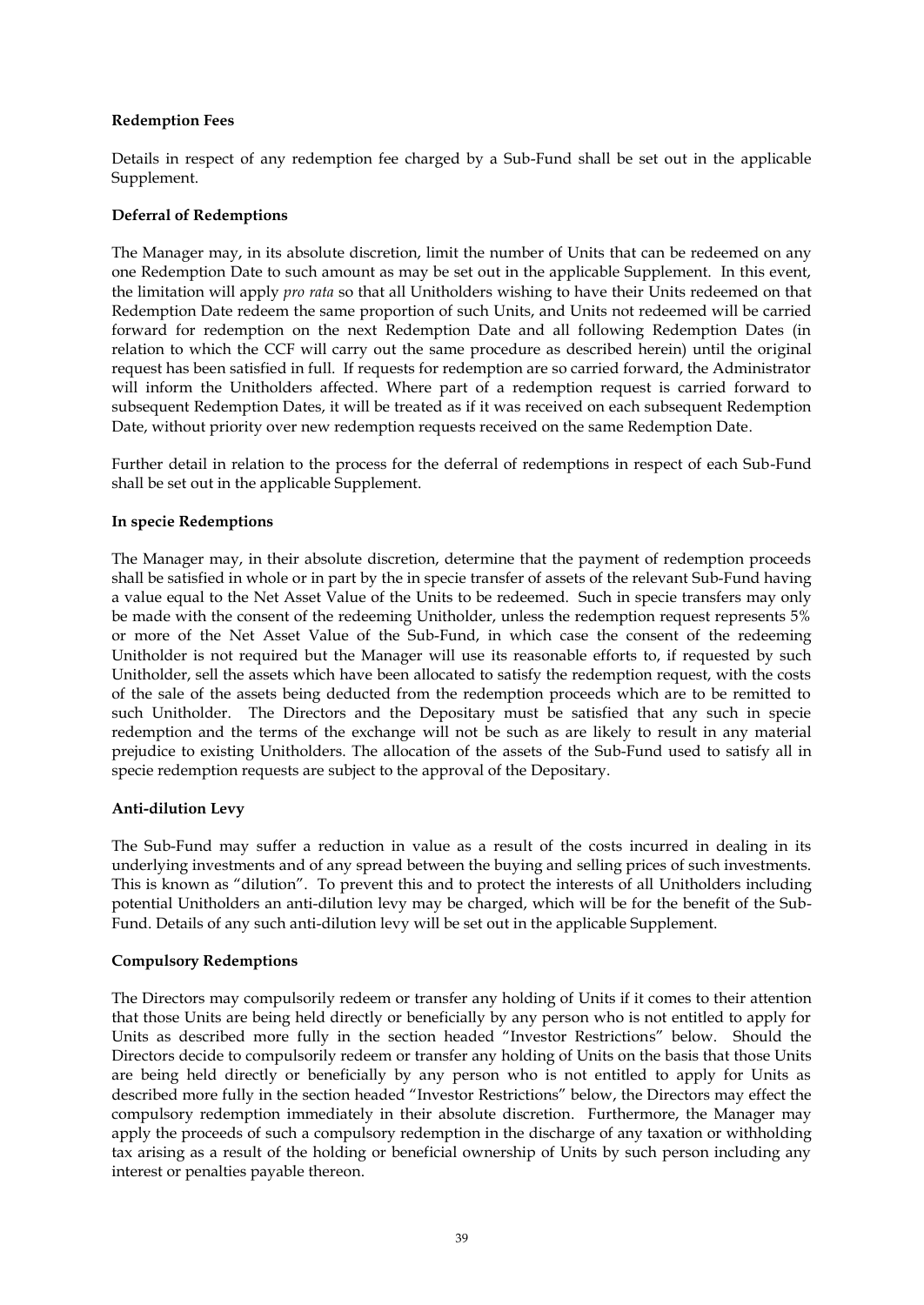**Redemption Fees**

Details in respect of any redemption fee charged by a Sub-Fund shall be set out in the applicable Supplement.

**Deferral of Redemptions**

The Manager may, in its absolute discretion, limit the number of Units that can be redeemed on any one Redemption Date to such amount as may be set out in the applicable Supplement. In this event, the limitation will apply *pro rata* so that all Unitholders wishing to have their Units redeemed on that Redemption Date redeem the same proportion of such Units, and Units not redeemed will be carried forward for redemption on the next Redemption Date and all following Redemption Dates (in relation to which the CCF will carry out the same procedure as described herein) until the original request has been satisfied in full. If requests for redemption are so carried forward, the Administrator will inform the Unitholders affected. Where part of a redemption request is carried forward to subsequent Redemption Dates, it will be treated as if it was received on each subsequent Redemption Date, without priority over new redemption requests received on the same Redemption Date.

Further detail in relation to the process for the deferral of redemptions in respect of each Sub-Fund shall be set out in the applicable Supplement.

**In specie Redemptions**

The Manager may, in their absolute discretion, determine that the payment of redemption proceeds shall be satisfied in whole or in part by the in specie transfer of assets of the relevant Sub-Fund having a value equal to the Net Asset Value of the Units to be redeemed. Such in specie transfers may only be made with the consent of the redeeming Unitholder, unless the redemption request represents 5% or more of the Net Asset Value of the Sub-Fund, in which case the consent of the redeeming Unitholder is not required but the Manager will use its reasonable efforts to, if requested by such Unitholder, sell the assets which have been allocated to satisfy the redemption request, with the costs of the sale of the assets being deducted from the redemption proceeds which are to be remitted to such Unitholder. The Directors and the Depositary must be satisfied that any such in specie redemption and the terms of the exchange will not be such as are likely to result in any material prejudice to existing Unitholders. The allocation of the assets of the Sub-Fund used to satisfy all in specie redemption requests are subject to the approval of the Depositary.

**Anti-dilution Levy**

The Sub-Fund may suffer a reduction in value as a result of the costs incurred in dealing in its underlying investments and of any spread between the buying and selling prices of such investments. This is known as "dilution". To prevent this and to protect the interests of all Unitholders including potential Unitholders an anti-dilution levy may be charged, which will be for the benefit of the Sub-Fund. Details of any such anti-dilution levy will be set out in the applicable Supplement.

**Compulsory Redemptions**

The Directors may compulsorily redeem or transfer any holding of Units if it comes to their attention that those Units are being held directly or beneficially by any person who is not entitled to apply for Units as described more fully in the section headed "Investor Restrictions" below. Should the Directors decide to compulsorily redeem or transfer any holding of Units on the basis that those Units are being held directly or beneficially by any person who is not entitled to apply for Units as described more fully in the section headed "Investor Restrictions" below, the Directors may effect the compulsory redemption immediately in their absolute discretion. Furthermore, the Manager may apply the proceeds of such a compulsory redemption in the discharge of any taxation or withholding tax arising as a result of the holding or beneficial ownership of Units by such person including any interest or penalties payable thereon.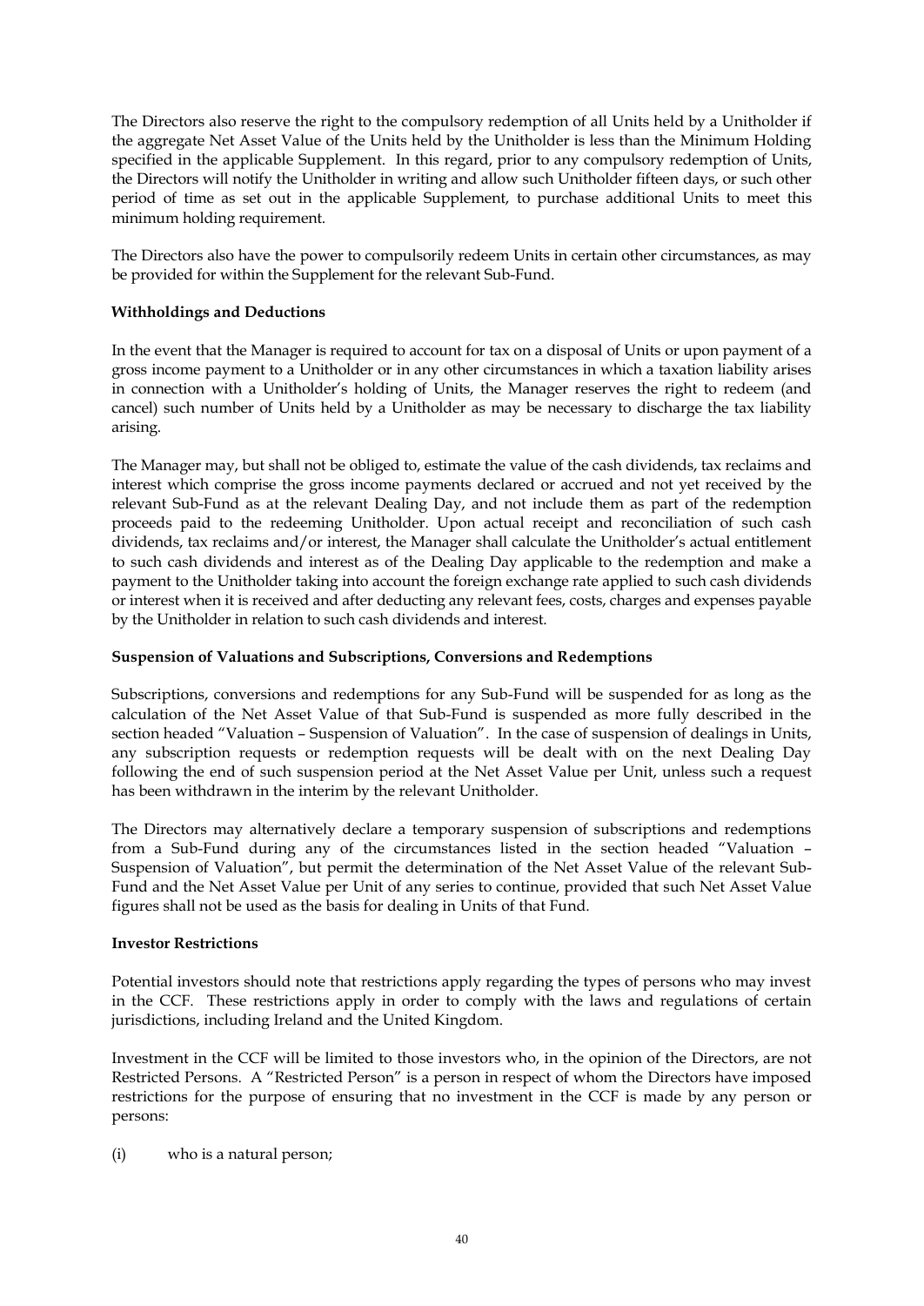The Directors also reserve the right to the compulsory redemption of all Units held by a Unitholder if the aggregate Net Asset Value of the Units held by the Unitholder is less than the Minimum Holding specified in the applicable Supplement. In this regard, prior to any compulsory redemption of Units, the Directors will notify the Unitholder in writing and allow such Unitholder fifteen days, or such other period of time as set out in the applicable Supplement, to purchase additional Units to meet this minimum holding requirement.

The Directors also have the power to compulsorily redeem Units in certain other circumstances, as may be provided for within the Supplement for the relevant Sub-Fund.

**Withholdings and Deductions**

In the event that the Manager is required to account for tax on a disposal of Units or upon payment of a gross income payment to a Unitholder or in any other circumstances in which a taxation liability arises in connection with a Unitholder's holding of Units, the Manager reserves the right to redeem (and cancel) such number of Units held by a Unitholder as may be necessary to discharge the tax liability arising.

The Manager may, but shall not be obliged to, estimate the value of the cash dividends, tax reclaims and interest which comprise the gross income payments declared or accrued and not yet received by the relevant Sub-Fund as at the relevant Dealing Day, and not include them as part of the redemption proceeds paid to the redeeming Unitholder. Upon actual receipt and reconciliation of such cash dividends, tax reclaims and/or interest, the Manager shall calculate the Unitholder's actual entitlement to such cash dividends and interest as of the Dealing Day applicable to the redemption and make a payment to the Unitholder taking into account the foreign exchange rate applied to such cash dividends or interest when it is received and after deducting any relevant fees, costs, charges and expenses payable by the Unitholder in relation to such cash dividends and interest.

**Suspension of Valuations and Subscriptions, Conversions and Redemptions**

Subscriptions, conversions and redemptions for any Sub-Fund will be suspended for as long as the calculation of the Net Asset Value of that Sub-Fund is suspended as more fully described in the section headed "Valuation – Suspension of Valuation". In the case of suspension of dealings in Units, any subscription requests or redemption requests will be dealt with on the next Dealing Day following the end of such suspension period at the Net Asset Value per Unit, unless such a request has been withdrawn in the interim by the relevant Unitholder.

The Directors may alternatively declare a temporary suspension of subscriptions and redemptions from a Sub-Fund during any of the circumstances listed in the section headed "Valuation – Suspension of Valuation", but permit the determination of the Net Asset Value of the relevant Sub-Fund and the Net Asset Value per Unit of any series to continue, provided that such Net Asset Value figures shall not be used as the basis for dealing in Units of that Fund.

**Investor Restrictions**

Potential investors should note that restrictions apply regarding the types of persons who may invest in the CCF. These restrictions apply in order to comply with the laws and regulations of certain jurisdictions, including Ireland and the United Kingdom.

Investment in the CCF will be limited to those investors who, in the opinion of the Directors, are not Restricted Persons. A "Restricted Person" is a person in respect of whom the Directors have imposed restrictions for the purpose of ensuring that no investment in the CCF is made by any person or persons:

(i) who is a natural person;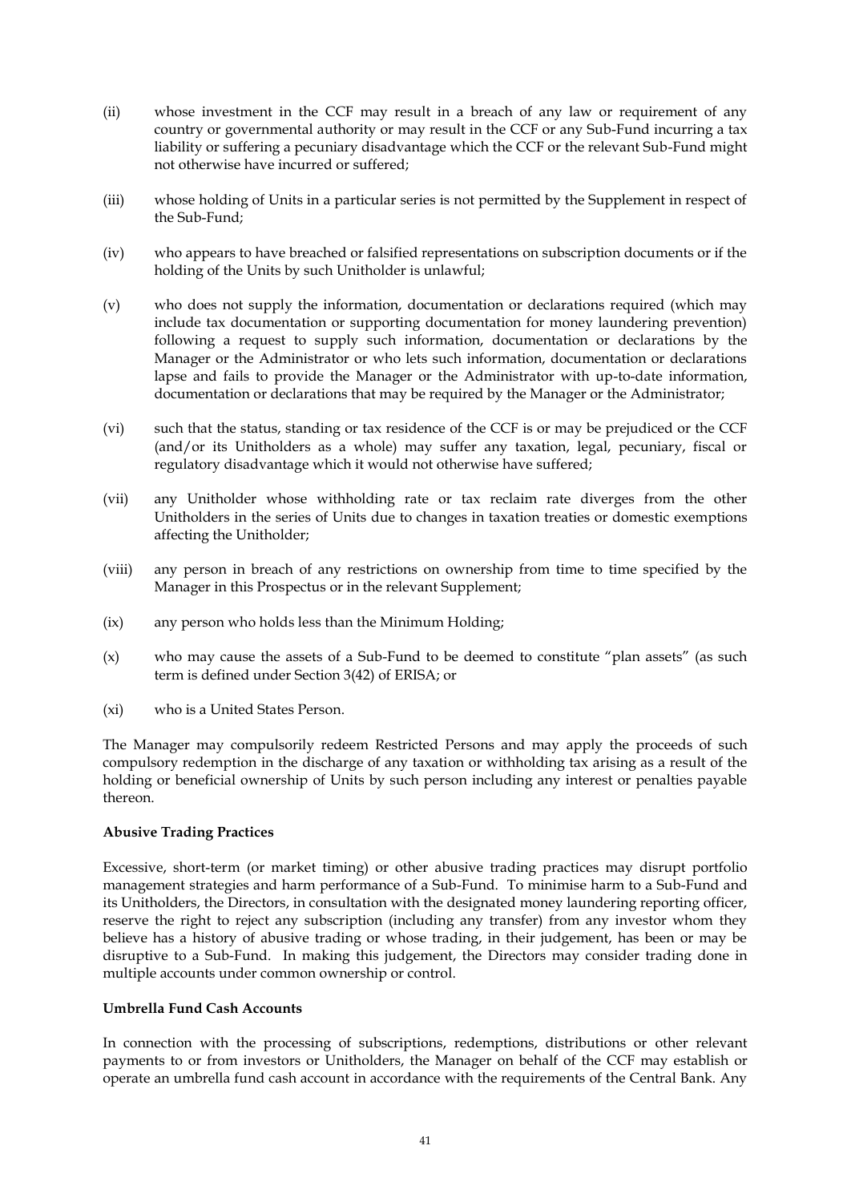(ii) whose investment in the CCF may result in a breach of any law or requirement of any country or governmental authority or may result in the CCF or any Sub-Fund incurring a tax liability or suffering a pecuniary disadvantage which the CCF or the relevant Sub-Fund might not otherwise have incurred or suffered;

(iii) whose holding of Units in a particular series is not permitted by the Supplement in respect of the Sub-Fund;

(iv) who appears to have breached or falsified representations on subscription documents or if the holding of the Units by such Unitholder is unlawful;

(v) who does not supply the information, documentation or declarations required (which may include tax documentation or supporting documentation for money laundering prevention) following a request to supply such information, documentation or declarations by the Manager or the Administrator or who lets such information, documentation or declarations lapse and fails to provide the Manager or the Administrator with up-to-date information, documentation or declarations that may be required by the Manager or the Administrator;

(vi) such that the status, standing or tax residence of the CCF is or may be prejudiced or the CCF (and/or its Unitholders as a whole) may suffer any taxation, legal, pecuniary, fiscal or regulatory disadvantage which it would not otherwise have suffered;

(vii) any Unitholder whose withholding rate or tax reclaim rate diverges from the other Unitholders in the series of Units due to changes in taxation treaties or domestic exemptions affecting the Unitholder;

(viii) any person in breach of any restrictions on ownership from time to time specified by the Manager in this Prospectus or in the relevant Supplement;

(ix) any person who holds less than the Minimum Holding;

(x) who may cause the assets of a Sub-Fund to be deemed to constitute "plan assets" (as such term is defined under Section 3(42) of ERISA; or

(xi) who is a United States Person.

The Manager may compulsorily redeem Restricted Persons and may apply the proceeds of such compulsory redemption in the discharge of any taxation or withholding tax arising as a result of the holding or beneficial ownership of Units by such person including any interest or penalties payable thereon.

**Abusive Trading Practices**

Excessive, short-term (or market timing) or other abusive trading practices may disrupt portfolio management strategies and harm performance of a Sub-Fund. To minimise harm to a Sub-Fund and its Unitholders, the Directors, in consultation with the designated money laundering reporting officer, reserve the right to reject any subscription (including any transfer) from any investor whom they believe has a history of abusive trading or whose trading, in their judgement, has been or may be disruptive to a Sub-Fund. In making this judgement, the Directors may consider trading done in multiple accounts under common ownership or control.

**Umbrella Fund Cash Accounts**

In connection with the processing of subscriptions, redemptions, distributions or other relevant payments to or from investors or Unitholders, the Manager on behalf of the CCF may establish or operate an umbrella fund cash account in accordance with the requirements of the Central Bank. Any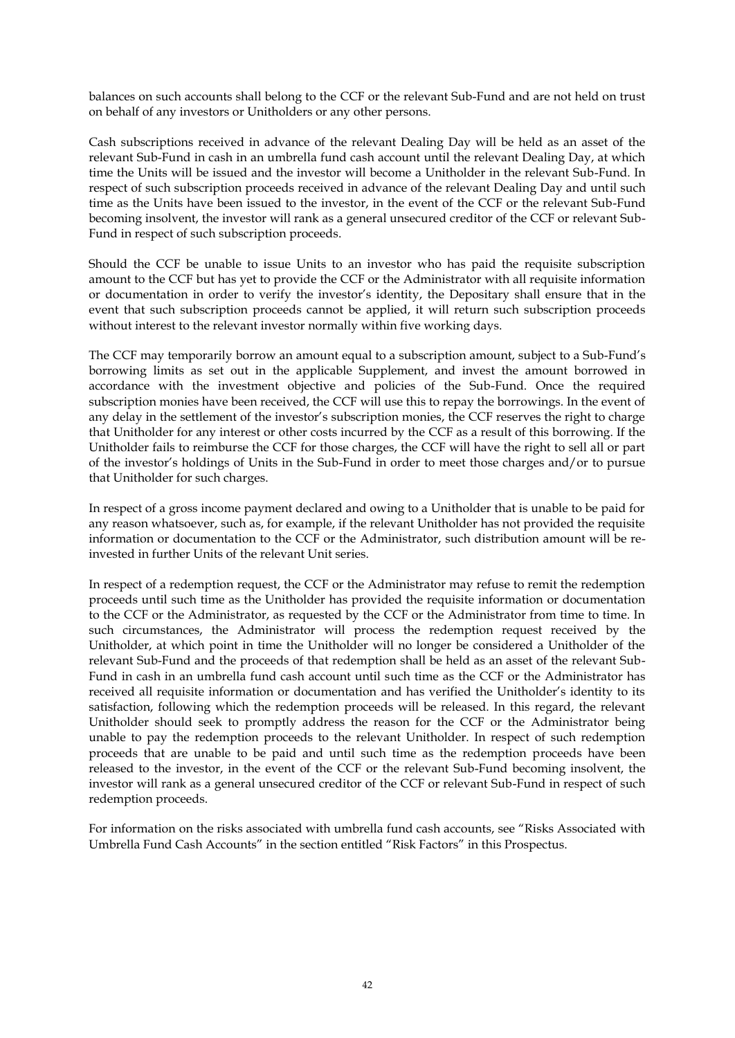balances on such accounts shall belong to the CCF or the relevant Sub-Fund and are not held on trust on behalf of any investors or Unitholders or any other persons.

Cash subscriptions received in advance of the relevant Dealing Day will be held as an asset of the relevant Sub-Fund in cash in an umbrella fund cash account until the relevant Dealing Day, at which time the Units will be issued and the investor will become a Unitholder in the relevant Sub-Fund. In respect of such subscription proceeds received in advance of the relevant Dealing Day and until such time as the Units have been issued to the investor, in the event of the CCF or the relevant Sub-Fund becoming insolvent, the investor will rank as a general unsecured creditor of the CCF or relevant Sub-Fund in respect of such subscription proceeds.

Should the CCF be unable to issue Units to an investor who has paid the requisite subscription amount to the CCF but has yet to provide the CCF or the Administrator with all requisite information or documentation in order to verify the investor's identity, the Depositary shall ensure that in the event that such subscription proceeds cannot be applied, it will return such subscription proceeds without interest to the relevant investor normally within five working days.

The CCF may temporarily borrow an amount equal to a subscription amount, subject to a Sub-Fund's borrowing limits as set out in the applicable Supplement, and invest the amount borrowed in accordance with the investment objective and policies of the Sub-Fund. Once the required subscription monies have been received, the CCF will use this to repay the borrowings. In the event of any delay in the settlement of the investor's subscription monies, the CCF reserves the right to charge that Unitholder for any interest or other costs incurred by the CCF as a result of this borrowing. If the Unitholder fails to reimburse the CCF for those charges, the CCF will have the right to sell all or part of the investor's holdings of Units in the Sub-Fund in order to meet those charges and/or to pursue that Unitholder for such charges.

In respect of a gross income payment declared and owing to a Unitholder that is unable to be paid for any reason whatsoever, such as, for example, if the relevant Unitholder has not provided the requisite information or documentation to the CCF or the Administrator, such distribution amount will be re-invested in further Units of the relevant Unit series.

In respect of a redemption request, the CCF or the Administrator may refuse to remit the redemption proceeds until such time as the Unitholder has provided the requisite information or documentation to the CCF or the Administrator, as requested by the CCF or the Administrator from time to time. In such circumstances, the Administrator will process the redemption request received by the Unitholder, at which point in time the Unitholder will no longer be considered a Unitholder of the relevant Sub-Fund and the proceeds of that redemption shall be held as an asset of the relevant Sub-Fund in cash in an umbrella fund cash account until such time as the CCF or the Administrator has received all requisite information or documentation and has verified the Unitholder's identity to its satisfaction, following which the redemption proceeds will be released. In this regard, the relevant Unitholder should seek to promptly address the reason for the CCF or the Administrator being unable to pay the redemption proceeds to the relevant Unitholder. In respect of such redemption proceeds that are unable to be paid and until such time as the redemption proceeds have been released to the investor, in the event of the CCF or the relevant Sub-Fund becoming insolvent, the investor will rank as a general unsecured creditor of the CCF or relevant Sub-Fund in respect of such redemption proceeds.

For information on the risks associated with umbrella fund cash accounts, see "Risks Associated with Umbrella Fund Cash Accounts" in the section entitled "Risk Factors" in this Prospectus.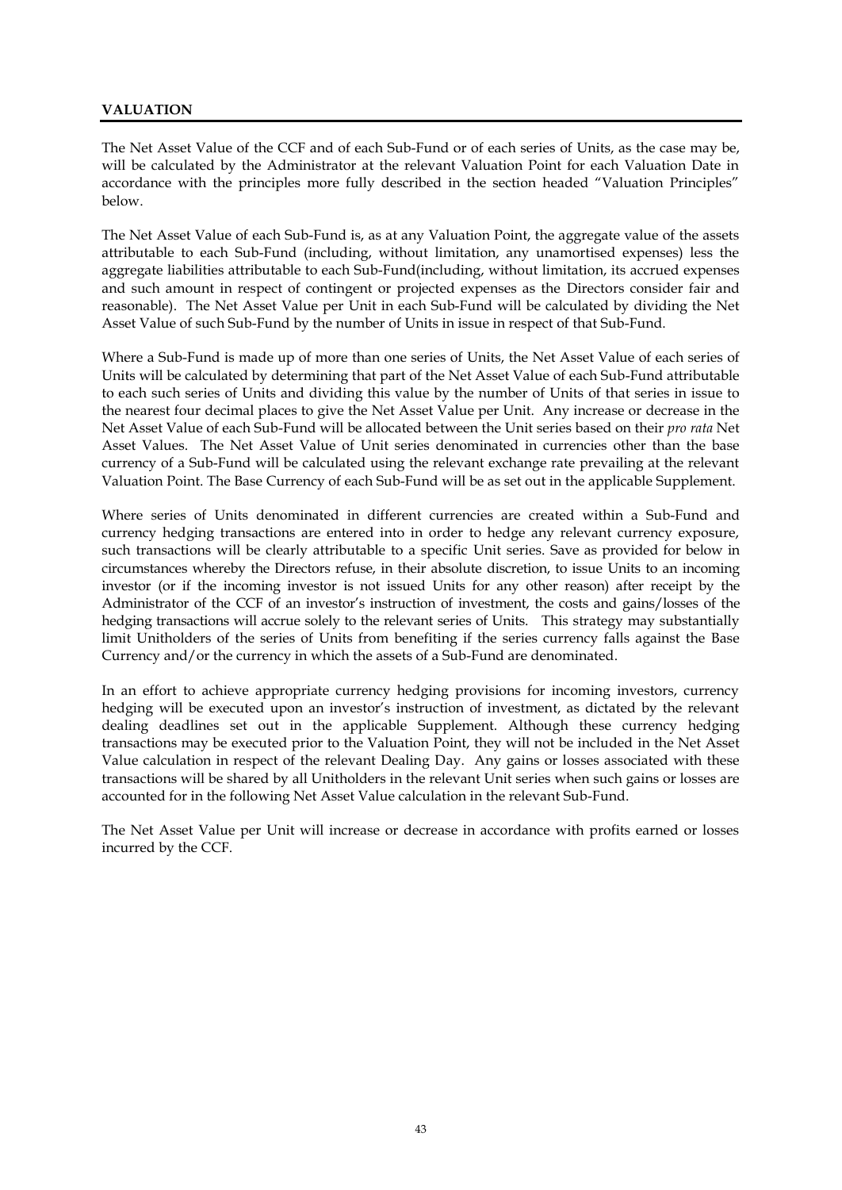## VALUATION

The Net Asset Value of the CCF and of each Sub-Fund or of each series of Units, as the case may be, will be calculated by the Administrator at the relevant Valuation Point for each Valuation Date in accordance with the principles more fully described in the section headed "Valuation Principles" below.

The Net Asset Value of each Sub-Fund is, as at any Valuation Point, the aggregate value of the assets attributable to each Sub-Fund (including, without limitation, any unamortised expenses) less the aggregate liabilities attributable to each Sub-Fund(including, without limitation, its accrued expenses and such amount in respect of contingent or projected expenses as the Directors consider fair and reasonable). The Net Asset Value per Unit in each Sub-Fund will be calculated by dividing the Net Asset Value of such Sub-Fund by the number of Units in issue in respect of that Sub-Fund.

Where a Sub-Fund is made up of more than one series of Units, the Net Asset Value of each series of Units will be calculated by determining that part of the Net Asset Value of each Sub-Fund attributable to each such series of Units and dividing this value by the number of Units of that series in issue to the nearest four decimal places to give the Net Asset Value per Unit. Any increase or decrease in the Net Asset Value of each Sub-Fund will be allocated between the Unit series based on their *pro rata* Net Asset Values. The Net Asset Value of Unit series denominated in currencies other than the base currency of a Sub-Fund will be calculated using the relevant exchange rate prevailing at the relevant Valuation Point. The Base Currency of each Sub-Fund will be as set out in the applicable Supplement.

Where series of Units denominated in different currencies are created within a Sub-Fund and currency hedging transactions are entered into in order to hedge any relevant currency exposure, such transactions will be clearly attributable to a specific Unit series. Save as provided for below in circumstances whereby the Directors refuse, in their absolute discretion, to issue Units to an incoming investor (or if the incoming investor is not issued Units for any other reason) after receipt by the Administrator of the CCF of an investor's instruction of investment, the costs and gains/losses of the hedging transactions will accrue solely to the relevant series of Units. This strategy may substantially limit Unitholders of the series of Units from benefiting if the series currency falls against the Base Currency and/or the currency in which the assets of a Sub-Fund are denominated.

In an effort to achieve appropriate currency hedging provisions for incoming investors, currency hedging will be executed upon an investor's instruction of investment, as dictated by the relevant dealing deadlines set out in the applicable Supplement. Although these currency hedging transactions may be executed prior to the Valuation Point, they will not be included in the Net Asset Value calculation in respect of the relevant Dealing Day. Any gains or losses associated with these transactions will be shared by all Unitholders in the relevant Unit series when such gains or losses are accounted for in the following Net Asset Value calculation in the relevant Sub-Fund.

The Net Asset Value per Unit will increase or decrease in accordance with profits earned or losses incurred by the CCF.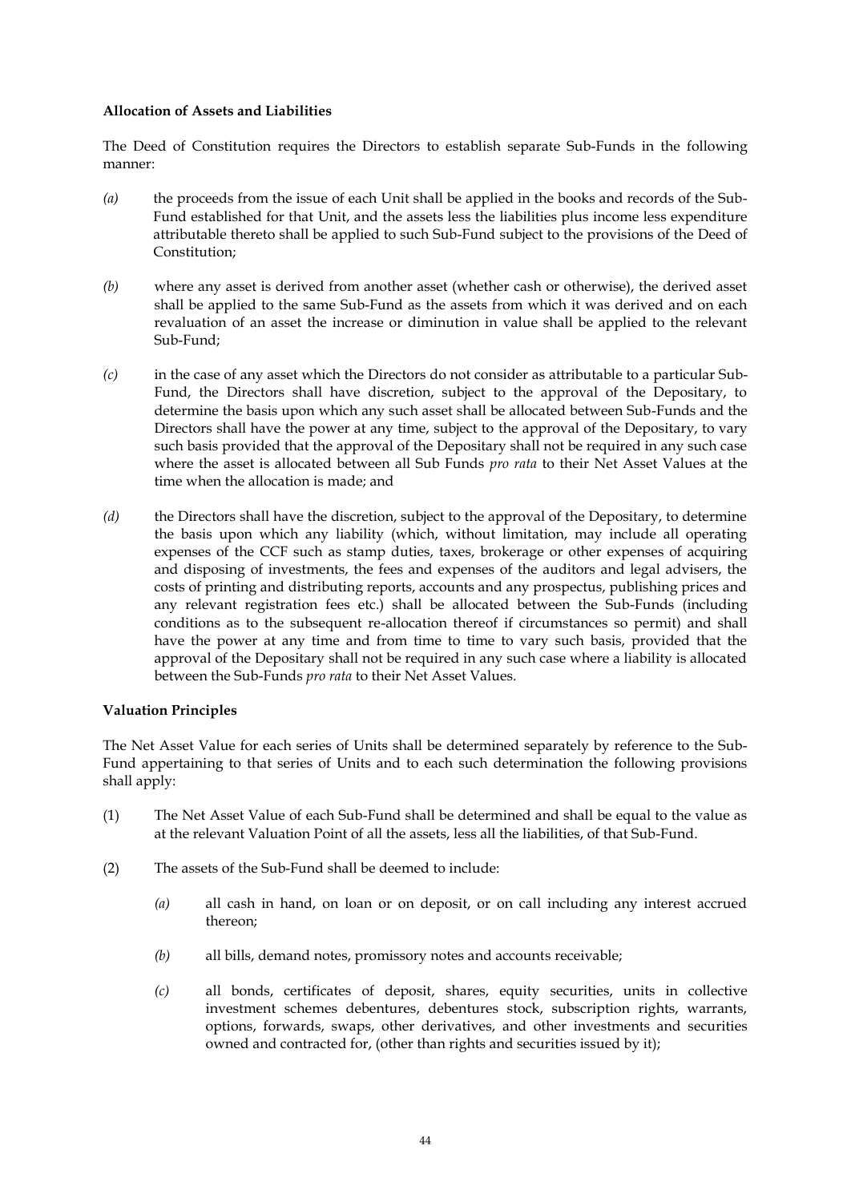**Allocation of Assets and Liabilities**

The Deed of Constitution requires the Directors to establish separate Sub-Funds in the following manner:

*(a)* the proceeds from the issue of each Unit shall be applied in the books and records of the Sub-Fund established for that Unit, and the assets less the liabilities plus income less expenditure attributable thereto shall be applied to such Sub-Fund subject to the provisions of the Deed of Constitution;

*(b)* where any asset is derived from another asset (whether cash or otherwise), the derived asset shall be applied to the same Sub-Fund as the assets from which it was derived and on each revaluation of an asset the increase or diminution in value shall be applied to the relevant Sub-Fund;

*(c)* in the case of any asset which the Directors do not consider as attributable to a particular Sub-Fund, the Directors shall have discretion, subject to the approval of the Depositary, to determine the basis upon which any such asset shall be allocated between Sub-Funds and the Directors shall have the power at any time, subject to the approval of the Depositary, to vary such basis provided that the approval of the Depositary shall not be required in any such case where the asset is allocated between all Sub Funds *pro rata* to their Net Asset Values at the time when the allocation is made; and

*(d)* the Directors shall have the discretion, subject to the approval of the Depositary, to determine the basis upon which any liability (which, without limitation, may include all operating expenses of the CCF such as stamp duties, taxes, brokerage or other expenses of acquiring and disposing of investments, the fees and expenses of the auditors and legal advisers, the costs of printing and distributing reports, accounts and any prospectus, publishing prices and any relevant registration fees etc.) shall be allocated between the Sub-Funds (including conditions as to the subsequent re-allocation thereof if circumstances so permit) and shall have the power at any time and from time to time to vary such basis, provided that the approval of the Depositary shall not be required in any such case where a liability is allocated between the Sub-Funds *pro rata* to their Net Asset Values.

**Valuation Principles**

The Net Asset Value for each series of Units shall be determined separately by reference to the Sub-Fund appertaining to that series of Units and to each such determination the following provisions shall apply:

(1) The Net Asset Value of each Sub-Fund shall be determined and shall be equal to the value as at the relevant Valuation Point of all the assets, less all the liabilities, of that Sub-Fund.

(2) The assets of the Sub-Fund shall be deemed to include:

*(a)* all cash in hand, on loan or on deposit, or on call including any interest accrued thereon;

*(b)* all bills, demand notes, promissory notes and accounts receivable;

*(c)* all bonds, certificates of deposit, shares, equity securities, units in collective investment schemes debentures, debentures stock, subscription rights, warrants, options, forwards, swaps, other derivatives, and other investments and securities owned and contracted for, (other than rights and securities issued by it);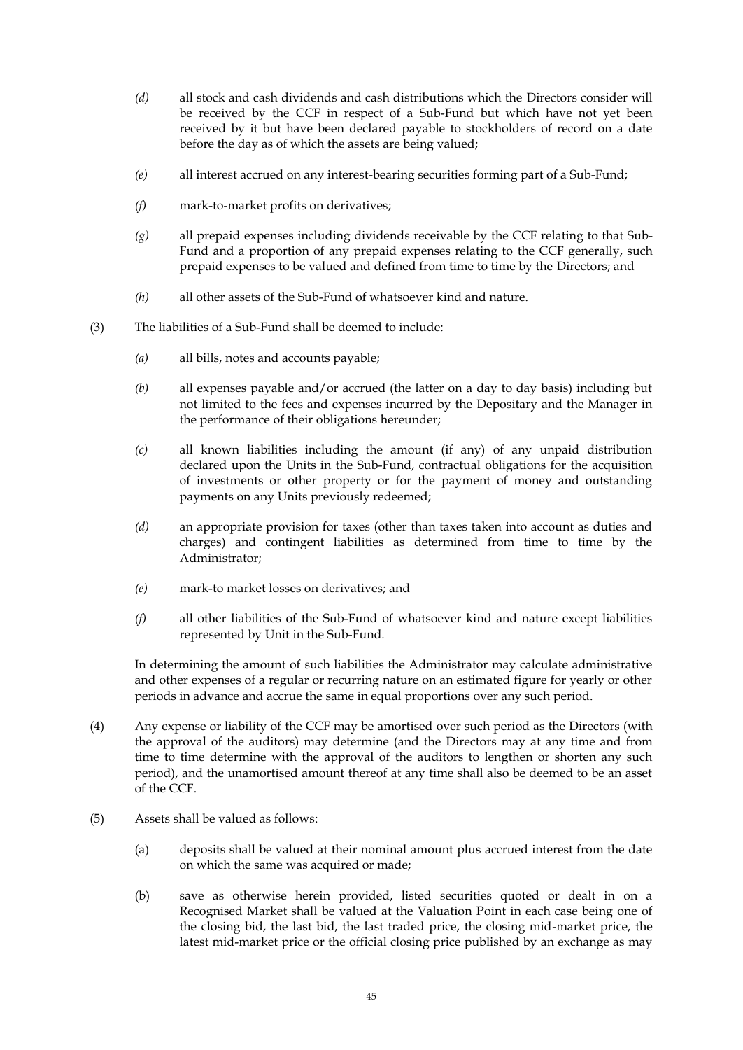*(d)* all stock and cash dividends and cash distributions which the Directors consider will be received by the CCF in respect of a Sub-Fund but which have not yet been received by it but have been declared payable to stockholders of record on a date before the day as of which the assets are being valued;

*(e)* all interest accrued on any interest-bearing securities forming part of a Sub-Fund;

*(f)* mark-to-market profits on derivatives;

*(g)* all prepaid expenses including dividends receivable by the CCF relating to that Sub-Fund and a proportion of any prepaid expenses relating to the CCF generally, such prepaid expenses to be valued and defined from time to time by the Directors; and

*(h)* all other assets of the Sub-Fund of whatsoever kind and nature.

(3) The liabilities of a Sub-Fund shall be deemed to include:

*(a)* all bills, notes and accounts payable;

*(b)* all expenses payable and/or accrued (the latter on a day to day basis) including but not limited to the fees and expenses incurred by the Depositary and the Manager in the performance of their obligations hereunder;

*(c)* all known liabilities including the amount (if any) of any unpaid distribution declared upon the Units in the Sub-Fund, contractual obligations for the acquisition of investments or other property or for the payment of money and outstanding payments on any Units previously redeemed;

*(d)* an appropriate provision for taxes (other than taxes taken into account as duties and charges) and contingent liabilities as determined from time to time by the Administrator;

*(e)* mark-to market losses on derivatives; and

*(f)* all other liabilities of the Sub-Fund of whatsoever kind and nature except liabilities represented by Unit in the Sub-Fund.

In determining the amount of such liabilities the Administrator may calculate administrative and other expenses of a regular or recurring nature on an estimated figure for yearly or other periods in advance and accrue the same in equal proportions over any such period.

(4) Any expense or liability of the CCF may be amortised over such period as the Directors (with the approval of the auditors) may determine (and the Directors may at any time and from time to time determine with the approval of the auditors to lengthen or shorten any such period), and the unamortised amount thereof at any time shall also be deemed to be an asset of the CCF.

(5) Assets shall be valued as follows:

(a) deposits shall be valued at their nominal amount plus accrued interest from the date on which the same was acquired or made;

(b) save as otherwise herein provided, listed securities quoted or dealt in on a Recognised Market shall be valued at the Valuation Point in each case being one of the closing bid, the last bid, the last traded price, the closing mid-market price, the latest mid-market price or the official closing price published by an exchange as may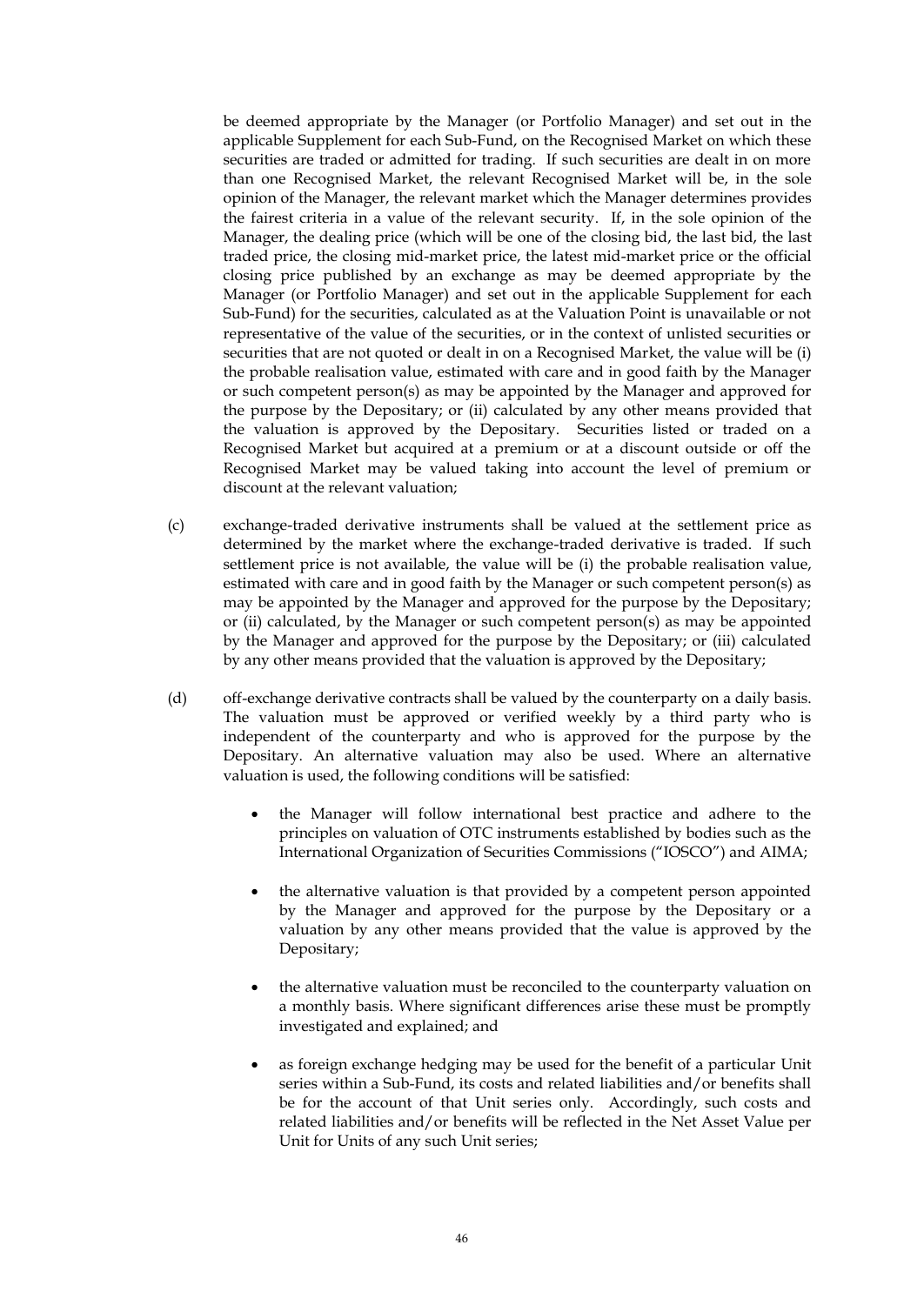be deemed appropriate by the Manager (or Portfolio Manager) and set out in the applicable Supplement for each Sub-Fund, on the Recognised Market on which these securities are traded or admitted for trading. If such securities are dealt in on more than one Recognised Market, the relevant Recognised Market will be, in the sole opinion of the Manager, the relevant market which the Manager determines provides the fairest criteria in a value of the relevant security. If, in the sole opinion of the Manager, the dealing price (which will be one of the closing bid, the last bid, the last traded price, the closing mid-market price, the latest mid-market price or the official closing price published by an exchange as may be deemed appropriate by the Manager (or Portfolio Manager) and set out in the applicable Supplement for each Sub-Fund) for the securities, calculated as at the Valuation Point is unavailable or not representative of the value of the securities, or in the context of unlisted securities or securities that are not quoted or dealt in on a Recognised Market, the value will be (i) the probable realisation value, estimated with care and in good faith by the Manager or such competent person(s) as may be appointed by the Manager and approved for the purpose by the Depositary; or (ii) calculated by any other means provided that the valuation is approved by the Depositary. Securities listed or traded on a Recognised Market but acquired at a premium or at a discount outside or off the Recognised Market may be valued taking into account the level of premium or discount at the relevant valuation;

(c) exchange-traded derivative instruments shall be valued at the settlement price as determined by the market where the exchange-traded derivative is traded. If such settlement price is not available, the value will be (i) the probable realisation value, estimated with care and in good faith by the Manager or such competent person(s) as may be appointed by the Manager and approved for the purpose by the Depositary; or (ii) calculated, by the Manager or such competent person(s) as may be appointed by the Manager and approved for the purpose by the Depositary; or (iii) calculated by any other means provided that the valuation is approved by the Depositary;

(d) off-exchange derivative contracts shall be valued by the counterparty on a daily basis. The valuation must be approved or verified weekly by a third party who is independent of the counterparty and who is approved for the purpose by the Depositary. An alternative valuation may also be used. Where an alternative valuation is used, the following conditions will be satisfied:

- the Manager will follow international best practice and adhere to the principles on valuation of OTC instruments established by bodies such as the International Organization of Securities Commissions ("IOSCO") and AIMA;
- the alternative valuation is that provided by a competent person appointed by the Manager and approved for the purpose by the Depositary or a valuation by any other means provided that the value is approved by the Depositary;
- the alternative valuation must be reconciled to the counterparty valuation on a monthly basis. Where significant differences arise these must be promptly investigated and explained; and
- as foreign exchange hedging may be used for the benefit of a particular Unit series within a Sub-Fund, its costs and related liabilities and/or benefits shall be for the account of that Unit series only. Accordingly, such costs and related liabilities and/or benefits will be reflected in the Net Asset Value per Unit for Units of any such Unit series;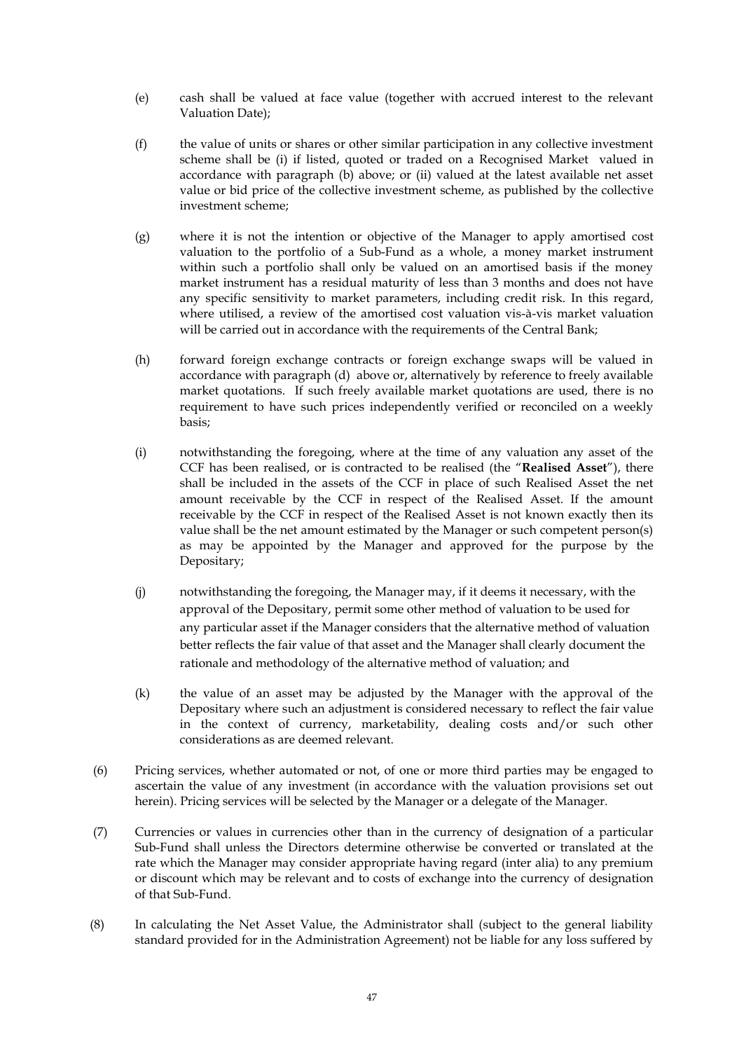(e) cash shall be valued at face value (together with accrued interest to the relevant Valuation Date);

(f) the value of units or shares or other similar participation in any collective investment scheme shall be (i) if listed, quoted or traded on a Recognised Market valued in accordance with paragraph (b) above; or (ii) valued at the latest available net asset value or bid price of the collective investment scheme, as published by the collective investment scheme;

(g) where it is not the intention or objective of the Manager to apply amortised cost valuation to the portfolio of a Sub-Fund as a whole, a money market instrument within such a portfolio shall only be valued on an amortised basis if the money market instrument has a residual maturity of less than 3 months and does not have any specific sensitivity to market parameters, including credit risk. In this regard, where utilised, a review of the amortised cost valuation vis-à-vis market valuation will be carried out in accordance with the requirements of the Central Bank;

(h) forward foreign exchange contracts or foreign exchange swaps will be valued in accordance with paragraph (d) above or, alternatively by reference to freely available market quotations. If such freely available market quotations are used, there is no requirement to have such prices independently verified or reconciled on a weekly basis;

(i) notwithstanding the foregoing, where at the time of any valuation any asset of the CCF has been realised, or is contracted to be realised (the "**Realised Asset**"), there shall be included in the assets of the CCF in place of such Realised Asset the net amount receivable by the CCF in respect of the Realised Asset. If the amount receivable by the CCF in respect of the Realised Asset is not known exactly then its value shall be the net amount estimated by the Manager or such competent person(s) as may be appointed by the Manager and approved for the purpose by the Depositary;

(j) notwithstanding the foregoing, the Manager may, if it deems it necessary, with the approval of the Depositary, permit some other method of valuation to be used for any particular asset if the Manager considers that the alternative method of valuation better reflects the fair value of that asset and the Manager shall clearly document the rationale and methodology of the alternative method of valuation; and

(k) the value of an asset may be adjusted by the Manager with the approval of the Depositary where such an adjustment is considered necessary to reflect the fair value in the context of currency, marketability, dealing costs and/or such other considerations as are deemed relevant.

(6) Pricing services, whether automated or not, of one or more third parties may be engaged to ascertain the value of any investment (in accordance with the valuation provisions set out herein). Pricing services will be selected by the Manager or a delegate of the Manager.

(7) Currencies or values in currencies other than in the currency of designation of a particular Sub-Fund shall unless the Directors determine otherwise be converted or translated at the rate which the Manager may consider appropriate having regard (inter alia) to any premium or discount which may be relevant and to costs of exchange into the currency of designation of that Sub-Fund.

(8) In calculating the Net Asset Value, the Administrator shall (subject to the general liability standard provided for in the Administration Agreement) not be liable for any loss suffered by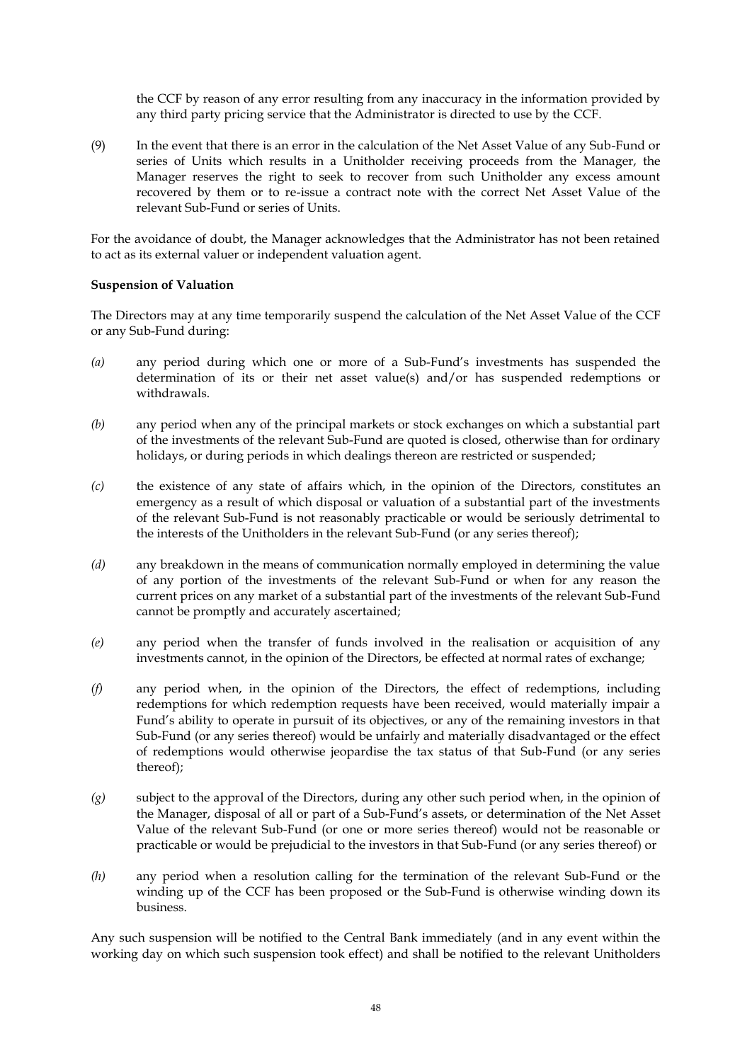the CCF by reason of any error resulting from any inaccuracy in the information provided by any third party pricing service that the Administrator is directed to use by the CCF.

(9) In the event that there is an error in the calculation of the Net Asset Value of any Sub-Fund or series of Units which results in a Unitholder receiving proceeds from the Manager, the Manager reserves the right to seek to recover from such Unitholder any excess amount recovered by them or to re-issue a contract note with the correct Net Asset Value of the relevant Sub-Fund or series of Units.

For the avoidance of doubt, the Manager acknowledges that the Administrator has not been retained to act as its external valuer or independent valuation agent.

**Suspension of Valuation**

The Directors may at any time temporarily suspend the calculation of the Net Asset Value of the CCF or any Sub-Fund during:

*(a)* any period during which one or more of a Sub-Fund's investments has suspended the determination of its or their net asset value(s) and/or has suspended redemptions or withdrawals.

*(b)* any period when any of the principal markets or stock exchanges on which a substantial part of the investments of the relevant Sub-Fund are quoted is closed, otherwise than for ordinary holidays, or during periods in which dealings thereon are restricted or suspended;

*(c)* the existence of any state of affairs which, in the opinion of the Directors, constitutes an emergency as a result of which disposal or valuation of a substantial part of the investments of the relevant Sub-Fund is not reasonably practicable or would be seriously detrimental to the interests of the Unitholders in the relevant Sub-Fund (or any series thereof);

*(d)* any breakdown in the means of communication normally employed in determining the value of any portion of the investments of the relevant Sub-Fund or when for any reason the current prices on any market of a substantial part of the investments of the relevant Sub-Fund cannot be promptly and accurately ascertained;

*(e)* any period when the transfer of funds involved in the realisation or acquisition of any investments cannot, in the opinion of the Directors, be effected at normal rates of exchange;

*(f)* any period when, in the opinion of the Directors, the effect of redemptions, including redemptions for which redemption requests have been received, would materially impair a Fund's ability to operate in pursuit of its objectives, or any of the remaining investors in that Sub-Fund (or any series thereof) would be unfairly and materially disadvantaged or the effect of redemptions would otherwise jeopardise the tax status of that Sub-Fund (or any series thereof);

*(g)* subject to the approval of the Directors, during any other such period when, in the opinion of the Manager, disposal of all or part of a Sub-Fund's assets, or determination of the Net Asset Value of the relevant Sub-Fund (or one or more series thereof) would not be reasonable or practicable or would be prejudicial to the investors in that Sub-Fund (or any series thereof) or

*(h)* any period when a resolution calling for the termination of the relevant Sub-Fund or the winding up of the CCF has been proposed or the Sub-Fund is otherwise winding down its business.

Any such suspension will be notified to the Central Bank immediately (and in any event within the working day on which such suspension took effect) and shall be notified to the relevant Unitholders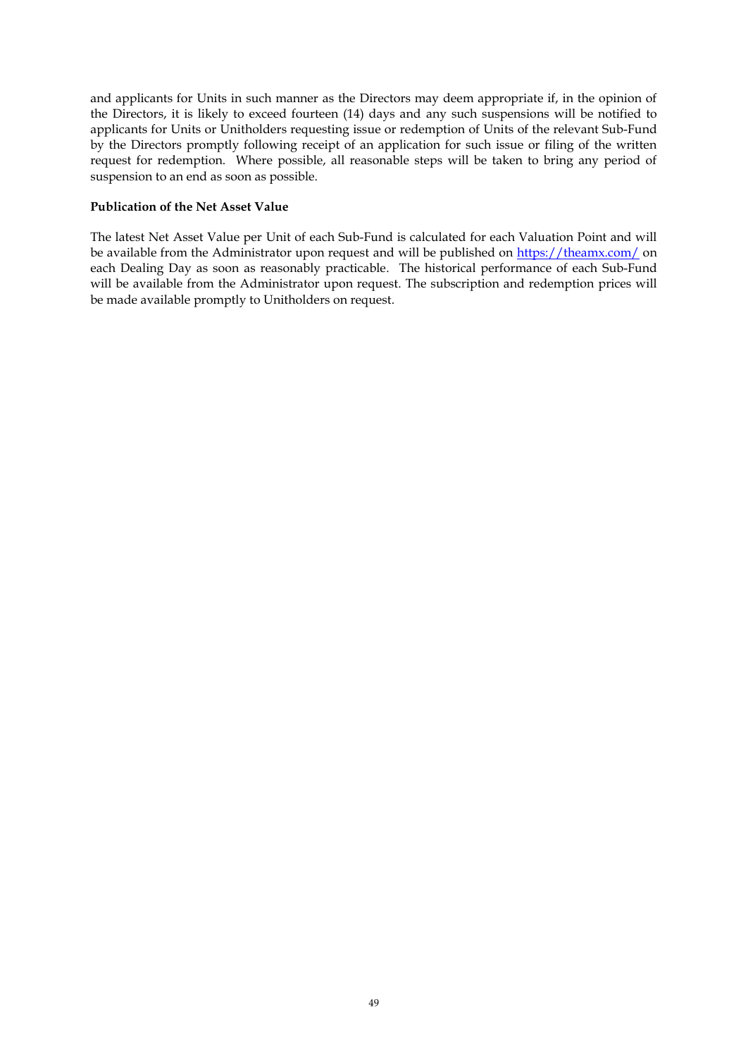and applicants for Units in such manner as the Directors may deem appropriate if, in the opinion of the Directors, it is likely to exceed fourteen (14) days and any such suspensions will be notified to applicants for Units or Unitholders requesting issue or redemption of Units of the relevant Sub-Fund by the Directors promptly following receipt of an application for such issue or filing of the written request for redemption. Where possible, all reasonable steps will be taken to bring any period of suspension to an end as soon as possible.

**Publication of the Net Asset Value**

The latest Net Asset Value per Unit of each Sub-Fund is calculated for each Valuation Point and will be available from the Administrator upon request and will be published on [https://theamx.com/](https://theamx.com/) on each Dealing Day as soon as reasonably practicable. The historical performance of each Sub-Fund will be available from the Administrator upon request. The subscription and redemption prices will be made available promptly to Unitholders on request.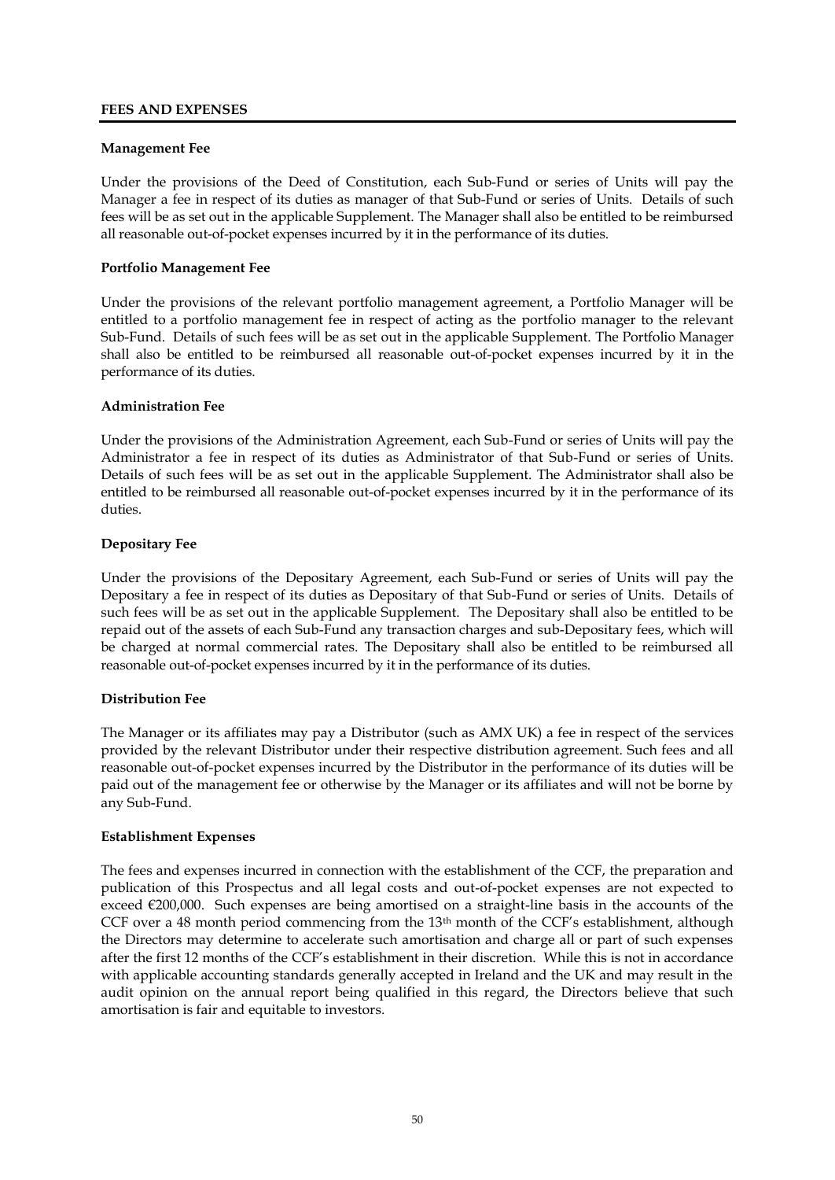## FEES AND EXPENSES

### Management Fee

Under the provisions of the Deed of Constitution, each Sub-Fund or series of Units will pay the Manager a fee in respect of its duties as manager of that Sub-Fund or series of Units. Details of such fees will be as set out in the applicable Supplement. The Manager shall also be entitled to be reimbursed all reasonable out-of-pocket expenses incurred by it in the performance of its duties.

### Portfolio Management Fee

Under the provisions of the relevant portfolio management agreement, a Portfolio Manager will be entitled to a portfolio management fee in respect of acting as the portfolio manager to the relevant Sub-Fund. Details of such fees will be as set out in the applicable Supplement. The Portfolio Manager shall also be entitled to be reimbursed all reasonable out-of-pocket expenses incurred by it in the performance of its duties.

### Administration Fee

Under the provisions of the Administration Agreement, each Sub-Fund or series of Units will pay the Administrator a fee in respect of its duties as Administrator of that Sub-Fund or series of Units. Details of such fees will be as set out in the applicable Supplement. The Administrator shall also be entitled to be reimbursed all reasonable out-of-pocket expenses incurred by it in the performance of its duties.

### Depositary Fee

Under the provisions of the Depositary Agreement, each Sub-Fund or series of Units will pay the Depositary a fee in respect of its duties as Depositary of that Sub-Fund or series of Units. Details of such fees will be as set out in the applicable Supplement. The Depositary shall also be entitled to be repaid out of the assets of each Sub-Fund any transaction charges and sub-Depositary fees, which will be charged at normal commercial rates. The Depositary shall also be entitled to be reimbursed all reasonable out-of-pocket expenses incurred by it in the performance of its duties.

### Distribution Fee

The Manager or its affiliates may pay a Distributor (such as AMX UK) a fee in respect of the services provided by the relevant Distributor under their respective distribution agreement. Such fees and all reasonable out-of-pocket expenses incurred by the Distributor in the performance of its duties will be paid out of the management fee or otherwise by the Manager or its affiliates and will not be borne by any Sub-Fund.

### Establishment Expenses

The fees and expenses incurred in connection with the establishment of the CCF, the preparation and publication of this Prospectus and all legal costs and out-of-pocket expenses are not expected to exceed €200,000. Such expenses are being amortised on a straight-line basis in the accounts of the CCF over a 48 month period commencing from the 13th month of the CCF's establishment, although the Directors may determine to accelerate such amortisation and charge all or part of such expenses after the first 12 months of the CCF's establishment in their discretion. While this is not in accordance with applicable accounting standards generally accepted in Ireland and the UK and may result in the audit opinion on the annual report being qualified in this regard, the Directors believe that such amortisation is fair and equitable to investors.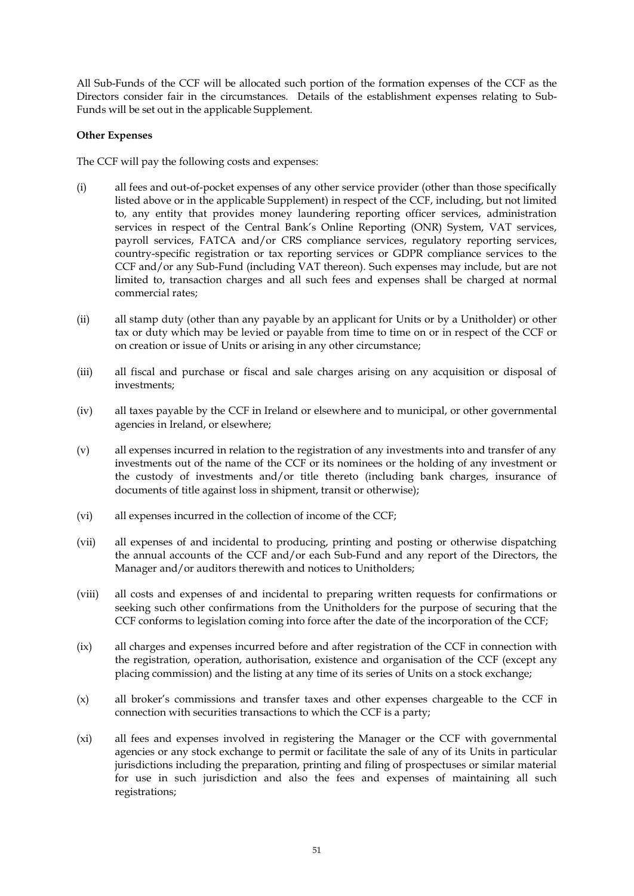All Sub-Funds of the CCF will be allocated such portion of the formation expenses of the CCF as the Directors consider fair in the circumstances. Details of the establishment expenses relating to Sub-Funds will be set out in the applicable Supplement.

**Other Expenses**

The CCF will pay the following costs and expenses:

(i) all fees and out-of-pocket expenses of any other service provider (other than those specifically listed above or in the applicable Supplement) in respect of the CCF, including, but not limited to, any entity that provides money laundering reporting officer services, administration services in respect of the Central Bank's Online Reporting (ONR) System, VAT services, payroll services, FATCA and/or CRS compliance services, regulatory reporting services, country-specific registration or tax reporting services or GDPR compliance services to the CCF and/or any Sub-Fund (including VAT thereon). Such expenses may include, but are not limited to, transaction charges and all such fees and expenses shall be charged at normal commercial rates;

(ii) all stamp duty (other than any payable by an applicant for Units or by a Unitholder) or other tax or duty which may be levied or payable from time to time on or in respect of the CCF or on creation or issue of Units or arising in any other circumstance;

(iii) all fiscal and purchase or fiscal and sale charges arising on any acquisition or disposal of investments;

(iv) all taxes payable by the CCF in Ireland or elsewhere and to municipal, or other governmental agencies in Ireland, or elsewhere;

(v) all expenses incurred in relation to the registration of any investments into and transfer of any investments out of the name of the CCF or its nominees or the holding of any investment or the custody of investments and/or title thereto (including bank charges, insurance of documents of title against loss in shipment, transit or otherwise);

(vi) all expenses incurred in the collection of income of the CCF;

(vii) all expenses of and incidental to producing, printing and posting or otherwise dispatching the annual accounts of the CCF and/or each Sub-Fund and any report of the Directors, the Manager and/or auditors therewith and notices to Unitholders;

(viii) all costs and expenses of and incidental to preparing written requests for confirmations or seeking such other confirmations from the Unitholders for the purpose of securing that the CCF conforms to legislation coming into force after the date of the incorporation of the CCF;

(ix) all charges and expenses incurred before and after registration of the CCF in connection with the registration, operation, authorisation, existence and organisation of the CCF (except any placing commission) and the listing at any time of its series of Units on a stock exchange;

(x) all broker's commissions and transfer taxes and other expenses chargeable to the CCF in connection with securities transactions to which the CCF is a party;

(xi) all fees and expenses involved in registering the Manager or the CCF with governmental agencies or any stock exchange to permit or facilitate the sale of any of its Units in particular jurisdictions including the preparation, printing and filing of prospectuses or similar material for use in such jurisdiction and also the fees and expenses of maintaining all such registrations;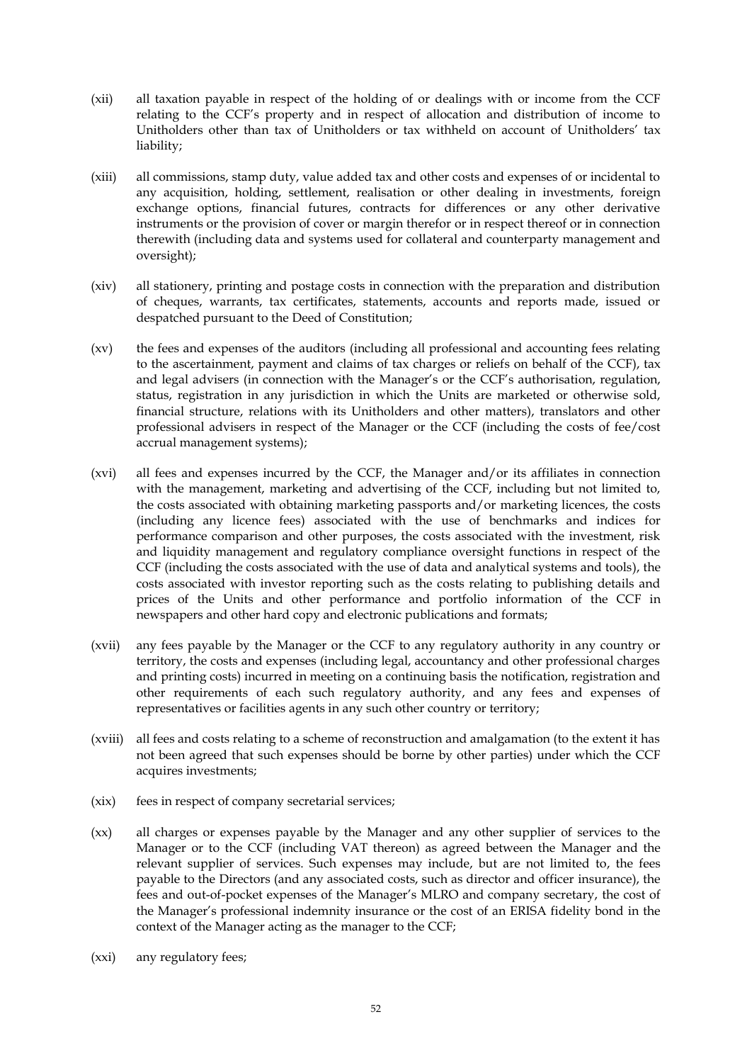(xii) all taxation payable in respect of the holding of or dealings with or income from the CCF relating to the CCF's property and in respect of allocation and distribution of income to Unitholders other than tax of Unitholders or tax withheld on account of Unitholders' tax liability;

(xiii) all commissions, stamp duty, value added tax and other costs and expenses of or incidental to any acquisition, holding, settlement, realisation or other dealing in investments, foreign exchange options, financial futures, contracts for differences or any other derivative instruments or the provision of cover or margin therefor or in respect thereof or in connection therewith (including data and systems used for collateral and counterparty management and oversight);

(xiv) all stationery, printing and postage costs in connection with the preparation and distribution of cheques, warrants, tax certificates, statements, accounts and reports made, issued or despatched pursuant to the Deed of Constitution;

(xv) the fees and expenses of the auditors (including all professional and accounting fees relating to the ascertainment, payment and claims of tax charges or reliefs on behalf of the CCF), tax and legal advisers (in connection with the Manager's or the CCF's authorisation, regulation, status, registration in any jurisdiction in which the Units are marketed or otherwise sold, financial structure, relations with its Unitholders and other matters), translators and other professional advisers in respect of the Manager or the CCF (including the costs of fee/cost accrual management systems);

(xvi) all fees and expenses incurred by the CCF, the Manager and/or its affiliates in connection with the management, marketing and advertising of the CCF, including but not limited to, the costs associated with obtaining marketing passports and/or marketing licences, the costs (including any licence fees) associated with the use of benchmarks and indices for performance comparison and other purposes, the costs associated with the investment, risk and liquidity management and regulatory compliance oversight functions in respect of the CCF (including the costs associated with the use of data and analytical systems and tools), the costs associated with investor reporting such as the costs relating to publishing details and prices of the Units and other performance and portfolio information of the CCF in newspapers and other hard copy and electronic publications and formats;

(xvii) any fees payable by the Manager or the CCF to any regulatory authority in any country or territory, the costs and expenses (including legal, accountancy and other professional charges and printing costs) incurred in meeting on a continuing basis the notification, registration and other requirements of each such regulatory authority, and any fees and expenses of representatives or facilities agents in any such other country or territory;

(xviii) all fees and costs relating to a scheme of reconstruction and amalgamation (to the extent it has not been agreed that such expenses should be borne by other parties) under which the CCF acquires investments;

(xix) fees in respect of company secretarial services;

(xx) all charges or expenses payable by the Manager and any other supplier of services to the Manager or to the CCF (including VAT thereon) as agreed between the Manager and the relevant supplier of services. Such expenses may include, but are not limited to, the fees payable to the Directors (and any associated costs, such as director and officer insurance), the fees and out-of-pocket expenses of the Manager's MLRO and company secretary, the cost of the Manager's professional indemnity insurance or the cost of an ERISA fidelity bond in the context of the Manager acting as the manager to the CCF;

(xxi) any regulatory fees;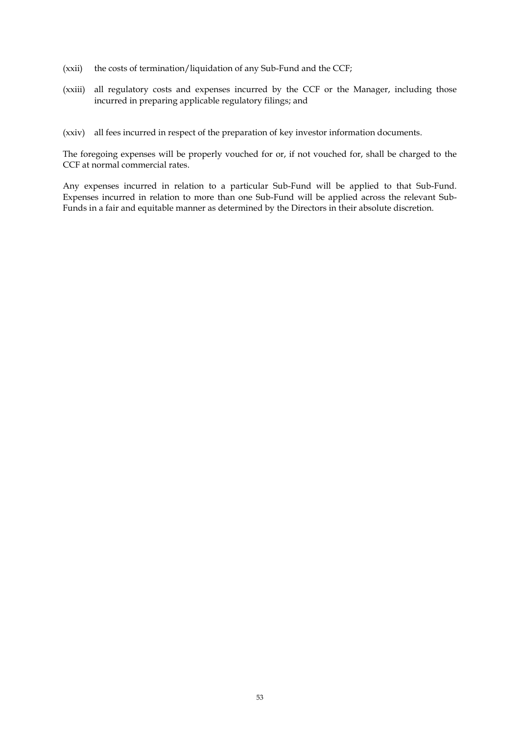(xxii) the costs of termination/liquidation of any Sub-Fund and the CCF;

(xxiii) all regulatory costs and expenses incurred by the CCF or the Manager, including those incurred in preparing applicable regulatory filings; and

(xxiv) all fees incurred in respect of the preparation of key investor information documents.

The foregoing expenses will be properly vouched for or, if not vouched for, shall be charged to the CCF at normal commercial rates.

Any expenses incurred in relation to a particular Sub-Fund will be applied to that Sub-Fund. Expenses incurred in relation to more than one Sub-Fund will be applied across the relevant Sub-Funds in a fair and equitable manner as determined by the Directors in their absolute discretion.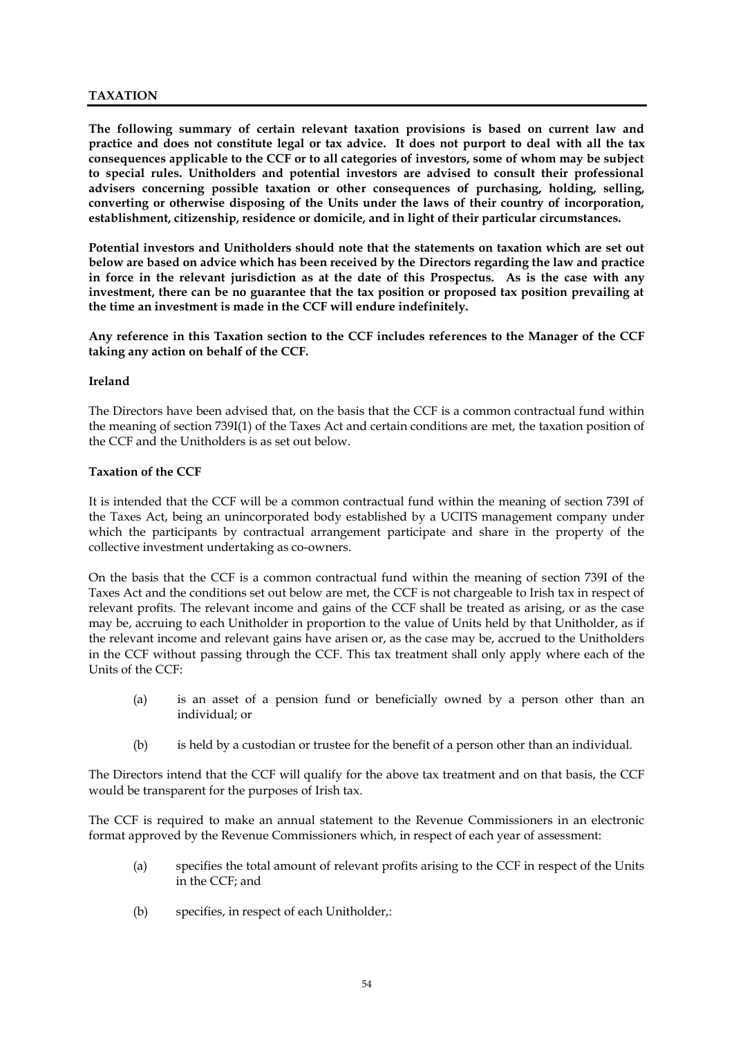## TAXATION

**The following summary of certain relevant taxation provisions is based on current law and practice and does not constitute legal or tax advice. It does not purport to deal with all the tax consequences applicable to the CCF or to all categories of investors, some of whom may be subject to special rules. Unitholders and potential investors are advised to consult their professional advisers concerning possible taxation or other consequences of purchasing, holding, selling, converting or otherwise disposing of the Units under the laws of their country of incorporation, establishment, citizenship, residence or domicile, and in light of their particular circumstances.**

**Potential investors and Unitholders should note that the statements on taxation which are set out below are based on advice which has been received by the Directors regarding the law and practice in force in the relevant jurisdiction as at the date of this Prospectus. As is the case with any investment, there can be no guarantee that the tax position or proposed tax position prevailing at the time an investment is made in the CCF will endure indefinitely.**

**Any reference in this Taxation section to the CCF includes references to the Manager of the CCF taking any action on behalf of the CCF.**

### Ireland

The Directors have been advised that, on the basis that the CCF is a common contractual fund within the meaning of section 739I(1) of the Taxes Act and certain conditions are met, the taxation position of the CCF and the Unitholders is as set out below.

### Taxation of the CCF

It is intended that the CCF will be a common contractual fund within the meaning of section 739I of the Taxes Act, being an unincorporated body established by a UCITS management company under which the participants by contractual arrangement participate and share in the property of the collective investment undertaking as co-owners.

On the basis that the CCF is a common contractual fund within the meaning of section 739I of the Taxes Act and the conditions set out below are met, the CCF is not chargeable to Irish tax in respect of relevant profits. The relevant income and gains of the CCF shall be treated as arising, or as the case may be, accruing to each Unitholder in proportion to the value of Units held by that Unitholder, as if the relevant income and relevant gains have arisen or, as the case may be, accrued to the Unitholders in the CCF without passing through the CCF. This tax treatment shall only apply where each of the Units of the CCF:

(a) is an asset of a pension fund or beneficially owned by a person other than an individual; or

(b) is held by a custodian or trustee for the benefit of a person other than an individual.

The Directors intend that the CCF will qualify for the above tax treatment and on that basis, the CCF would be transparent for the purposes of Irish tax.

The CCF is required to make an annual statement to the Revenue Commissioners in an electronic format approved by the Revenue Commissioners which, in respect of each year of assessment:

(a) specifies the total amount of relevant profits arising to the CCF in respect of the Units in the CCF; and

(b) specifies, in respect of each Unitholder,: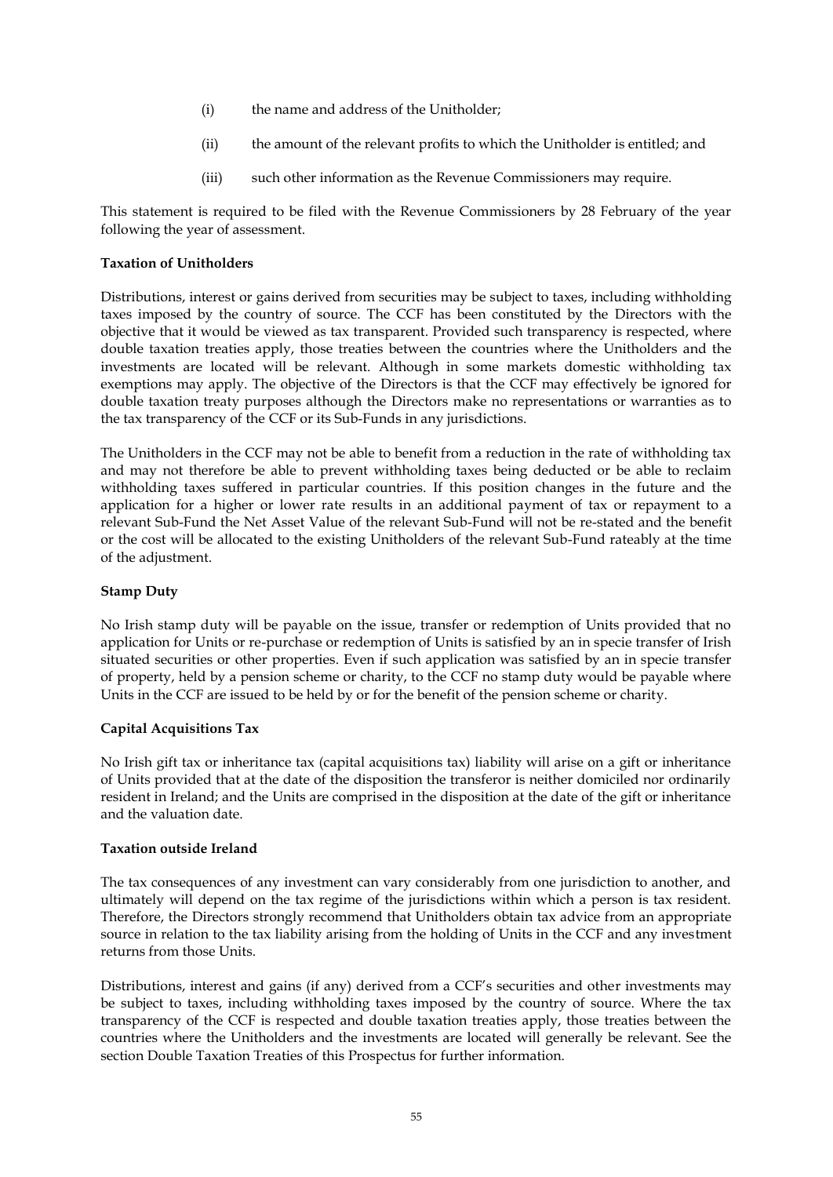(i) the name and address of the Unitholder;

(ii) the amount of the relevant profits to which the Unitholder is entitled; and

(iii) such other information as the Revenue Commissioners may require.

This statement is required to be filed with the Revenue Commissioners by 28 February of the year following the year of assessment.

**Taxation of Unitholders**

Distributions, interest or gains derived from securities may be subject to taxes, including withholding taxes imposed by the country of source. The CCF has been constituted by the Directors with the objective that it would be viewed as tax transparent. Provided such transparency is respected, where double taxation treaties apply, those treaties between the countries where the Unitholders and the investments are located will be relevant. Although in some markets domestic withholding tax exemptions may apply. The objective of the Directors is that the CCF may effectively be ignored for double taxation treaty purposes although the Directors make no representations or warranties as to the tax transparency of the CCF or its Sub-Funds in any jurisdictions.

The Unitholders in the CCF may not be able to benefit from a reduction in the rate of withholding tax and may not therefore be able to prevent withholding taxes being deducted or be able to reclaim withholding taxes suffered in particular countries. If this position changes in the future and the application for a higher or lower rate results in an additional payment of tax or repayment to a relevant Sub-Fund the Net Asset Value of the relevant Sub-Fund will not be re-stated and the benefit or the cost will be allocated to the existing Unitholders of the relevant Sub-Fund rateably at the time of the adjustment.

**Stamp Duty**

No Irish stamp duty will be payable on the issue, transfer or redemption of Units provided that no application for Units or re-purchase or redemption of Units is satisfied by an in specie transfer of Irish situated securities or other properties. Even if such application was satisfied by an in specie transfer of property, held by a pension scheme or charity, to the CCF no stamp duty would be payable where Units in the CCF are issued to be held by or for the benefit of the pension scheme or charity.

**Capital Acquisitions Tax**

No Irish gift tax or inheritance tax (capital acquisitions tax) liability will arise on a gift or inheritance of Units provided that at the date of the disposition the transferor is neither domiciled nor ordinarily resident in Ireland; and the Units are comprised in the disposition at the date of the gift or inheritance and the valuation date.

**Taxation outside Ireland**

The tax consequences of any investment can vary considerably from one jurisdiction to another, and ultimately will depend on the tax regime of the jurisdictions within which a person is tax resident. Therefore, the Directors strongly recommend that Unitholders obtain tax advice from an appropriate source in relation to the tax liability arising from the holding of Units in the CCF and any investment returns from those Units.

Distributions, interest and gains (if any) derived from a CCF's securities and other investments may be subject to taxes, including withholding taxes imposed by the country of source. Where the tax transparency of the CCF is respected and double taxation treaties apply, those treaties between the countries where the Unitholders and the investments are located will generally be relevant. See the section Double Taxation Treaties of this Prospectus for further information.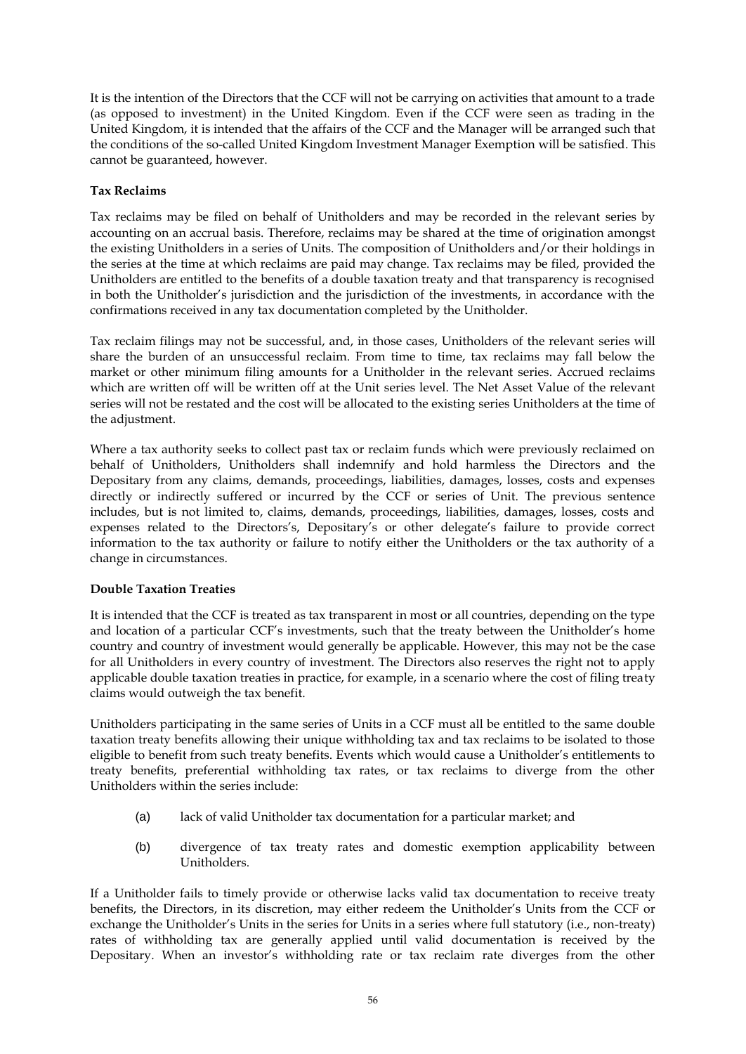It is the intention of the Directors that the CCF will not be carrying on activities that amount to a trade (as opposed to investment) in the United Kingdom. Even if the CCF were seen as trading in the United Kingdom, it is intended that the affairs of the CCF and the Manager will be arranged such that the conditions of the so-called United Kingdom Investment Manager Exemption will be satisfied. This cannot be guaranteed, however.

**Tax Reclaims**

Tax reclaims may be filed on behalf of Unitholders and may be recorded in the relevant series by accounting on an accrual basis. Therefore, reclaims may be shared at the time of origination amongst the existing Unitholders in a series of Units. The composition of Unitholders and/or their holdings in the series at the time at which reclaims are paid may change. Tax reclaims may be filed, provided the Unitholders are entitled to the benefits of a double taxation treaty and that transparency is recognised in both the Unitholder's jurisdiction and the jurisdiction of the investments, in accordance with the confirmations received in any tax documentation completed by the Unitholder.

Tax reclaim filings may not be successful, and, in those cases, Unitholders of the relevant series will share the burden of an unsuccessful reclaim. From time to time, tax reclaims may fall below the market or other minimum filing amounts for a Unitholder in the relevant series. Accrued reclaims which are written off will be written off at the Unit series level. The Net Asset Value of the relevant series will not be restated and the cost will be allocated to the existing series Unitholders at the time of the adjustment.

Where a tax authority seeks to collect past tax or reclaim funds which were previously reclaimed on behalf of Unitholders, Unitholders shall indemnify and hold harmless the Directors and the Depositary from any claims, demands, proceedings, liabilities, damages, losses, costs and expenses directly or indirectly suffered or incurred by the CCF or series of Unit. The previous sentence includes, but is not limited to, claims, demands, proceedings, liabilities, damages, losses, costs and expenses related to the Directors's, Depositary's or other delegate's failure to provide correct information to the tax authority or failure to notify either the Unitholders or the tax authority of a change in circumstances.

**Double Taxation Treaties**

It is intended that the CCF is treated as tax transparent in most or all countries, depending on the type and location of a particular CCF's investments, such that the treaty between the Unitholder's home country and country of investment would generally be applicable. However, this may not be the case for all Unitholders in every country of investment. The Directors also reserves the right not to apply applicable double taxation treaties in practice, for example, in a scenario where the cost of filing treaty claims would outweigh the tax benefit.

Unitholders participating in the same series of Units in a CCF must all be entitled to the same double taxation treaty benefits allowing their unique withholding tax and tax reclaims to be isolated to those eligible to benefit from such treaty benefits. Events which would cause a Unitholder's entitlements to treaty benefits, preferential withholding tax rates, or tax reclaims to diverge from the other Unitholders within the series include:

(a) lack of valid Unitholder tax documentation for a particular market; and

(b) divergence of tax treaty rates and domestic exemption applicability between Unitholders.

If a Unitholder fails to timely provide or otherwise lacks valid tax documentation to receive treaty benefits, the Directors, in its discretion, may either redeem the Unitholder's Units from the CCF or exchange the Unitholder's Units in the series for Units in a series where full statutory (i.e., non-treaty) rates of withholding tax are generally applied until valid documentation is received by the Depositary. When an investor's withholding rate or tax reclaim rate diverges from the other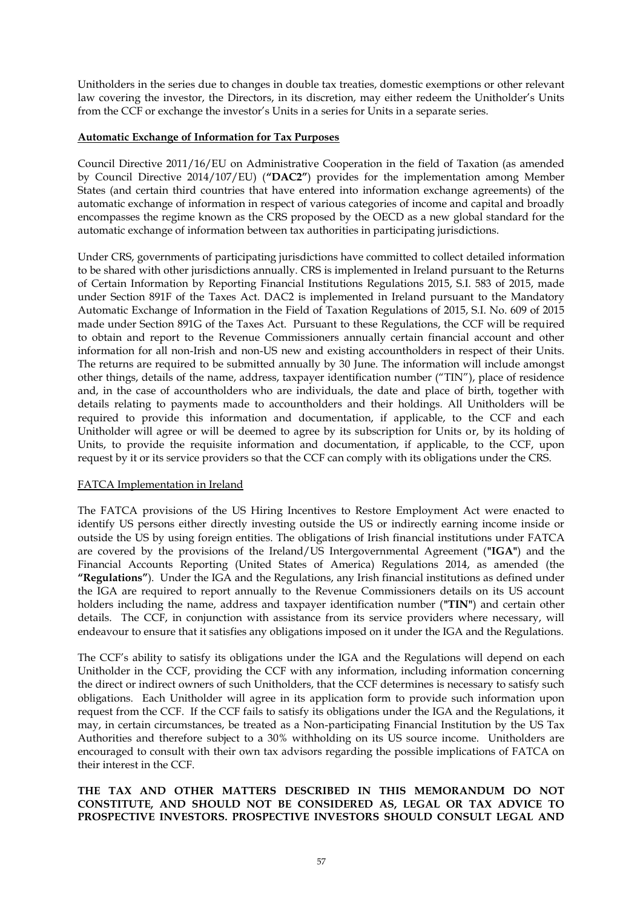Unitholders in the series due to changes in double tax treaties, domestic exemptions or other relevant law covering the investor, the Directors, in its discretion, may either redeem the Unitholder's Units from the CCF or exchange the investor's Units in a series for Units in a separate series.

**Automatic Exchange of Information for Tax Purposes**

Council Directive 2011/16/EU on Administrative Cooperation in the field of Taxation (as amended by Council Directive 2014/107/EU) (**"DAC2"**) provides for the implementation among Member States (and certain third countries that have entered into information exchange agreements) of the automatic exchange of information in respect of various categories of income and capital and broadly encompasses the regime known as the CRS proposed by the OECD as a new global standard for the automatic exchange of information between tax authorities in participating jurisdictions.

Under CRS, governments of participating jurisdictions have committed to collect detailed information to be shared with other jurisdictions annually. CRS is implemented in Ireland pursuant to the Returns of Certain Information by Reporting Financial Institutions Regulations 2015, S.I. 583 of 2015, made under Section 891F of the Taxes Act. DAC2 is implemented in Ireland pursuant to the Mandatory Automatic Exchange of Information in the Field of Taxation Regulations of 2015, S.I. No. 609 of 2015 made under Section 891G of the Taxes Act. Pursuant to these Regulations, the CCF will be required to obtain and report to the Revenue Commissioners annually certain financial account and other information for all non-Irish and non-US new and existing accountholders in respect of their Units. The returns are required to be submitted annually by 30 June. The information will include amongst other things, details of the name, address, taxpayer identification number ("TIN"), place of residence and, in the case of accountholders who are individuals, the date and place of birth, together with details relating to payments made to accountholders and their holdings. All Unitholders will be required to provide this information and documentation, if applicable, to the CCF and each Unitholder will agree or will be deemed to agree by its subscription for Units or, by its holding of Units, to provide the requisite information and documentation, if applicable, to the CCF, upon request by it or its service providers so that the CCF can comply with its obligations under the CRS.

FATCA Implementation in Ireland

The FATCA provisions of the US Hiring Incentives to Restore Employment Act were enacted to identify US persons either directly investing outside the US or indirectly earning income inside or outside the US by using foreign entities. The obligations of Irish financial institutions under FATCA are covered by the provisions of the Ireland/US Intergovernmental Agreement (**"IGA"**) and the Financial Accounts Reporting (United States of America) Regulations 2014, as amended (the **"Regulations"**). Under the IGA and the Regulations, any Irish financial institutions as defined under the IGA are required to report annually to the Revenue Commissioners details on its US account holders including the name, address and taxpayer identification number (**"TIN"**) and certain other details. The CCF, in conjunction with assistance from its service providers where necessary, will endeavour to ensure that it satisfies any obligations imposed on it under the IGA and the Regulations.

The CCF's ability to satisfy its obligations under the IGA and the Regulations will depend on each Unitholder in the CCF, providing the CCF with any information, including information concerning the direct or indirect owners of such Unitholders, that the CCF determines is necessary to satisfy such obligations. Each Unitholder will agree in its application form to provide such information upon request from the CCF. If the CCF fails to satisfy its obligations under the IGA and the Regulations, it may, in certain circumstances, be treated as a Non-participating Financial Institution by the US Tax Authorities and therefore subject to a 30% withholding on its US source income. Unitholders are encouraged to consult with their own tax advisors regarding the possible implications of FATCA on their interest in the CCF.

**THE TAX AND OTHER MATTERS DESCRIBED IN THIS MEMORANDUM DO NOT CONSTITUTE, AND SHOULD NOT BE CONSIDERED AS, LEGAL OR TAX ADVICE TO PROSPECTIVE INVESTORS. PROSPECTIVE INVESTORS SHOULD CONSULT LEGAL AND**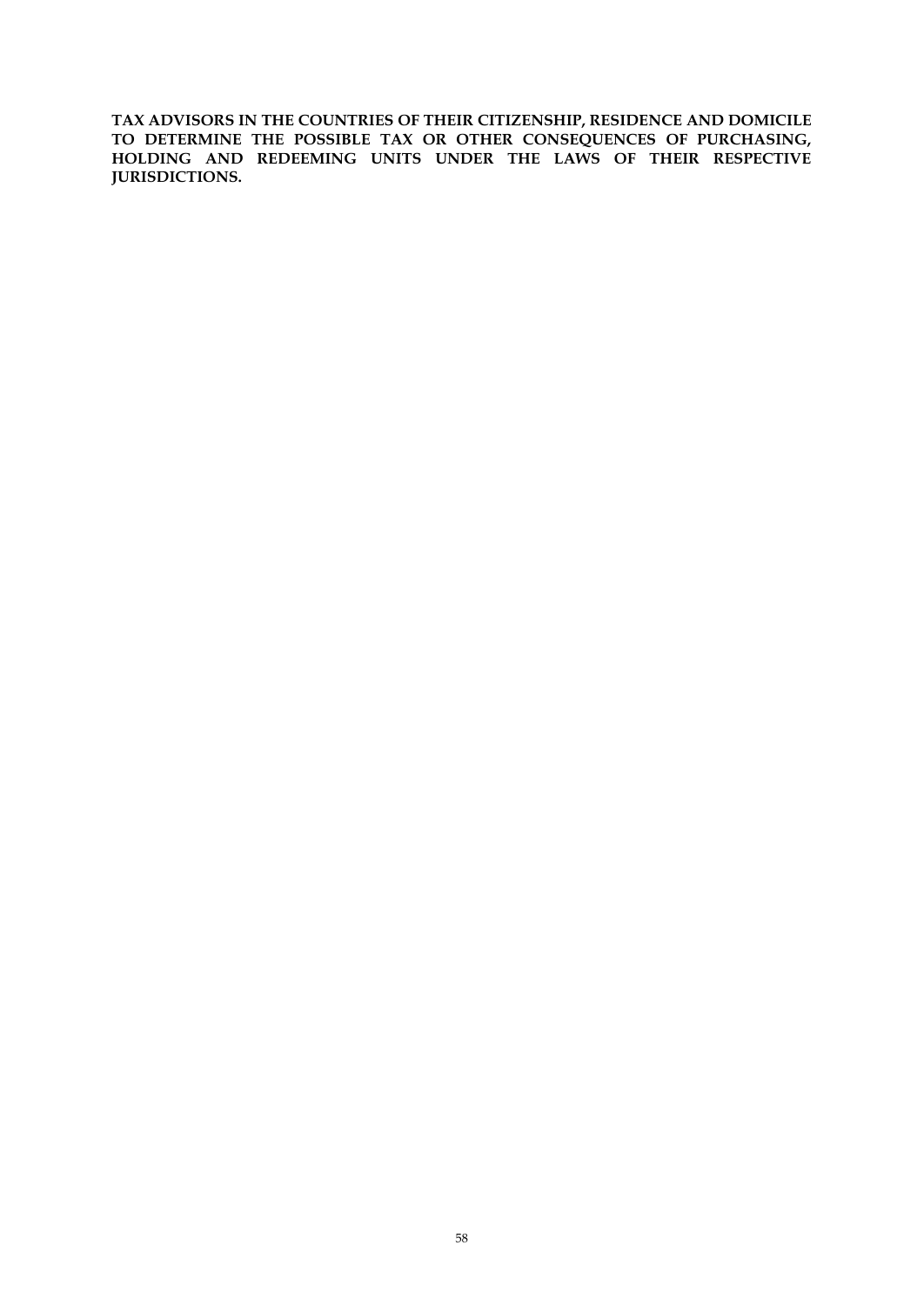**TAX ADVISORS IN THE COUNTRIES OF THEIR CITIZENSHIP, RESIDENCE AND DOMICILE TO DETERMINE THE POSSIBLE TAX OR OTHER CONSEQUENCES OF PURCHASING, HOLDING AND REDEEMING UNITS UNDER THE LAWS OF THEIR RESPECTIVE JURISDICTIONS.**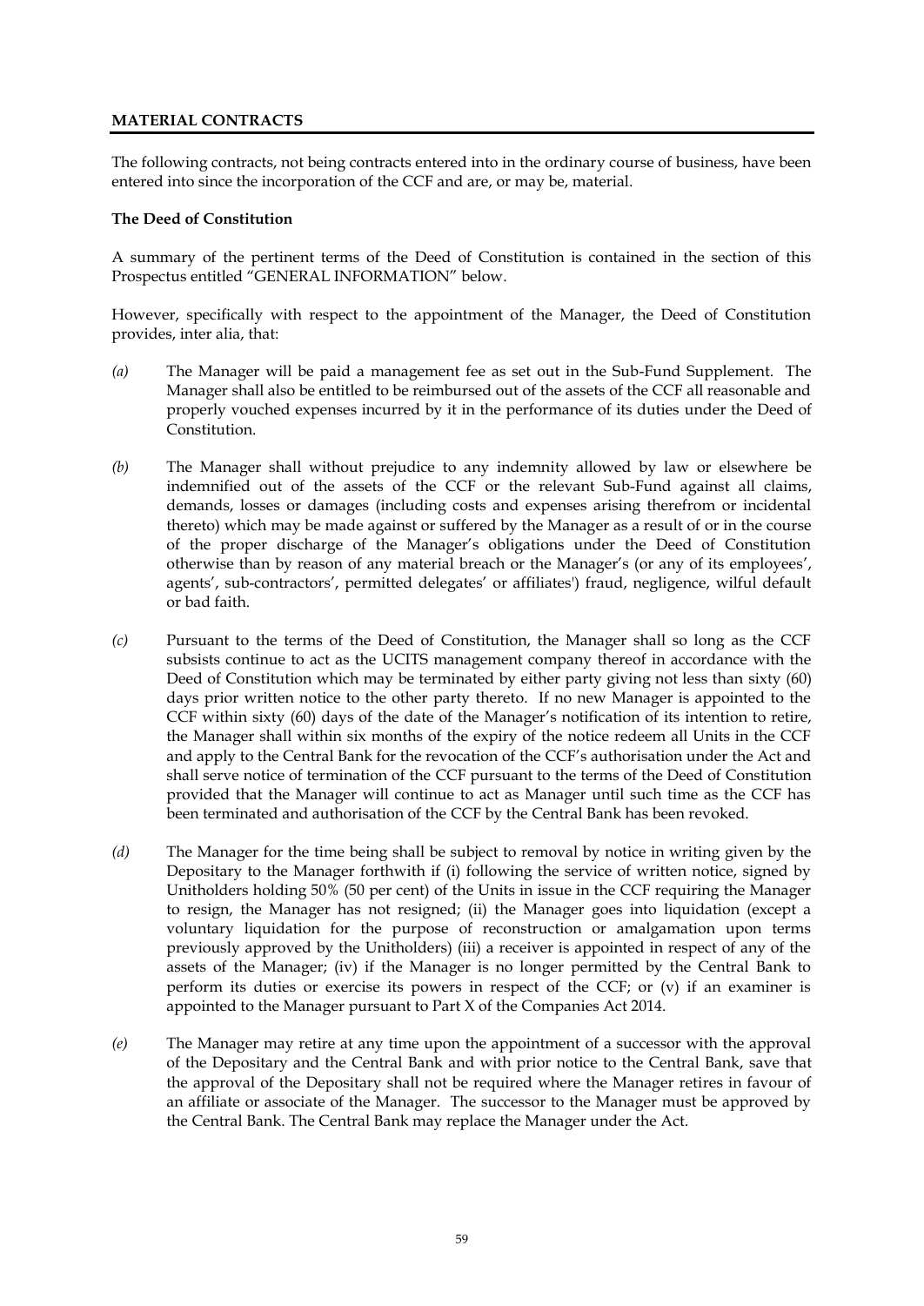## MATERIAL CONTRACTS

The following contracts, not being contracts entered into in the ordinary course of business, have been entered into since the incorporation of the CCF and are, or may be, material.

**The Deed of Constitution**

A summary of the pertinent terms of the Deed of Constitution is contained in the section of this Prospectus entitled "GENERAL INFORMATION" below.

However, specifically with respect to the appointment of the Manager, the Deed of Constitution provides, inter alia, that:

*(a)* The Manager will be paid a management fee as set out in the Sub-Fund Supplement. The Manager shall also be entitled to be reimbursed out of the assets of the CCF all reasonable and properly vouched expenses incurred by it in the performance of its duties under the Deed of Constitution.

*(b)* The Manager shall without prejudice to any indemnity allowed by law or elsewhere be indemnified out of the assets of the CCF or the relevant Sub-Fund against all claims, demands, losses or damages (including costs and expenses arising therefrom or incidental thereto) which may be made against or suffered by the Manager as a result of or in the course of the proper discharge of the Manager's obligations under the Deed of Constitution otherwise than by reason of any material breach or the Manager's (or any of its employees', agents', sub-contractors', permitted delegates' or affiliates') fraud, negligence, wilful default or bad faith.

*(c)* Pursuant to the terms of the Deed of Constitution, the Manager shall so long as the CCF subsists continue to act as the UCITS management company thereof in accordance with the Deed of Constitution which may be terminated by either party giving not less than sixty (60) days prior written notice to the other party thereto. If no new Manager is appointed to the CCF within sixty (60) days of the date of the Manager's notification of its intention to retire, the Manager shall within six months of the expiry of the notice redeem all Units in the CCF and apply to the Central Bank for the revocation of the CCF's authorisation under the Act and shall serve notice of termination of the CCF pursuant to the terms of the Deed of Constitution provided that the Manager will continue to act as Manager until such time as the CCF has been terminated and authorisation of the CCF by the Central Bank has been revoked.

*(d)* The Manager for the time being shall be subject to removal by notice in writing given by the Depositary to the Manager forthwith if (i) following the service of written notice, signed by Unitholders holding 50% (50 per cent) of the Units in issue in the CCF requiring the Manager to resign, the Manager has not resigned; (ii) the Manager goes into liquidation (except a voluntary liquidation for the purpose of reconstruction or amalgamation upon terms previously approved by the Unitholders) (iii) a receiver is appointed in respect of any of the assets of the Manager; (iv) if the Manager is no longer permitted by the Central Bank to perform its duties or exercise its powers in respect of the CCF; or (v) if an examiner is appointed to the Manager pursuant to Part X of the Companies Act 2014.

*(e)* The Manager may retire at any time upon the appointment of a successor with the approval of the Depositary and the Central Bank and with prior notice to the Central Bank, save that the approval of the Depositary shall not be required where the Manager retires in favour of an affiliate or associate of the Manager. The successor to the Manager must be approved by the Central Bank. The Central Bank may replace the Manager under the Act.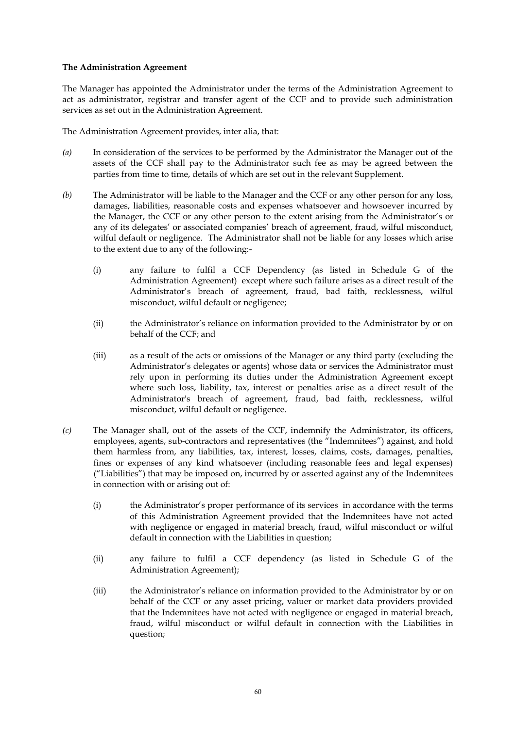**The Administration Agreement**

The Manager has appointed the Administrator under the terms of the Administration Agreement to act as administrator, registrar and transfer agent of the CCF and to provide such administration services as set out in the Administration Agreement.

The Administration Agreement provides, inter alia, that:

*(a)* In consideration of the services to be performed by the Administrator the Manager out of the assets of the CCF shall pay to the Administrator such fee as may be agreed between the parties from time to time, details of which are set out in the relevant Supplement.

*(b)* The Administrator will be liable to the Manager and the CCF or any other person for any loss, damages, liabilities, reasonable costs and expenses whatsoever and howsoever incurred by the Manager, the CCF or any other person to the extent arising from the Administrator's or any of its delegates' or associated companies' breach of agreement, fraud, wilful misconduct, wilful default or negligence. The Administrator shall not be liable for any losses which arise to the extent due to any of the following:-

(i) any failure to fulfil a CCF Dependency (as listed in Schedule G of the Administration Agreement) except where such failure arises as a direct result of the Administrator's breach of agreement, fraud, bad faith, recklessness, wilful misconduct, wilful default or negligence;

(ii) the Administrator's reliance on information provided to the Administrator by or on behalf of the CCF; and

(iii) as a result of the acts or omissions of the Manager or any third party (excluding the Administrator's delegates or agents) whose data or services the Administrator must rely upon in performing its duties under the Administration Agreement except where such loss, liability, tax, interest or penalties arise as a direct result of the Administrator's breach of agreement, fraud, bad faith, recklessness, wilful misconduct, wilful default or negligence.

*(c)* The Manager shall, out of the assets of the CCF, indemnify the Administrator, its officers, employees, agents, sub-contractors and representatives (the "Indemnitees") against, and hold them harmless from, any liabilities, tax, interest, losses, claims, costs, damages, penalties, fines or expenses of any kind whatsoever (including reasonable fees and legal expenses) ("Liabilities") that may be imposed on, incurred by or asserted against any of the Indemnitees in connection with or arising out of:

(i) the Administrator's proper performance of its services in accordance with the terms of this Administration Agreement provided that the Indemnitees have not acted with negligence or engaged in material breach, fraud, wilful misconduct or wilful default in connection with the Liabilities in question;

(ii) any failure to fulfil a CCF dependency (as listed in Schedule G of the Administration Agreement);

(iii) the Administrator's reliance on information provided to the Administrator by or on behalf of the CCF or any asset pricing, valuer or market data providers provided that the Indemnitees have not acted with negligence or engaged in material breach, fraud, wilful misconduct or wilful default in connection with the Liabilities in question;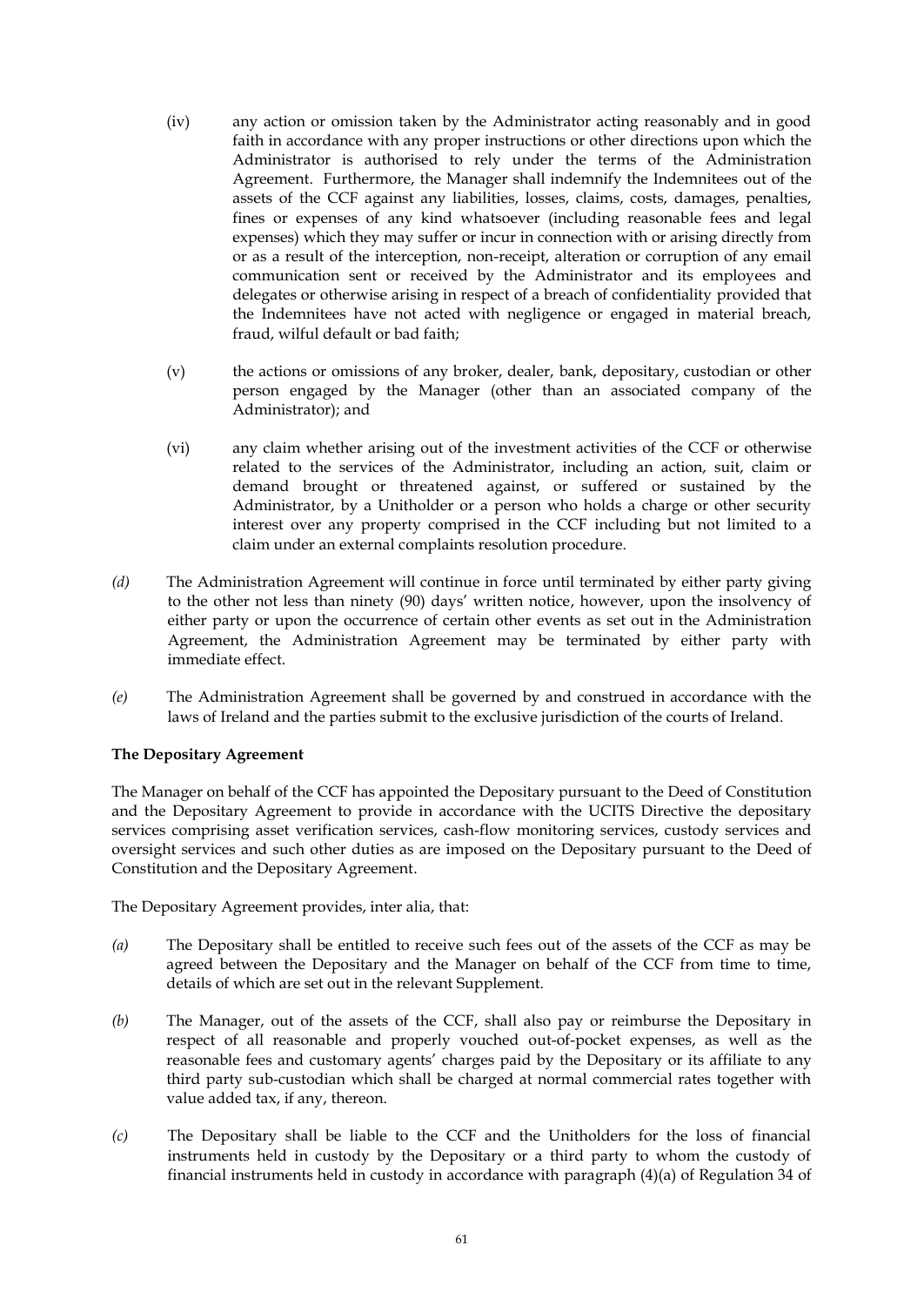(iv) any action or omission taken by the Administrator acting reasonably and in good faith in accordance with any proper instructions or other directions upon which the Administrator is authorised to rely under the terms of the Administration Agreement. Furthermore, the Manager shall indemnify the Indemnitees out of the assets of the CCF against any liabilities, losses, claims, costs, damages, penalties, fines or expenses of any kind whatsoever (including reasonable fees and legal expenses) which they may suffer or incur in connection with or arising directly from or as a result of the interception, non-receipt, alteration or corruption of any email communication sent or received by the Administrator and its employees and delegates or otherwise arising in respect of a breach of confidentiality provided that the Indemnitees have not acted with negligence or engaged in material breach, fraud, wilful default or bad faith;

(v) the actions or omissions of any broker, dealer, bank, depositary, custodian or other person engaged by the Manager (other than an associated company of the Administrator); and

(vi) any claim whether arising out of the investment activities of the CCF or otherwise related to the services of the Administrator, including an action, suit, claim or demand brought or threatened against, or suffered or sustained by the Administrator, by a Unitholder or a person who holds a charge or other security interest over any property comprised in the CCF including but not limited to a claim under an external complaints resolution procedure.

*(d)* The Administration Agreement will continue in force until terminated by either party giving to the other not less than ninety (90) days' written notice, however, upon the insolvency of either party or upon the occurrence of certain other events as set out in the Administration Agreement, the Administration Agreement may be terminated by either party with immediate effect.

*(e)* The Administration Agreement shall be governed by and construed in accordance with the laws of Ireland and the parties submit to the exclusive jurisdiction of the courts of Ireland.

**The Depositary Agreement**

The Manager on behalf of the CCF has appointed the Depositary pursuant to the Deed of Constitution and the Depositary Agreement to provide in accordance with the UCITS Directive the depositary services comprising asset verification services, cash-flow monitoring services, custody services and oversight services and such other duties as are imposed on the Depositary pursuant to the Deed of Constitution and the Depositary Agreement.

The Depositary Agreement provides, inter alia, that:

*(a)* The Depositary shall be entitled to receive such fees out of the assets of the CCF as may be agreed between the Depositary and the Manager on behalf of the CCF from time to time, details of which are set out in the relevant Supplement.

*(b)* The Manager, out of the assets of the CCF, shall also pay or reimburse the Depositary in respect of all reasonable and properly vouched out-of-pocket expenses, as well as the reasonable fees and customary agents' charges paid by the Depositary or its affiliate to any third party sub-custodian which shall be charged at normal commercial rates together with value added tax, if any, thereon.

*(c)* The Depositary shall be liable to the CCF and the Unitholders for the loss of financial instruments held in custody by the Depositary or a third party to whom the custody of financial instruments held in custody in accordance with paragraph (4)(a) of Regulation 34 of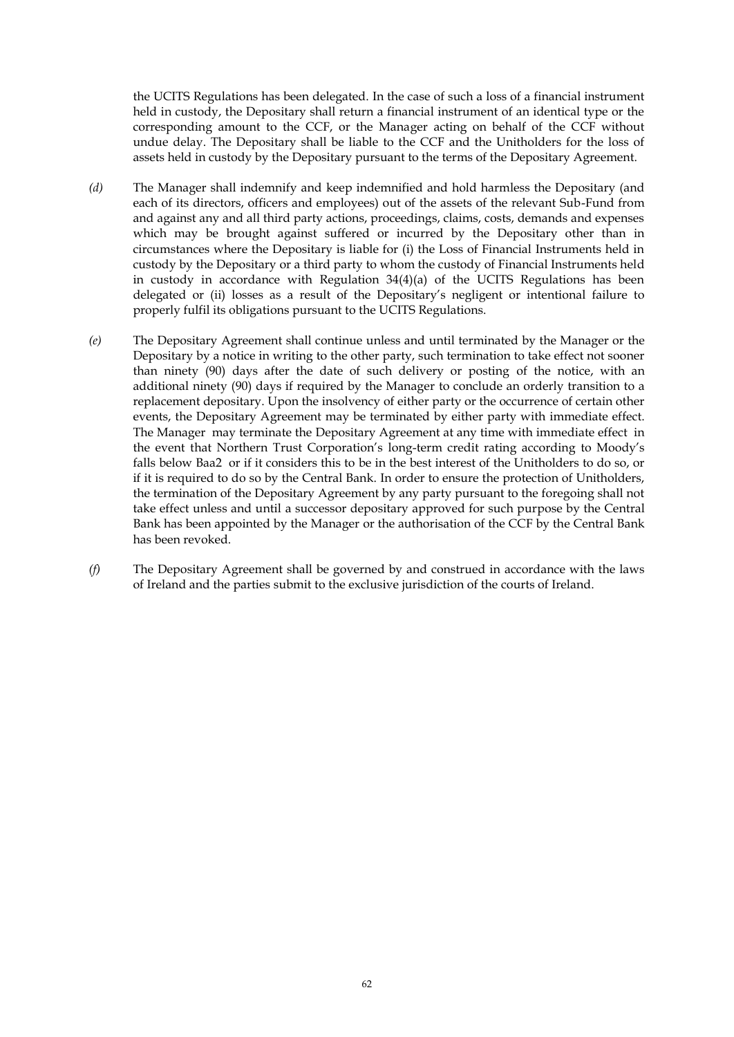the UCITS Regulations has been delegated. In the case of such a loss of a financial instrument held in custody, the Depositary shall return a financial instrument of an identical type or the corresponding amount to the CCF, or the Manager acting on behalf of the CCF without undue delay. The Depositary shall be liable to the CCF and the Unitholders for the loss of assets held in custody by the Depositary pursuant to the terms of the Depositary Agreement.

*(d)* The Manager shall indemnify and keep indemnified and hold harmless the Depositary (and each of its directors, officers and employees) out of the assets of the relevant Sub-Fund from and against any and all third party actions, proceedings, claims, costs, demands and expenses which may be brought against suffered or incurred by the Depositary other than in circumstances where the Depositary is liable for (i) the Loss of Financial Instruments held in custody by the Depositary or a third party to whom the custody of Financial Instruments held in custody in accordance with Regulation 34(4)(a) of the UCITS Regulations has been delegated or (ii) losses as a result of the Depositary's negligent or intentional failure to properly fulfil its obligations pursuant to the UCITS Regulations.

*(e)* The Depositary Agreement shall continue unless and until terminated by the Manager or the Depositary by a notice in writing to the other party, such termination to take effect not sooner than ninety (90) days after the date of such delivery or posting of the notice, with an additional ninety (90) days if required by the Manager to conclude an orderly transition to a replacement depositary. Upon the insolvency of either party or the occurrence of certain other events, the Depositary Agreement may be terminated by either party with immediate effect. The Manager may terminate the Depositary Agreement at any time with immediate effect in the event that Northern Trust Corporation's long-term credit rating according to Moody's falls below Baa2 or if it considers this to be in the best interest of the Unitholders to do so, or if it is required to do so by the Central Bank. In order to ensure the protection of Unitholders, the termination of the Depositary Agreement by any party pursuant to the foregoing shall not take effect unless and until a successor depositary approved for such purpose by the Central Bank has been appointed by the Manager or the authorisation of the CCF by the Central Bank has been revoked.

*(f)* The Depositary Agreement shall be governed by and construed in accordance with the laws of Ireland and the parties submit to the exclusive jurisdiction of the courts of Ireland.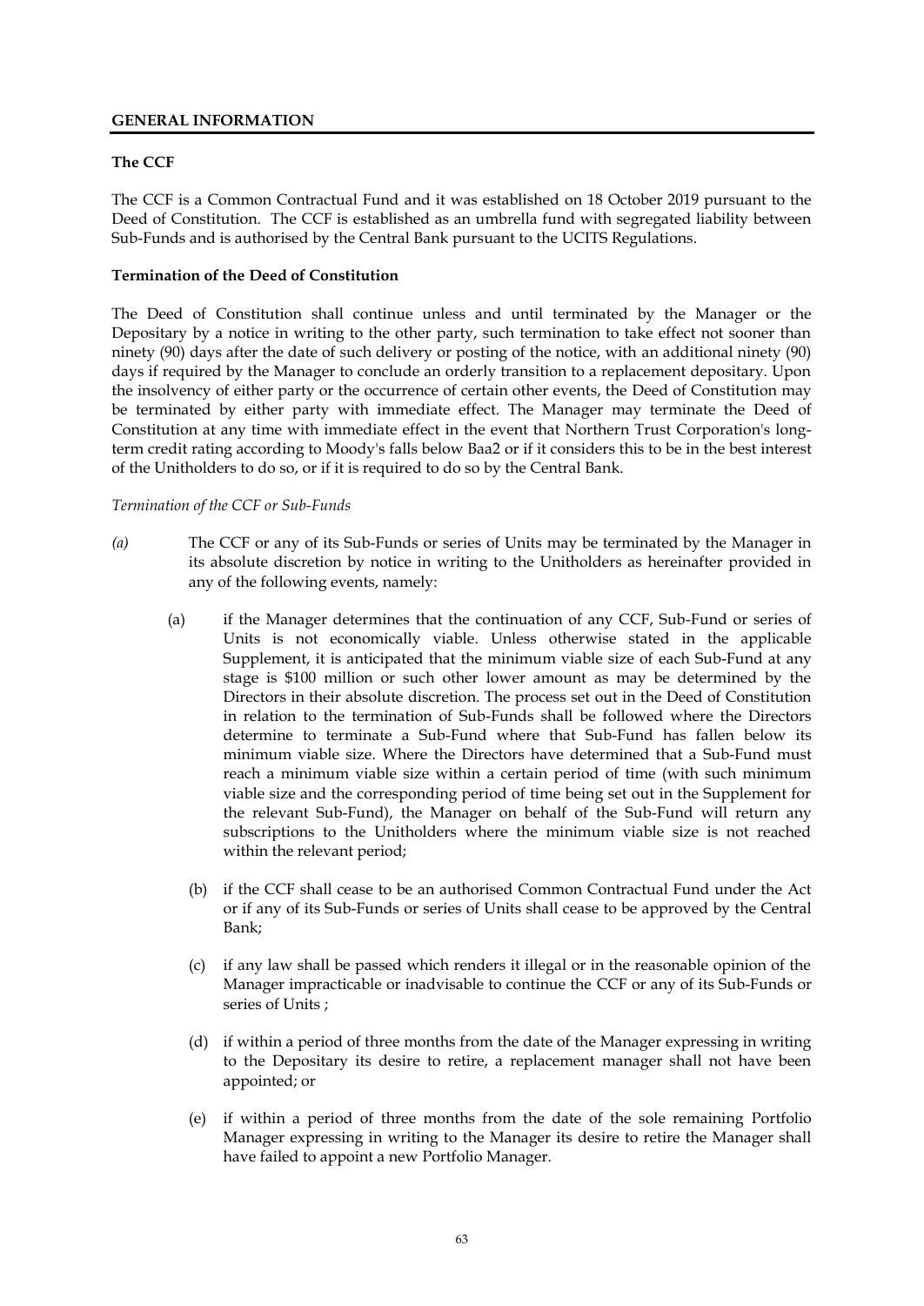## GENERAL INFORMATION

### The CCF

The CCF is a Common Contractual Fund and it was established on 18 October 2019 pursuant to the Deed of Constitution. The CCF is established as an umbrella fund with segregated liability between Sub-Funds and is authorised by the Central Bank pursuant to the UCITS Regulations.

### Termination of the Deed of Constitution

The Deed of Constitution shall continue unless and until terminated by the Manager or the Depositary by a notice in writing to the other party, such termination to take effect not sooner than ninety (90) days after the date of such delivery or posting of the notice, with an additional ninety (90) days if required by the Manager to conclude an orderly transition to a replacement depositary. Upon the insolvency of either party or the occurrence of certain other events, the Deed of Constitution may be terminated by either party with immediate effect. The Manager may terminate the Deed of Constitution at any time with immediate effect in the event that Northern Trust Corporation's long-term credit rating according to Moody's falls below Baa2 or if it considers this to be in the best interest of the Unitholders to do so, or if it is required to do so by the Central Bank.

*Termination of the CCF or Sub-Funds*

*(a)* The CCF or any of its Sub-Funds or series of Units may be terminated by the Manager in its absolute discretion by notice in writing to the Unitholders as hereinafter provided in any of the following events, namely:

(a) if the Manager determines that the continuation of any CCF, Sub-Fund or series of Units is not economically viable. Unless otherwise stated in the applicable Supplement, it is anticipated that the minimum viable size of each Sub-Fund at any stage is $100 million or such other lower amount as may be determined by the Directors in their absolute discretion. The process set out in the Deed of Constitution in relation to the termination of Sub-Funds shall be followed where the Directors determine to terminate a Sub-Fund where that Sub-Fund has fallen below its minimum viable size. Where the Directors have determined that a Sub-Fund must reach a minimum viable size within a certain period of time (with such minimum viable size and the corresponding period of time being set out in the Supplement for the relevant Sub-Fund), the Manager on behalf of the Sub-Fund will return any subscriptions to the Unitholders where the minimum viable size is not reached within the relevant period;

(b) if the CCF shall cease to be an authorised Common Contractual Fund under the Act or if any of its Sub-Funds or series of Units shall cease to be approved by the Central Bank;

(c) if any law shall be passed which renders it illegal or in the reasonable opinion of the Manager impracticable or inadvisable to continue the CCF or any of its Sub-Funds or series of Units ;

(d) if within a period of three months from the date of the Manager expressing in writing to the Depositary its desire to retire, a replacement manager shall not have been appointed; or

(e) if within a period of three months from the date of the sole remaining Portfolio Manager expressing in writing to the Manager its desire to retire the Manager shall have failed to appoint a new Portfolio Manager.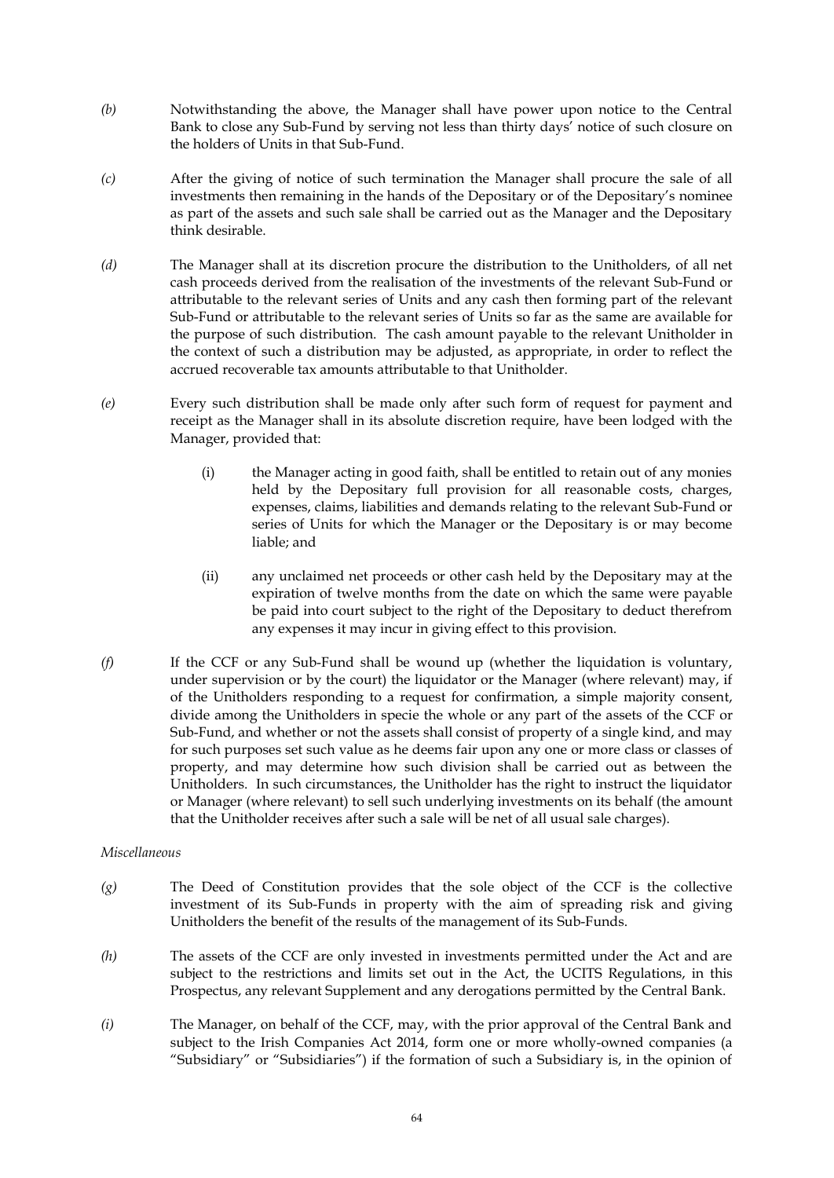*(b)* Notwithstanding the above, the Manager shall have power upon notice to the Central Bank to close any Sub-Fund by serving not less than thirty days' notice of such closure on the holders of Units in that Sub-Fund.

*(c)* After the giving of notice of such termination the Manager shall procure the sale of all investments then remaining in the hands of the Depositary or of the Depositary's nominee as part of the assets and such sale shall be carried out as the Manager and the Depositary think desirable.

*(d)* The Manager shall at its discretion procure the distribution to the Unitholders, of all net cash proceeds derived from the realisation of the investments of the relevant Sub-Fund or attributable to the relevant series of Units and any cash then forming part of the relevant Sub-Fund or attributable to the relevant series of Units so far as the same are available for the purpose of such distribution. The cash amount payable to the relevant Unitholder in the context of such a distribution may be adjusted, as appropriate, in order to reflect the accrued recoverable tax amounts attributable to that Unitholder.

*(e)* Every such distribution shall be made only after such form of request for payment and receipt as the Manager shall in its absolute discretion require, have been lodged with the Manager, provided that:

(i) the Manager acting in good faith, shall be entitled to retain out of any monies held by the Depositary full provision for all reasonable costs, charges, expenses, claims, liabilities and demands relating to the relevant Sub-Fund or series of Units for which the Manager or the Depositary is or may become liable; and

(ii) any unclaimed net proceeds or other cash held by the Depositary may at the expiration of twelve months from the date on which the same were payable be paid into court subject to the right of the Depositary to deduct therefrom any expenses it may incur in giving effect to this provision.

*(f)* If the CCF or any Sub-Fund shall be wound up (whether the liquidation is voluntary, under supervision or by the court) the liquidator or the Manager (where relevant) may, if of the Unitholders responding to a request for confirmation, a simple majority consent, divide among the Unitholders in specie the whole or any part of the assets of the CCF or Sub-Fund, and whether or not the assets shall consist of property of a single kind, and may for such purposes set such value as he deems fair upon any one or more class or classes of property, and may determine how such division shall be carried out as between the Unitholders. In such circumstances, the Unitholder has the right to instruct the liquidator or Manager (where relevant) to sell such underlying investments on its behalf (the amount that the Unitholder receives after such a sale will be net of all usual sale charges).

*Miscellaneous*

*(g)* The Deed of Constitution provides that the sole object of the CCF is the collective investment of its Sub-Funds in property with the aim of spreading risk and giving Unitholders the benefit of the results of the management of its Sub-Funds.

*(h)* The assets of the CCF are only invested in investments permitted under the Act and are subject to the restrictions and limits set out in the Act, the UCITS Regulations, in this Prospectus, any relevant Supplement and any derogations permitted by the Central Bank.

*(i)* The Manager, on behalf of the CCF, may, with the prior approval of the Central Bank and subject to the Irish Companies Act 2014, form one or more wholly-owned companies (a "Subsidiary" or "Subsidiaries") if the formation of such a Subsidiary is, in the opinion of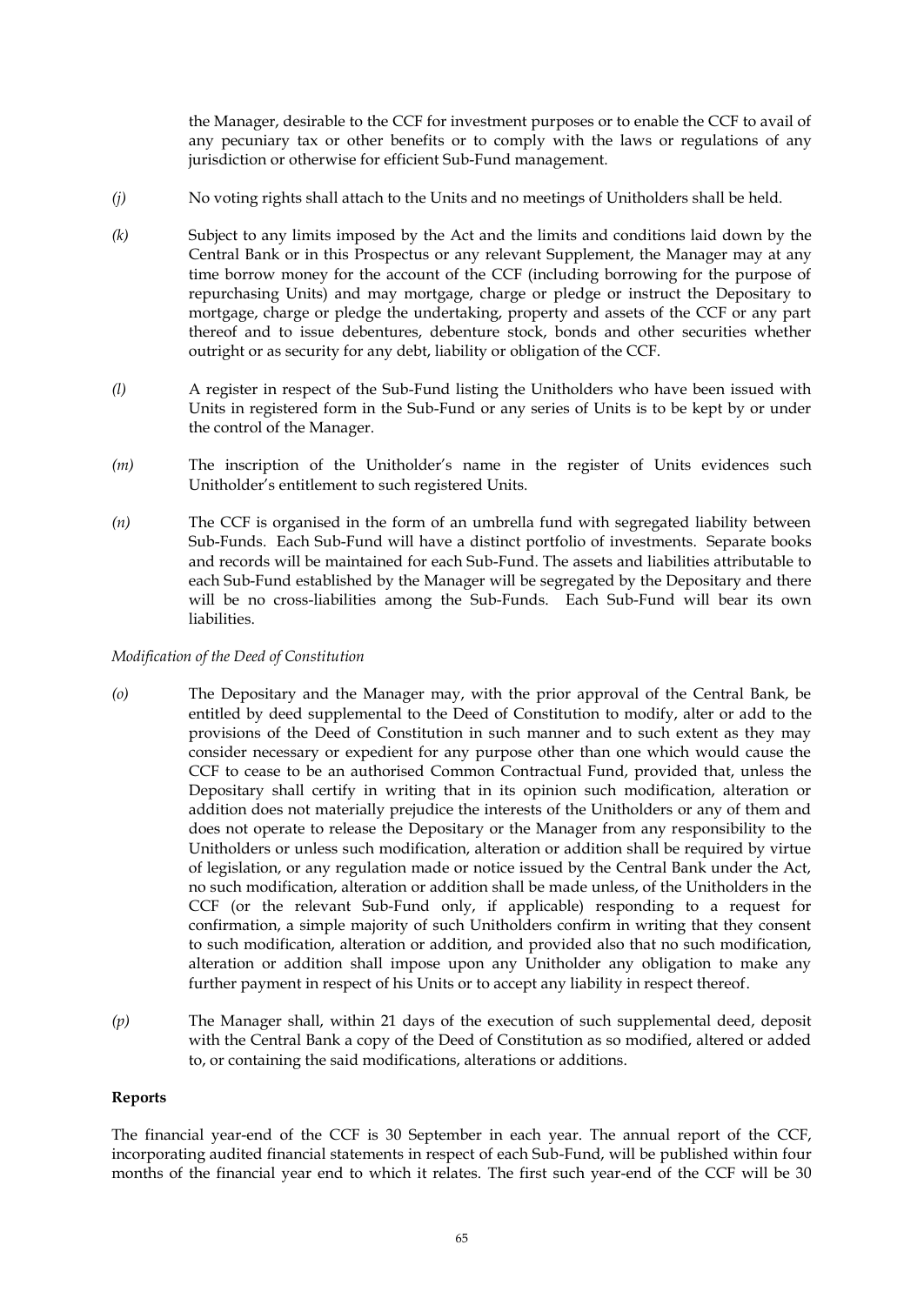the Manager, desirable to the CCF for investment purposes or to enable the CCF to avail of any pecuniary tax or other benefits or to comply with the laws or regulations of any jurisdiction or otherwise for efficient Sub-Fund management.

*(j)* No voting rights shall attach to the Units and no meetings of Unitholders shall be held.

*(k)* Subject to any limits imposed by the Act and the limits and conditions laid down by the Central Bank or in this Prospectus or any relevant Supplement, the Manager may at any time borrow money for the account of the CCF (including borrowing for the purpose of repurchasing Units) and may mortgage, charge or pledge or instruct the Depositary to mortgage, charge or pledge the undertaking, property and assets of the CCF or any part thereof and to issue debentures, debenture stock, bonds and other securities whether outright or as security for any debt, liability or obligation of the CCF.

*(l)* A register in respect of the Sub-Fund listing the Unitholders who have been issued with Units in registered form in the Sub-Fund or any series of Units is to be kept by or under the control of the Manager.

*(m)* The inscription of the Unitholder's name in the register of Units evidences such Unitholder's entitlement to such registered Units.

*(n)* The CCF is organised in the form of an umbrella fund with segregated liability between Sub-Funds. Each Sub-Fund will have a distinct portfolio of investments. Separate books and records will be maintained for each Sub-Fund. The assets and liabilities attributable to each Sub-Fund established by the Manager will be segregated by the Depositary and there will be no cross-liabilities among the Sub-Funds. Each Sub-Fund will bear its own liabilities.

*Modification of the Deed of Constitution*

*(o)* The Depositary and the Manager may, with the prior approval of the Central Bank, be entitled by deed supplemental to the Deed of Constitution to modify, alter or add to the provisions of the Deed of Constitution in such manner and to such extent as they may consider necessary or expedient for any purpose other than one which would cause the CCF to cease to be an authorised Common Contractual Fund, provided that, unless the Depositary shall certify in writing that in its opinion such modification, alteration or addition does not materially prejudice the interests of the Unitholders or any of them and does not operate to release the Depositary or the Manager from any responsibility to the Unitholders or unless such modification, alteration or addition shall be required by virtue of legislation, or any regulation made or notice issued by the Central Bank under the Act, no such modification, alteration or addition shall be made unless, of the Unitholders in the CCF (or the relevant Sub-Fund only, if applicable) responding to a request for confirmation, a simple majority of such Unitholders confirm in writing that they consent to such modification, alteration or addition, and provided also that no such modification, alteration or addition shall impose upon any Unitholder any obligation to make any further payment in respect of his Units or to accept any liability in respect thereof.

*(p)* The Manager shall, within 21 days of the execution of such supplemental deed, deposit with the Central Bank a copy of the Deed of Constitution as so modified, altered or added to, or containing the said modifications, alterations or additions.

**Reports**

The financial year-end of the CCF is 30 September in each year. The annual report of the CCF, incorporating audited financial statements in respect of each Sub-Fund, will be published within four months of the financial year end to which it relates. The first such year-end of the CCF will be 30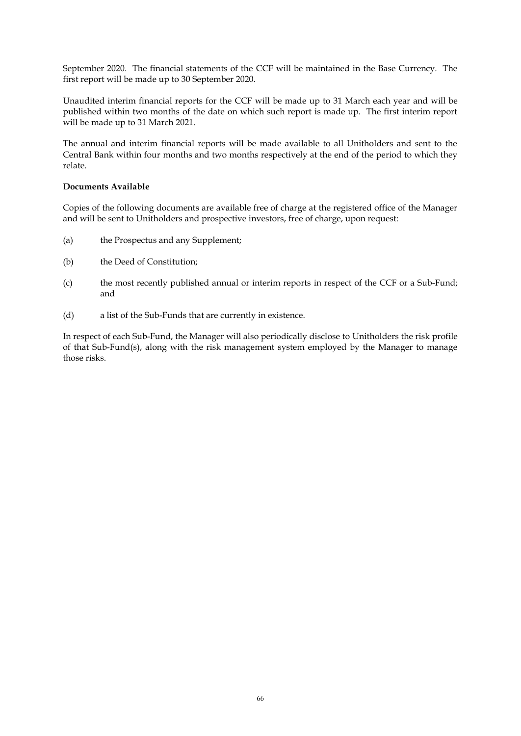September 2020. The financial statements of the CCF will be maintained in the Base Currency. The first report will be made up to 30 September 2020.

Unaudited interim financial reports for the CCF will be made up to 31 March each year and will be published within two months of the date on which such report is made up. The first interim report will be made up to 31 March 2021.

The annual and interim financial reports will be made available to all Unitholders and sent to the Central Bank within four months and two months respectively at the end of the period to which they relate.

**Documents Available**

Copies of the following documents are available free of charge at the registered office of the Manager and will be sent to Unitholders and prospective investors, free of charge, upon request:

(a) the Prospectus and any Supplement;

(b) the Deed of Constitution;

(c) the most recently published annual or interim reports in respect of the CCF or a Sub-Fund; and

(d) a list of the Sub-Funds that are currently in existence.

In respect of each Sub-Fund, the Manager will also periodically disclose to Unitholders the risk profile of that Sub-Fund(s), along with the risk management system employed by the Manager to manage those risks.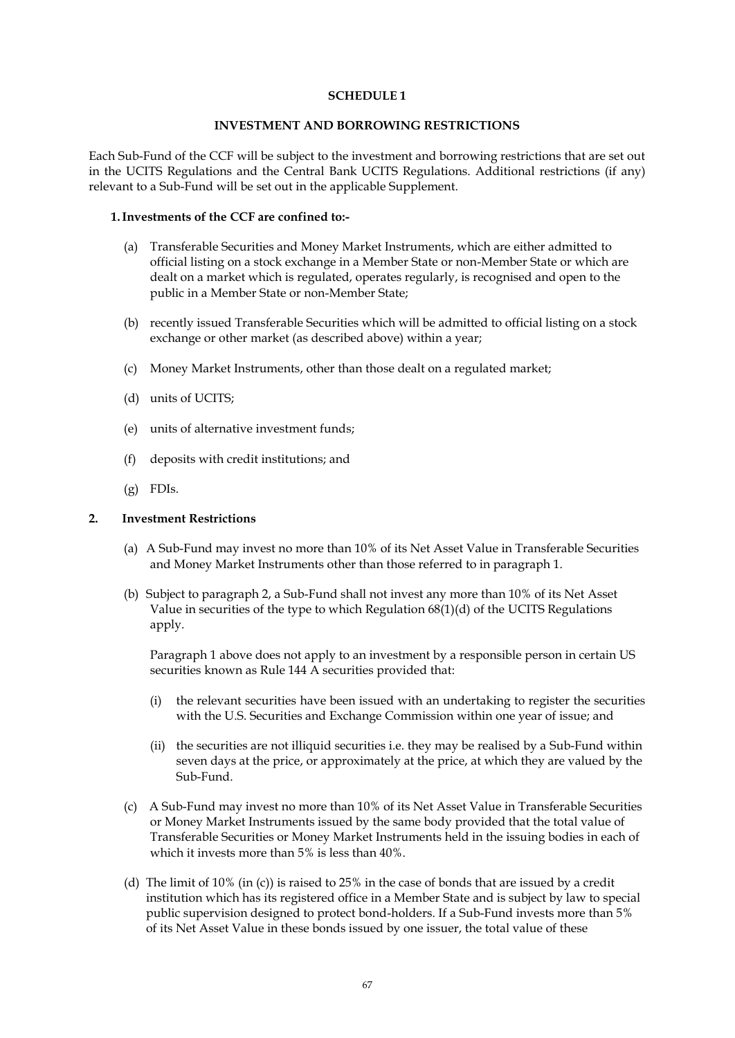# SCHEDULE 1

## INVESTMENT AND BORROWING RESTRICTIONS

Each Sub-Fund of the CCF will be subject to the investment and borrowing restrictions that are set out in the UCITS Regulations and the Central Bank UCITS Regulations. Additional restrictions (if any) relevant to a Sub-Fund will be set out in the applicable Supplement.

### 1. Investments of the CCF are confined to:-

(a) Transferable Securities and Money Market Instruments, which are either admitted to official listing on a stock exchange in a Member State or non-Member State or which are dealt on a market which is regulated, operates regularly, is recognised and open to the public in a Member State or non-Member State;

(b) recently issued Transferable Securities which will be admitted to official listing on a stock exchange or other market (as described above) within a year;

(c) Money Market Instruments, other than those dealt on a regulated market;

(d) units of UCITS;

(e) units of alternative investment funds;

(f) deposits with credit institutions; and

(g) FDIs.

### 2. Investment Restrictions

(a) A Sub-Fund may invest no more than 10% of its Net Asset Value in Transferable Securities and Money Market Instruments other than those referred to in paragraph 1.

(b) Subject to paragraph 2, a Sub-Fund shall not invest any more than 10% of its Net Asset Value in securities of the type to which Regulation 68(1)(d) of the UCITS Regulations apply.

Paragraph 1 above does not apply to an investment by a responsible person in certain US securities known as Rule 144 A securities provided that:

(i) the relevant securities have been issued with an undertaking to register the securities with the U.S. Securities and Exchange Commission within one year of issue; and

(ii) the securities are not illiquid securities i.e. they may be realised by a Sub-Fund within seven days at the price, or approximately at the price, at which they are valued by the Sub-Fund.

(c) A Sub-Fund may invest no more than 10% of its Net Asset Value in Transferable Securities or Money Market Instruments issued by the same body provided that the total value of Transferable Securities or Money Market Instruments held in the issuing bodies in each of which it invests more than 5% is less than 40%.

(d) The limit of 10% (in (c)) is raised to 25% in the case of bonds that are issued by a credit institution which has its registered office in a Member State and is subject by law to special public supervision designed to protect bond-holders. If a Sub-Fund invests more than 5% of its Net Asset Value in these bonds issued by one issuer, the total value of these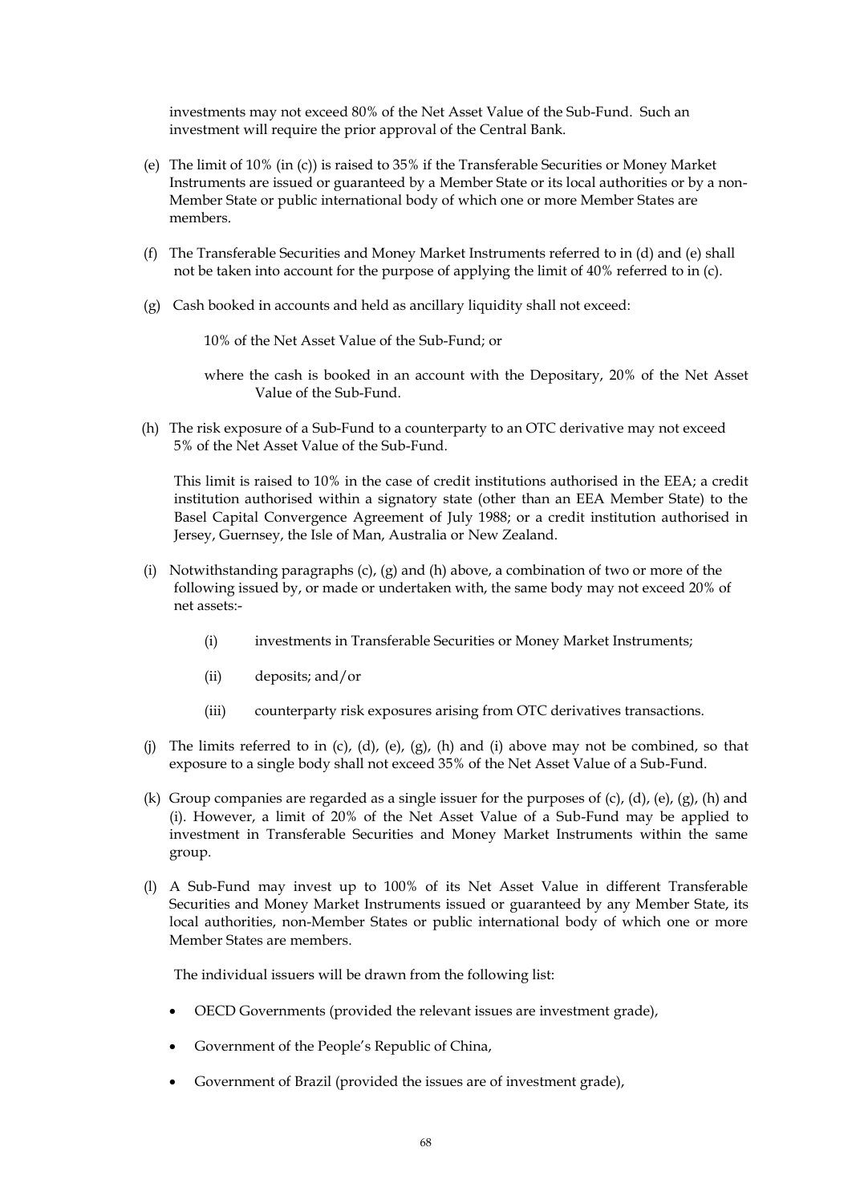investments may not exceed 80% of the Net Asset Value of the Sub-Fund. Such an investment will require the prior approval of the Central Bank.

(e) The limit of 10% (in (c)) is raised to 35% if the Transferable Securities or Money Market Instruments are issued or guaranteed by a Member State or its local authorities or by a non-Member State or public international body of which one or more Member States are members.

(f) The Transferable Securities and Money Market Instruments referred to in (d) and (e) shall not be taken into account for the purpose of applying the limit of 40% referred to in (c).

(g) Cash booked in accounts and held as ancillary liquidity shall not exceed:

10% of the Net Asset Value of the Sub-Fund; or

where the cash is booked in an account with the Depositary, 20% of the Net Asset Value of the Sub-Fund.

(h) The risk exposure of a Sub-Fund to a counterparty to an OTC derivative may not exceed 5% of the Net Asset Value of the Sub-Fund.

This limit is raised to 10% in the case of credit institutions authorised in the EEA; a credit institution authorised within a signatory state (other than an EEA Member State) to the Basel Capital Convergence Agreement of July 1988; or a credit institution authorised in Jersey, Guernsey, the Isle of Man, Australia or New Zealand.

(i) Notwithstanding paragraphs (c), (g) and (h) above, a combination of two or more of the following issued by, or made or undertaken with, the same body may not exceed 20% of net assets:-

   (i) investments in Transferable Securities or Money Market Instruments;

   (ii) deposits; and/or

   (iii) counterparty risk exposures arising from OTC derivatives transactions.

(j) The limits referred to in (c), (d), (e), (g), (h) and (i) above may not be combined, so that exposure to a single body shall not exceed 35% of the Net Asset Value of a Sub-Fund.

(k) Group companies are regarded as a single issuer for the purposes of (c), (d), (e), (g), (h) and (i). However, a limit of 20% of the Net Asset Value of a Sub-Fund may be applied to investment in Transferable Securities and Money Market Instruments within the same group.

(l) A Sub-Fund may invest up to 100% of its Net Asset Value in different Transferable Securities and Money Market Instruments issued or guaranteed by any Member State, its local authorities, non-Member States or public international body of which one or more Member States are members.

The individual issuers will be drawn from the following list:

- OECD Governments (provided the relevant issues are investment grade),
- Government of the People's Republic of China,
- Government of Brazil (provided the issues are of investment grade),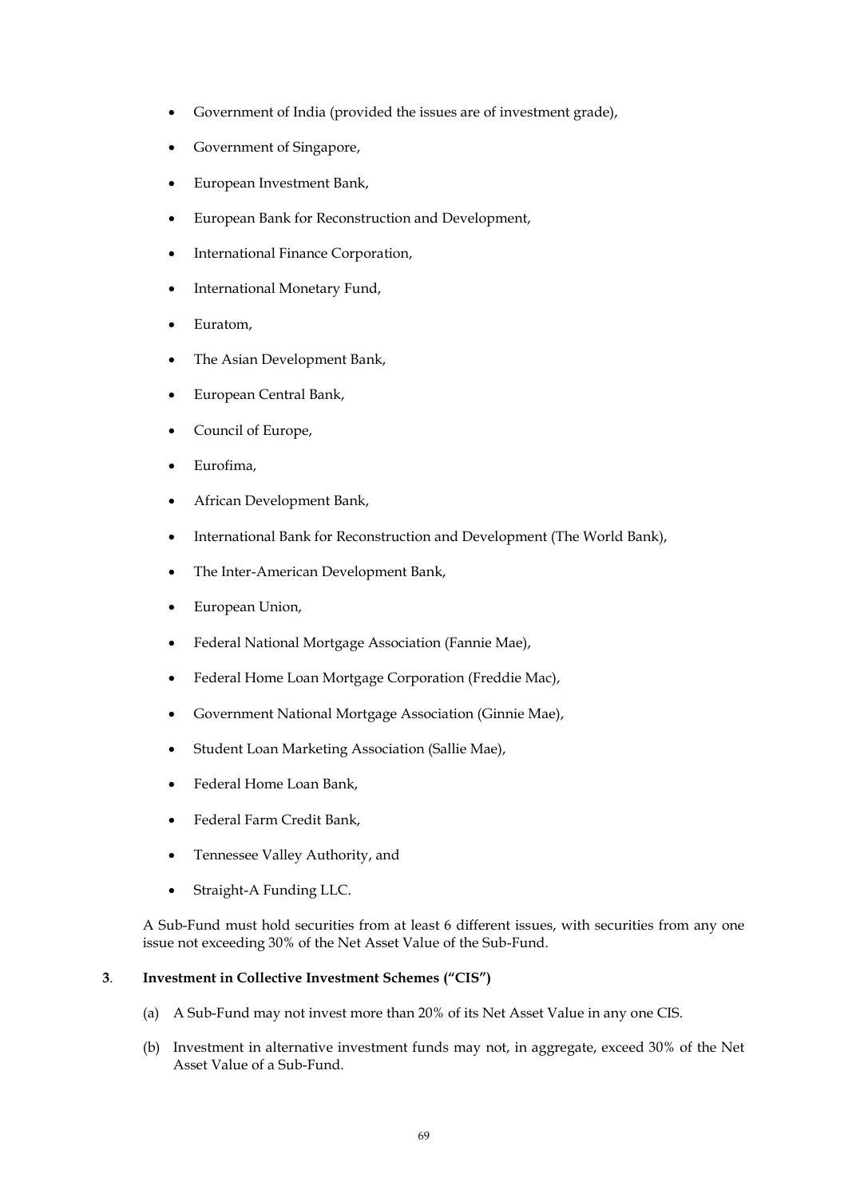- Government of India (provided the issues are of investment grade),
- Government of Singapore,
- European Investment Bank,
- European Bank for Reconstruction and Development,
- International Finance Corporation,
- International Monetary Fund,
- Euratom,
- The Asian Development Bank,
- European Central Bank,
- Council of Europe,
- Eurofima,
- African Development Bank,
- International Bank for Reconstruction and Development (The World Bank),
- The Inter-American Development Bank,
- European Union,
- Federal National Mortgage Association (Fannie Mae),
- Federal Home Loan Mortgage Corporation (Freddie Mac),
- Government National Mortgage Association (Ginnie Mae),
- Student Loan Marketing Association (Sallie Mae),
- Federal Home Loan Bank,
- Federal Farm Credit Bank,
- Tennessee Valley Authority, and
- Straight-A Funding LLC.

A Sub-Fund must hold securities from at least 6 different issues, with securities from any one issue not exceeding 30% of the Net Asset Value of the Sub-Fund.

**3. Investment in Collective Investment Schemes ("CIS")**

(a) A Sub-Fund may not invest more than 20% of its Net Asset Value in any one CIS.

(b) Investment in alternative investment funds may not, in aggregate, exceed 30% of the Net Asset Value of a Sub-Fund.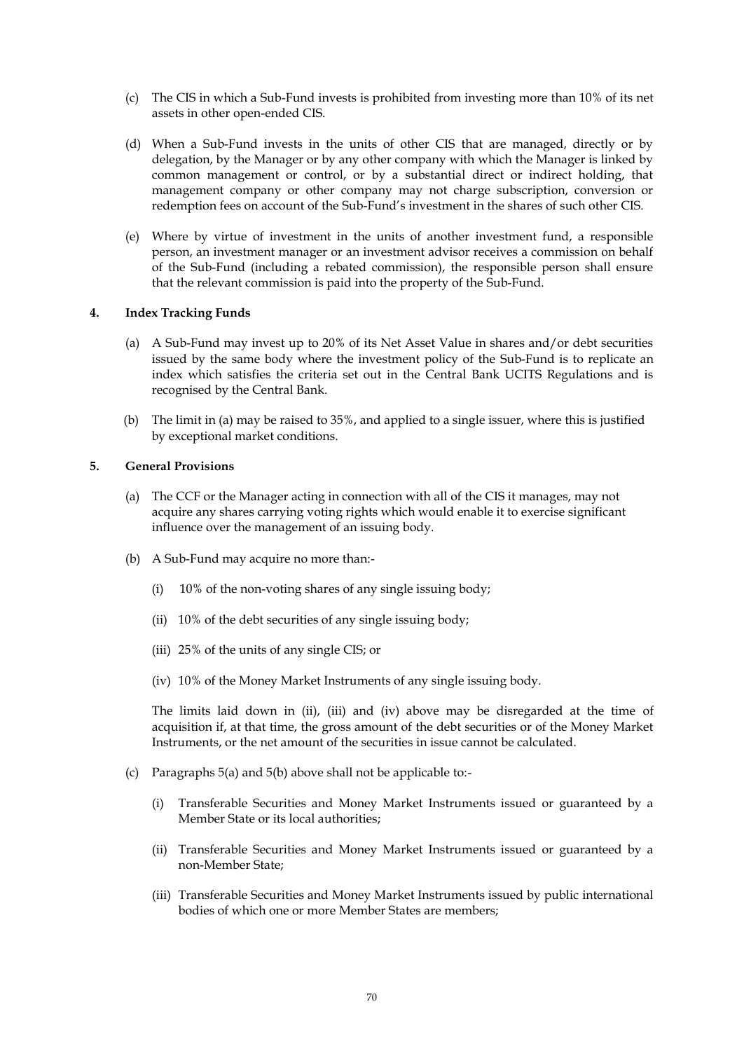(c) The CIS in which a Sub-Fund invests is prohibited from investing more than 10% of its net assets in other open-ended CIS.

(d) When a Sub-Fund invests in the units of other CIS that are managed, directly or by delegation, by the Manager or by any other company with which the Manager is linked by common management or control, or by a substantial direct or indirect holding, that management company or other company may not charge subscription, conversion or redemption fees on account of the Sub-Fund's investment in the shares of such other CIS.

(e) Where by virtue of investment in the units of another investment fund, a responsible person, an investment manager or an investment advisor receives a commission on behalf of the Sub-Fund (including a rebated commission), the responsible person shall ensure that the relevant commission is paid into the property of the Sub-Fund.

**4. Index Tracking Funds**

(a) A Sub-Fund may invest up to 20% of its Net Asset Value in shares and/or debt securities issued by the same body where the investment policy of the Sub-Fund is to replicate an index which satisfies the criteria set out in the Central Bank UCITS Regulations and is recognised by the Central Bank.

(b) The limit in (a) may be raised to 35%, and applied to a single issuer, where this is justified by exceptional market conditions.

**5. General Provisions**

(a) The CCF or the Manager acting in connection with all of the CIS it manages, may not acquire any shares carrying voting rights which would enable it to exercise significant influence over the management of an issuing body.

(b) A Sub-Fund may acquire no more than:-

   (i) 10% of the non-voting shares of any single issuing body;

   (ii) 10% of the debt securities of any single issuing body;

   (iii) 25% of the units of any single CIS; or

   (iv) 10% of the Money Market Instruments of any single issuing body.

   The limits laid down in (ii), (iii) and (iv) above may be disregarded at the time of acquisition if, at that time, the gross amount of the debt securities or of the Money Market Instruments, or the net amount of the securities in issue cannot be calculated.

(c) Paragraphs 5(a) and 5(b) above shall not be applicable to:-

   (i) Transferable Securities and Money Market Instruments issued or guaranteed by a Member State or its local authorities;

   (ii) Transferable Securities and Money Market Instruments issued or guaranteed by a non-Member State;

   (iii) Transferable Securities and Money Market Instruments issued by public international bodies of which one or more Member States are members;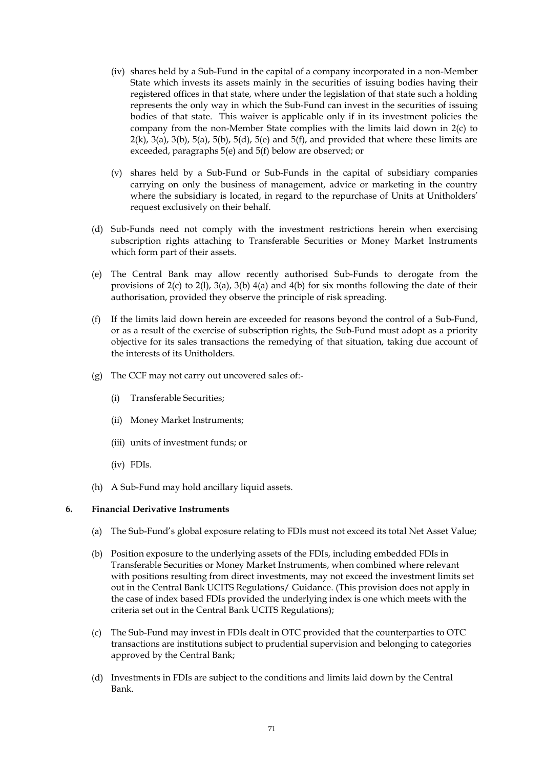(iv) shares held by a Sub-Fund in the capital of a company incorporated in a non-Member State which invests its assets mainly in the securities of issuing bodies having their registered offices in that state, where under the legislation of that state such a holding represents the only way in which the Sub-Fund can invest in the securities of issuing bodies of that state. This waiver is applicable only if in its investment policies the company from the non-Member State complies with the limits laid down in 2(c) to 2(k), 3(a), 3(b), 5(a), 5(b), 5(d), 5(e) and 5(f), and provided that where these limits are exceeded, paragraphs 5(e) and 5(f) below are observed; or

(v) shares held by a Sub-Fund or Sub-Funds in the capital of subsidiary companies carrying on only the business of management, advice or marketing in the country where the subsidiary is located, in regard to the repurchase of Units at Unitholders' request exclusively on their behalf.

(d) Sub-Funds need not comply with the investment restrictions herein when exercising subscription rights attaching to Transferable Securities or Money Market Instruments which form part of their assets.

(e) The Central Bank may allow recently authorised Sub-Funds to derogate from the provisions of 2(c) to 2(l), 3(a), 3(b) 4(a) and 4(b) for six months following the date of their authorisation, provided they observe the principle of risk spreading.

(f) If the limits laid down herein are exceeded for reasons beyond the control of a Sub-Fund, or as a result of the exercise of subscription rights, the Sub-Fund must adopt as a priority objective for its sales transactions the remedying of that situation, taking due account of the interests of its Unitholders.

(g) The CCF may not carry out uncovered sales of:-

(i) Transferable Securities;

(ii) Money Market Instruments;

(iii) units of investment funds; or

(iv) FDIs.

(h) A Sub-Fund may hold ancillary liquid assets.

**6. Financial Derivative Instruments**

(a) The Sub-Fund's global exposure relating to FDIs must not exceed its total Net Asset Value;

(b) Position exposure to the underlying assets of the FDIs, including embedded FDIs in Transferable Securities or Money Market Instruments, when combined where relevant with positions resulting from direct investments, may not exceed the investment limits set out in the Central Bank UCITS Regulations/ Guidance. (This provision does not apply in the case of index based FDIs provided the underlying index is one which meets with the criteria set out in the Central Bank UCITS Regulations);

(c) The Sub-Fund may invest in FDIs dealt in OTC provided that the counterparties to OTC transactions are institutions subject to prudential supervision and belonging to categories approved by the Central Bank;

(d) Investments in FDIs are subject to the conditions and limits laid down by the Central Bank.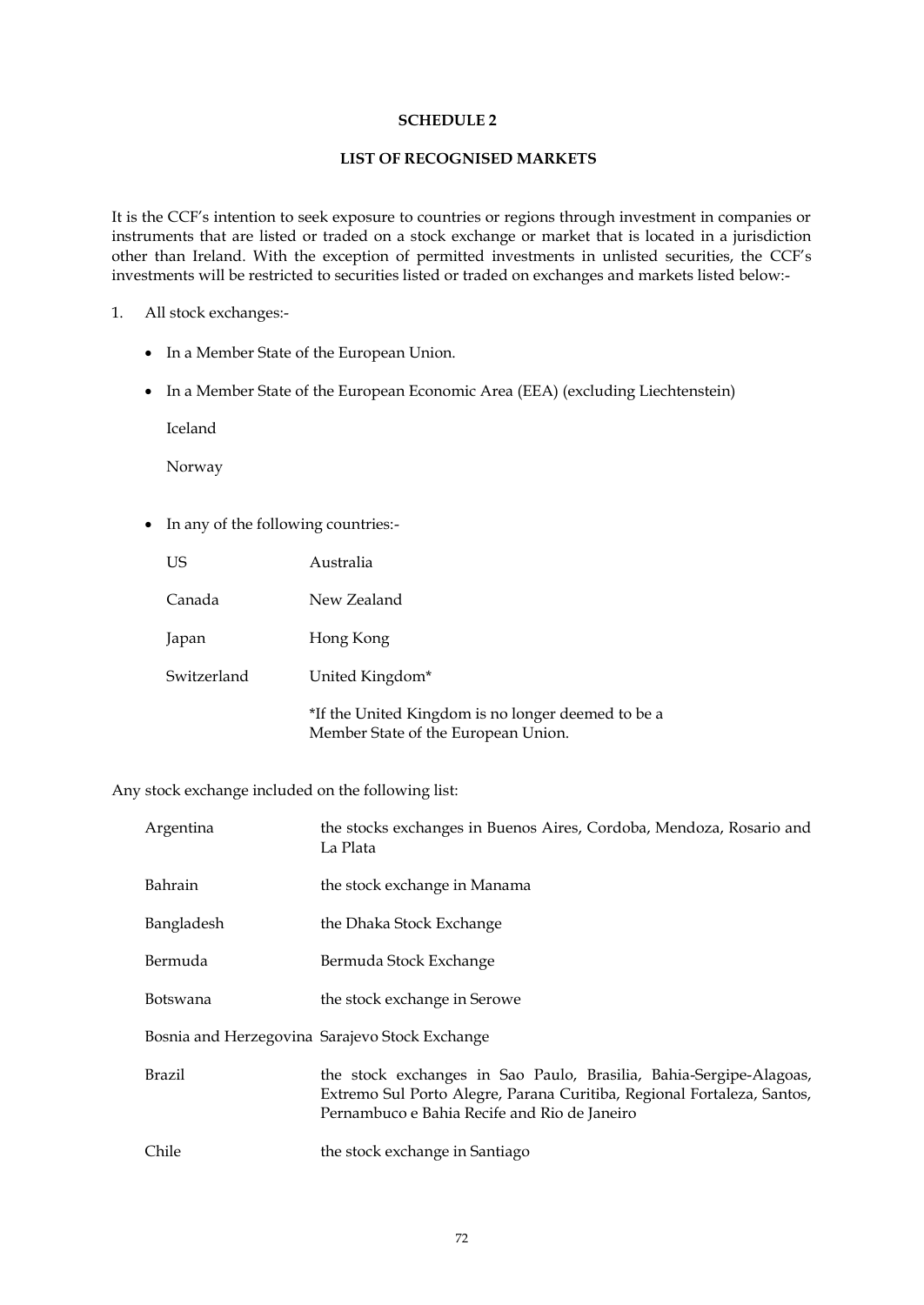**SCHEDULE 2**

**LIST OF RECOGNISED MARKETS**

It is the CCF's intention to seek exposure to countries or regions through investment in companies or instruments that are listed or traded on a stock exchange or market that is located in a jurisdiction other than Ireland. With the exception of permitted investments in unlisted securities, the CCF's investments will be restricted to securities listed or traded on exchanges and markets listed below:-

1. All stock exchanges:-

- In a Member State of the European Union.
- In a Member State of the European Economic Area (EEA) (excluding Liechtenstein)

  Iceland

  Norway

- In any of the following countries:-

| | |
|---|---|
| US | Australia |
| Canada | New Zealand |
| Japan | Hong Kong |
| Switzerland | United Kingdom* |
| | *If the United Kingdom is no longer deemed to be a Member State of the European Union. |

Any stock exchange included on the following list:

| | |
|---|---|
| Argentina | the stocks exchanges in Buenos Aires, Cordoba, Mendoza, Rosario and La Plata |
| Bahrain | the stock exchange in Manama |
| Bangladesh | the Dhaka Stock Exchange |
| Bermuda | Bermuda Stock Exchange |
| Botswana | the stock exchange in Serowe |
| Bosnia and Herzegovina | Sarajevo Stock Exchange |
| Brazil | the stock exchanges in Sao Paulo, Brasilia, Bahia-Sergipe-Alagoas, Extremo Sul Porto Alegre, Parana Curitiba, Regional Fortaleza, Santos, Pernambuco e Bahia Recife and Rio de Janeiro |
| Chile | the stock exchange in Santiago |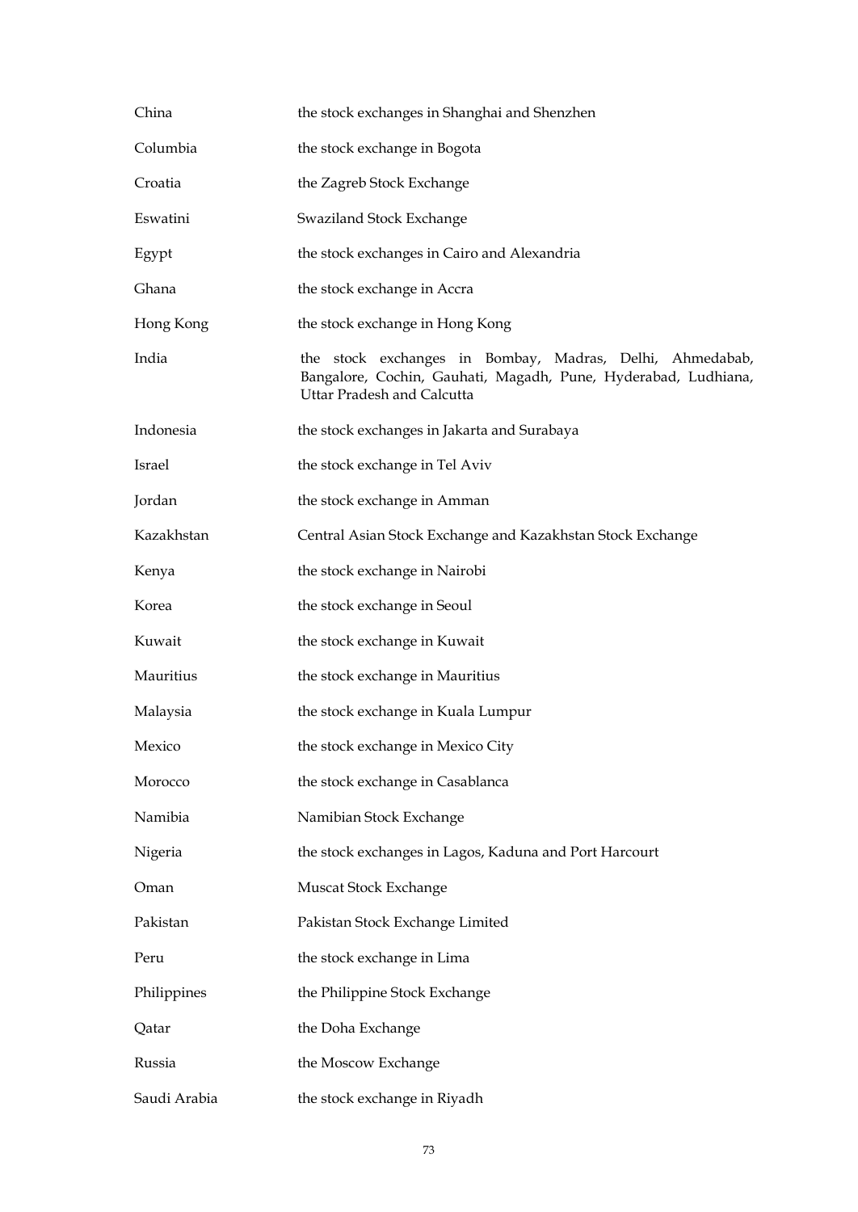| | |
|---|---|
| China | the stock exchanges in Shanghai and Shenzhen |
| Columbia | the stock exchange in Bogota |
| Croatia | the Zagreb Stock Exchange |
| Eswatini | Swaziland Stock Exchange |
| Egypt | the stock exchanges in Cairo and Alexandria |
| Ghana | the stock exchange in Accra |
| Hong Kong | the stock exchange in Hong Kong |
| India | the stock exchanges in Bombay, Madras, Delhi, Ahmedabab, Bangalore, Cochin, Gauhati, Magadh, Pune, Hyderabad, Ludhiana, Uttar Pradesh and Calcutta |
| Indonesia | the stock exchanges in Jakarta and Surabaya |
| Israel | the stock exchange in Tel Aviv |
| Jordan | the stock exchange in Amman |
| Kazakhstan | Central Asian Stock Exchange and Kazakhstan Stock Exchange |
| Kenya | the stock exchange in Nairobi |
| Korea | the stock exchange in Seoul |
| Kuwait | the stock exchange in Kuwait |
| Mauritius | the stock exchange in Mauritius |
| Malaysia | the stock exchange in Kuala Lumpur |
| Mexico | the stock exchange in Mexico City |
| Morocco | the stock exchange in Casablanca |
| Namibia | Namibian Stock Exchange |
| Nigeria | the stock exchanges in Lagos, Kaduna and Port Harcourt |
| Oman | Muscat Stock Exchange |
| Pakistan | Pakistan Stock Exchange Limited |
| Peru | the stock exchange in Lima |
| Philippines | the Philippine Stock Exchange |
| Qatar | the Doha Exchange |
| Russia | the Moscow Exchange |
| Saudi Arabia | the stock exchange in Riyadh |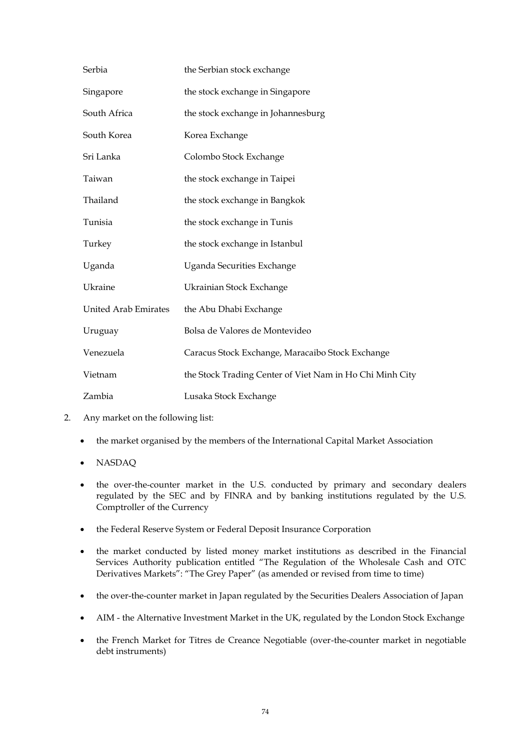| | |
|---|---|
| Serbia | the Serbian stock exchange |
| Singapore | the stock exchange in Singapore |
| South Africa | the stock exchange in Johannesburg |
| South Korea | Korea Exchange |
| Sri Lanka | Colombo Stock Exchange |
| Taiwan | the stock exchange in Taipei |
| Thailand | the stock exchange in Bangkok |
| Tunisia | the stock exchange in Tunis |
| Turkey | the stock exchange in Istanbul |
| Uganda | Uganda Securities Exchange |
| Ukraine | Ukrainian Stock Exchange |
| United Arab Emirates | the Abu Dhabi Exchange |
| Uruguay | Bolsa de Valores de Montevideo |
| Venezuela | Caracus Stock Exchange, Maracaibo Stock Exchange |
| Vietnam | the Stock Trading Center of Viet Nam in Ho Chi Minh City |
| Zambia | Lusaka Stock Exchange |

2. Any market on the following list:

- the market organised by the members of the International Capital Market Association
- NASDAQ
- the over-the-counter market in the U.S. conducted by primary and secondary dealers regulated by the SEC and by FINRA and by banking institutions regulated by the U.S. Comptroller of the Currency
- the Federal Reserve System or Federal Deposit Insurance Corporation
- the market conducted by listed money market institutions as described in the Financial Services Authority publication entitled "The Regulation of the Wholesale Cash and OTC Derivatives Markets": "The Grey Paper" (as amended or revised from time to time)
- the over-the-counter market in Japan regulated by the Securities Dealers Association of Japan
- AIM - the Alternative Investment Market in the UK, regulated by the London Stock Exchange
- the French Market for Titres de Creance Negotiable (over-the-counter market in negotiable debt instruments)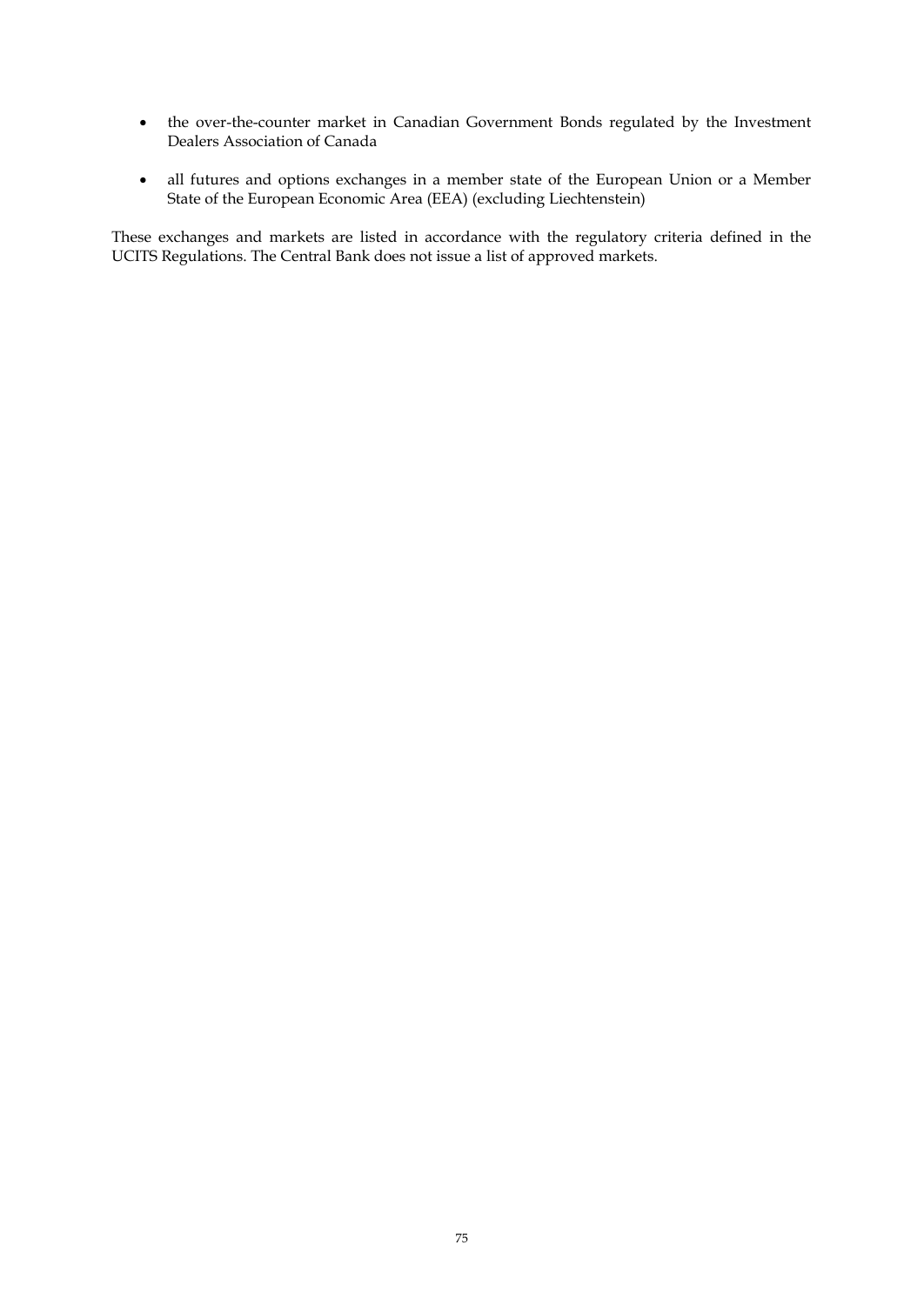- the over-the-counter market in Canadian Government Bonds regulated by the Investment Dealers Association of Canada

- all futures and options exchanges in a member state of the European Union or a Member State of the European Economic Area (EEA) (excluding Liechtenstein)

These exchanges and markets are listed in accordance with the regulatory criteria defined in the UCITS Regulations. The Central Bank does not issue a list of approved markets.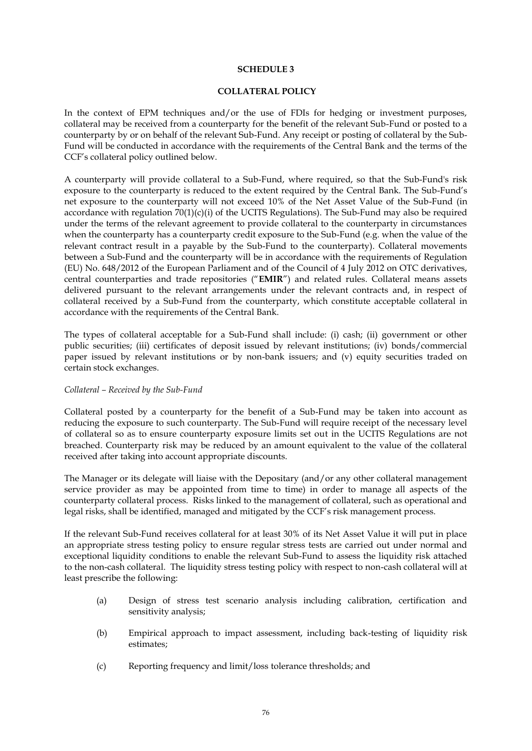# SCHEDULE 3

## COLLATERAL POLICY

In the context of EPM techniques and/or the use of FDIs for hedging or investment purposes, collateral may be received from a counterparty for the benefit of the relevant Sub-Fund or posted to a counterparty by or on behalf of the relevant Sub-Fund. Any receipt or posting of collateral by the Sub-Fund will be conducted in accordance with the requirements of the Central Bank and the terms of the CCF's collateral policy outlined below.

A counterparty will provide collateral to a Sub-Fund, where required, so that the Sub-Fund's risk exposure to the counterparty is reduced to the extent required by the Central Bank. The Sub-Fund's net exposure to the counterparty will not exceed 10% of the Net Asset Value of the Sub-Fund (in accordance with regulation 70(1)(c)(i) of the UCITS Regulations). The Sub-Fund may also be required under the terms of the relevant agreement to provide collateral to the counterparty in circumstances when the counterparty has a counterparty credit exposure to the Sub-Fund (e.g. when the value of the relevant contract result in a payable by the Sub-Fund to the counterparty). Collateral movements between a Sub-Fund and the counterparty will be in accordance with the requirements of Regulation (EU) No. 648/2012 of the European Parliament and of the Council of 4 July 2012 on OTC derivatives, central counterparties and trade repositories ("**EMIR**") and related rules. Collateral means assets delivered pursuant to the relevant arrangements under the relevant contracts and, in respect of collateral received by a Sub-Fund from the counterparty, which constitute acceptable collateral in accordance with the requirements of the Central Bank.

The types of collateral acceptable for a Sub-Fund shall include: (i) cash; (ii) government or other public securities; (iii) certificates of deposit issued by relevant institutions; (iv) bonds/commercial paper issued by relevant institutions or by non-bank issuers; and (v) equity securities traded on certain stock exchanges.

*Collateral – Received by the Sub-Fund*

Collateral posted by a counterparty for the benefit of a Sub-Fund may be taken into account as reducing the exposure to such counterparty. The Sub-Fund will require receipt of the necessary level of collateral so as to ensure counterparty exposure limits set out in the UCITS Regulations are not breached. Counterparty risk may be reduced by an amount equivalent to the value of the collateral received after taking into account appropriate discounts.

The Manager or its delegate will liaise with the Depositary (and/or any other collateral management service provider as may be appointed from time to time) in order to manage all aspects of the counterparty collateral process. Risks linked to the management of collateral, such as operational and legal risks, shall be identified, managed and mitigated by the CCF's risk management process.

If the relevant Sub-Fund receives collateral for at least 30% of its Net Asset Value it will put in place an appropriate stress testing policy to ensure regular stress tests are carried out under normal and exceptional liquidity conditions to enable the relevant Sub-Fund to assess the liquidity risk attached to the non-cash collateral. The liquidity stress testing policy with respect to non-cash collateral will at least prescribe the following:

(a) Design of stress test scenario analysis including calibration, certification and sensitivity analysis;

(b) Empirical approach to impact assessment, including back-testing of liquidity risk estimates;

(c) Reporting frequency and limit/loss tolerance thresholds; and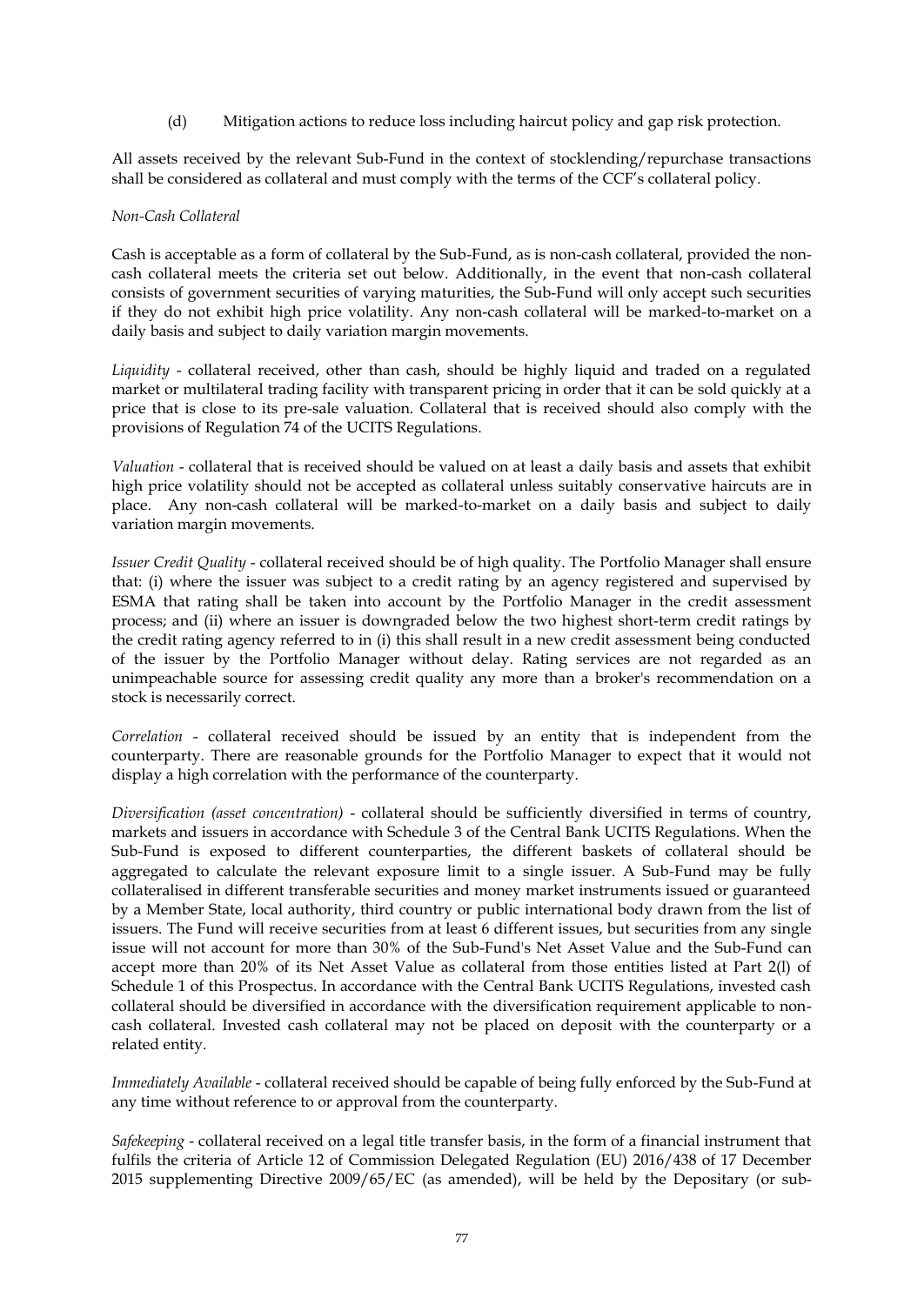(d) Mitigation actions to reduce loss including haircut policy and gap risk protection.

All assets received by the relevant Sub-Fund in the context of stocklending/repurchase transactions shall be considered as collateral and must comply with the terms of the CCF's collateral policy.

*Non-Cash Collateral*

Cash is acceptable as a form of collateral by the Sub-Fund, as is non-cash collateral, provided the non-cash collateral meets the criteria set out below. Additionally, in the event that non-cash collateral consists of government securities of varying maturities, the Sub-Fund will only accept such securities if they do not exhibit high price volatility. Any non-cash collateral will be marked-to-market on a daily basis and subject to daily variation margin movements.

*Liquidity* - collateral received, other than cash, should be highly liquid and traded on a regulated market or multilateral trading facility with transparent pricing in order that it can be sold quickly at a price that is close to its pre-sale valuation. Collateral that is received should also comply with the provisions of Regulation 74 of the UCITS Regulations.

*Valuation* - collateral that is received should be valued on at least a daily basis and assets that exhibit high price volatility should not be accepted as collateral unless suitably conservative haircuts are in place. Any non-cash collateral will be marked-to-market on a daily basis and subject to daily variation margin movements.

*Issuer Credit Quality* - collateral received should be of high quality. The Portfolio Manager shall ensure that: (i) where the issuer was subject to a credit rating by an agency registered and supervised by ESMA that rating shall be taken into account by the Portfolio Manager in the credit assessment process; and (ii) where an issuer is downgraded below the two highest short-term credit ratings by the credit rating agency referred to in (i) this shall result in a new credit assessment being conducted of the issuer by the Portfolio Manager without delay. Rating services are not regarded as an unimpeachable source for assessing credit quality any more than a broker's recommendation on a stock is necessarily correct.

*Correlation* - collateral received should be issued by an entity that is independent from the counterparty. There are reasonable grounds for the Portfolio Manager to expect that it would not display a high correlation with the performance of the counterparty.

*Diversification (asset concentration)* - collateral should be sufficiently diversified in terms of country, markets and issuers in accordance with Schedule 3 of the Central Bank UCITS Regulations. When the Sub-Fund is exposed to different counterparties, the different baskets of collateral should be aggregated to calculate the relevant exposure limit to a single issuer. A Sub-Fund may be fully collateralised in different transferable securities and money market instruments issued or guaranteed by a Member State, local authority, third country or public international body drawn from the list of issuers. The Fund will receive securities from at least 6 different issues, but securities from any single issue will not account for more than 30% of the Sub-Fund's Net Asset Value and the Sub-Fund can accept more than 20% of its Net Asset Value as collateral from those entities listed at Part 2(l) of Schedule 1 of this Prospectus. In accordance with the Central Bank UCITS Regulations, invested cash collateral should be diversified in accordance with the diversification requirement applicable to non-cash collateral. Invested cash collateral may not be placed on deposit with the counterparty or a related entity.

*Immediately Available* - collateral received should be capable of being fully enforced by the Sub-Fund at any time without reference to or approval from the counterparty.

*Safekeeping* - collateral received on a legal title transfer basis, in the form of a financial instrument that fulfils the criteria of Article 12 of Commission Delegated Regulation (EU) 2016/438 of 17 December 2015 supplementing Directive 2009/65/EC (as amended), will be held by the Depositary (or sub-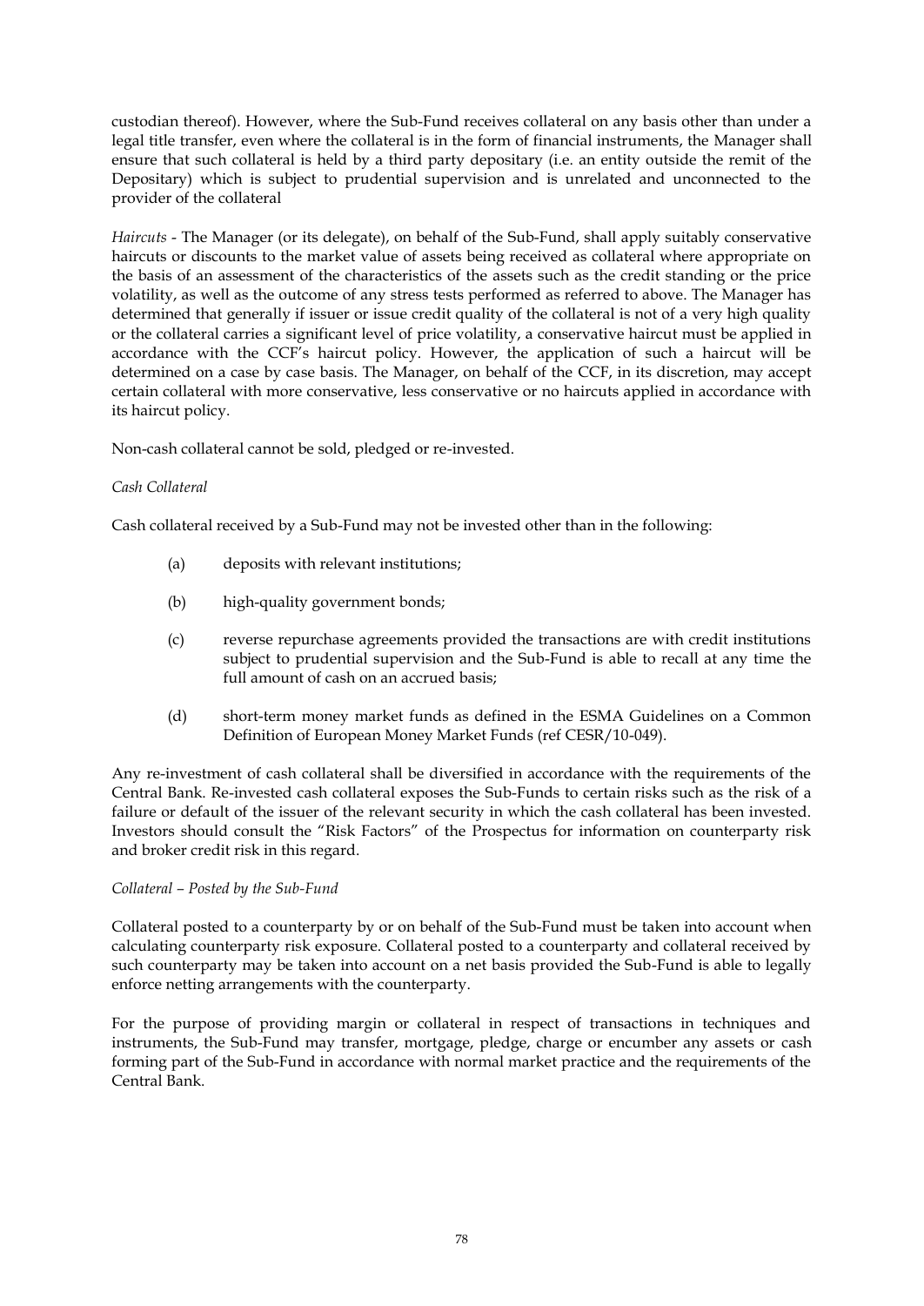custodian thereof). However, where the Sub-Fund receives collateral on any basis other than under a legal title transfer, even where the collateral is in the form of financial instruments, the Manager shall ensure that such collateral is held by a third party depositary (i.e. an entity outside the remit of the Depositary) which is subject to prudential supervision and is unrelated and unconnected to the provider of the collateral

*Haircuts* - The Manager (or its delegate), on behalf of the Sub-Fund, shall apply suitably conservative haircuts or discounts to the market value of assets being received as collateral where appropriate on the basis of an assessment of the characteristics of the assets such as the credit standing or the price volatility, as well as the outcome of any stress tests performed as referred to above. The Manager has determined that generally if issuer or issue credit quality of the collateral is not of a very high quality or the collateral carries a significant level of price volatility, a conservative haircut must be applied in accordance with the CCF's haircut policy. However, the application of such a haircut will be determined on a case by case basis. The Manager, on behalf of the CCF, in its discretion, may accept certain collateral with more conservative, less conservative or no haircuts applied in accordance with its haircut policy.

Non-cash collateral cannot be sold, pledged or re-invested.

*Cash Collateral*

Cash collateral received by a Sub-Fund may not be invested other than in the following:

(a) deposits with relevant institutions;

(b) high-quality government bonds;

(c) reverse repurchase agreements provided the transactions are with credit institutions subject to prudential supervision and the Sub-Fund is able to recall at any time the full amount of cash on an accrued basis;

(d) short-term money market funds as defined in the ESMA Guidelines on a Common Definition of European Money Market Funds (ref CESR/10-049).

Any re-investment of cash collateral shall be diversified in accordance with the requirements of the Central Bank. Re-invested cash collateral exposes the Sub-Funds to certain risks such as the risk of a failure or default of the issuer of the relevant security in which the cash collateral has been invested. Investors should consult the "Risk Factors" of the Prospectus for information on counterparty risk and broker credit risk in this regard.

*Collateral – Posted by the Sub-Fund*

Collateral posted to a counterparty by or on behalf of the Sub-Fund must be taken into account when calculating counterparty risk exposure. Collateral posted to a counterparty and collateral received by such counterparty may be taken into account on a net basis provided the Sub-Fund is able to legally enforce netting arrangements with the counterparty.

For the purpose of providing margin or collateral in respect of transactions in techniques and instruments, the Sub-Fund may transfer, mortgage, pledge, charge or encumber any assets or cash forming part of the Sub-Fund in accordance with normal market practice and the requirements of the Central Bank.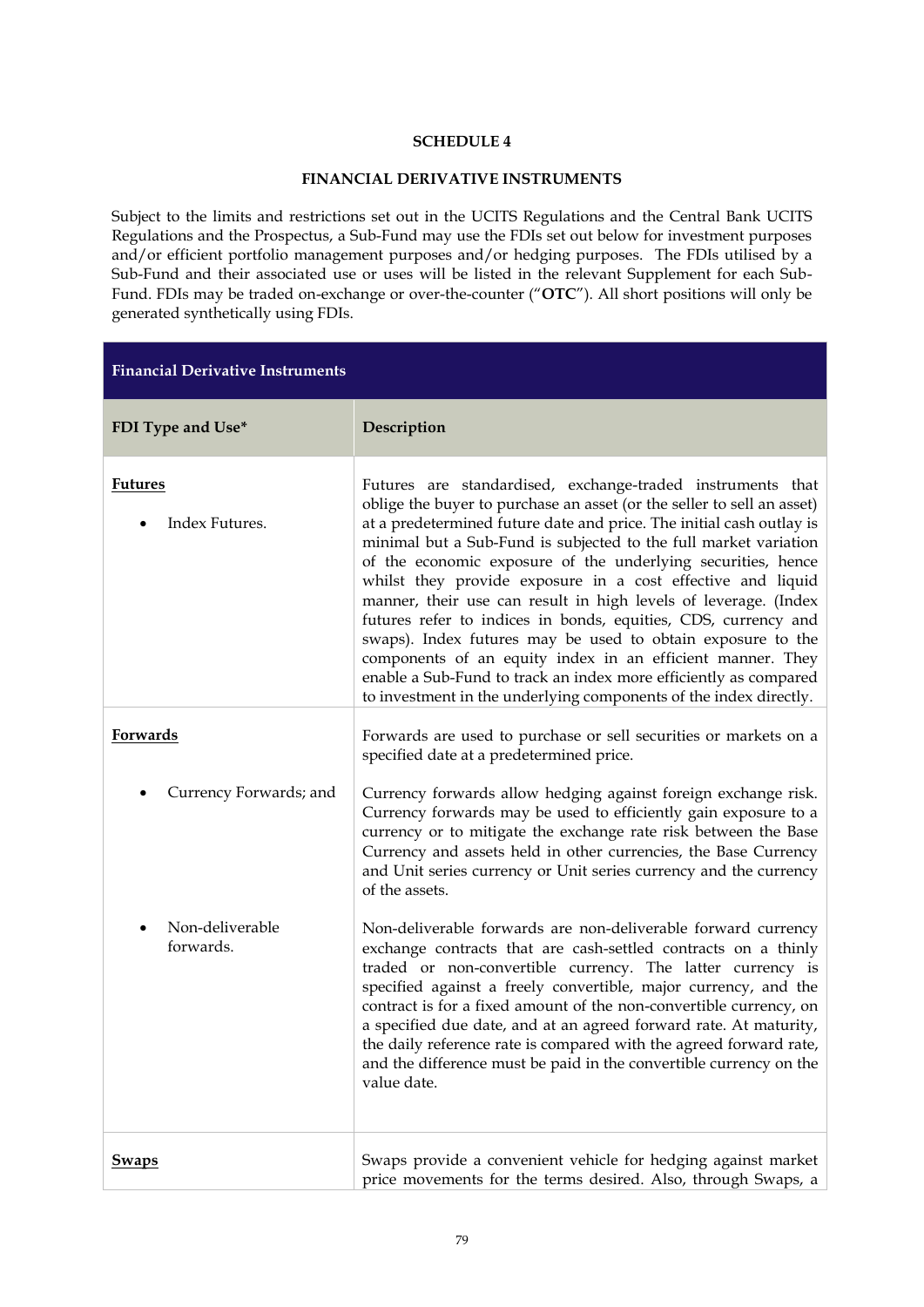**SCHEDULE 4**

**FINANCIAL DERIVATIVE INSTRUMENTS**

Subject to the limits and restrictions set out in the UCITS Regulations and the Central Bank UCITS Regulations and the Prospectus, a Sub-Fund may use the FDIs set out below for investment purposes and/or efficient portfolio management purposes and/or hedging purposes. The FDIs utilised by a Sub-Fund and their associated use or uses will be listed in the relevant Supplement for each Sub-Fund. FDIs may be traded on-exchange or over-the-counter ("**OTC**"). All short positions will only be generated synthetically using FDIs.

| **Financial Derivative Instruments** | |
|---|---|
| **FDI Type and Use\*** | **Description** |
| **Futures**<br><br>• Index Futures. | Futures are standardised, exchange-traded instruments that oblige the buyer to purchase an asset (or the seller to sell an asset) at a predetermined future date and price. The initial cash outlay is minimal but a Sub-Fund is subjected to the full market variation of the economic exposure of the underlying securities, hence whilst they provide exposure in a cost effective and liquid manner, their use can result in high levels of leverage. (Index futures refer to indices in bonds, equities, CDS, currency and swaps). Index futures may be used to obtain exposure to the components of an equity index in an efficient manner. They enable a Sub-Fund to track an index more efficiently as compared to investment in the underlying components of the index directly. |
| **Forwards** | Forwards are used to purchase or sell securities or markets on a specified date at a predetermined price. |
| • Currency Forwards; and | Currency forwards allow hedging against foreign exchange risk. Currency forwards may be used to efficiently gain exposure to a currency or to mitigate the exchange rate risk between the Base Currency and assets held in other currencies, the Base Currency and Unit series currency or Unit series currency and the currency of the assets. |
| • Non-deliverable forwards. | Non-deliverable forwards are non-deliverable forward currency exchange contracts that are cash-settled contracts on a thinly traded or non-convertible currency. The latter currency is specified against a freely convertible, major currency, and the contract is for a fixed amount of the non-convertible currency, on a specified due date, and at an agreed forward rate. At maturity, the daily reference rate is compared with the agreed forward rate, and the difference must be paid in the convertible currency on the value date. |
| **Swaps** | Swaps provide a convenient vehicle for hedging against market price movements for the terms desired. Also, through Swaps, a |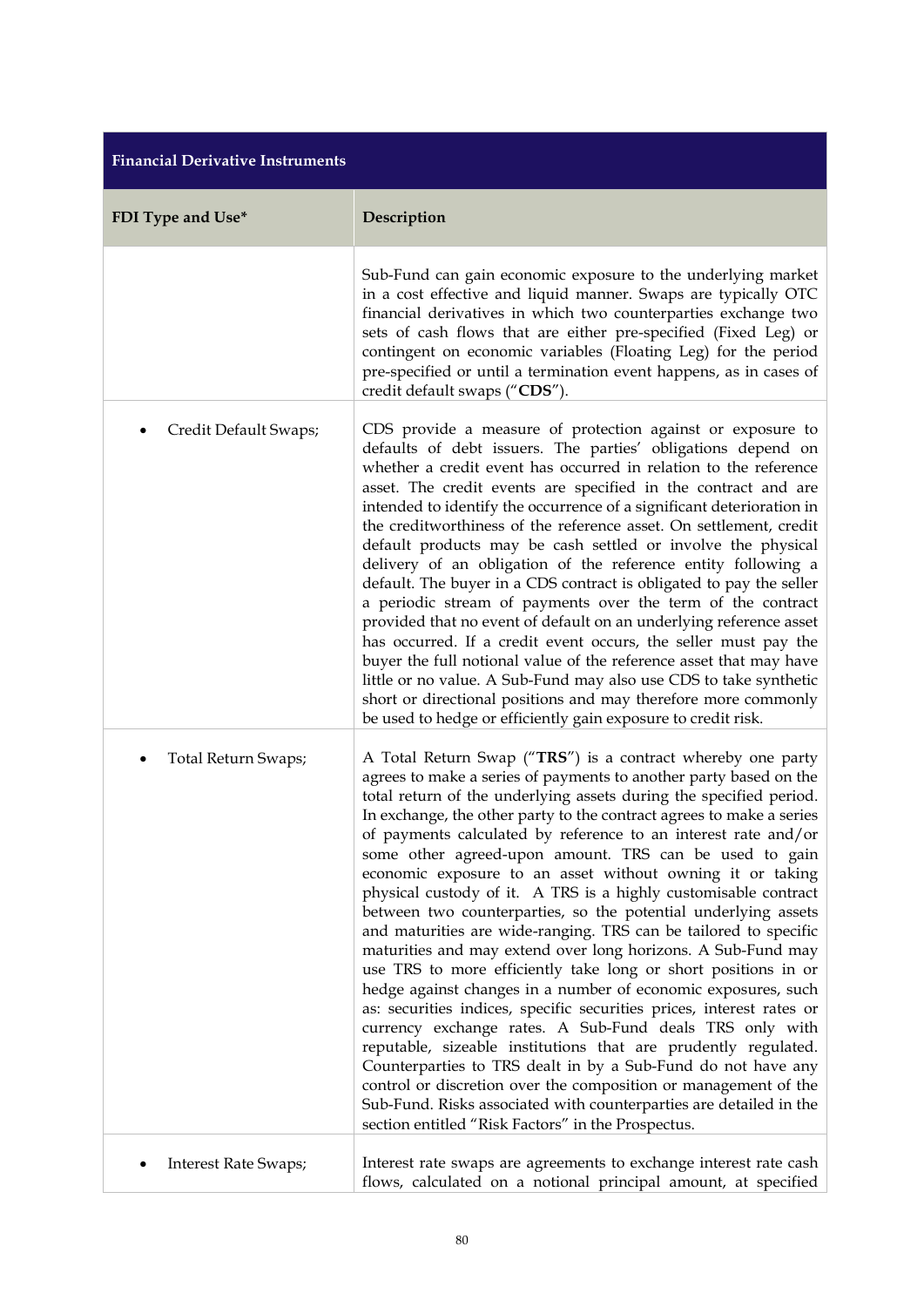| Financial Derivative Instruments | |
|---|---|
| **FDI Type and Use*** | **Description** |
| | Sub-Fund can gain economic exposure to the underlying market in a cost effective and liquid manner. Swaps are typically OTC financial derivatives in which two counterparties exchange two sets of cash flows that are either pre-specified (Fixed Leg) or contingent on economic variables (Floating Leg) for the period pre-specified or until a termination event happens, as in cases of credit default swaps ("**CDS**"). |
| • Credit Default Swaps; | CDS provide a measure of protection against or exposure to defaults of debt issuers. The parties' obligations depend on whether a credit event has occurred in relation to the reference asset. The credit events are specified in the contract and are intended to identify the occurrence of a significant deterioration in the creditworthiness of the reference asset. On settlement, credit default products may be cash settled or involve the physical delivery of an obligation of the reference entity following a default. The buyer in a CDS contract is obligated to pay the seller a periodic stream of payments over the term of the contract provided that no event of default on an underlying reference asset has occurred. If a credit event occurs, the seller must pay the buyer the full notional value of the reference asset that may have little or no value. A Sub-Fund may also use CDS to take synthetic short or directional positions and may therefore more commonly be used to hedge or efficiently gain exposure to credit risk. |
| • Total Return Swaps; | A Total Return Swap ("**TRS**") is a contract whereby one party agrees to make a series of payments to another party based on the total return of the underlying assets during the specified period. In exchange, the other party to the contract agrees to make a series of payments calculated by reference to an interest rate and/or some other agreed-upon amount. TRS can be used to gain economic exposure to an asset without owning it or taking physical custody of it. A TRS is a highly customisable contract between two counterparties, so the potential underlying assets and maturities are wide-ranging. TRS can be tailored to specific maturities and may extend over long horizons. A Sub-Fund may use TRS to more efficiently take long or short positions in or hedge against changes in a number of economic exposures, such as: securities indices, specific securities prices, interest rates or currency exchange rates. A Sub-Fund deals TRS only with reputable, sizeable institutions that are prudently regulated. Counterparties to TRS dealt in by a Sub-Fund do not have any control or discretion over the composition or management of the Sub-Fund. Risks associated with counterparties are detailed in the section entitled "Risk Factors" in the Prospectus. |
| • Interest Rate Swaps; | Interest rate swaps are agreements to exchange interest rate cash flows, calculated on a notional principal amount, at specified |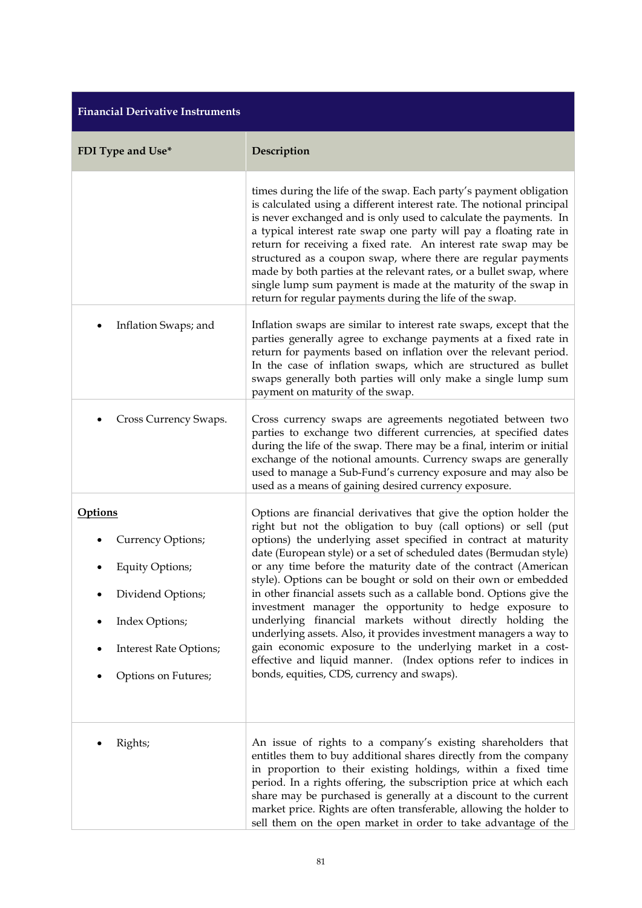| Financial Derivative Instruments | |
|---|---|
| **FDI Type and Use*** | **Description** |
| | times during the life of the swap. Each party's payment obligation is calculated using a different interest rate. The notional principal is never exchanged and is only used to calculate the payments. In a typical interest rate swap one party will pay a floating rate in return for receiving a fixed rate. An interest rate swap may be structured as a coupon swap, where there are regular payments made by both parties at the relevant rates, or a bullet swap, where single lump sum payment is made at the maturity of the swap in return for regular payments during the life of the swap. |
| • Inflation Swaps; and | Inflation swaps are similar to interest rate swaps, except that the parties generally agree to exchange payments at a fixed rate in return for payments based on inflation over the relevant period. In the case of inflation swaps, which are structured as bullet swaps generally both parties will only make a single lump sum payment on maturity of the swap. |
| • Cross Currency Swaps. | Cross currency swaps are agreements negotiated between two parties to exchange two different currencies, at specified dates during the life of the swap. There may be a final, interim or initial exchange of the notional amounts. Currency swaps are generally used to manage a Sub-Fund's currency exposure and may also be used as a means of gaining desired currency exposure. |
| **<u>Options</u>**<br>• Currency Options;<br>• Equity Options;<br>• Dividend Options;<br>• Index Options;<br>• Interest Rate Options;<br>• Options on Futures; | Options are financial derivatives that give the option holder the right but not the obligation to buy (call options) or sell (put options) the underlying asset specified in contract at maturity date (European style) or a set of scheduled dates (Bermudan style) or any time before the maturity date of the contract (American style). Options can be bought or sold on their own or embedded in other financial assets such as a callable bond. Options give the investment manager the opportunity to hedge exposure to underlying financial markets without directly holding the underlying assets. Also, it provides investment managers a way to gain economic exposure to the underlying market in a cost-effective and liquid manner. (Index options refer to indices in bonds, equities, CDS, currency and swaps). |
| • Rights; | An issue of rights to a company's existing shareholders that entitles them to buy additional shares directly from the company in proportion to their existing holdings, within a fixed time period. In a rights offering, the subscription price at which each share may be purchased is generally at a discount to the current market price. Rights are often transferable, allowing the holder to sell them on the open market in order to take advantage of the |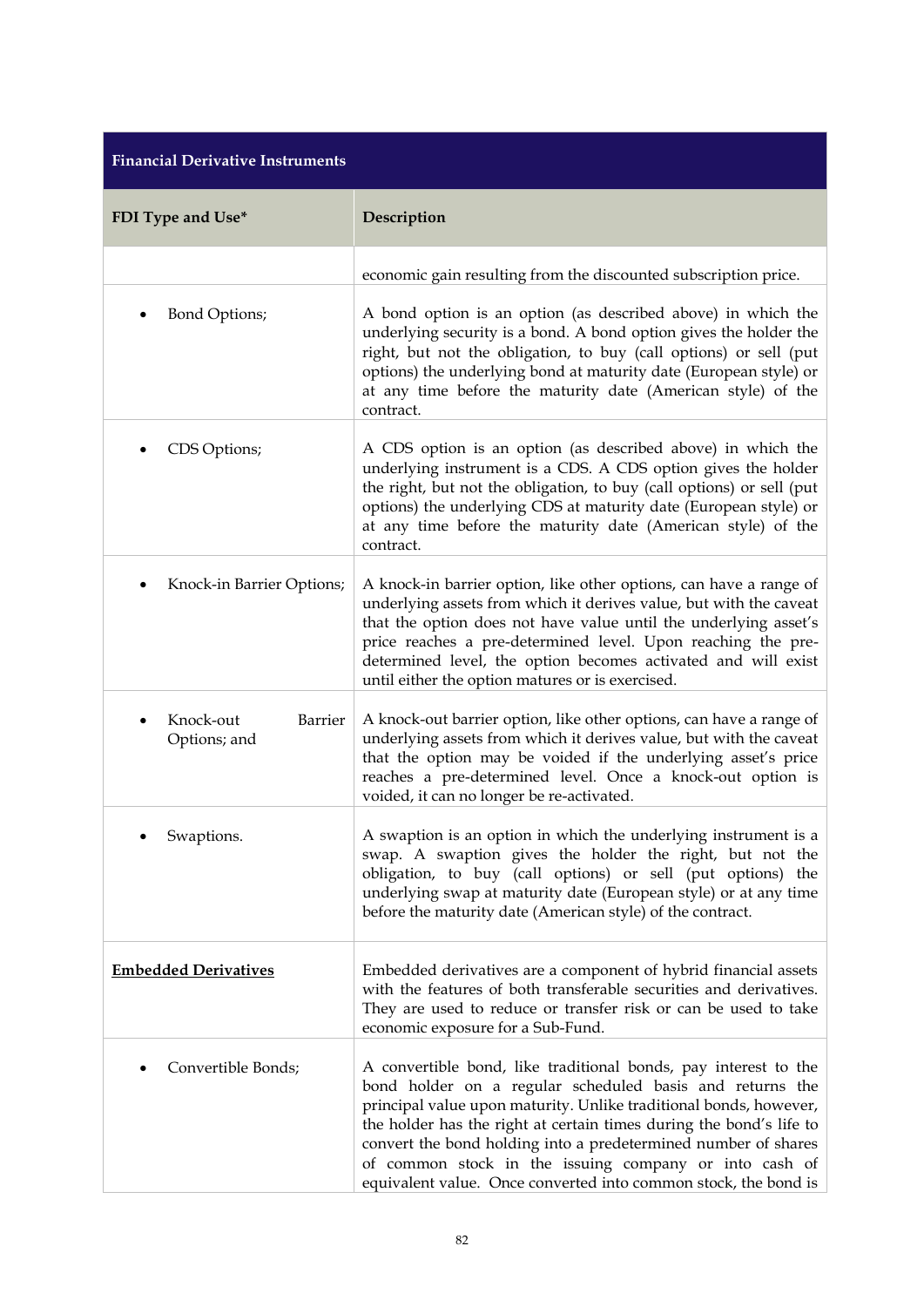| Financial Derivative Instruments | |
|---|---|
| **FDI Type and Use*** | **Description** |
| | economic gain resulting from the discounted subscription price. |
| • Bond Options; | A bond option is an option (as described above) in which the underlying security is a bond. A bond option gives the holder the right, but not the obligation, to buy (call options) or sell (put options) the underlying bond at maturity date (European style) or at any time before the maturity date (American style) of the contract. |
| • CDS Options; | A CDS option is an option (as described above) in which the underlying instrument is a CDS. A CDS option gives the holder the right, but not the obligation, to buy (call options) or sell (put options) the underlying CDS at maturity date (European style) or at any time before the maturity date (American style) of the contract. |
| • Knock-in Barrier Options; | A knock-in barrier option, like other options, can have a range of underlying assets from which it derives value, but with the caveat that the option does not have value until the underlying asset's price reaches a pre-determined level. Upon reaching the pre-determined level, the option becomes activated and will exist until either the option matures or is exercised. |
| • Knock-out Barrier Options; and | A knock-out barrier option, like other options, can have a range of underlying assets from which it derives value, but with the caveat that the option may be voided if the underlying asset's price reaches a pre-determined level. Once a knock-out option is voided, it can no longer be re-activated. |
| • Swaptions. | A swaption is an option in which the underlying instrument is a swap. A swaption gives the holder the right, but not the obligation, to buy (call options) or sell (put options) the underlying swap at maturity date (European style) or at any time before the maturity date (American style) of the contract. |
| **Embedded Derivatives** | Embedded derivatives are a component of hybrid financial assets with the features of both transferable securities and derivatives. They are used to reduce or transfer risk or can be used to take economic exposure for a Sub-Fund. |
| • Convertible Bonds; | A convertible bond, like traditional bonds, pay interest to the bond holder on a regular scheduled basis and returns the principal value upon maturity. Unlike traditional bonds, however, the holder has the right at certain times during the bond's life to convert the bond holding into a predetermined number of shares of common stock in the issuing company or into cash of equivalent value. Once converted into common stock, the bond is |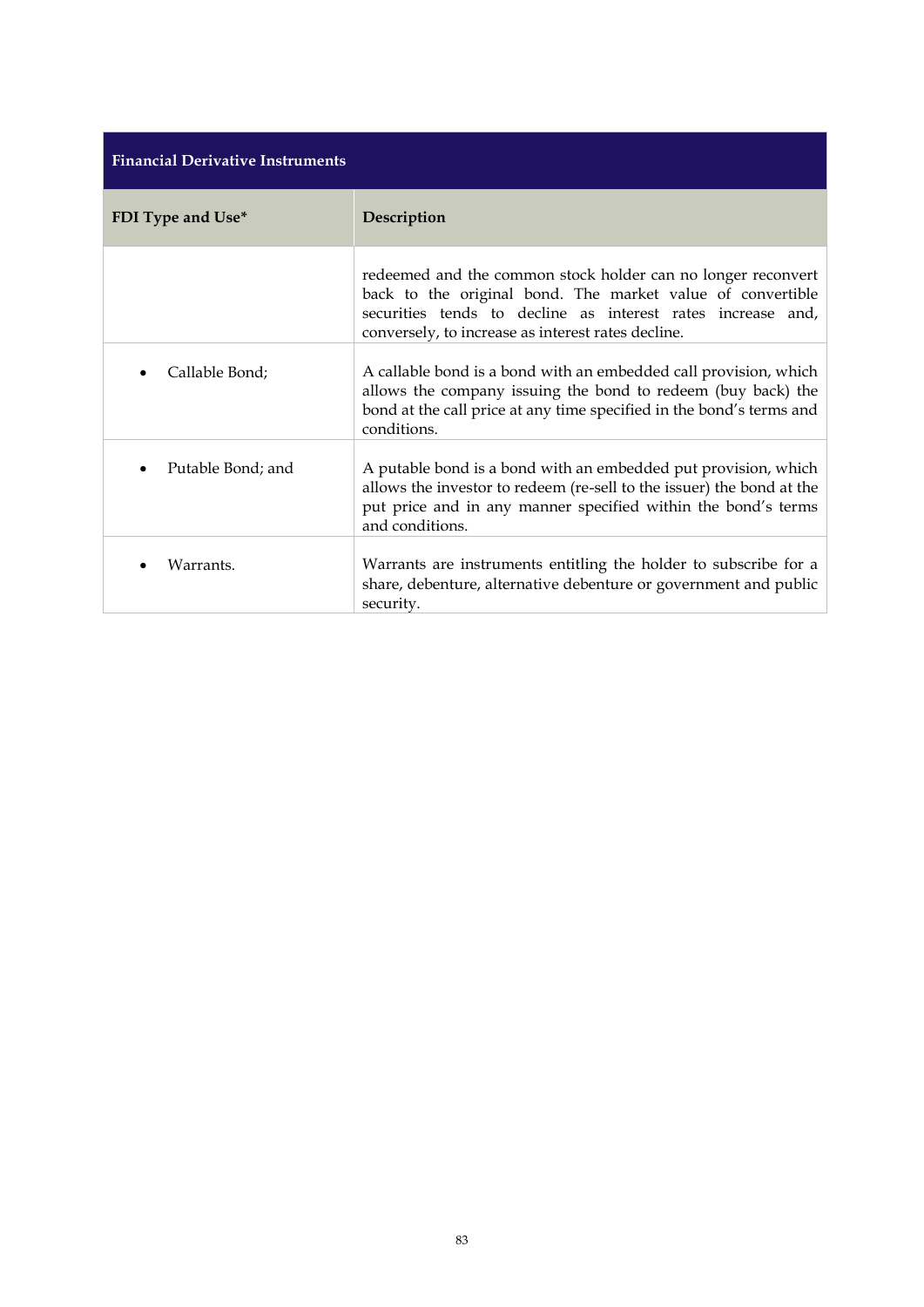| Financial Derivative Instruments | |
|---|---|
| **FDI Type and Use*** | **Description** |
| | redeemed and the common stock holder can no longer reconvert back to the original bond. The market value of convertible securities tends to decline as interest rates increase and, conversely, to increase as interest rates decline. |
| • Callable Bond; | A callable bond is a bond with an embedded call provision, which allows the company issuing the bond to redeem (buy back) the bond at the call price at any time specified in the bond's terms and conditions. |
| • Putable Bond; and | A putable bond is a bond with an embedded put provision, which allows the investor to redeem (re-sell to the issuer) the bond at the put price and in any manner specified within the bond's terms and conditions. |
| • Warrants. | Warrants are instruments entitling the holder to subscribe for a share, debenture, alternative debenture or government and public security. |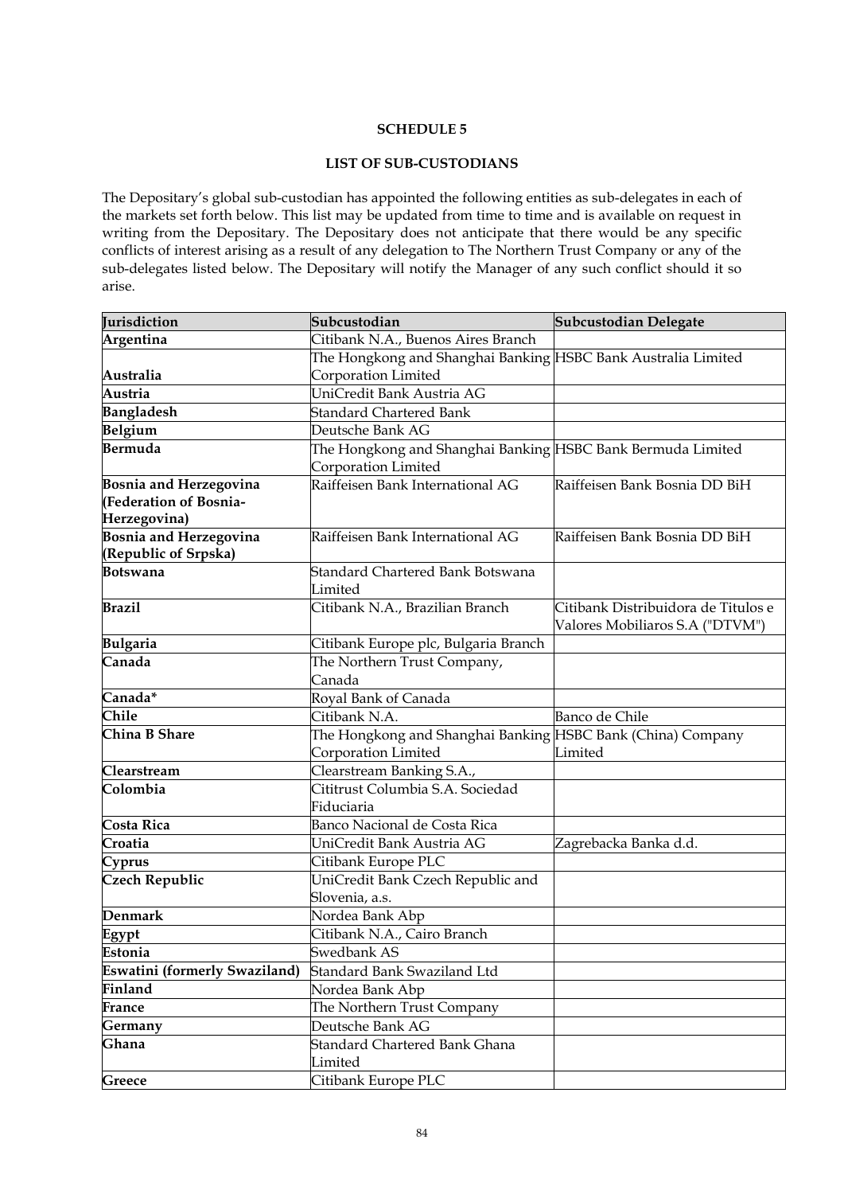**SCHEDULE 5**

**LIST OF SUB-CUSTODIANS**

The Depositary's global sub-custodian has appointed the following entities as sub-delegates in each of the markets set forth below. This list may be updated from time to time and is available on request in writing from the Depositary. The Depositary does not anticipate that there would be any specific conflicts of interest arising as a result of any delegation to The Northern Trust Company or any of the sub-delegates listed below. The Depositary will notify the Manager of any such conflict should it so arise.

| Jurisdiction | Subcustodian | Subcustodian Delegate |
|---|---|---|
| **Argentina** | Citibank N.A., Buenos Aires Branch | |
| **Australia** | The Hongkong and Shanghai Banking Corporation Limited | HSBC Bank Australia Limited |
| **Austria** | UniCredit Bank Austria AG | |
| **Bangladesh** | Standard Chartered Bank | |
| **Belgium** | Deutsche Bank AG | |
| **Bermuda** | The Hongkong and Shanghai Banking Corporation Limited | HSBC Bank Bermuda Limited |
| **Bosnia and Herzegovina (Federation of Bosnia-Herzegovina)** | Raiffeisen Bank International AG | Raiffeisen Bank Bosnia DD BiH |
| **Bosnia and Herzegovina (Republic of Srpska)** | Raiffeisen Bank International AG | Raiffeisen Bank Bosnia DD BiH |
| **Botswana** | Standard Chartered Bank Botswana Limited | |
| **Brazil** | Citibank N.A., Brazilian Branch | Citibank Distribuidora de Titulos e Valores Mobiliaros S.A ("DTVM") |
| **Bulgaria** | Citibank Europe plc, Bulgaria Branch | |
| **Canada** | The Northern Trust Company, Canada | |
| **Canada*** | Royal Bank of Canada | |
| **Chile** | Citibank N.A. | Banco de Chile |
| **China B Share** | The Hongkong and Shanghai Banking Corporation Limited | HSBC Bank (China) Company Limited |
| **Clearstream** | Clearstream Banking S.A., | |
| **Colombia** | Cititrust Columbia S.A. Sociedad Fiduciaria | |
| **Costa Rica** | Banco Nacional de Costa Rica | |
| **Croatia** | UniCredit Bank Austria AG | Zagrebacka Banka d.d. |
| **Cyprus** | Citibank Europe PLC | |
| **Czech Republic** | UniCredit Bank Czech Republic and Slovenia, a.s. | |
| **Denmark** | Nordea Bank Abp | |
| **Egypt** | Citibank N.A., Cairo Branch | |
| **Estonia** | Swedbank AS | |
| **Eswatini (formerly Swaziland)** | Standard Bank Swaziland Ltd | |
| **Finland** | Nordea Bank Abp | |
| **France** | The Northern Trust Company | |
| **Germany** | Deutsche Bank AG | |
| **Ghana** | Standard Chartered Bank Ghana Limited | |
| **Greece** | Citibank Europe PLC | |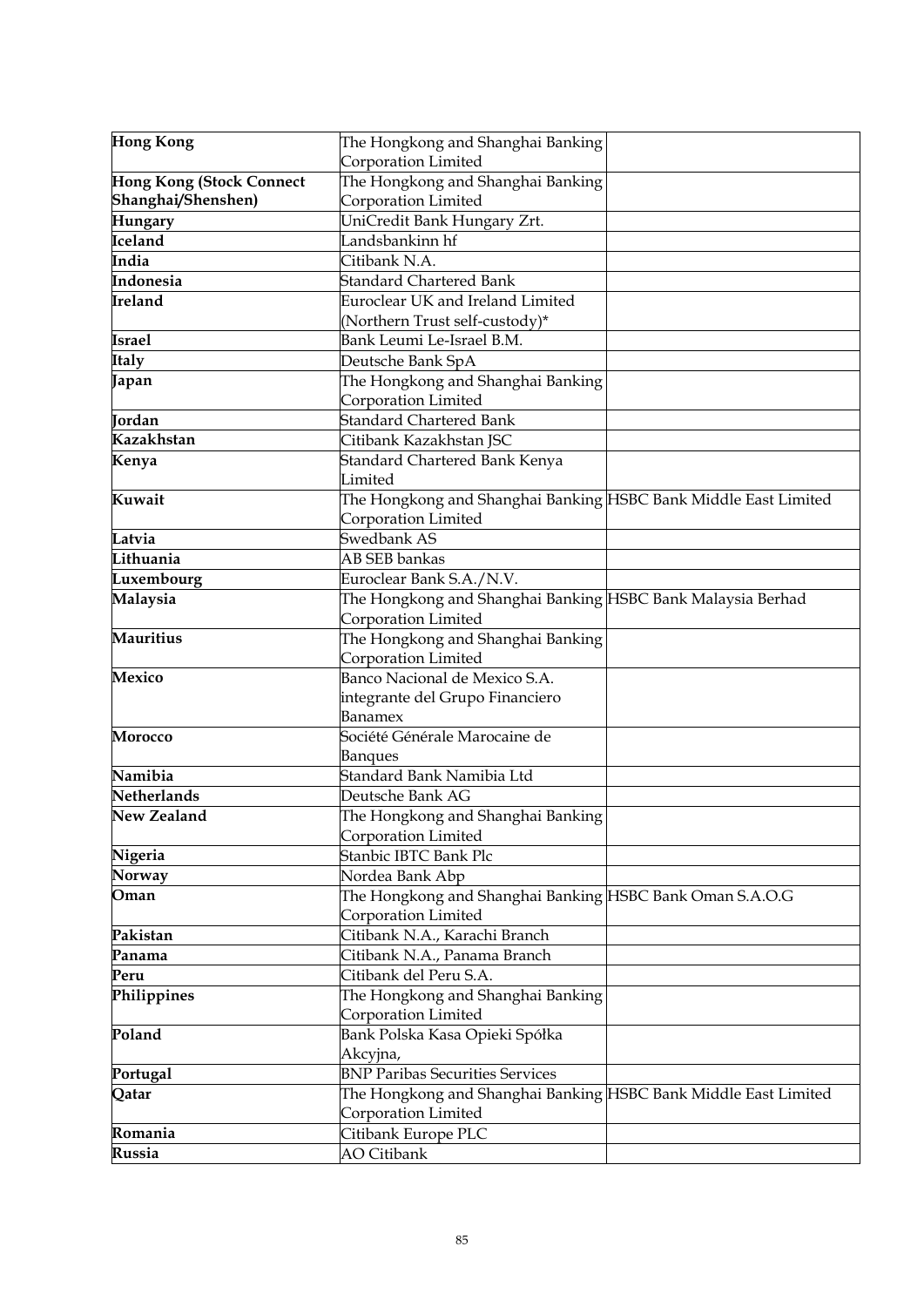| | | |
|---|---|---|
| **Hong Kong** | The Hongkong and Shanghai Banking Corporation Limited | |
| **Hong Kong (Stock Connect Shanghai/Shenshen)** | The Hongkong and Shanghai Banking Corporation Limited | |
| **Hungary** | UniCredit Bank Hungary Zrt. | |
| **Iceland** | Landsbankinn hf | |
| **India** | Citibank N.A. | |
| **Indonesia** | Standard Chartered Bank | |
| **Ireland** | Euroclear UK and Ireland Limited (Northern Trust self-custody)* | |
| **Israel** | Bank Leumi Le-Israel B.M. | |
| **Italy** | Deutsche Bank SpA | |
| **Japan** | The Hongkong and Shanghai Banking Corporation Limited | |
| **Jordan** | Standard Chartered Bank | |
| **Kazakhstan** | Citibank Kazakhstan JSC | |
| **Kenya** | Standard Chartered Bank Kenya Limited | |
| **Kuwait** | The Hongkong and Shanghai Banking Corporation Limited | HSBC Bank Middle East Limited |
| **Latvia** | Swedbank AS | |
| **Lithuania** | AB SEB bankas | |
| **Luxembourg** | Euroclear Bank S.A./N.V. | |
| **Malaysia** | The Hongkong and Shanghai Banking Corporation Limited | HSBC Bank Malaysia Berhad |
| **Mauritius** | The Hongkong and Shanghai Banking Corporation Limited | |
| **Mexico** | Banco Nacional de Mexico S.A. integrante del Grupo Financiero Banamex | |
| **Morocco** | Société Générale Marocaine de Banques | |
| **Namibia** | Standard Bank Namibia Ltd | |
| **Netherlands** | Deutsche Bank AG | |
| **New Zealand** | The Hongkong and Shanghai Banking Corporation Limited | |
| **Nigeria** | Stanbic IBTC Bank Plc | |
| **Norway** | Nordea Bank Abp | |
| **Oman** | The Hongkong and Shanghai Banking Corporation Limited | HSBC Bank Oman S.A.O.G |
| **Pakistan** | Citibank N.A., Karachi Branch | |
| **Panama** | Citibank N.A., Panama Branch | |
| **Peru** | Citibank del Peru S.A. | |
| **Philippines** | The Hongkong and Shanghai Banking Corporation Limited | |
| **Poland** | Bank Polska Kasa Opieki Spółka Akcyjna, | |
| **Portugal** | BNP Paribas Securities Services | |
| **Qatar** | The Hongkong and Shanghai Banking Corporation Limited | HSBC Bank Middle East Limited |
| **Romania** | Citibank Europe PLC | |
| **Russia** | AO Citibank | |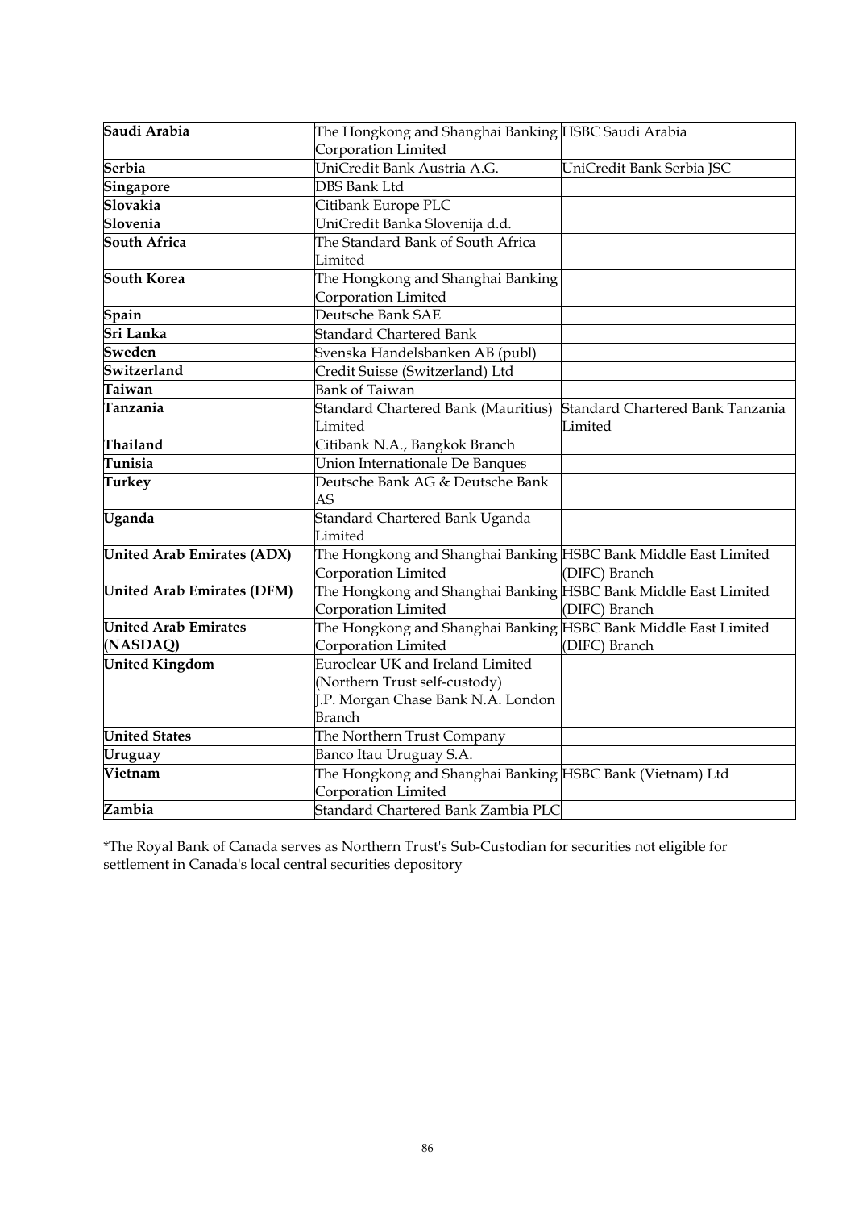| | | |
|---|---|---|
| **Saudi Arabia** | The Hongkong and Shanghai Banking Corporation Limited | HSBC Saudi Arabia |
| **Serbia** | UniCredit Bank Austria A.G. | UniCredit Bank Serbia JSC |
| **Singapore** | DBS Bank Ltd | |
| **Slovakia** | Citibank Europe PLC | |
| **Slovenia** | UniCredit Banka Slovenija d.d. | |
| **South Africa** | The Standard Bank of South Africa Limited | |
| **South Korea** | The Hongkong and Shanghai Banking Corporation Limited | |
| **Spain** | Deutsche Bank SAE | |
| **Sri Lanka** | Standard Chartered Bank | |
| **Sweden** | Svenska Handelsbanken AB (publ) | |
| **Switzerland** | Credit Suisse (Switzerland) Ltd | |
| **Taiwan** | Bank of Taiwan | |
| **Tanzania** | Standard Chartered Bank (Mauritius) Limited | Standard Chartered Bank Tanzania Limited |
| **Thailand** | Citibank N.A., Bangkok Branch | |
| **Tunisia** | Union Internationale De Banques | |
| **Turkey** | Deutsche Bank AG & Deutsche Bank AS | |
| **Uganda** | Standard Chartered Bank Uganda Limited | |
| **United Arab Emirates (ADX)** | The Hongkong and Shanghai Banking Corporation Limited | HSBC Bank Middle East Limited (DIFC) Branch |
| **United Arab Emirates (DFM)** | The Hongkong and Shanghai Banking Corporation Limited | HSBC Bank Middle East Limited (DIFC) Branch |
| **United Arab Emirates (NASDAQ)** | The Hongkong and Shanghai Banking Corporation Limited | HSBC Bank Middle East Limited (DIFC) Branch |
| **United Kingdom** | Euroclear UK and Ireland Limited (Northern Trust self-custody) J.P. Morgan Chase Bank N.A. London Branch | |
| **United States** | The Northern Trust Company | |
| **Uruguay** | Banco Itau Uruguay S.A. | |
| **Vietnam** | The Hongkong and Shanghai Banking Corporation Limited | HSBC Bank (Vietnam) Ltd |
| **Zambia** | Standard Chartered Bank Zambia PLC | |

*The Royal Bank of Canada serves as Northern Trust's Sub-Custodian for securities not eligible for settlement in Canada's local central securities depository